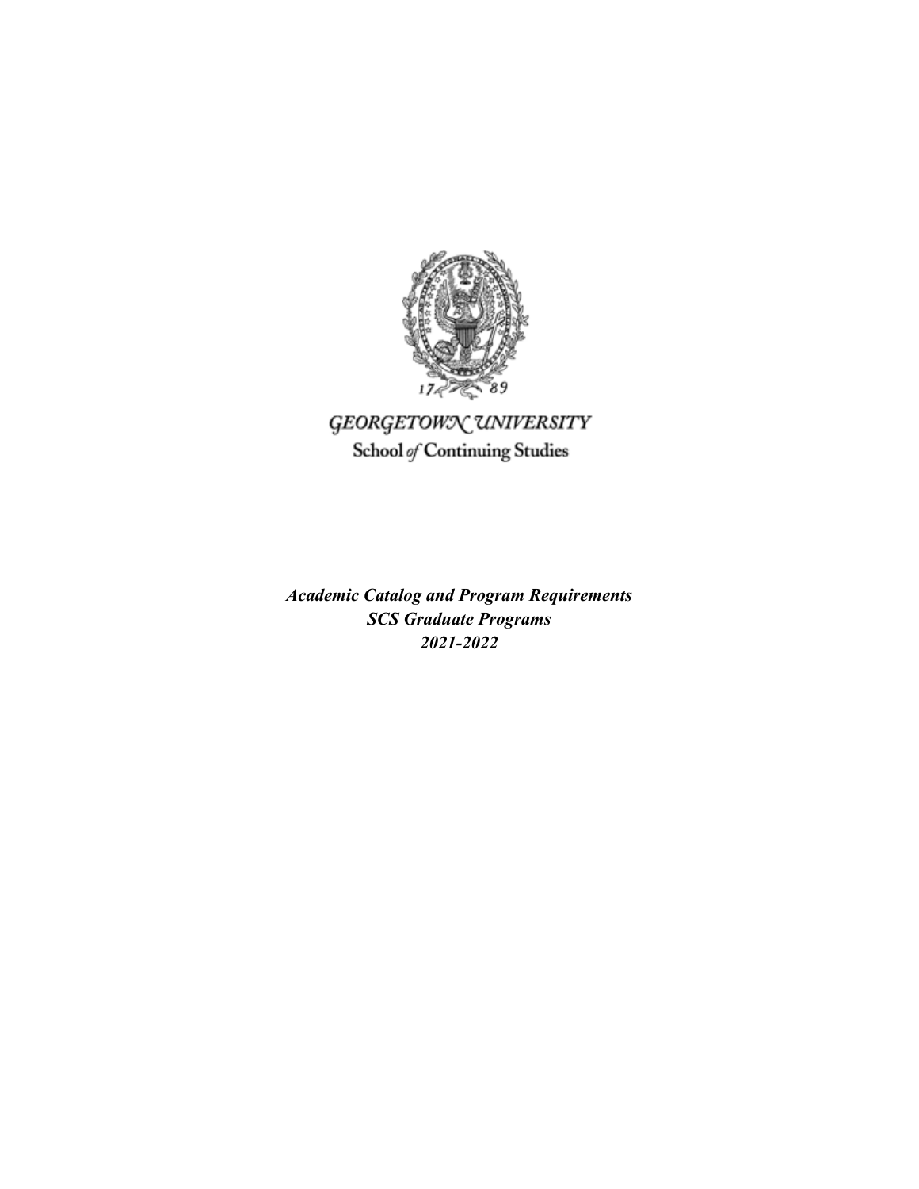GEORGETOWN UNIVERSITY

School of Continuing Studies

***Academic Catalog and Program Requirements***
***SCS Graduate Programs***
***2021-2022***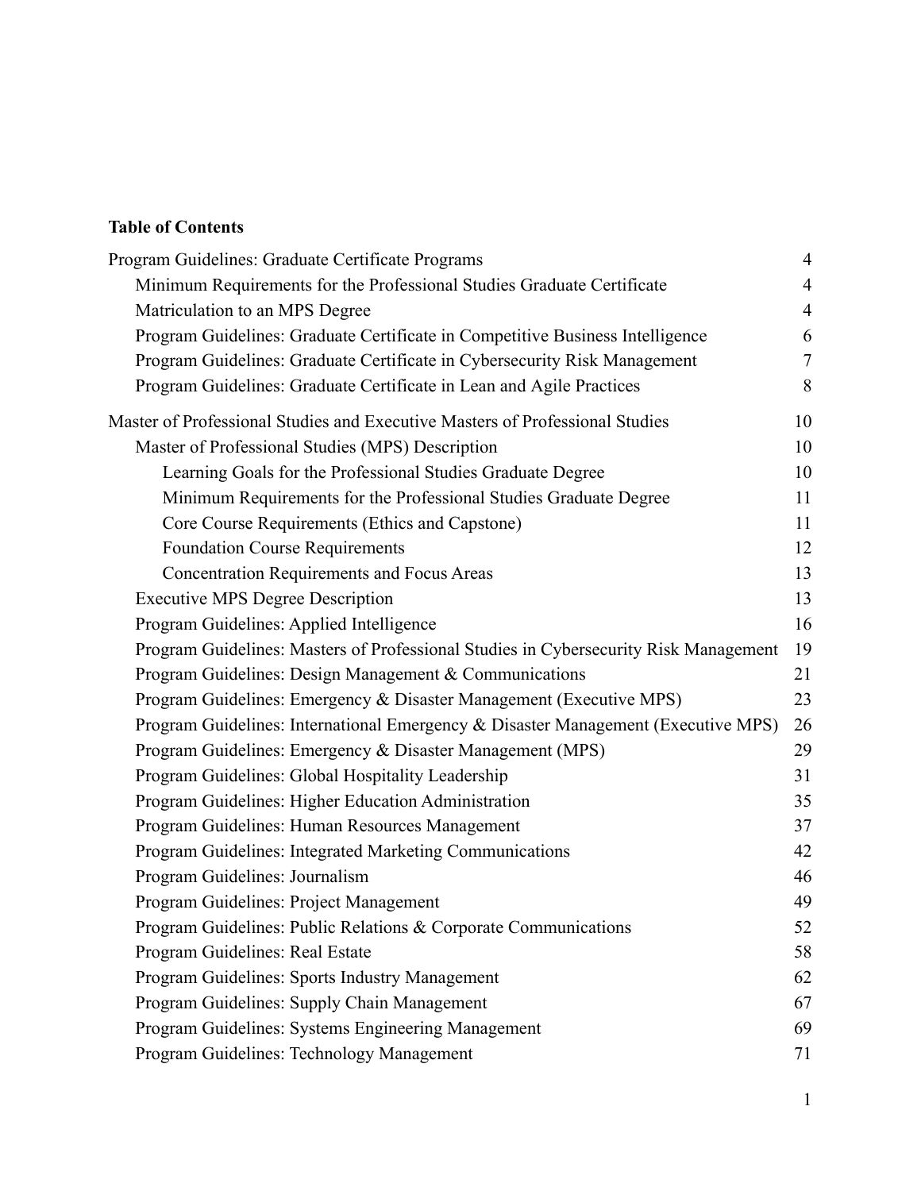**Table of Contents**

- Program Guidelines: Graduate Certificate Programs 4
  - Minimum Requirements for the Professional Studies Graduate Certificate 4
  - Matriculation to an MPS Degree 4
  - Program Guidelines: Graduate Certificate in Competitive Business Intelligence 6
  - Program Guidelines: Graduate Certificate in Cybersecurity Risk Management 7
  - Program Guidelines: Graduate Certificate in Lean and Agile Practices 8
- Master of Professional Studies and Executive Masters of Professional Studies 10
  - Master of Professional Studies (MPS) Description 10
    - Learning Goals for the Professional Studies Graduate Degree 10
    - Minimum Requirements for the Professional Studies Graduate Degree 11
    - Core Course Requirements (Ethics and Capstone) 11
    - Foundation Course Requirements 12
    - Concentration Requirements and Focus Areas 13
  - Executive MPS Degree Description 13
  - Program Guidelines: Applied Intelligence 16
  - Program Guidelines: Masters of Professional Studies in Cybersecurity Risk Management 19
  - Program Guidelines: Design Management & Communications 21
  - Program Guidelines: Emergency & Disaster Management (Executive MPS) 23
  - Program Guidelines: International Emergency & Disaster Management (Executive MPS) 26
  - Program Guidelines: Emergency & Disaster Management (MPS) 29
  - Program Guidelines: Global Hospitality Leadership 31
  - Program Guidelines: Higher Education Administration 35
  - Program Guidelines: Human Resources Management 37
  - Program Guidelines: Integrated Marketing Communications 42
  - Program Guidelines: Journalism 46
  - Program Guidelines: Project Management 49
  - Program Guidelines: Public Relations & Corporate Communications 52
  - Program Guidelines: Real Estate 58
  - Program Guidelines: Sports Industry Management 62
  - Program Guidelines: Supply Chain Management 67
  - Program Guidelines: Systems Engineering Management 69
  - Program Guidelines: Technology Management 71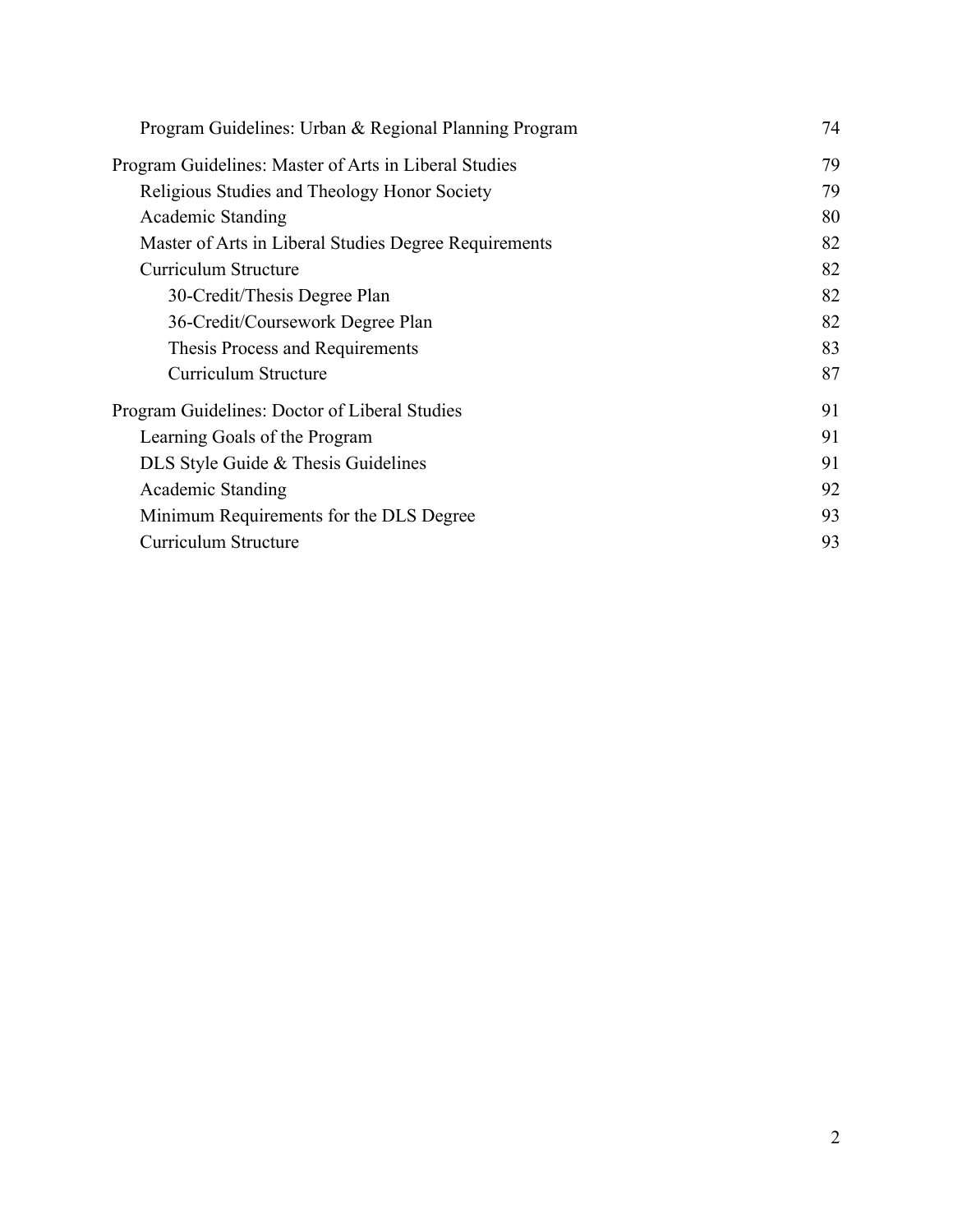| | |
|---|---|
| Program Guidelines: Urban & Regional Planning Program | 74 |
| Program Guidelines: Master of Arts in Liberal Studies | 79 |
| Religious Studies and Theology Honor Society | 79 |
| Academic Standing | 80 |
| Master of Arts in Liberal Studies Degree Requirements | 82 |
| Curriculum Structure | 82 |
| 30-Credit/Thesis Degree Plan | 82 |
| 36-Credit/Coursework Degree Plan | 82 |
| Thesis Process and Requirements | 83 |
| Curriculum Structure | 87 |
| Program Guidelines: Doctor of Liberal Studies | 91 |
| Learning Goals of the Program | 91 |
| DLS Style Guide & Thesis Guidelines | 91 |
| Academic Standing | 92 |
| Minimum Requirements for the DLS Degree | 93 |
| Curriculum Structure | 93 |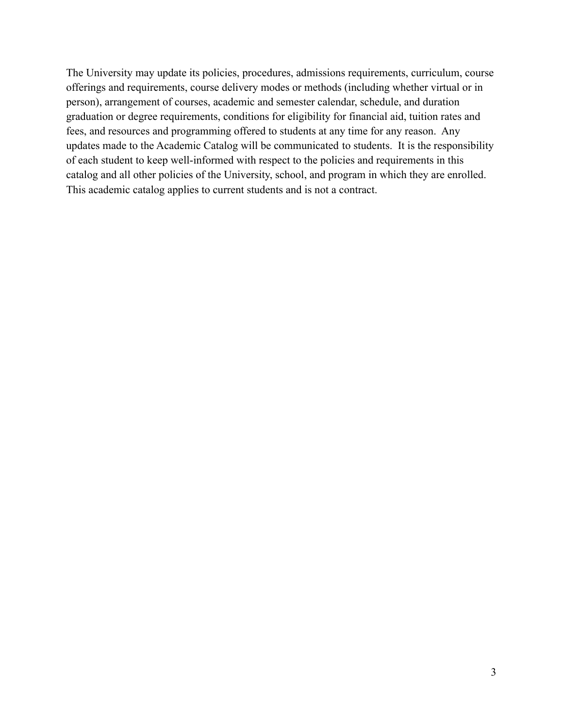The University may update its policies, procedures, admissions requirements, curriculum, course offerings and requirements, course delivery modes or methods (including whether virtual or in person), arrangement of courses, academic and semester calendar, schedule, and duration graduation or degree requirements, conditions for eligibility for financial aid, tuition rates and fees, and resources and programming offered to students at any time for any reason. Any updates made to the Academic Catalog will be communicated to students. It is the responsibility of each student to keep well-informed with respect to the policies and requirements in this catalog and all other policies of the University, school, and program in which they are enrolled. This academic catalog applies to current students and is not a contract.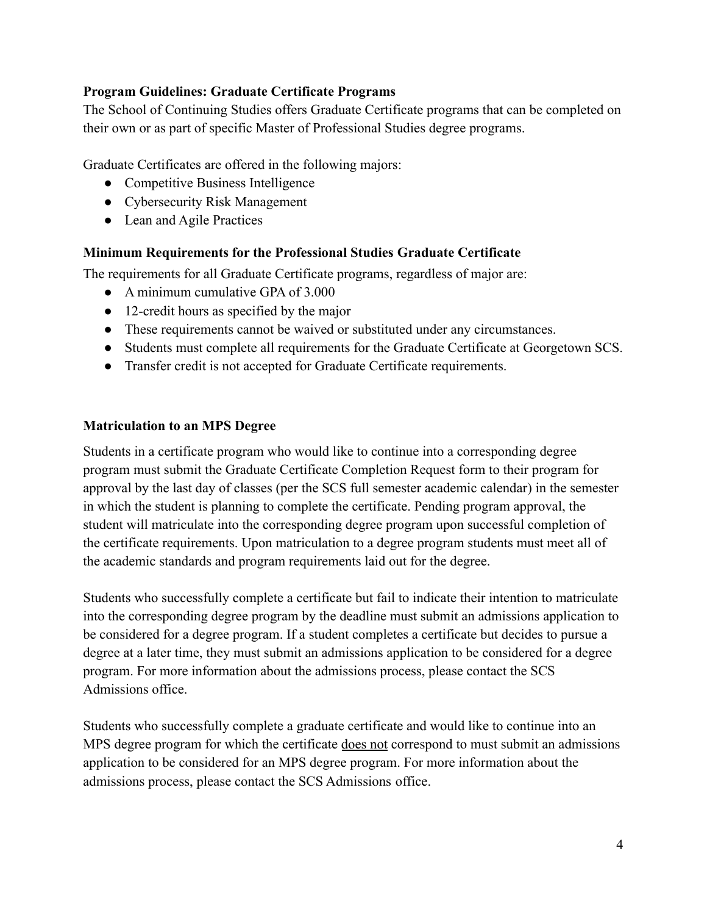### Program Guidelines: Graduate Certificate Programs

The School of Continuing Studies offers Graduate Certificate programs that can be completed on their own or as part of specific Master of Professional Studies degree programs.

Graduate Certificates are offered in the following majors:

- Competitive Business Intelligence
- Cybersecurity Risk Management
- Lean and Agile Practices

### Minimum Requirements for the Professional Studies Graduate Certificate

The requirements for all Graduate Certificate programs, regardless of major are:

- A minimum cumulative GPA of 3.000
- 12-credit hours as specified by the major
- These requirements cannot be waived or substituted under any circumstances.
- Students must complete all requirements for the Graduate Certificate at Georgetown SCS.
- Transfer credit is not accepted for Graduate Certificate requirements.

### Matriculation to an MPS Degree

Students in a certificate program who would like to continue into a corresponding degree program must submit the Graduate Certificate Completion Request form to their program for approval by the last day of classes (per the SCS full semester academic calendar) in the semester in which the student is planning to complete the certificate. Pending program approval, the student will matriculate into the corresponding degree program upon successful completion of the certificate requirements. Upon matriculation to a degree program students must meet all of the academic standards and program requirements laid out for the degree.

Students who successfully complete a certificate but fail to indicate their intention to matriculate into the corresponding degree program by the deadline must submit an admissions application to be considered for a degree program. If a student completes a certificate but decides to pursue a degree at a later time, they must submit an admissions application to be considered for a degree program. For more information about the admissions process, please contact the SCS Admissions office.

Students who successfully complete a graduate certificate and would like to continue into an MPS degree program for which the certificate <u>does not</u> correspond to must submit an admissions application to be considered for an MPS degree program. For more information about the admissions process, please contact the SCS Admissions office.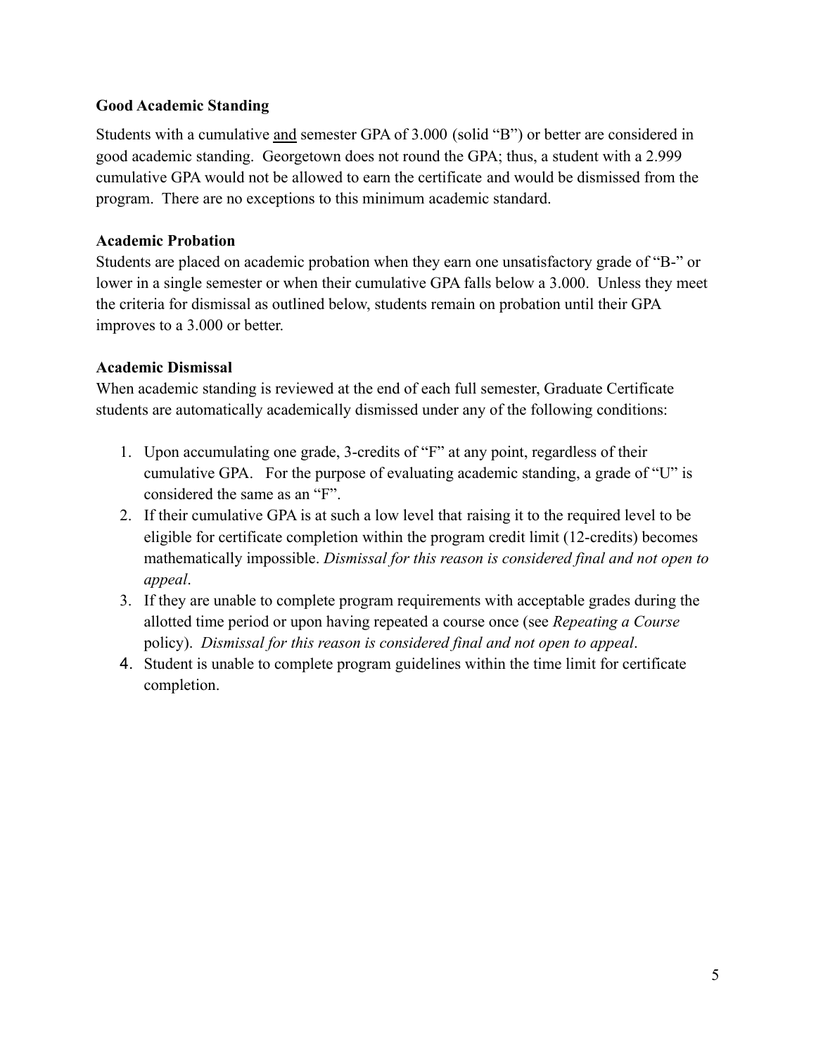**Good Academic Standing**

Students with a cumulative <u>and</u> semester GPA of 3.000 (solid "B") or better are considered in good academic standing. Georgetown does not round the GPA; thus, a student with a 2.999 cumulative GPA would not be allowed to earn the certificate and would be dismissed from the program. There are no exceptions to this minimum academic standard.

**Academic Probation**

Students are placed on academic probation when they earn one unsatisfactory grade of "B-" or lower in a single semester or when their cumulative GPA falls below a 3.000. Unless they meet the criteria for dismissal as outlined below, students remain on probation until their GPA improves to a 3.000 or better.

**Academic Dismissal**

When academic standing is reviewed at the end of each full semester, Graduate Certificate students are automatically academically dismissed under any of the following conditions:

1. Upon accumulating one grade, 3-credits of "F" at any point, regardless of their cumulative GPA. For the purpose of evaluating academic standing, a grade of "U" is considered the same as an "F".
2. If their cumulative GPA is at such a low level that raising it to the required level to be eligible for certificate completion within the program credit limit (12-credits) becomes mathematically impossible. *Dismissal for this reason is considered final and not open to appeal*.
3. If they are unable to complete program requirements with acceptable grades during the allotted time period or upon having repeated a course once (see *Repeating a Course* policy). *Dismissal for this reason is considered final and not open to appeal*.
4. Student is unable to complete program guidelines within the time limit for certificate completion.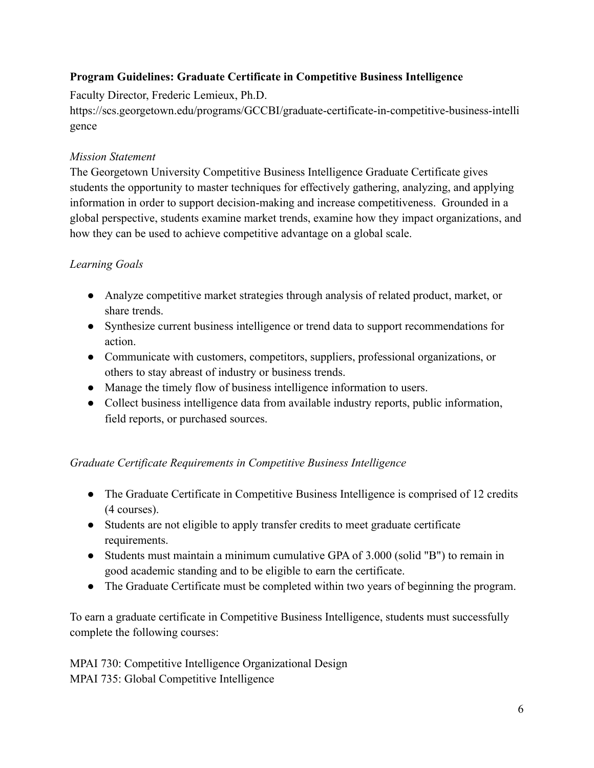**Program Guidelines: Graduate Certificate in Competitive Business Intelligence**

Faculty Director, Frederic Lemieux, Ph.D.

https://scs.georgetown.edu/programs/GCCBI/graduate-certificate-in-competitive-business-intelligence

*Mission Statement*

The Georgetown University Competitive Business Intelligence Graduate Certificate gives students the opportunity to master techniques for effectively gathering, analyzing, and applying information in order to support decision-making and increase competitiveness. Grounded in a global perspective, students examine market trends, examine how they impact organizations, and how they can be used to achieve competitive advantage on a global scale.

*Learning Goals*

- Analyze competitive market strategies through analysis of related product, market, or share trends.
- Synthesize current business intelligence or trend data to support recommendations for action.
- Communicate with customers, competitors, suppliers, professional organizations, or others to stay abreast of industry or business trends.
- Manage the timely flow of business intelligence information to users.
- Collect business intelligence data from available industry reports, public information, field reports, or purchased sources.

*Graduate Certificate Requirements in Competitive Business Intelligence*

- The Graduate Certificate in Competitive Business Intelligence is comprised of 12 credits (4 courses).
- Students are not eligible to apply transfer credits to meet graduate certificate requirements.
- Students must maintain a minimum cumulative GPA of 3.000 (solid "B") to remain in good academic standing and to be eligible to earn the certificate.
- The Graduate Certificate must be completed within two years of beginning the program.

To earn a graduate certificate in Competitive Business Intelligence, students must successfully complete the following courses:

MPAI 730: Competitive Intelligence Organizational Design
MPAI 735: Global Competitive Intelligence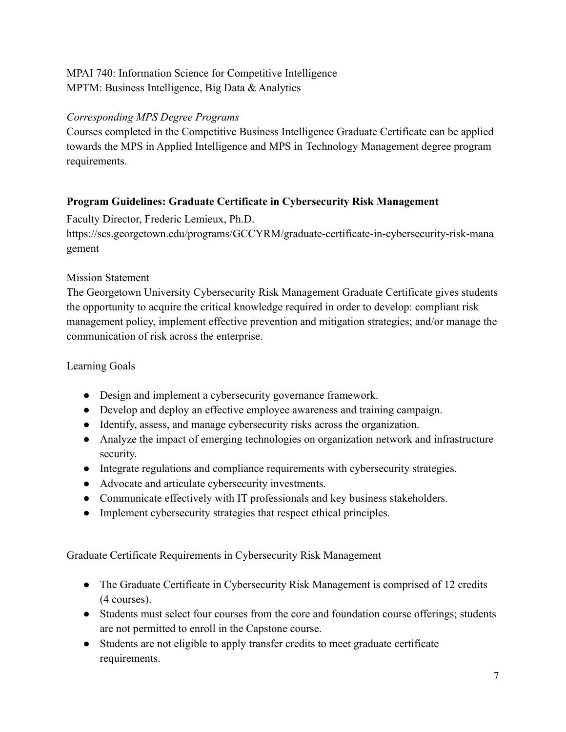MPAI 740: Information Science for Competitive Intelligence
MPTM: Business Intelligence, Big Data & Analytics

*Corresponding MPS Degree Programs*

Courses completed in the Competitive Business Intelligence Graduate Certificate can be applied towards the MPS in Applied Intelligence and MPS in Technology Management degree program requirements.

### Program Guidelines: Graduate Certificate in Cybersecurity Risk Management

Faculty Director, Frederic Lemieux, Ph.D.
https://scs.georgetown.edu/programs/GCCYRM/graduate-certificate-in-cybersecurity-risk-management

Mission Statement

The Georgetown University Cybersecurity Risk Management Graduate Certificate gives students the opportunity to acquire the critical knowledge required in order to develop: compliant risk management policy, implement effective prevention and mitigation strategies; and/or manage the communication of risk across the enterprise.

Learning Goals

- Design and implement a cybersecurity governance framework.
- Develop and deploy an effective employee awareness and training campaign.
- Identify, assess, and manage cybersecurity risks across the organization.
- Analyze the impact of emerging technologies on organization network and infrastructure security.
- Integrate regulations and compliance requirements with cybersecurity strategies.
- Advocate and articulate cybersecurity investments.
- Communicate effectively with IT professionals and key business stakeholders.
- Implement cybersecurity strategies that respect ethical principles.

Graduate Certificate Requirements in Cybersecurity Risk Management

- The Graduate Certificate in Cybersecurity Risk Management is comprised of 12 credits (4 courses).
- Students must select four courses from the core and foundation course offerings; students are not permitted to enroll in the Capstone course.
- Students are not eligible to apply transfer credits to meet graduate certificate requirements.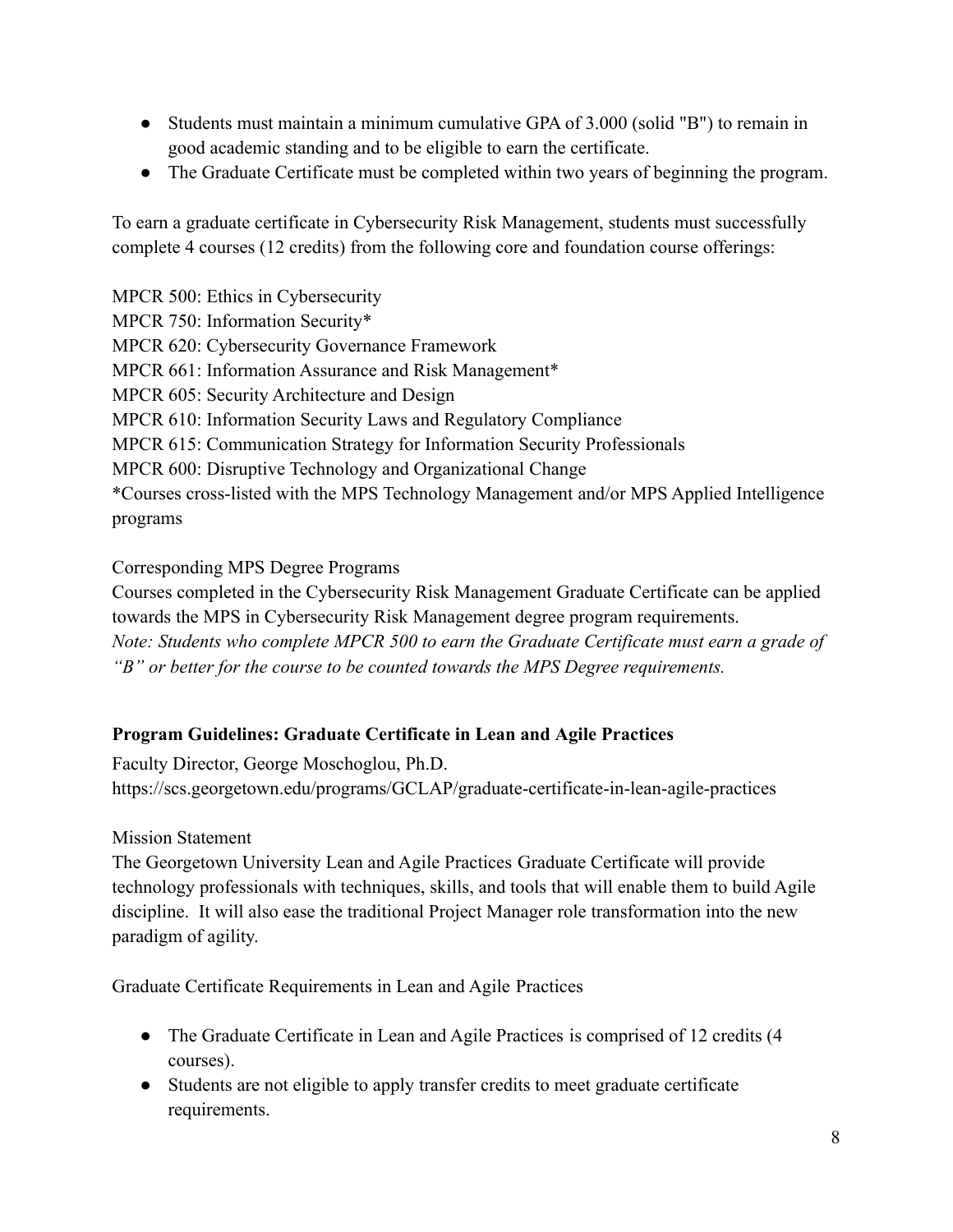- Students must maintain a minimum cumulative GPA of 3.000 (solid "B") to remain in good academic standing and to be eligible to earn the certificate.
- The Graduate Certificate must be completed within two years of beginning the program.

To earn a graduate certificate in Cybersecurity Risk Management, students must successfully complete 4 courses (12 credits) from the following core and foundation course offerings:

MPCR 500: Ethics in Cybersecurity
MPCR 750: Information Security*
MPCR 620: Cybersecurity Governance Framework
MPCR 661: Information Assurance and Risk Management*
MPCR 605: Security Architecture and Design
MPCR 610: Information Security Laws and Regulatory Compliance
MPCR 615: Communication Strategy for Information Security Professionals
MPCR 600: Disruptive Technology and Organizational Change
*Courses cross-listed with the MPS Technology Management and/or MPS Applied Intelligence programs

Corresponding MPS Degree Programs
Courses completed in the Cybersecurity Risk Management Graduate Certificate can be applied towards the MPS in Cybersecurity Risk Management degree program requirements.
*Note: Students who complete MPCR 500 to earn the Graduate Certificate must earn a grade of "B" or better for the course to be counted towards the MPS Degree requirements.*

### Program Guidelines: Graduate Certificate in Lean and Agile Practices

Faculty Director, George Moschoglou, Ph.D.
https://scs.georgetown.edu/programs/GCLAP/graduate-certificate-in-lean-agile-practices

Mission Statement
The Georgetown University Lean and Agile Practices Graduate Certificate will provide technology professionals with techniques, skills, and tools that will enable them to build Agile discipline. It will also ease the traditional Project Manager role transformation into the new paradigm of agility.

Graduate Certificate Requirements in Lean and Agile Practices

- The Graduate Certificate in Lean and Agile Practices is comprised of 12 credits (4 courses).
- Students are not eligible to apply transfer credits to meet graduate certificate requirements.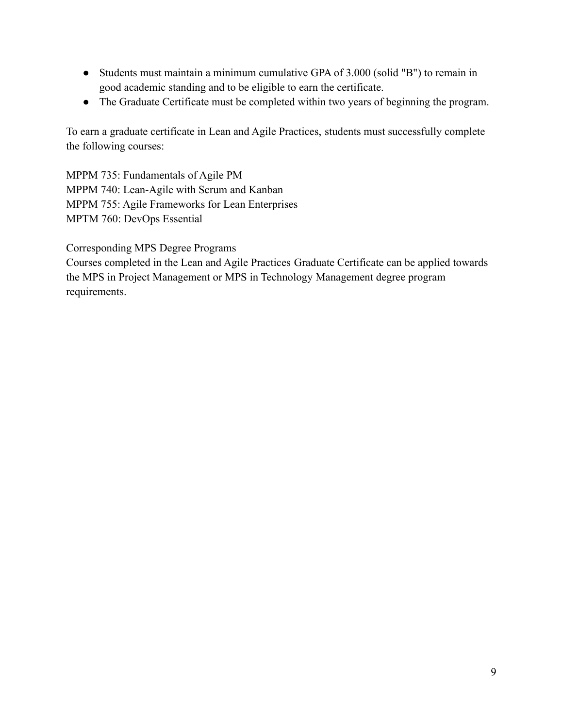- Students must maintain a minimum cumulative GPA of 3.000 (solid "B") to remain in good academic standing and to be eligible to earn the certificate.
- The Graduate Certificate must be completed within two years of beginning the program.

To earn a graduate certificate in Lean and Agile Practices, students must successfully complete the following courses:

MPPM 735: Fundamentals of Agile PM
MPPM 740: Lean-Agile with Scrum and Kanban
MPPM 755: Agile Frameworks for Lean Enterprises
MPTM 760: DevOps Essential

Corresponding MPS Degree Programs
Courses completed in the Lean and Agile Practices Graduate Certificate can be applied towards the MPS in Project Management or MPS in Technology Management degree program requirements.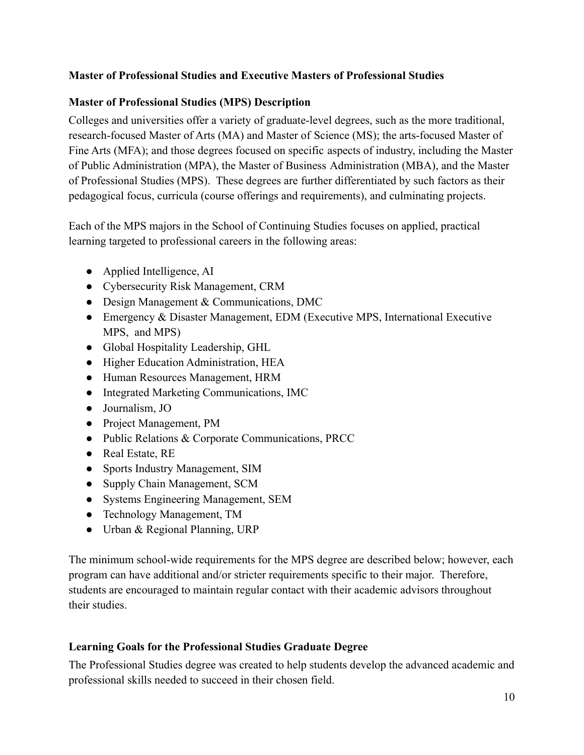**Master of Professional Studies and Executive Masters of Professional Studies**

**Master of Professional Studies (MPS) Description**

Colleges and universities offer a variety of graduate-level degrees, such as the more traditional, research-focused Master of Arts (MA) and Master of Science (MS); the arts-focused Master of Fine Arts (MFA); and those degrees focused on specific aspects of industry, including the Master of Public Administration (MPA), the Master of Business Administration (MBA), and the Master of Professional Studies (MPS). These degrees are further differentiated by such factors as their pedagogical focus, curricula (course offerings and requirements), and culminating projects.

Each of the MPS majors in the School of Continuing Studies focuses on applied, practical learning targeted to professional careers in the following areas:

- Applied Intelligence, AI
- Cybersecurity Risk Management, CRM
- Design Management & Communications, DMC
- Emergency & Disaster Management, EDM (Executive MPS, International Executive MPS, and MPS)
- Global Hospitality Leadership, GHL
- Higher Education Administration, HEA
- Human Resources Management, HRM
- Integrated Marketing Communications, IMC
- Journalism, JO
- Project Management, PM
- Public Relations & Corporate Communications, PRCC
- Real Estate, RE
- Sports Industry Management, SIM
- Supply Chain Management, SCM
- Systems Engineering Management, SEM
- Technology Management, TM
- Urban & Regional Planning, URP

The minimum school-wide requirements for the MPS degree are described below; however, each program can have additional and/or stricter requirements specific to their major. Therefore, students are encouraged to maintain regular contact with their academic advisors throughout their studies.

**Learning Goals for the Professional Studies Graduate Degree**

The Professional Studies degree was created to help students develop the advanced academic and professional skills needed to succeed in their chosen field.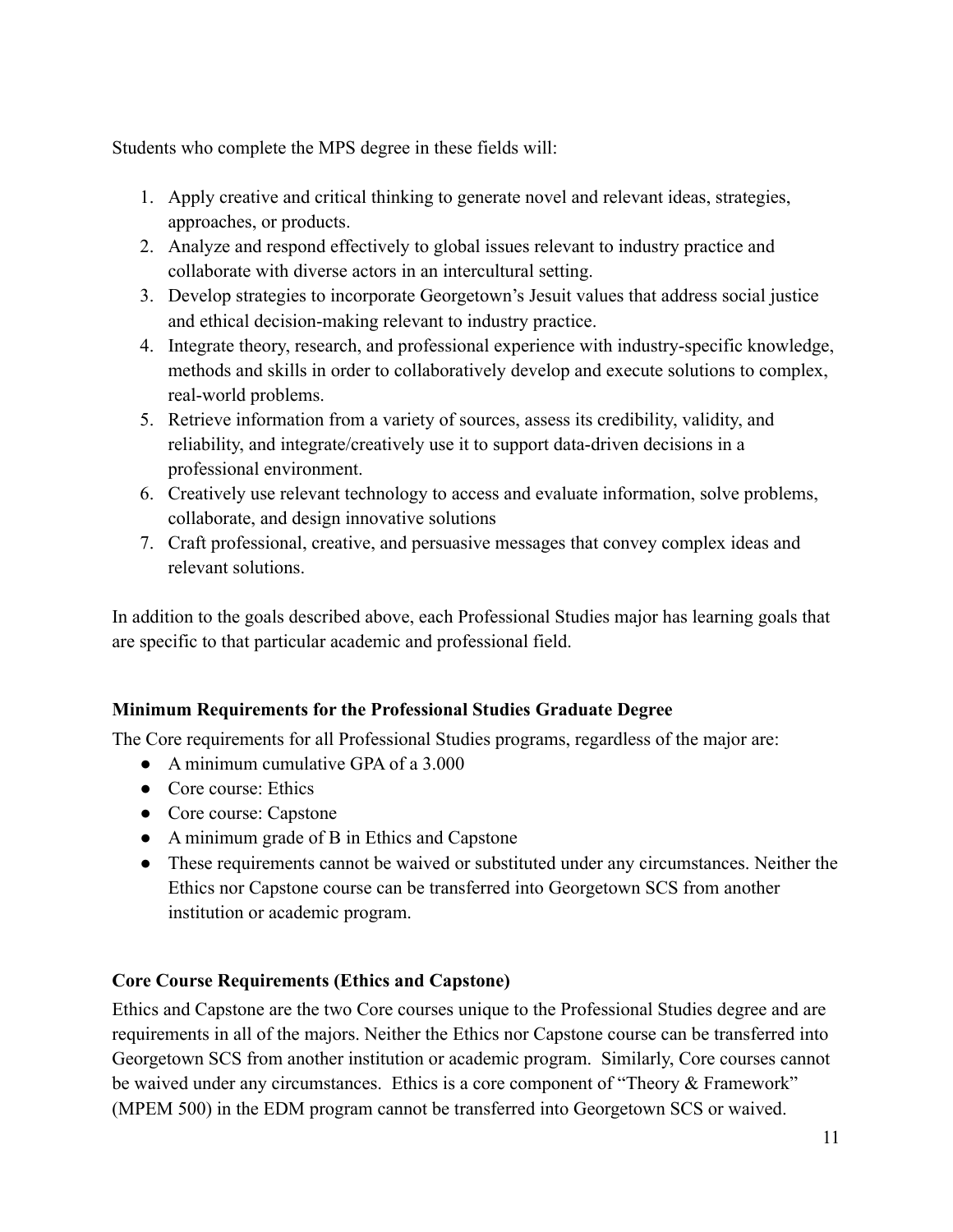Students who complete the MPS degree in these fields will:

1. Apply creative and critical thinking to generate novel and relevant ideas, strategies, approaches, or products.
2. Analyze and respond effectively to global issues relevant to industry practice and collaborate with diverse actors in an intercultural setting.
3. Develop strategies to incorporate Georgetown's Jesuit values that address social justice and ethical decision-making relevant to industry practice.
4. Integrate theory, research, and professional experience with industry-specific knowledge, methods and skills in order to collaboratively develop and execute solutions to complex, real-world problems.
5. Retrieve information from a variety of sources, assess its credibility, validity, and reliability, and integrate/creatively use it to support data-driven decisions in a professional environment.
6. Creatively use relevant technology to access and evaluate information, solve problems, collaborate, and design innovative solutions
7. Craft professional, creative, and persuasive messages that convey complex ideas and relevant solutions.

In addition to the goals described above, each Professional Studies major has learning goals that are specific to that particular academic and professional field.

### Minimum Requirements for the Professional Studies Graduate Degree

The Core requirements for all Professional Studies programs, regardless of the major are:

- A minimum cumulative GPA of a 3.000
- Core course: Ethics
- Core course: Capstone
- A minimum grade of B in Ethics and Capstone
- These requirements cannot be waived or substituted under any circumstances. Neither the Ethics nor Capstone course can be transferred into Georgetown SCS from another institution or academic program.

### Core Course Requirements (Ethics and Capstone)

Ethics and Capstone are the two Core courses unique to the Professional Studies degree and are requirements in all of the majors. Neither the Ethics nor Capstone course can be transferred into Georgetown SCS from another institution or academic program. Similarly, Core courses cannot be waived under any circumstances. Ethics is a core component of "Theory & Framework" (MPEM 500) in the EDM program cannot be transferred into Georgetown SCS or waived.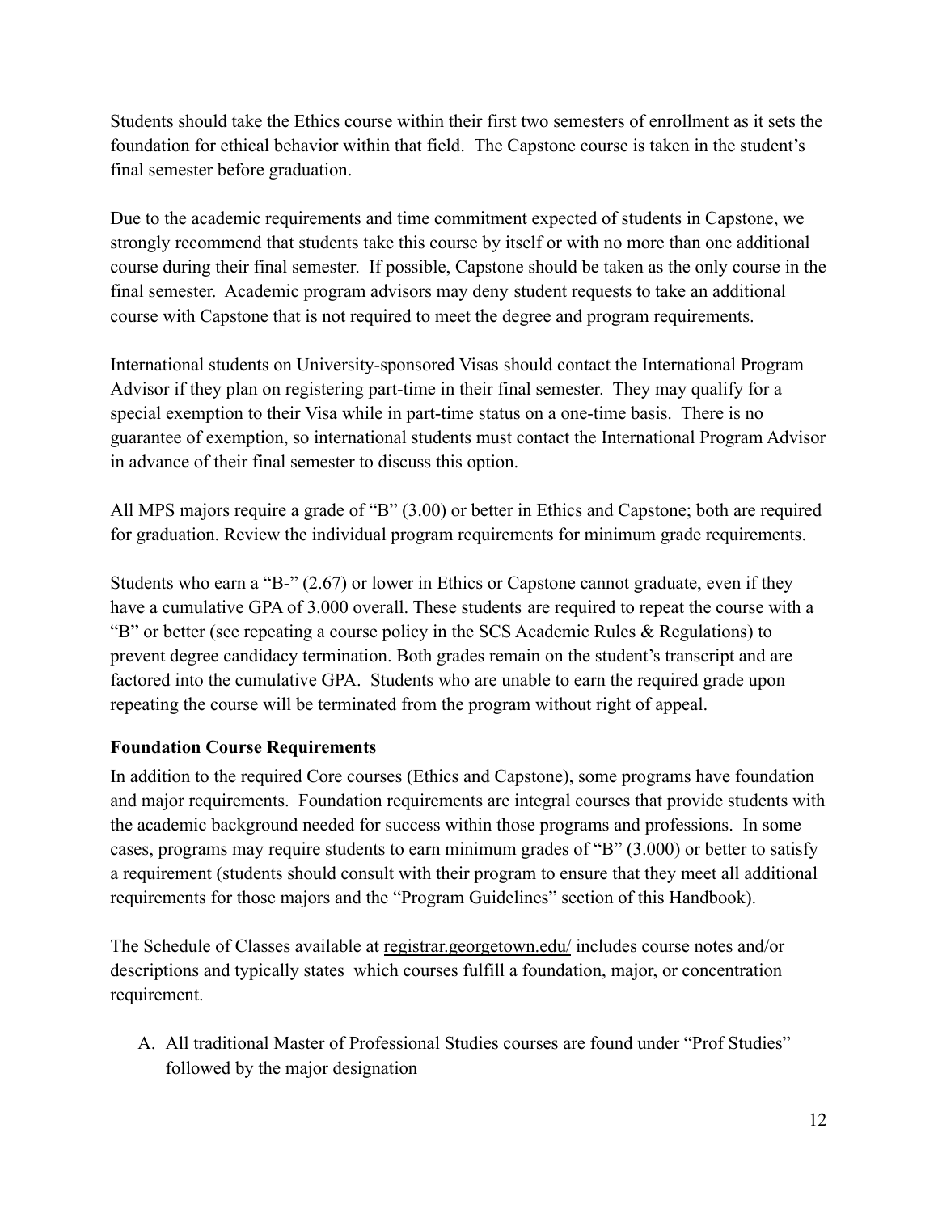Students should take the Ethics course within their first two semesters of enrollment as it sets the foundation for ethical behavior within that field. The Capstone course is taken in the student's final semester before graduation.

Due to the academic requirements and time commitment expected of students in Capstone, we strongly recommend that students take this course by itself or with no more than one additional course during their final semester. If possible, Capstone should be taken as the only course in the final semester. Academic program advisors may deny student requests to take an additional course with Capstone that is not required to meet the degree and program requirements.

International students on University-sponsored Visas should contact the International Program Advisor if they plan on registering part-time in their final semester. They may qualify for a special exemption to their Visa while in part-time status on a one-time basis. There is no guarantee of exemption, so international students must contact the International Program Advisor in advance of their final semester to discuss this option.

All MPS majors require a grade of "B" (3.00) or better in Ethics and Capstone; both are required for graduation. Review the individual program requirements for minimum grade requirements.

Students who earn a "B-" (2.67) or lower in Ethics or Capstone cannot graduate, even if they have a cumulative GPA of 3.000 overall. These students are required to repeat the course with a "B" or better (see repeating a course policy in the SCS Academic Rules & Regulations) to prevent degree candidacy termination. Both grades remain on the student's transcript and are factored into the cumulative GPA. Students who are unable to earn the required grade upon repeating the course will be terminated from the program without right of appeal.

**Foundation Course Requirements**

In addition to the required Core courses (Ethics and Capstone), some programs have foundation and major requirements. Foundation requirements are integral courses that provide students with the academic background needed for success within those programs and professions. In some cases, programs may require students to earn minimum grades of "B" (3.000) or better to satisfy a requirement (students should consult with their program to ensure that they meet all additional requirements for those majors and the "Program Guidelines" section of this Handbook).

The Schedule of Classes available at registrar.georgetown.edu/ includes course notes and/or descriptions and typically states which courses fulfill a foundation, major, or concentration requirement.

A. All traditional Master of Professional Studies courses are found under "Prof Studies" followed by the major designation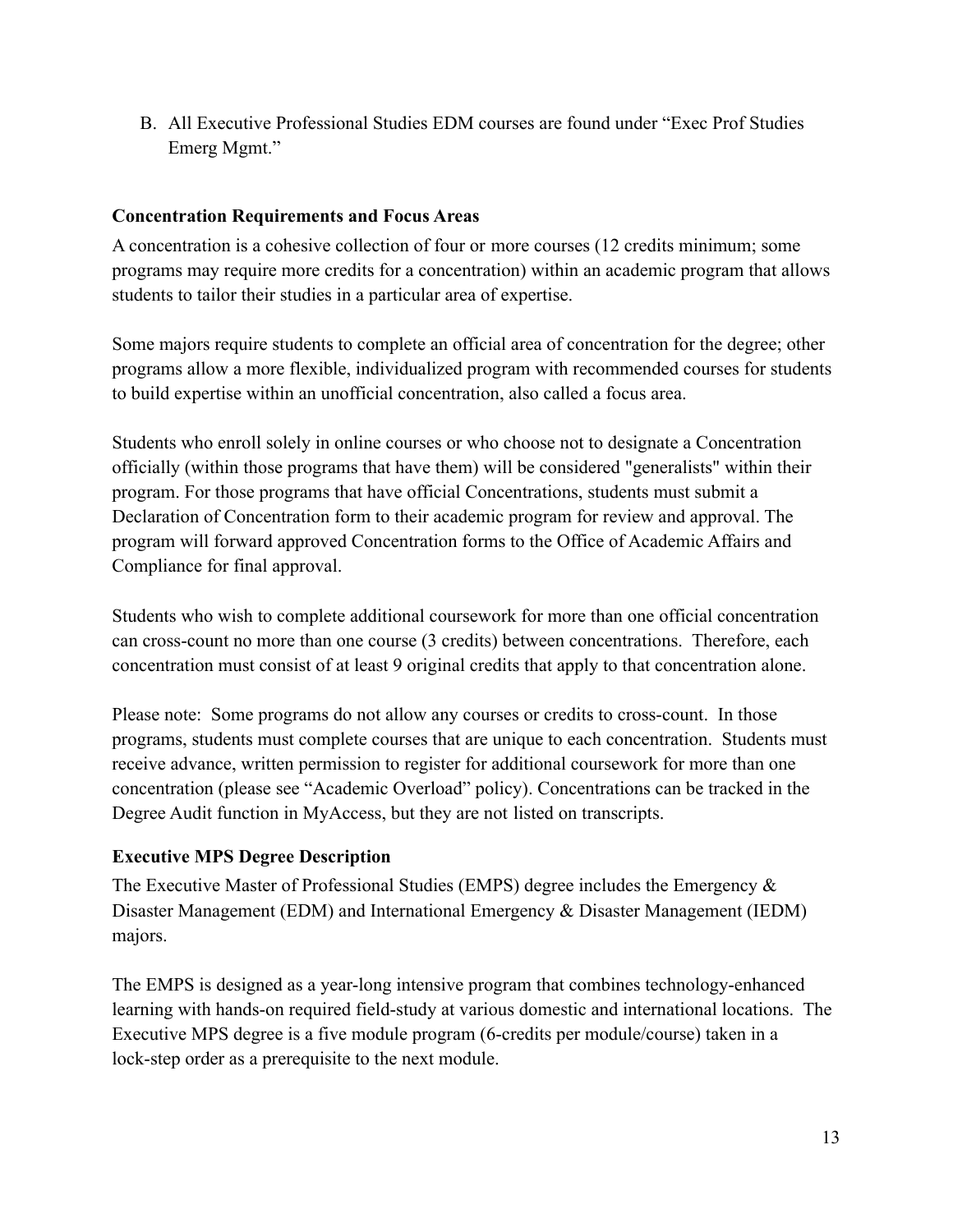B. All Executive Professional Studies EDM courses are found under "Exec Prof Studies Emerg Mgmt."

### Concentration Requirements and Focus Areas

A concentration is a cohesive collection of four or more courses (12 credits minimum; some programs may require more credits for a concentration) within an academic program that allows students to tailor their studies in a particular area of expertise.

Some majors require students to complete an official area of concentration for the degree; other programs allow a more flexible, individualized program with recommended courses for students to build expertise within an unofficial concentration, also called a focus area.

Students who enroll solely in online courses or who choose not to designate a Concentration officially (within those programs that have them) will be considered "generalists" within their program. For those programs that have official Concentrations, students must submit a Declaration of Concentration form to their academic program for review and approval. The program will forward approved Concentration forms to the Office of Academic Affairs and Compliance for final approval.

Students who wish to complete additional coursework for more than one official concentration can cross-count no more than one course (3 credits) between concentrations. Therefore, each concentration must consist of at least 9 original credits that apply to that concentration alone.

Please note: Some programs do not allow any courses or credits to cross-count. In those programs, students must complete courses that are unique to each concentration. Students must receive advance, written permission to register for additional coursework for more than one concentration (please see "Academic Overload" policy). Concentrations can be tracked in the Degree Audit function in MyAccess, but they are not listed on transcripts.

### Executive MPS Degree Description

The Executive Master of Professional Studies (EMPS) degree includes the Emergency & Disaster Management (EDM) and International Emergency & Disaster Management (IEDM) majors.

The EMPS is designed as a year-long intensive program that combines technology-enhanced learning with hands-on required field-study at various domestic and international locations. The Executive MPS degree is a five module program (6-credits per module/course) taken in a lock-step order as a prerequisite to the next module.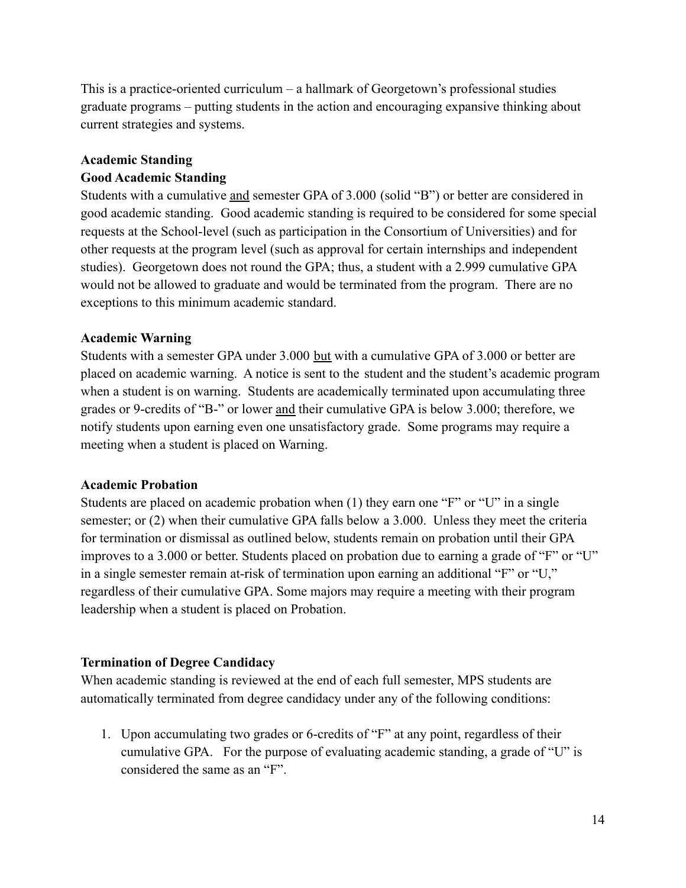This is a practice-oriented curriculum – a hallmark of Georgetown's professional studies graduate programs – putting students in the action and encouraging expansive thinking about current strategies and systems.

**Academic Standing**

**Good Academic Standing**

Students with a cumulative <u>and</u> semester GPA of 3.000 (solid "B") or better are considered in good academic standing. Good academic standing is required to be considered for some special requests at the School-level (such as participation in the Consortium of Universities) and for other requests at the program level (such as approval for certain internships and independent studies). Georgetown does not round the GPA; thus, a student with a 2.999 cumulative GPA would not be allowed to graduate and would be terminated from the program. There are no exceptions to this minimum academic standard.

**Academic Warning**

Students with a semester GPA under 3.000 <u>but</u> with a cumulative GPA of 3.000 or better are placed on academic warning. A notice is sent to the student and the student's academic program when a student is on warning. Students are academically terminated upon accumulating three grades or 9-credits of "B-" or lower <u>and</u> their cumulative GPA is below 3.000; therefore, we notify students upon earning even one unsatisfactory grade. Some programs may require a meeting when a student is placed on Warning.

**Academic Probation**

Students are placed on academic probation when (1) they earn one "F" or "U" in a single semester; or (2) when their cumulative GPA falls below a 3.000. Unless they meet the criteria for termination or dismissal as outlined below, students remain on probation until their GPA improves to a 3.000 or better. Students placed on probation due to earning a grade of "F" or "U" in a single semester remain at-risk of termination upon earning an additional "F" or "U," regardless of their cumulative GPA. Some majors may require a meeting with their program leadership when a student is placed on Probation.

**Termination of Degree Candidacy**

When academic standing is reviewed at the end of each full semester, MPS students are automatically terminated from degree candidacy under any of the following conditions:

1. Upon accumulating two grades or 6-credits of "F" at any point, regardless of their cumulative GPA. For the purpose of evaluating academic standing, a grade of "U" is considered the same as an "F".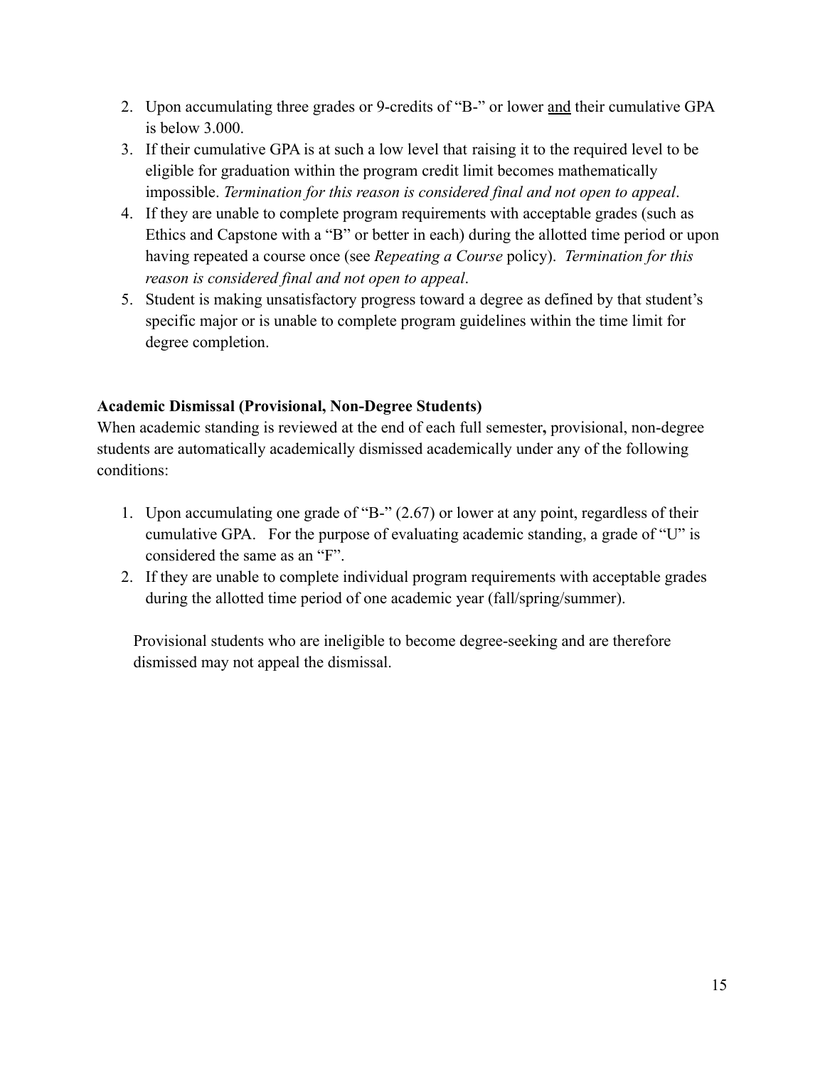2. Upon accumulating three grades or 9-credits of "B-" or lower <u>and</u> their cumulative GPA is below 3.000.
3. If their cumulative GPA is at such a low level that raising it to the required level to be eligible for graduation within the program credit limit becomes mathematically impossible. *Termination for this reason is considered final and not open to appeal*.
4. If they are unable to complete program requirements with acceptable grades (such as Ethics and Capstone with a "B" or better in each) during the allotted time period or upon having repeated a course once (see *Repeating a Course* policy). *Termination for this reason is considered final and not open to appeal*.
5. Student is making unsatisfactory progress toward a degree as defined by that student's specific major or is unable to complete program guidelines within the time limit for degree completion.

**Academic Dismissal (Provisional, Non-Degree Students)**

When academic standing is reviewed at the end of each full semester**,** provisional, non-degree students are automatically academically dismissed academically under any of the following conditions:

1. Upon accumulating one grade of "B-" (2.67) or lower at any point, regardless of their cumulative GPA. For the purpose of evaluating academic standing, a grade of "U" is considered the same as an "F".
2. If they are unable to complete individual program requirements with acceptable grades during the allotted time period of one academic year (fall/spring/summer).

Provisional students who are ineligible to become degree-seeking and are therefore dismissed may not appeal the dismissal.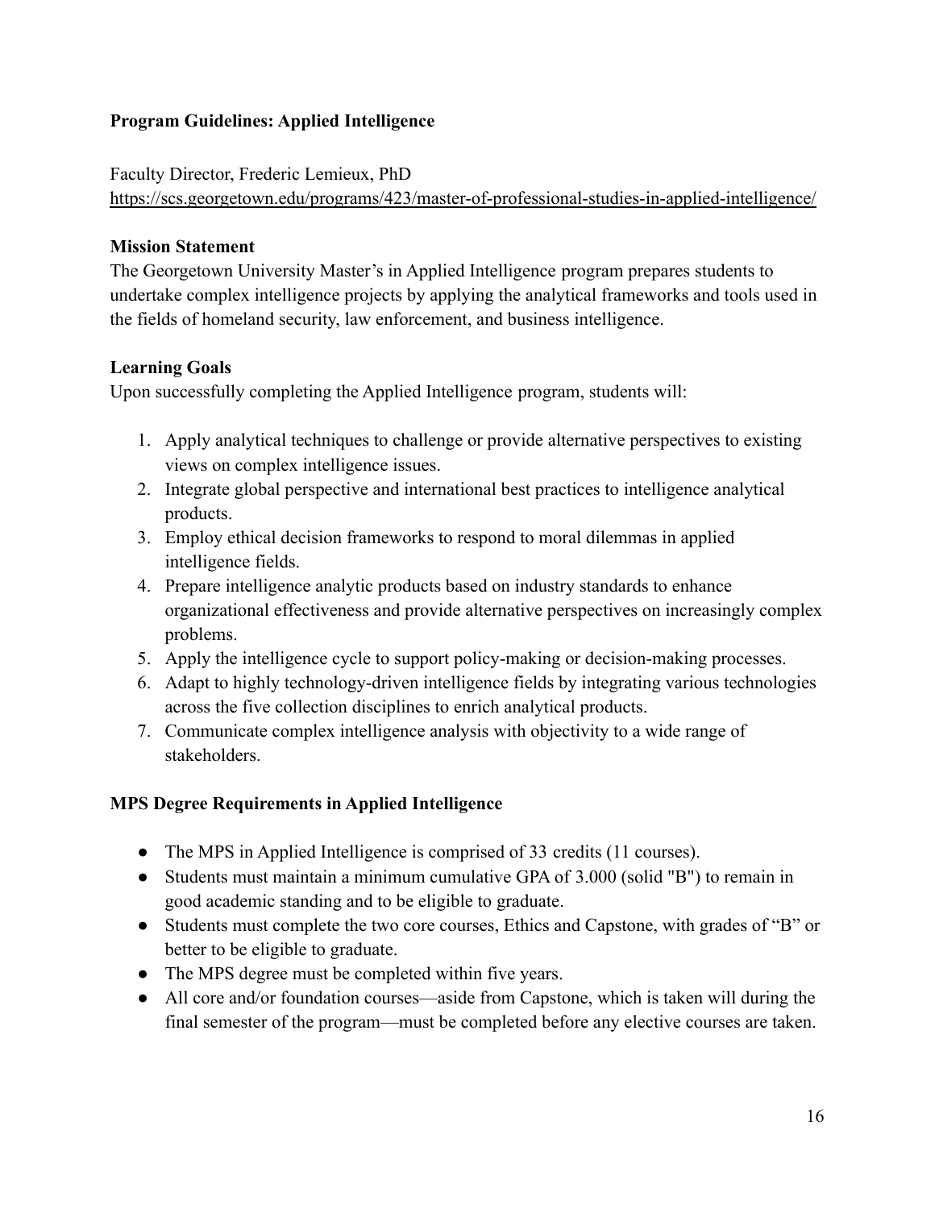**Program Guidelines: Applied Intelligence**

Faculty Director, Frederic Lemieux, PhD
https://scs.georgetown.edu/programs/423/master-of-professional-studies-in-applied-intelligence/

**Mission Statement**
The Georgetown University Master's in Applied Intelligence program prepares students to undertake complex intelligence projects by applying the analytical frameworks and tools used in the fields of homeland security, law enforcement, and business intelligence.

**Learning Goals**
Upon successfully completing the Applied Intelligence program, students will:

1. Apply analytical techniques to challenge or provide alternative perspectives to existing views on complex intelligence issues.
2. Integrate global perspective and international best practices to intelligence analytical products.
3. Employ ethical decision frameworks to respond to moral dilemmas in applied intelligence fields.
4. Prepare intelligence analytic products based on industry standards to enhance organizational effectiveness and provide alternative perspectives on increasingly complex problems.
5. Apply the intelligence cycle to support policy-making or decision-making processes.
6. Adapt to highly technology-driven intelligence fields by integrating various technologies across the five collection disciplines to enrich analytical products.
7. Communicate complex intelligence analysis with objectivity to a wide range of stakeholders.

**MPS Degree Requirements in Applied Intelligence**

- The MPS in Applied Intelligence is comprised of 33 credits (11 courses).
- Students must maintain a minimum cumulative GPA of 3.000 (solid "B") to remain in good academic standing and to be eligible to graduate.
- Students must complete the two core courses, Ethics and Capstone, with grades of "B" or better to be eligible to graduate.
- The MPS degree must be completed within five years.
- All core and/or foundation courses—aside from Capstone, which is taken will during the final semester of the program—must be completed before any elective courses are taken.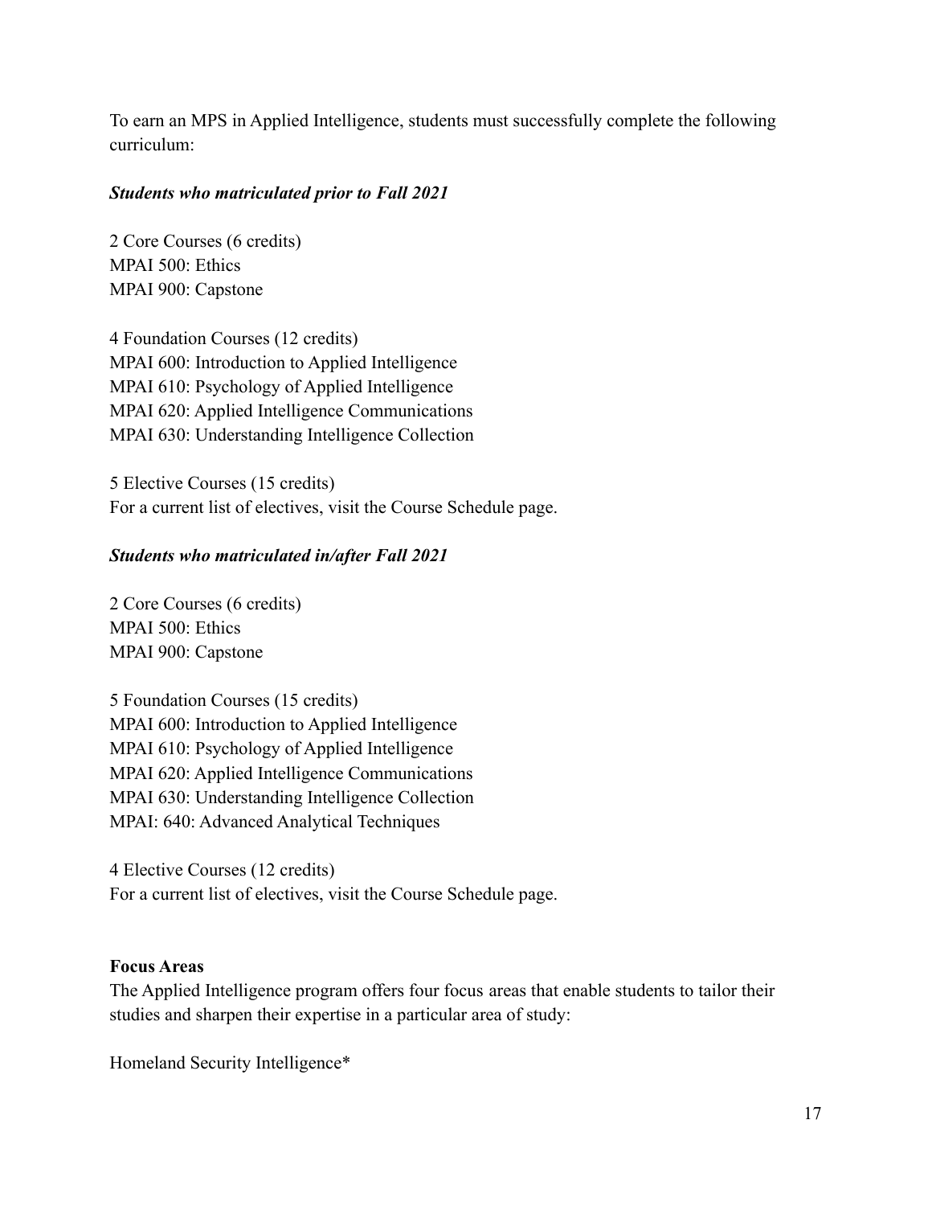To earn an MPS in Applied Intelligence, students must successfully complete the following curriculum:

***Students who matriculated prior to Fall 2021***

2 Core Courses (6 credits)
MPAI 500: Ethics
MPAI 900: Capstone

4 Foundation Courses (12 credits)
MPAI 600: Introduction to Applied Intelligence
MPAI 610: Psychology of Applied Intelligence
MPAI 620: Applied Intelligence Communications
MPAI 630: Understanding Intelligence Collection

5 Elective Courses (15 credits)
For a current list of electives, visit the Course Schedule page.

***Students who matriculated in/after Fall 2021***

2 Core Courses (6 credits)
MPAI 500: Ethics
MPAI 900: Capstone

5 Foundation Courses (15 credits)
MPAI 600: Introduction to Applied Intelligence
MPAI 610: Psychology of Applied Intelligence
MPAI 620: Applied Intelligence Communications
MPAI 630: Understanding Intelligence Collection
MPAI: 640: Advanced Analytical Techniques

4 Elective Courses (12 credits)
For a current list of electives, visit the Course Schedule page.

**Focus Areas**
The Applied Intelligence program offers four focus areas that enable students to tailor their studies and sharpen their expertise in a particular area of study:

Homeland Security Intelligence*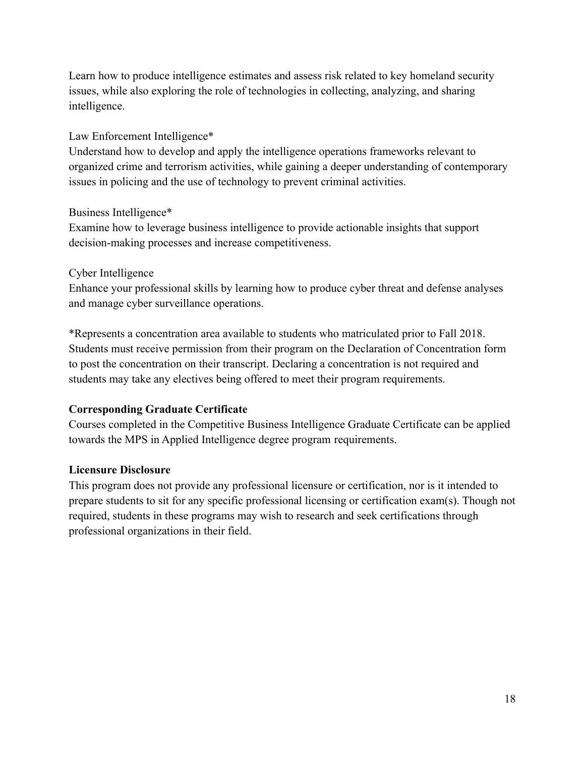Learn how to produce intelligence estimates and assess risk related to key homeland security issues, while also exploring the role of technologies in collecting, analyzing, and sharing intelligence.

Law Enforcement Intelligence*

Understand how to develop and apply the intelligence operations frameworks relevant to organized crime and terrorism activities, while gaining a deeper understanding of contemporary issues in policing and the use of technology to prevent criminal activities.

Business Intelligence*

Examine how to leverage business intelligence to provide actionable insights that support decision-making processes and increase competitiveness.

Cyber Intelligence

Enhance your professional skills by learning how to produce cyber threat and defense analyses and manage cyber surveillance operations.

*Represents a concentration area available to students who matriculated prior to Fall 2018. Students must receive permission from their program on the Declaration of Concentration form to post the concentration on their transcript. Declaring a concentration is not required and students may take any electives being offered to meet their program requirements.

**Corresponding Graduate Certificate**

Courses completed in the Competitive Business Intelligence Graduate Certificate can be applied towards the MPS in Applied Intelligence degree program requirements.

**Licensure Disclosure**

This program does not provide any professional licensure or certification, nor is it intended to prepare students to sit for any specific professional licensing or certification exam(s). Though not required, students in these programs may wish to research and seek certifications through professional organizations in their field.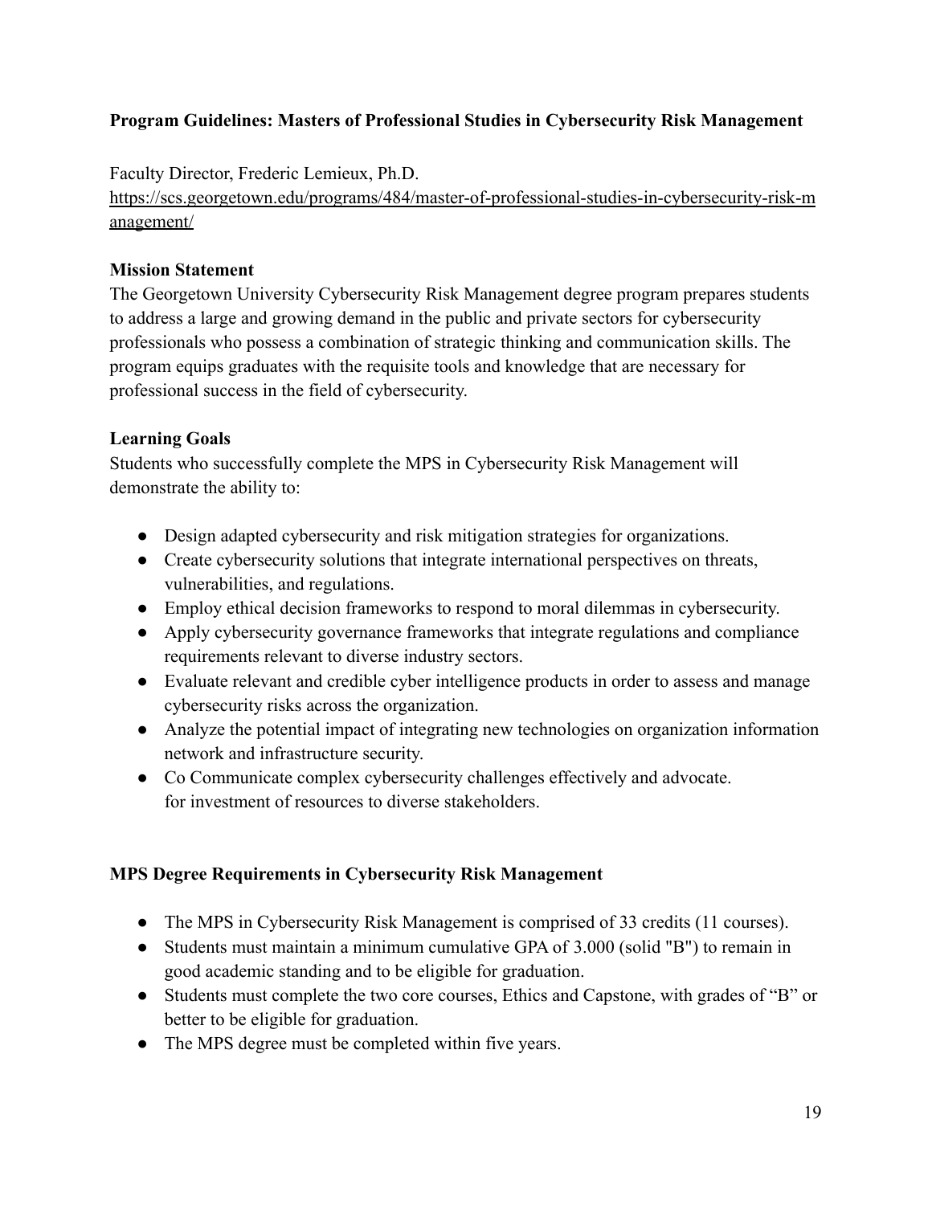**Program Guidelines: Masters of Professional Studies in Cybersecurity Risk Management**

Faculty Director, Frederic Lemieux, Ph.D.
https://scs.georgetown.edu/programs/484/master-of-professional-studies-in-cybersecurity-risk-management/

**Mission Statement**
The Georgetown University Cybersecurity Risk Management degree program prepares students to address a large and growing demand in the public and private sectors for cybersecurity professionals who possess a combination of strategic thinking and communication skills. The program equips graduates with the requisite tools and knowledge that are necessary for professional success in the field of cybersecurity.

**Learning Goals**
Students who successfully complete the MPS in Cybersecurity Risk Management will demonstrate the ability to:

- Design adapted cybersecurity and risk mitigation strategies for organizations.
- Create cybersecurity solutions that integrate international perspectives on threats, vulnerabilities, and regulations.
- Employ ethical decision frameworks to respond to moral dilemmas in cybersecurity.
- Apply cybersecurity governance frameworks that integrate regulations and compliance requirements relevant to diverse industry sectors.
- Evaluate relevant and credible cyber intelligence products in order to assess and manage cybersecurity risks across the organization.
- Analyze the potential impact of integrating new technologies on organization information network and infrastructure security.
- Co Communicate complex cybersecurity challenges effectively and advocate. for investment of resources to diverse stakeholders.

**MPS Degree Requirements in Cybersecurity Risk Management**

- The MPS in Cybersecurity Risk Management is comprised of 33 credits (11 courses).
- Students must maintain a minimum cumulative GPA of 3.000 (solid "B") to remain in good academic standing and to be eligible for graduation.
- Students must complete the two core courses, Ethics and Capstone, with grades of "B" or better to be eligible for graduation.
- The MPS degree must be completed within five years.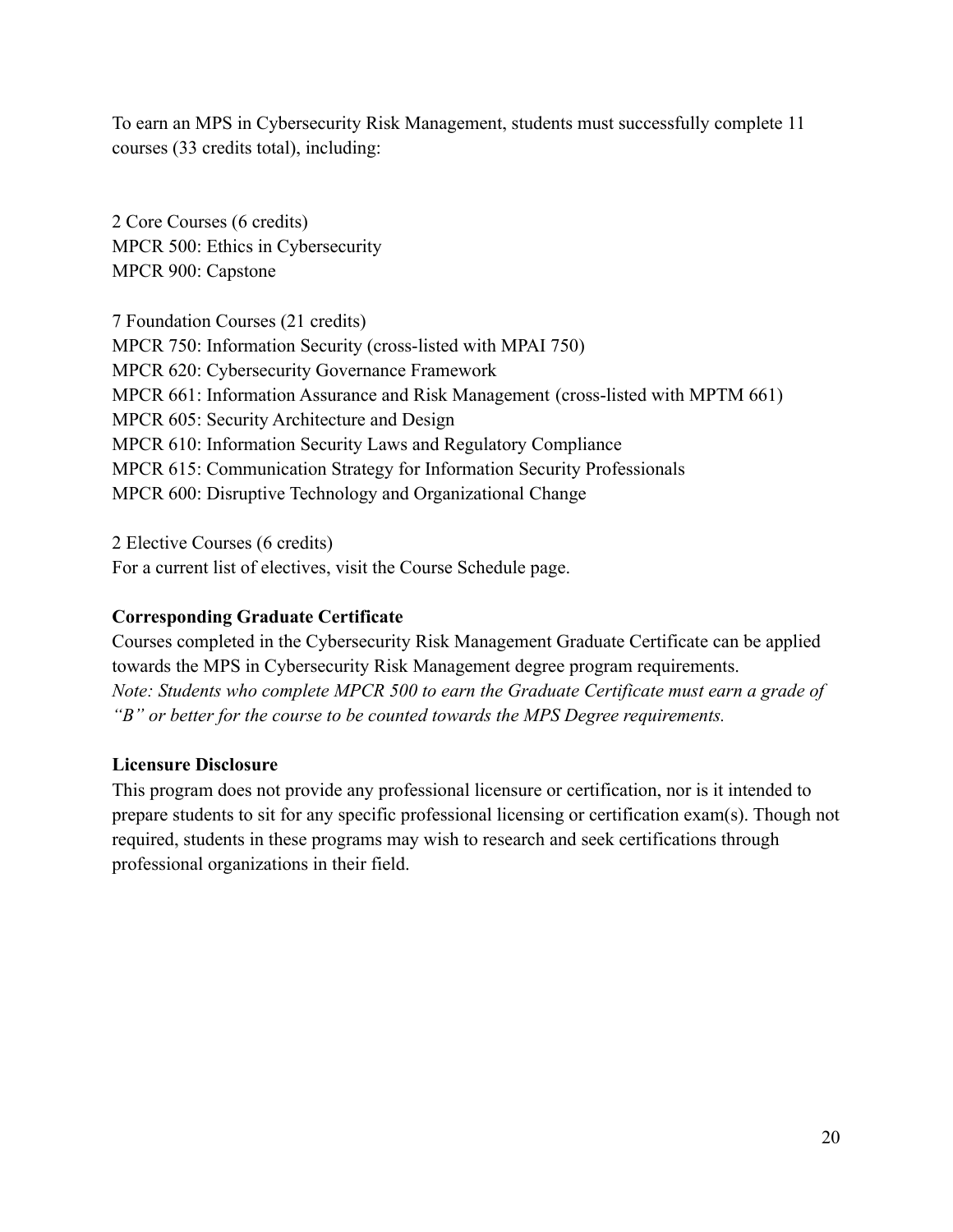To earn an MPS in Cybersecurity Risk Management, students must successfully complete 11 courses (33 credits total), including:

2 Core Courses (6 credits)
MPCR 500: Ethics in Cybersecurity
MPCR 900: Capstone

7 Foundation Courses (21 credits)
MPCR 750: Information Security (cross-listed with MPAI 750)
MPCR 620: Cybersecurity Governance Framework
MPCR 661: Information Assurance and Risk Management (cross-listed with MPTM 661)
MPCR 605: Security Architecture and Design
MPCR 610: Information Security Laws and Regulatory Compliance
MPCR 615: Communication Strategy for Information Security Professionals
MPCR 600: Disruptive Technology and Organizational Change

2 Elective Courses (6 credits)
For a current list of electives, visit the Course Schedule page.

**Corresponding Graduate Certificate**

Courses completed in the Cybersecurity Risk Management Graduate Certificate can be applied towards the MPS in Cybersecurity Risk Management degree program requirements.
*Note: Students who complete MPCR 500 to earn the Graduate Certificate must earn a grade of "B" or better for the course to be counted towards the MPS Degree requirements.*

**Licensure Disclosure**

This program does not provide any professional licensure or certification, nor is it intended to prepare students to sit for any specific professional licensing or certification exam(s). Though not required, students in these programs may wish to research and seek certifications through professional organizations in their field.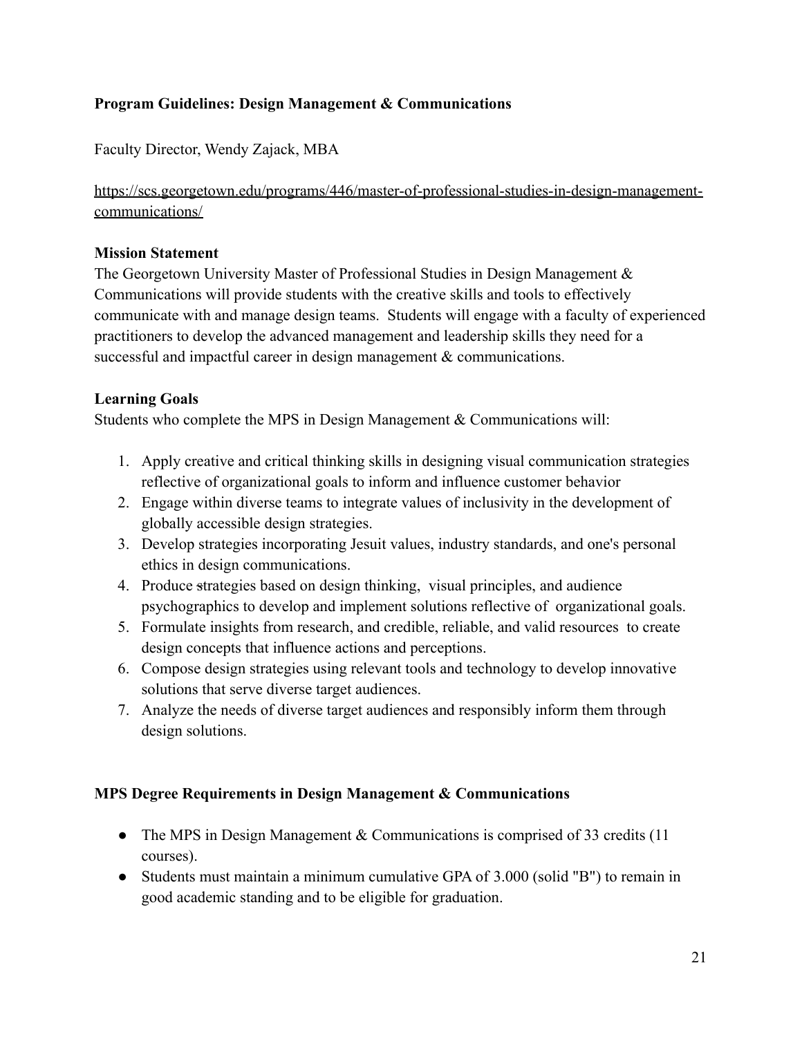**Program Guidelines: Design Management & Communications**

Faculty Director, Wendy Zajack, MBA

https://scs.georgetown.edu/programs/446/master-of-professional-studies-in-design-management-communications/

**Mission Statement**

The Georgetown University Master of Professional Studies in Design Management & Communications will provide students with the creative skills and tools to effectively communicate with and manage design teams. Students will engage with a faculty of experienced practitioners to develop the advanced management and leadership skills they need for a successful and impactful career in design management & communications.

**Learning Goals**

Students who complete the MPS in Design Management & Communications will:

1. Apply creative and critical thinking skills in designing visual communication strategies reflective of organizational goals to inform and influence customer behavior
2. Engage within diverse teams to integrate values of inclusivity in the development of globally accessible design strategies.
3. Develop strategies incorporating Jesuit values, industry standards, and one's personal ethics in design communications.
4. Produce strategies based on design thinking, visual principles, and audience psychographics to develop and implement solutions reflective of organizational goals.
5. Formulate insights from research, and credible, reliable, and valid resources to create design concepts that influence actions and perceptions.
6. Compose design strategies using relevant tools and technology to develop innovative solutions that serve diverse target audiences.
7. Analyze the needs of diverse target audiences and responsibly inform them through design solutions.

**MPS Degree Requirements in Design Management & Communications**

- The MPS in Design Management & Communications is comprised of 33 credits (11 courses).
- Students must maintain a minimum cumulative GPA of 3.000 (solid "B") to remain in good academic standing and to be eligible for graduation.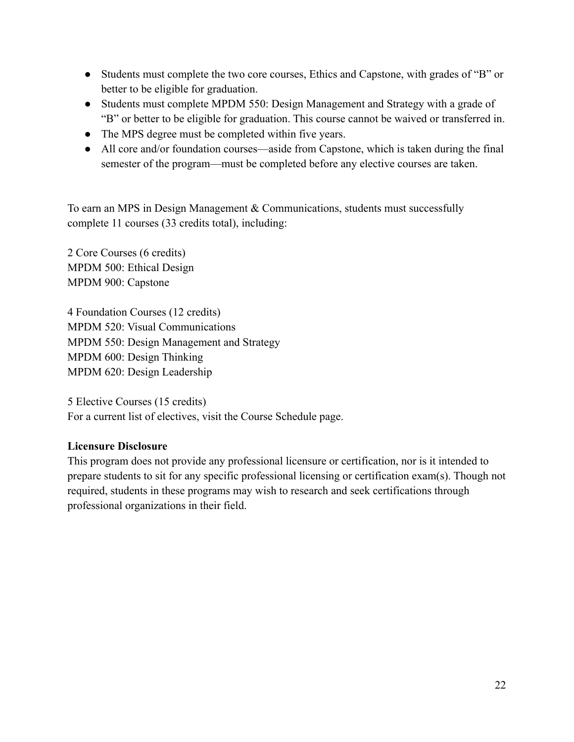- Students must complete the two core courses, Ethics and Capstone, with grades of "B" or better to be eligible for graduation.
- Students must complete MPDM 550: Design Management and Strategy with a grade of "B" or better to be eligible for graduation. This course cannot be waived or transferred in.
- The MPS degree must be completed within five years.
- All core and/or foundation courses—aside from Capstone, which is taken during the final semester of the program—must be completed before any elective courses are taken.

To earn an MPS in Design Management & Communications, students must successfully complete 11 courses (33 credits total), including:

2 Core Courses (6 credits)
MPDM 500: Ethical Design
MPDM 900: Capstone

4 Foundation Courses (12 credits)
MPDM 520: Visual Communications
MPDM 550: Design Management and Strategy
MPDM 600: Design Thinking
MPDM 620: Design Leadership

5 Elective Courses (15 credits)
For a current list of electives, visit the Course Schedule page.

**Licensure Disclosure**
This program does not provide any professional licensure or certification, nor is it intended to prepare students to sit for any specific professional licensing or certification exam(s). Though not required, students in these programs may wish to research and seek certifications through professional organizations in their field.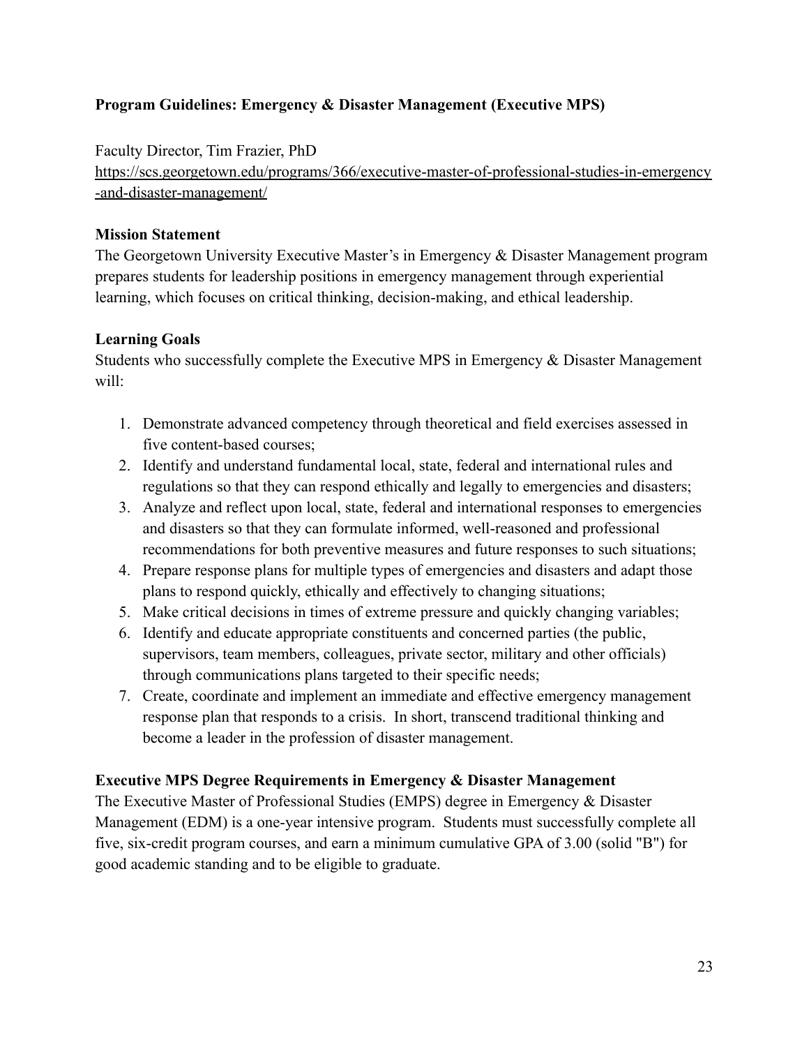**Program Guidelines: Emergency & Disaster Management (Executive MPS)**

Faculty Director, Tim Frazier, PhD
https://scs.georgetown.edu/programs/366/executive-master-of-professional-studies-in-emergency-and-disaster-management/

**Mission Statement**
The Georgetown University Executive Master's in Emergency & Disaster Management program prepares students for leadership positions in emergency management through experiential learning, which focuses on critical thinking, decision-making, and ethical leadership.

**Learning Goals**
Students who successfully complete the Executive MPS in Emergency & Disaster Management will:

1. Demonstrate advanced competency through theoretical and field exercises assessed in five content-based courses;
2. Identify and understand fundamental local, state, federal and international rules and regulations so that they can respond ethically and legally to emergencies and disasters;
3. Analyze and reflect upon local, state, federal and international responses to emergencies and disasters so that they can formulate informed, well-reasoned and professional recommendations for both preventive measures and future responses to such situations;
4. Prepare response plans for multiple types of emergencies and disasters and adapt those plans to respond quickly, ethically and effectively to changing situations;
5. Make critical decisions in times of extreme pressure and quickly changing variables;
6. Identify and educate appropriate constituents and concerned parties (the public, supervisors, team members, colleagues, private sector, military and other officials) through communications plans targeted to their specific needs;
7. Create, coordinate and implement an immediate and effective emergency management response plan that responds to a crisis. In short, transcend traditional thinking and become a leader in the profession of disaster management.

**Executive MPS Degree Requirements in Emergency & Disaster Management**
The Executive Master of Professional Studies (EMPS) degree in Emergency & Disaster Management (EDM) is a one-year intensive program. Students must successfully complete all five, six-credit program courses, and earn a minimum cumulative GPA of 3.00 (solid "B") for good academic standing and to be eligible to graduate.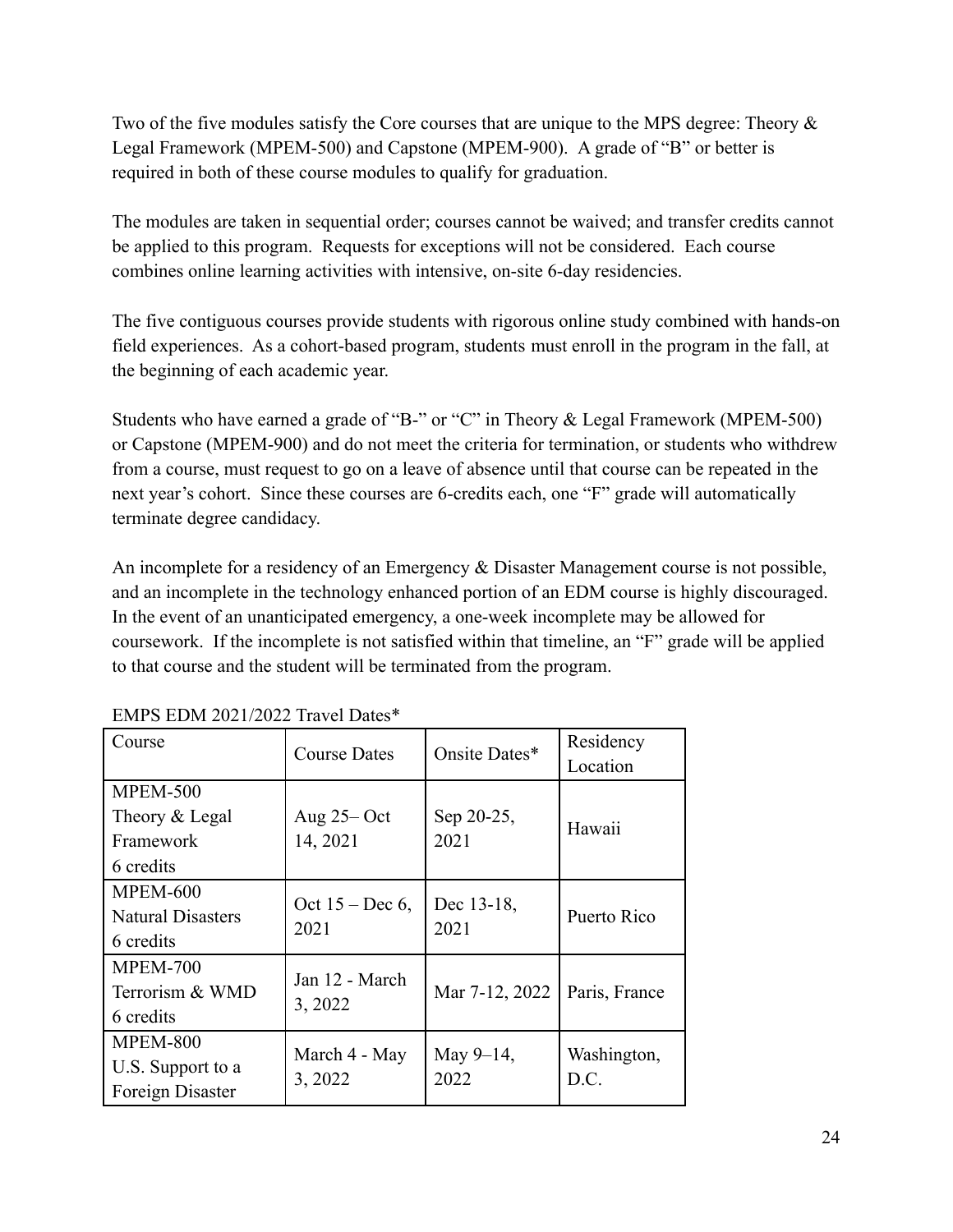Two of the five modules satisfy the Core courses that are unique to the MPS degree: Theory & Legal Framework (MPEM-500) and Capstone (MPEM-900). A grade of "B" or better is required in both of these course modules to qualify for graduation.

The modules are taken in sequential order; courses cannot be waived; and transfer credits cannot be applied to this program. Requests for exceptions will not be considered. Each course combines online learning activities with intensive, on-site 6-day residencies.

The five contiguous courses provide students with rigorous online study combined with hands-on field experiences. As a cohort-based program, students must enroll in the program in the fall, at the beginning of each academic year.

Students who have earned a grade of "B-" or "C" in Theory & Legal Framework (MPEM-500) or Capstone (MPEM-900) and do not meet the criteria for termination, or students who withdrew from a course, must request to go on a leave of absence until that course can be repeated in the next year's cohort. Since these courses are 6-credits each, one "F" grade will automatically terminate degree candidacy.

An incomplete for a residency of an Emergency & Disaster Management course is not possible, and an incomplete in the technology enhanced portion of an EDM course is highly discouraged. In the event of an unanticipated emergency, a one-week incomplete may be allowed for coursework. If the incomplete is not satisfied within that timeline, an "F" grade will be applied to that course and the student will be terminated from the program.

EMPS EDM 2021/2022 Travel Dates*

| Course | Course Dates | Onsite Dates* | Residency Location |
|---|---|---|---|
| MPEM-500 Theory & Legal Framework 6 credits | Aug 25– Oct 14, 2021 | Sep 20-25, 2021 | Hawaii |
| MPEM-600 Natural Disasters 6 credits | Oct 15 – Dec 6, 2021 | Dec 13-18, 2021 | Puerto Rico |
| MPEM-700 Terrorism & WMD 6 credits | Jan 12 - March 3, 2022 | Mar 7-12, 2022 | Paris, France |
| MPEM-800 U.S. Support to a Foreign Disaster | March 4 - May 3, 2022 | May 9–14, 2022 | Washington, D.C. |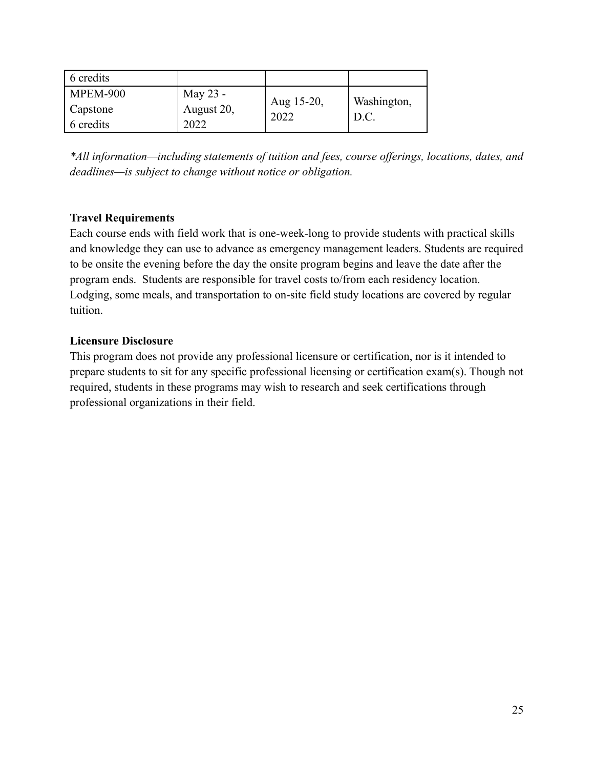| | | | |
|---|---|---|---|
| 6 credits | | | |
| MPEM-900 Capstone 6 credits | May 23 - August 20, 2022 | Aug 15-20, 2022 | Washington, D.C. |

*\*All information—including statements of tuition and fees, course offerings, locations, dates, and deadlines—is subject to change without notice or obligation.*

**Travel Requirements**
Each course ends with field work that is one-week-long to provide students with practical skills and knowledge they can use to advance as emergency management leaders. Students are required to be onsite the evening before the day the onsite program begins and leave the date after the program ends. Students are responsible for travel costs to/from each residency location. Lodging, some meals, and transportation to on-site field study locations are covered by regular tuition.

**Licensure Disclosure**
This program does not provide any professional licensure or certification, nor is it intended to prepare students to sit for any specific professional licensing or certification exam(s). Though not required, students in these programs may wish to research and seek certifications through professional organizations in their field.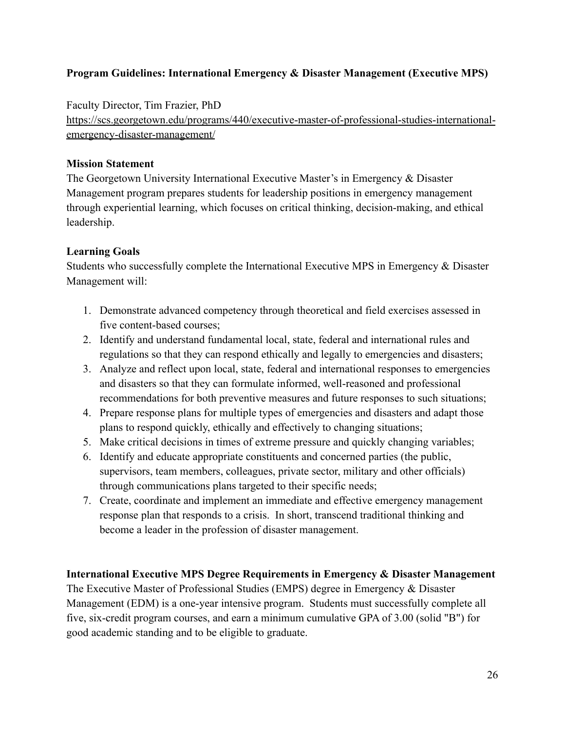**Program Guidelines: International Emergency & Disaster Management (Executive MPS)**

Faculty Director, Tim Frazier, PhD
https://scs.georgetown.edu/programs/440/executive-master-of-professional-studies-international-emergency-disaster-management/

**Mission Statement**
The Georgetown University International Executive Master's in Emergency & Disaster Management program prepares students for leadership positions in emergency management through experiential learning, which focuses on critical thinking, decision-making, and ethical leadership.

**Learning Goals**
Students who successfully complete the International Executive MPS in Emergency & Disaster Management will:

1. Demonstrate advanced competency through theoretical and field exercises assessed in five content-based courses;
2. Identify and understand fundamental local, state, federal and international rules and regulations so that they can respond ethically and legally to emergencies and disasters;
3. Analyze and reflect upon local, state, federal and international responses to emergencies and disasters so that they can formulate informed, well-reasoned and professional recommendations for both preventive measures and future responses to such situations;
4. Prepare response plans for multiple types of emergencies and disasters and adapt those plans to respond quickly, ethically and effectively to changing situations;
5. Make critical decisions in times of extreme pressure and quickly changing variables;
6. Identify and educate appropriate constituents and concerned parties (the public, supervisors, team members, colleagues, private sector, military and other officials) through communications plans targeted to their specific needs;
7. Create, coordinate and implement an immediate and effective emergency management response plan that responds to a crisis. In short, transcend traditional thinking and become a leader in the profession of disaster management.

**International Executive MPS Degree Requirements in Emergency & Disaster Management**
The Executive Master of Professional Studies (EMPS) degree in Emergency & Disaster Management (EDM) is a one-year intensive program. Students must successfully complete all five, six-credit program courses, and earn a minimum cumulative GPA of 3.00 (solid "B") for good academic standing and to be eligible to graduate.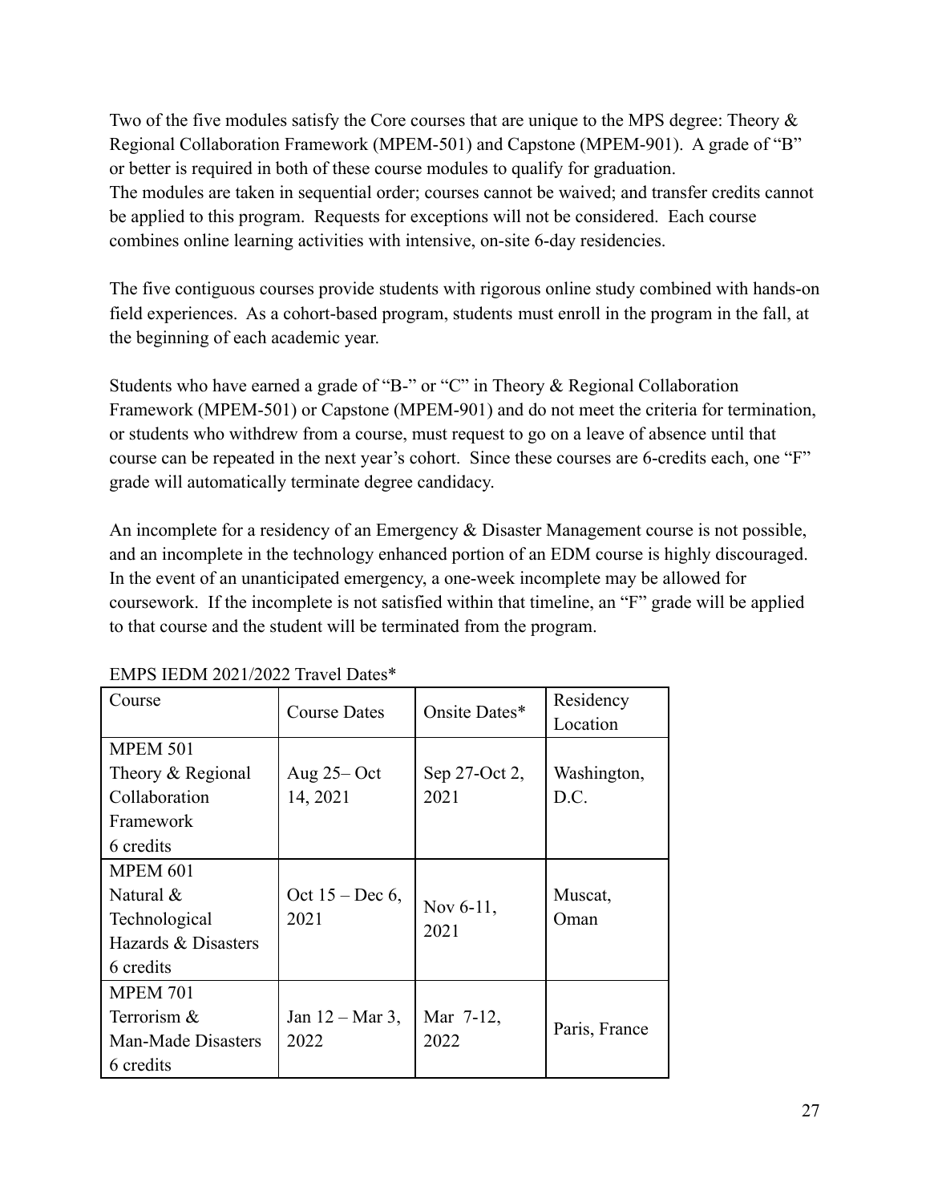Two of the five modules satisfy the Core courses that are unique to the MPS degree: Theory & Regional Collaboration Framework (MPEM-501) and Capstone (MPEM-901). A grade of "B" or better is required in both of these course modules to qualify for graduation. The modules are taken in sequential order; courses cannot be waived; and transfer credits cannot be applied to this program. Requests for exceptions will not be considered. Each course combines online learning activities with intensive, on-site 6-day residencies.

The five contiguous courses provide students with rigorous online study combined with hands-on field experiences. As a cohort-based program, students must enroll in the program in the fall, at the beginning of each academic year.

Students who have earned a grade of "B-" or "C" in Theory & Regional Collaboration Framework (MPEM-501) or Capstone (MPEM-901) and do not meet the criteria for termination, or students who withdrew from a course, must request to go on a leave of absence until that course can be repeated in the next year's cohort. Since these courses are 6-credits each, one "F" grade will automatically terminate degree candidacy.

An incomplete for a residency of an Emergency & Disaster Management course is not possible, and an incomplete in the technology enhanced portion of an EDM course is highly discouraged. In the event of an unanticipated emergency, a one-week incomplete may be allowed for coursework. If the incomplete is not satisfied within that timeline, an "F" grade will be applied to that course and the student will be terminated from the program.

EMPS IEDM 2021/2022 Travel Dates*

| Course | Course Dates | Onsite Dates* | Residency Location |
|---|---|---|---|
| MPEM 501 Theory & Regional Collaboration Framework 6 credits | Aug 25– Oct 14, 2021 | Sep 27-Oct 2, 2021 | Washington, D.C. |
| MPEM 601 Natural & Technological Hazards & Disasters 6 credits | Oct 15 – Dec 6, 2021 | Nov 6-11, 2021 | Muscat, Oman |
| MPEM 701 Terrorism & Man-Made Disasters 6 credits | Jan 12 – Mar 3, 2022 | Mar 7-12, 2022 | Paris, France |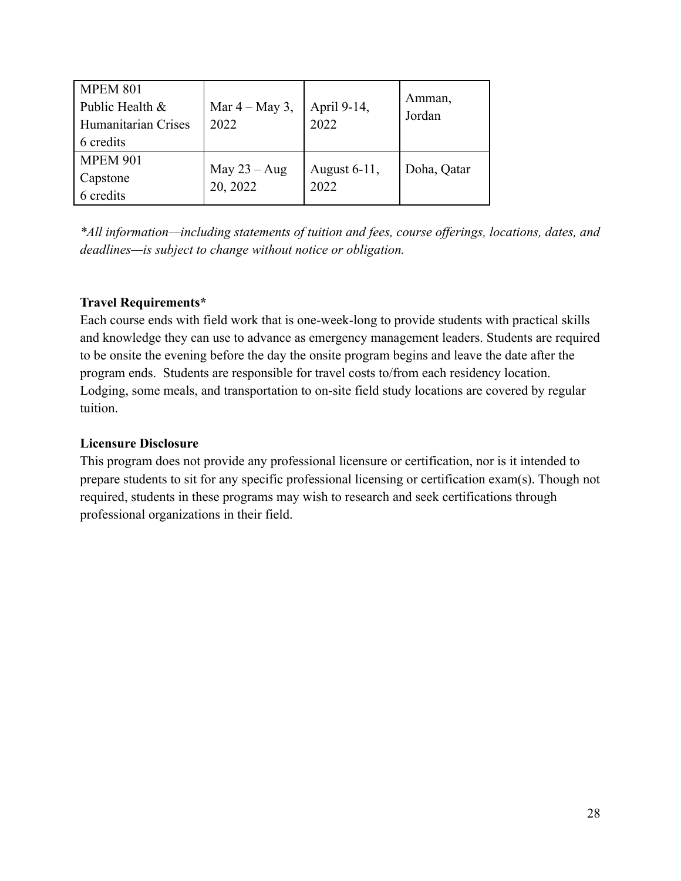| MPEM 801 Public Health & Humanitarian Crises 6 credits | Mar 4 – May 3, 2022 | April 9-14, 2022 | Amman, Jordan |
|---|---|---|---|
| MPEM 901 Capstone 6 credits | May 23 – Aug 20, 2022 | August 6-11, 2022 | Doha, Qatar |

*\*All information—including statements of tuition and fees, course offerings, locations, dates, and deadlines—is subject to change without notice or obligation.*

**Travel Requirements***

Each course ends with field work that is one-week-long to provide students with practical skills and knowledge they can use to advance as emergency management leaders. Students are required to be onsite the evening before the day the onsite program begins and leave the date after the program ends. Students are responsible for travel costs to/from each residency location. Lodging, some meals, and transportation to on-site field study locations are covered by regular tuition.

**Licensure Disclosure**

This program does not provide any professional licensure or certification, nor is it intended to prepare students to sit for any specific professional licensing or certification exam(s). Though not required, students in these programs may wish to research and seek certifications through professional organizations in their field.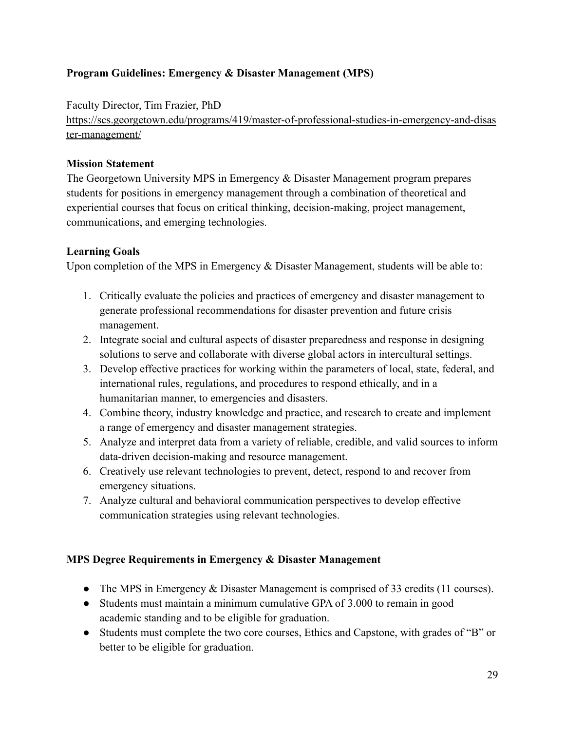**Program Guidelines: Emergency & Disaster Management (MPS)**

Faculty Director, Tim Frazier, PhD
https://scs.georgetown.edu/programs/419/master-of-professional-studies-in-emergency-and-disaster-management/

**Mission Statement**
The Georgetown University MPS in Emergency & Disaster Management program prepares students for positions in emergency management through a combination of theoretical and experiential courses that focus on critical thinking, decision-making, project management, communications, and emerging technologies.

**Learning Goals**
Upon completion of the MPS in Emergency & Disaster Management, students will be able to:

1. Critically evaluate the policies and practices of emergency and disaster management to generate professional recommendations for disaster prevention and future crisis management.
2. Integrate social and cultural aspects of disaster preparedness and response in designing solutions to serve and collaborate with diverse global actors in intercultural settings.
3. Develop effective practices for working within the parameters of local, state, federal, and international rules, regulations, and procedures to respond ethically, and in a humanitarian manner, to emergencies and disasters.
4. Combine theory, industry knowledge and practice, and research to create and implement a range of emergency and disaster management strategies.
5. Analyze and interpret data from a variety of reliable, credible, and valid sources to inform data-driven decision-making and resource management.
6. Creatively use relevant technologies to prevent, detect, respond to and recover from emergency situations.
7. Analyze cultural and behavioral communication perspectives to develop effective communication strategies using relevant technologies.

**MPS Degree Requirements in Emergency & Disaster Management**

- The MPS in Emergency & Disaster Management is comprised of 33 credits (11 courses).
- Students must maintain a minimum cumulative GPA of 3.000 to remain in good academic standing and to be eligible for graduation.
- Students must complete the two core courses, Ethics and Capstone, with grades of "B" or better to be eligible for graduation.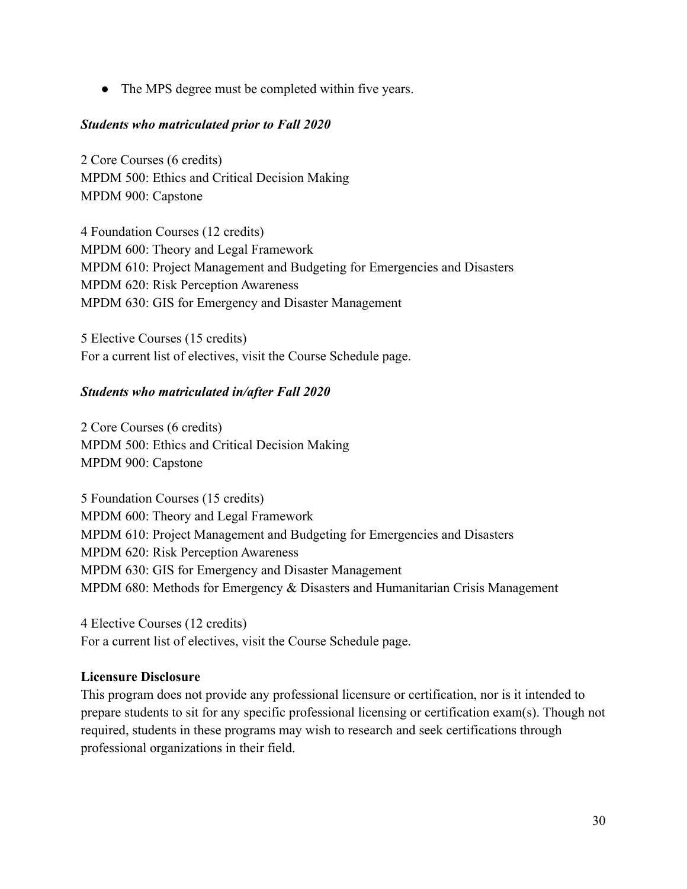- The MPS degree must be completed within five years.

***Students who matriculated prior to Fall 2020***

2 Core Courses (6 credits)
MPDM 500: Ethics and Critical Decision Making
MPDM 900: Capstone

4 Foundation Courses (12 credits)
MPDM 600: Theory and Legal Framework
MPDM 610: Project Management and Budgeting for Emergencies and Disasters
MPDM 620: Risk Perception Awareness
MPDM 630: GIS for Emergency and Disaster Management

5 Elective Courses (15 credits)
For a current list of electives, visit the Course Schedule page.

***Students who matriculated in/after Fall 2020***

2 Core Courses (6 credits)
MPDM 500: Ethics and Critical Decision Making
MPDM 900: Capstone

5 Foundation Courses (15 credits)
MPDM 600: Theory and Legal Framework
MPDM 610: Project Management and Budgeting for Emergencies and Disasters
MPDM 620: Risk Perception Awareness
MPDM 630: GIS for Emergency and Disaster Management
MPDM 680: Methods for Emergency & Disasters and Humanitarian Crisis Management

4 Elective Courses (12 credits)
For a current list of electives, visit the Course Schedule page.

**Licensure Disclosure**
This program does not provide any professional licensure or certification, nor is it intended to prepare students to sit for any specific professional licensing or certification exam(s). Though not required, students in these programs may wish to research and seek certifications through professional organizations in their field.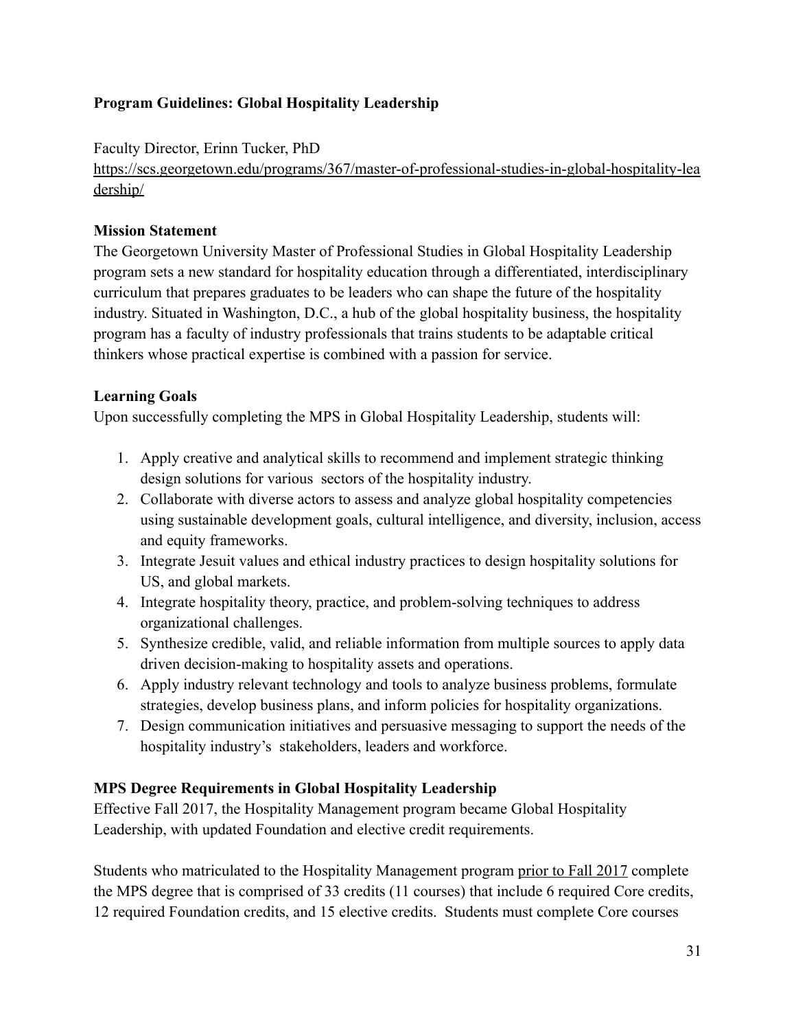**Program Guidelines: Global Hospitality Leadership**

Faculty Director, Erinn Tucker, PhD
https://scs.georgetown.edu/programs/367/master-of-professional-studies-in-global-hospitality-leadership/

**Mission Statement**
The Georgetown University Master of Professional Studies in Global Hospitality Leadership program sets a new standard for hospitality education through a differentiated, interdisciplinary curriculum that prepares graduates to be leaders who can shape the future of the hospitality industry. Situated in Washington, D.C., a hub of the global hospitality business, the hospitality program has a faculty of industry professionals that trains students to be adaptable critical thinkers whose practical expertise is combined with a passion for service.

**Learning Goals**
Upon successfully completing the MPS in Global Hospitality Leadership, students will:

1. Apply creative and analytical skills to recommend and implement strategic thinking design solutions for various sectors of the hospitality industry.
2. Collaborate with diverse actors to assess and analyze global hospitality competencies using sustainable development goals, cultural intelligence, and diversity, inclusion, access and equity frameworks.
3. Integrate Jesuit values and ethical industry practices to design hospitality solutions for US, and global markets.
4. Integrate hospitality theory, practice, and problem-solving techniques to address organizational challenges.
5. Synthesize credible, valid, and reliable information from multiple sources to apply data driven decision-making to hospitality assets and operations.
6. Apply industry relevant technology and tools to analyze business problems, formulate strategies, develop business plans, and inform policies for hospitality organizations.
7. Design communication initiatives and persuasive messaging to support the needs of the hospitality industry's stakeholders, leaders and workforce.

**MPS Degree Requirements in Global Hospitality Leadership**
Effective Fall 2017, the Hospitality Management program became Global Hospitality Leadership, with updated Foundation and elective credit requirements.

Students who matriculated to the Hospitality Management program prior to Fall 2017 complete the MPS degree that is comprised of 33 credits (11 courses) that include 6 required Core credits, 12 required Foundation credits, and 15 elective credits. Students must complete Core courses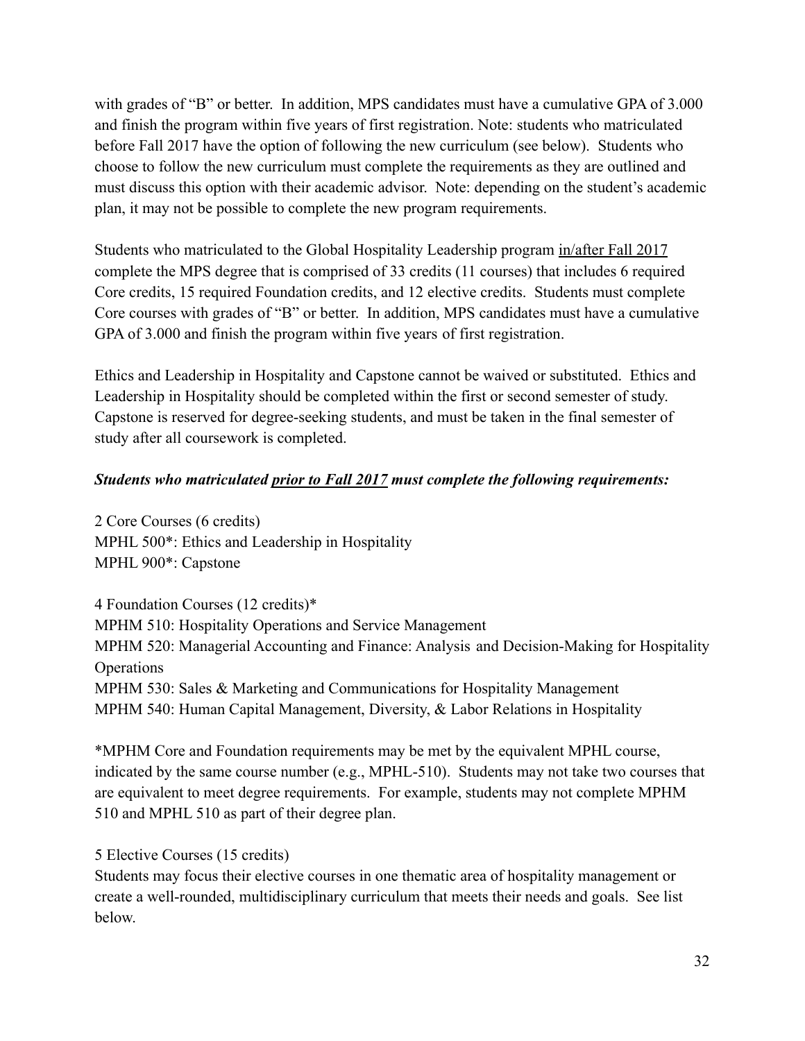with grades of "B" or better. In addition, MPS candidates must have a cumulative GPA of 3.000 and finish the program within five years of first registration. Note: students who matriculated before Fall 2017 have the option of following the new curriculum (see below). Students who choose to follow the new curriculum must complete the requirements as they are outlined and must discuss this option with their academic advisor. Note: depending on the student's academic plan, it may not be possible to complete the new program requirements.

Students who matriculated to the Global Hospitality Leadership program <u>in/after Fall 2017</u> complete the MPS degree that is comprised of 33 credits (11 courses) that includes 6 required Core credits, 15 required Foundation credits, and 12 elective credits. Students must complete Core courses with grades of "B" or better. In addition, MPS candidates must have a cumulative GPA of 3.000 and finish the program within five years of first registration.

Ethics and Leadership in Hospitality and Capstone cannot be waived or substituted. Ethics and Leadership in Hospitality should be completed within the first or second semester of study. Capstone is reserved for degree-seeking students, and must be taken in the final semester of study after all coursework is completed.

***Students who matriculated <u>prior to Fall 2017</u> must complete the following requirements:***

2 Core Courses (6 credits)
MPHL 500*: Ethics and Leadership in Hospitality
MPHL 900*: Capstone

4 Foundation Courses (12 credits)*
MPHM 510: Hospitality Operations and Service Management
MPHM 520: Managerial Accounting and Finance: Analysis and Decision-Making for Hospitality Operations
MPHM 530: Sales & Marketing and Communications for Hospitality Management
MPHM 540: Human Capital Management, Diversity, & Labor Relations in Hospitality

*MPHM Core and Foundation requirements may be met by the equivalent MPHL course, indicated by the same course number (e.g., MPHL-510). Students may not take two courses that are equivalent to meet degree requirements. For example, students may not complete MPHM 510 and MPHL 510 as part of their degree plan.

5 Elective Courses (15 credits)
Students may focus their elective courses in one thematic area of hospitality management or create a well-rounded, multidisciplinary curriculum that meets their needs and goals. See list below.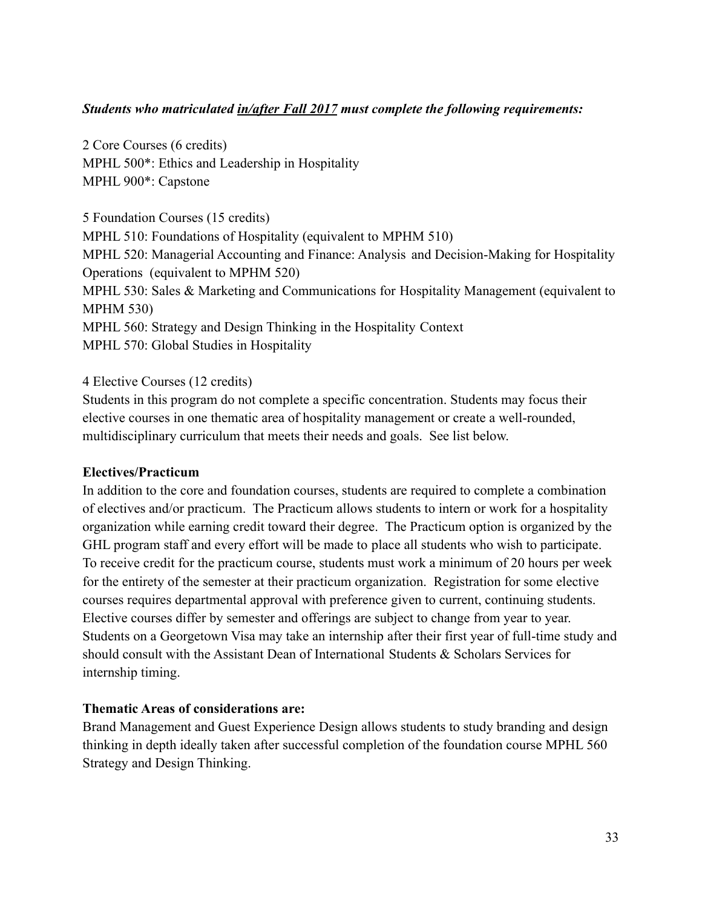***Students who matriculated <u>in/after Fall 2017</u> must complete the following requirements:***

2 Core Courses (6 credits)
MPHL 500*: Ethics and Leadership in Hospitality
MPHL 900*: Capstone

5 Foundation Courses (15 credits)
MPHL 510: Foundations of Hospitality (equivalent to MPHM 510)
MPHL 520: Managerial Accounting and Finance: Analysis and Decision-Making for Hospitality Operations (equivalent to MPHM 520)
MPHL 530: Sales & Marketing and Communications for Hospitality Management (equivalent to MPHM 530)
MPHL 560: Strategy and Design Thinking in the Hospitality Context
MPHL 570: Global Studies in Hospitality

4 Elective Courses (12 credits)
Students in this program do not complete a specific concentration. Students may focus their elective courses in one thematic area of hospitality management or create a well-rounded, multidisciplinary curriculum that meets their needs and goals. See list below.

**Electives/Practicum**

In addition to the core and foundation courses, students are required to complete a combination of electives and/or practicum. The Practicum allows students to intern or work for a hospitality organization while earning credit toward their degree. The Practicum option is organized by the GHL program staff and every effort will be made to place all students who wish to participate. To receive credit for the practicum course, students must work a minimum of 20 hours per week for the entirety of the semester at their practicum organization. Registration for some elective courses requires departmental approval with preference given to current, continuing students. Elective courses differ by semester and offerings are subject to change from year to year. Students on a Georgetown Visa may take an internship after their first year of full-time study and should consult with the Assistant Dean of International Students & Scholars Services for internship timing.

**Thematic Areas of considerations are:**

Brand Management and Guest Experience Design allows students to study branding and design thinking in depth ideally taken after successful completion of the foundation course MPHL 560 Strategy and Design Thinking.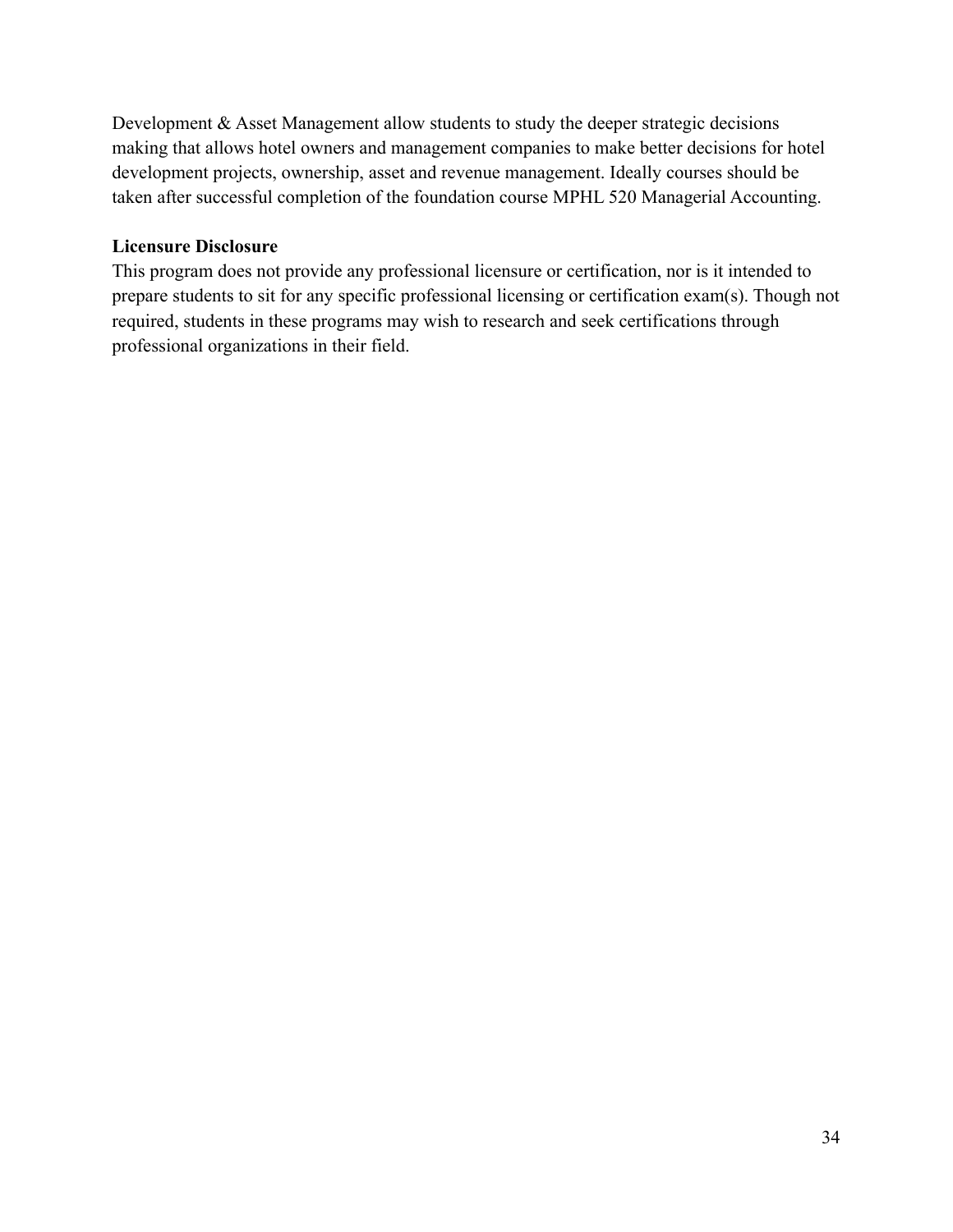Development & Asset Management allow students to study the deeper strategic decisions making that allows hotel owners and management companies to make better decisions for hotel development projects, ownership, asset and revenue management. Ideally courses should be taken after successful completion of the foundation course MPHL 520 Managerial Accounting.

**Licensure Disclosure**

This program does not provide any professional licensure or certification, nor is it intended to prepare students to sit for any specific professional licensing or certification exam(s). Though not required, students in these programs may wish to research and seek certifications through professional organizations in their field.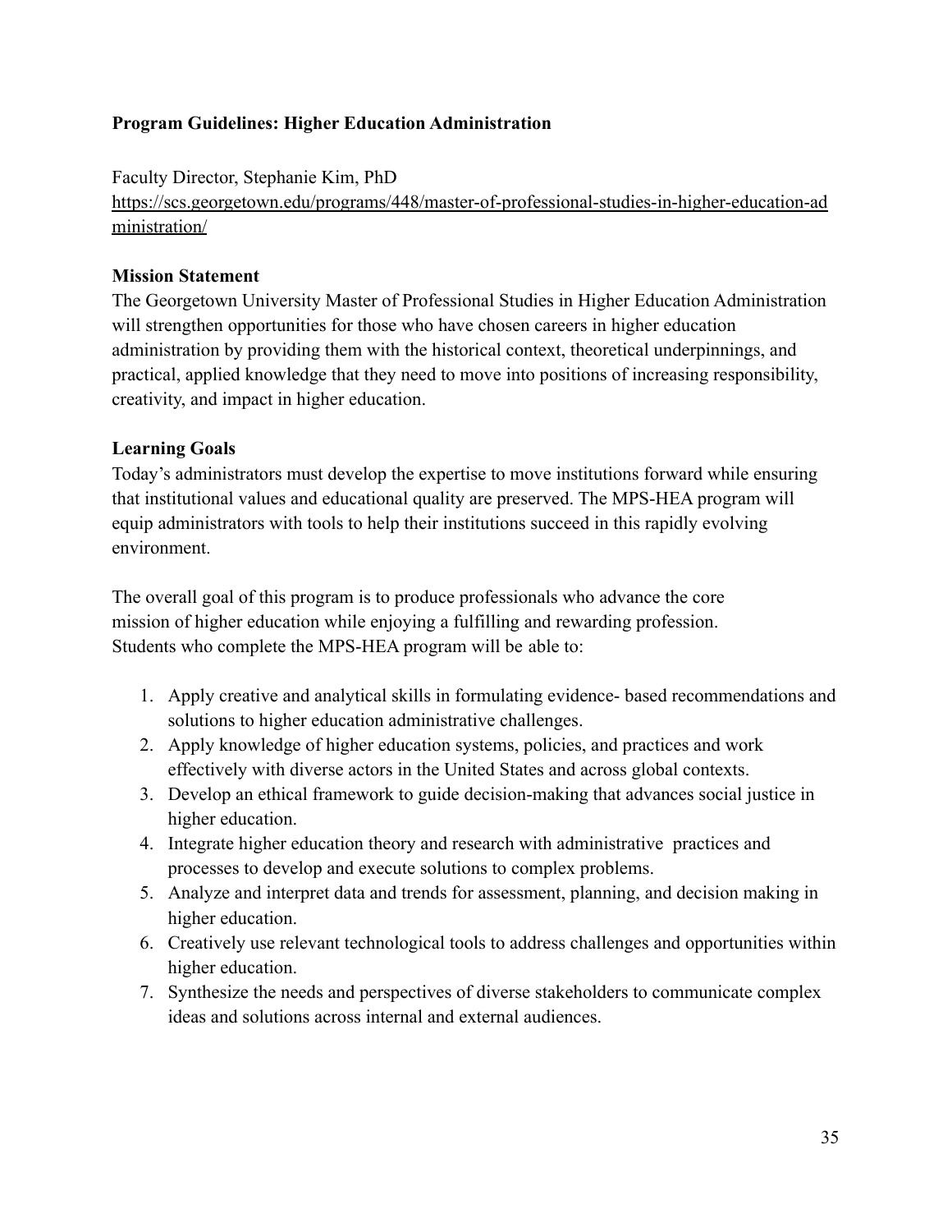**Program Guidelines: Higher Education Administration**

Faculty Director, Stephanie Kim, PhD
https://scs.georgetown.edu/programs/448/master-of-professional-studies-in-higher-education-administration/

**Mission Statement**

The Georgetown University Master of Professional Studies in Higher Education Administration will strengthen opportunities for those who have chosen careers in higher education administration by providing them with the historical context, theoretical underpinnings, and practical, applied knowledge that they need to move into positions of increasing responsibility, creativity, and impact in higher education.

**Learning Goals**

Today's administrators must develop the expertise to move institutions forward while ensuring that institutional values and educational quality are preserved. The MPS-HEA program will equip administrators with tools to help their institutions succeed in this rapidly evolving environment.

The overall goal of this program is to produce professionals who advance the core mission of higher education while enjoying a fulfilling and rewarding profession. Students who complete the MPS-HEA program will be able to:

1. Apply creative and analytical skills in formulating evidence- based recommendations and solutions to higher education administrative challenges.
2. Apply knowledge of higher education systems, policies, and practices and work effectively with diverse actors in the United States and across global contexts.
3. Develop an ethical framework to guide decision-making that advances social justice in higher education.
4. Integrate higher education theory and research with administrative practices and processes to develop and execute solutions to complex problems.
5. Analyze and interpret data and trends for assessment, planning, and decision making in higher education.
6. Creatively use relevant technological tools to address challenges and opportunities within higher education.
7. Synthesize the needs and perspectives of diverse stakeholders to communicate complex ideas and solutions across internal and external audiences.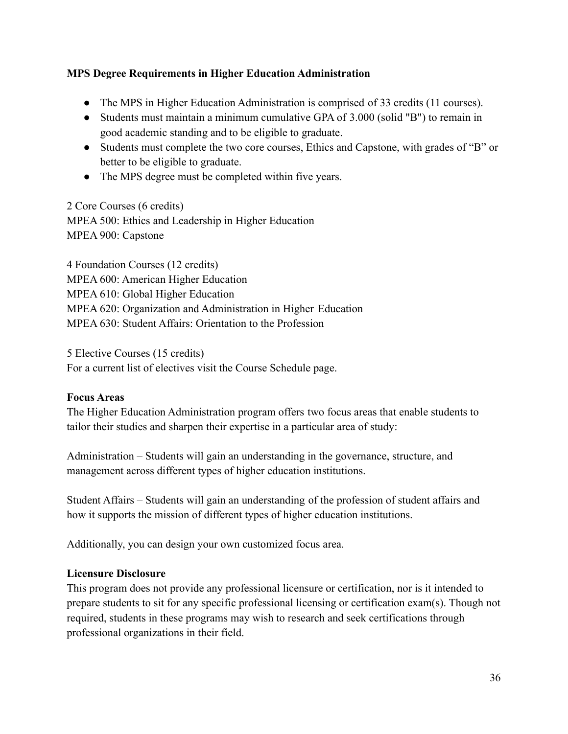**MPS Degree Requirements in Higher Education Administration**

- The MPS in Higher Education Administration is comprised of 33 credits (11 courses).
- Students must maintain a minimum cumulative GPA of 3.000 (solid "B") to remain in good academic standing and to be eligible to graduate.
- Students must complete the two core courses, Ethics and Capstone, with grades of "B" or better to be eligible to graduate.
- The MPS degree must be completed within five years.

2 Core Courses (6 credits)
MPEA 500: Ethics and Leadership in Higher Education
MPEA 900: Capstone

4 Foundation Courses (12 credits)
MPEA 600: American Higher Education
MPEA 610: Global Higher Education
MPEA 620: Organization and Administration in Higher Education
MPEA 630: Student Affairs: Orientation to the Profession

5 Elective Courses (15 credits)
For a current list of electives visit the Course Schedule page.

**Focus Areas**
The Higher Education Administration program offers two focus areas that enable students to tailor their studies and sharpen their expertise in a particular area of study:

Administration – Students will gain an understanding in the governance, structure, and management across different types of higher education institutions.

Student Affairs – Students will gain an understanding of the profession of student affairs and how it supports the mission of different types of higher education institutions.

Additionally, you can design your own customized focus area.

**Licensure Disclosure**
This program does not provide any professional licensure or certification, nor is it intended to prepare students to sit for any specific professional licensing or certification exam(s). Though not required, students in these programs may wish to research and seek certifications through professional organizations in their field.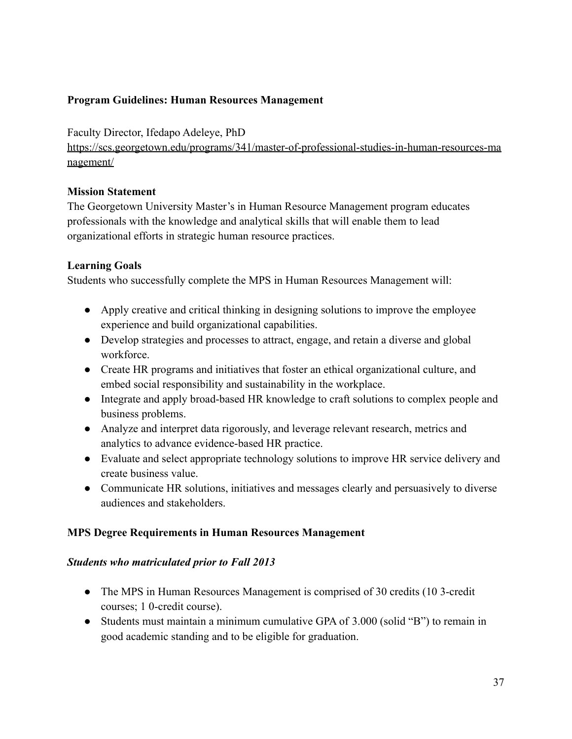**Program Guidelines: Human Resources Management**

Faculty Director, Ifedapo Adeleye, PhD
https://scs.georgetown.edu/programs/341/master-of-professional-studies-in-human-resources-management/

**Mission Statement**
The Georgetown University Master's in Human Resource Management program educates professionals with the knowledge and analytical skills that will enable them to lead organizational efforts in strategic human resource practices.

**Learning Goals**
Students who successfully complete the MPS in Human Resources Management will:

- Apply creative and critical thinking in designing solutions to improve the employee experience and build organizational capabilities.
- Develop strategies and processes to attract, engage, and retain a diverse and global workforce.
- Create HR programs and initiatives that foster an ethical organizational culture, and embed social responsibility and sustainability in the workplace.
- Integrate and apply broad-based HR knowledge to craft solutions to complex people and business problems.
- Analyze and interpret data rigorously, and leverage relevant research, metrics and analytics to advance evidence-based HR practice.
- Evaluate and select appropriate technology solutions to improve HR service delivery and create business value.
- Communicate HR solutions, initiatives and messages clearly and persuasively to diverse audiences and stakeholders.

**MPS Degree Requirements in Human Resources Management**

***Students who matriculated prior to Fall 2013***

- The MPS in Human Resources Management is comprised of 30 credits (10 3-credit courses; 1 0-credit course).
- Students must maintain a minimum cumulative GPA of 3.000 (solid "B") to remain in good academic standing and to be eligible for graduation.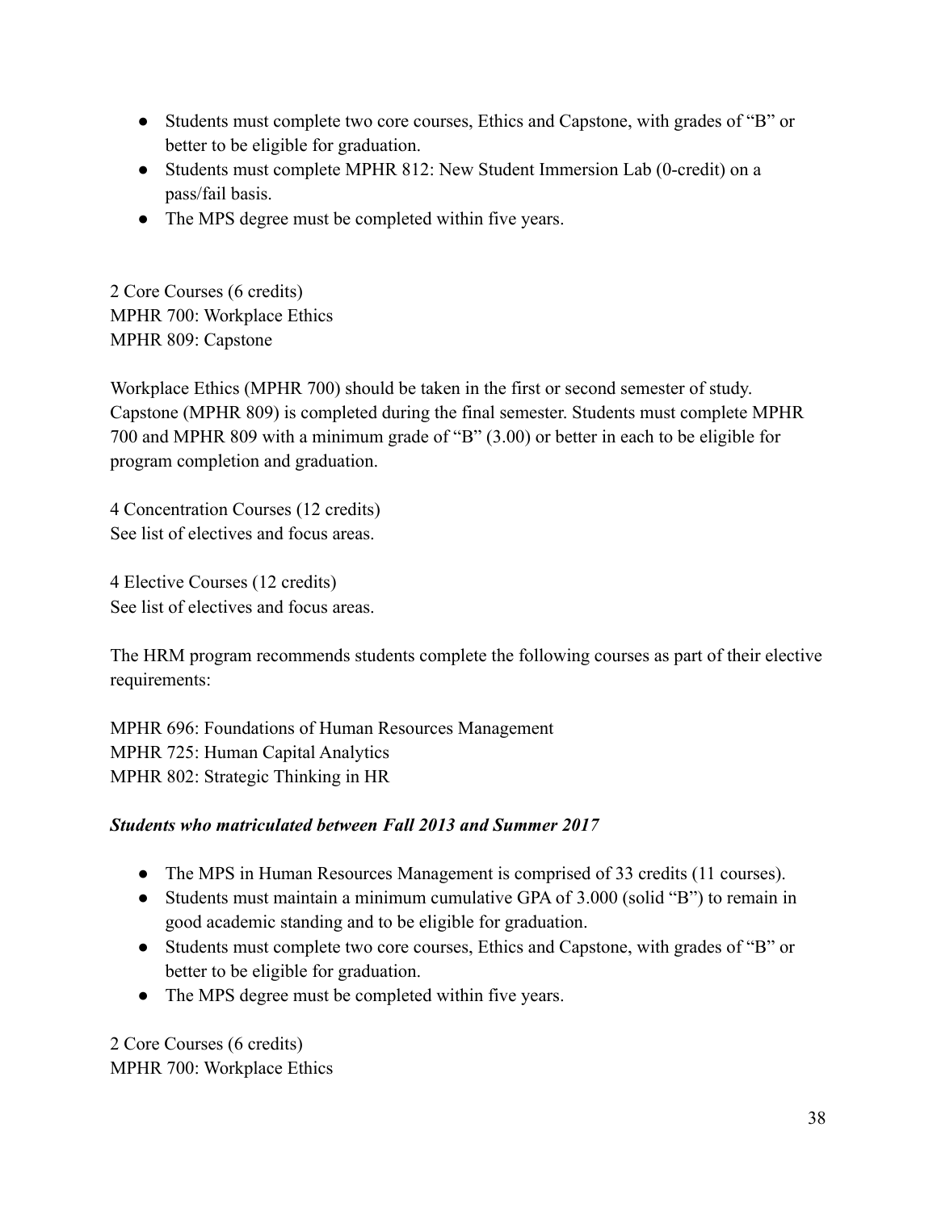- Students must complete two core courses, Ethics and Capstone, with grades of "B" or better to be eligible for graduation.
- Students must complete MPHR 812: New Student Immersion Lab (0-credit) on a pass/fail basis.
- The MPS degree must be completed within five years.

2 Core Courses (6 credits)
MPHR 700: Workplace Ethics
MPHR 809: Capstone

Workplace Ethics (MPHR 700) should be taken in the first or second semester of study. Capstone (MPHR 809) is completed during the final semester. Students must complete MPHR 700 and MPHR 809 with a minimum grade of "B" (3.00) or better in each to be eligible for program completion and graduation.

4 Concentration Courses (12 credits)
See list of electives and focus areas.

4 Elective Courses (12 credits)
See list of electives and focus areas.

The HRM program recommends students complete the following courses as part of their elective requirements:

MPHR 696: Foundations of Human Resources Management
MPHR 725: Human Capital Analytics
MPHR 802: Strategic Thinking in HR

***Students who matriculated between Fall 2013 and Summer 2017***

- The MPS in Human Resources Management is comprised of 33 credits (11 courses).
- Students must maintain a minimum cumulative GPA of 3.000 (solid "B") to remain in good academic standing and to be eligible for graduation.
- Students must complete two core courses, Ethics and Capstone, with grades of "B" or better to be eligible for graduation.
- The MPS degree must be completed within five years.

2 Core Courses (6 credits)
MPHR 700: Workplace Ethics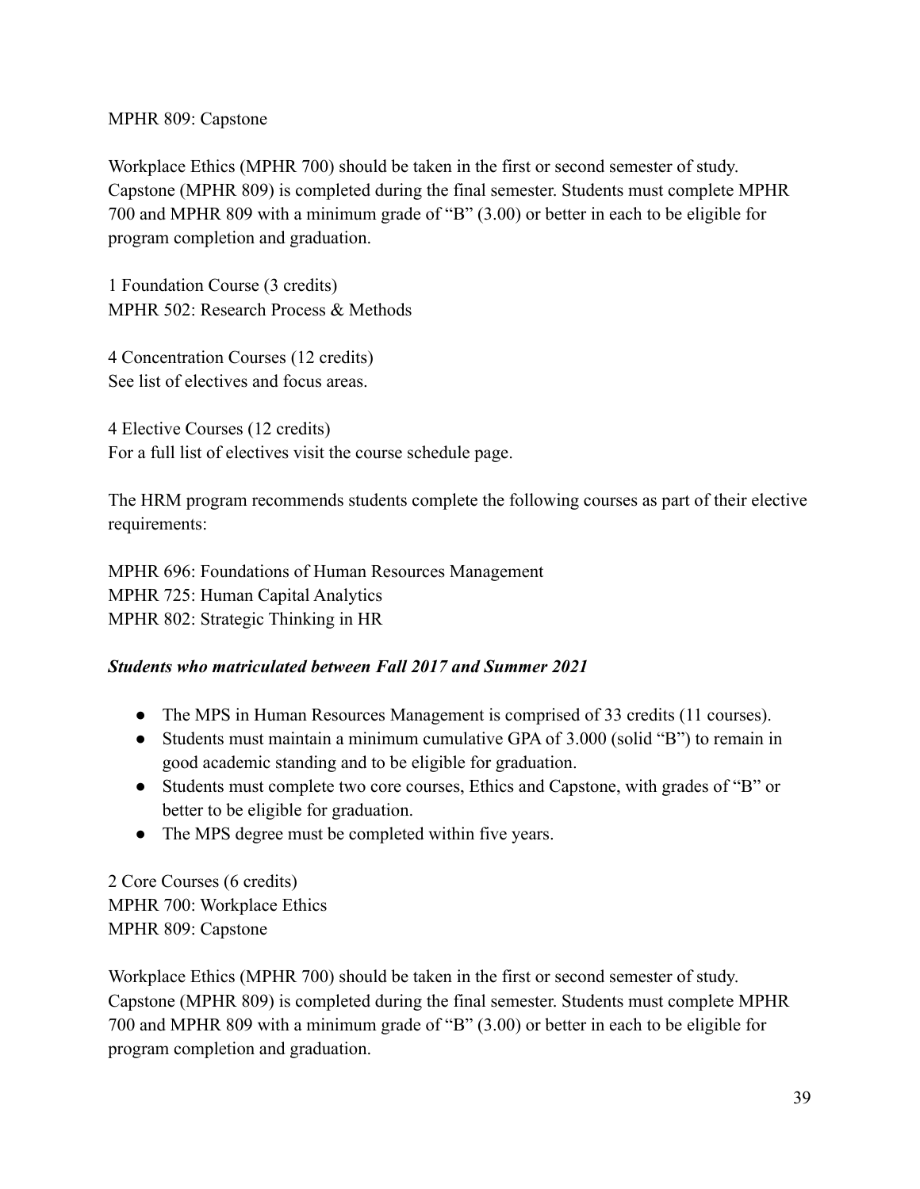MPHR 809: Capstone

Workplace Ethics (MPHR 700) should be taken in the first or second semester of study. Capstone (MPHR 809) is completed during the final semester. Students must complete MPHR 700 and MPHR 809 with a minimum grade of "B" (3.00) or better in each to be eligible for program completion and graduation.

1 Foundation Course (3 credits)
MPHR 502: Research Process & Methods

4 Concentration Courses (12 credits)
See list of electives and focus areas.

4 Elective Courses (12 credits)
For a full list of electives visit the course schedule page.

The HRM program recommends students complete the following courses as part of their elective requirements:

MPHR 696: Foundations of Human Resources Management
MPHR 725: Human Capital Analytics
MPHR 802: Strategic Thinking in HR

***Students who matriculated between Fall 2017 and Summer 2021***

- The MPS in Human Resources Management is comprised of 33 credits (11 courses).
- Students must maintain a minimum cumulative GPA of 3.000 (solid "B") to remain in good academic standing and to be eligible for graduation.
- Students must complete two core courses, Ethics and Capstone, with grades of "B" or better to be eligible for graduation.
- The MPS degree must be completed within five years.

2 Core Courses (6 credits)
MPHR 700: Workplace Ethics
MPHR 809: Capstone

Workplace Ethics (MPHR 700) should be taken in the first or second semester of study. Capstone (MPHR 809) is completed during the final semester. Students must complete MPHR 700 and MPHR 809 with a minimum grade of "B" (3.00) or better in each to be eligible for program completion and graduation.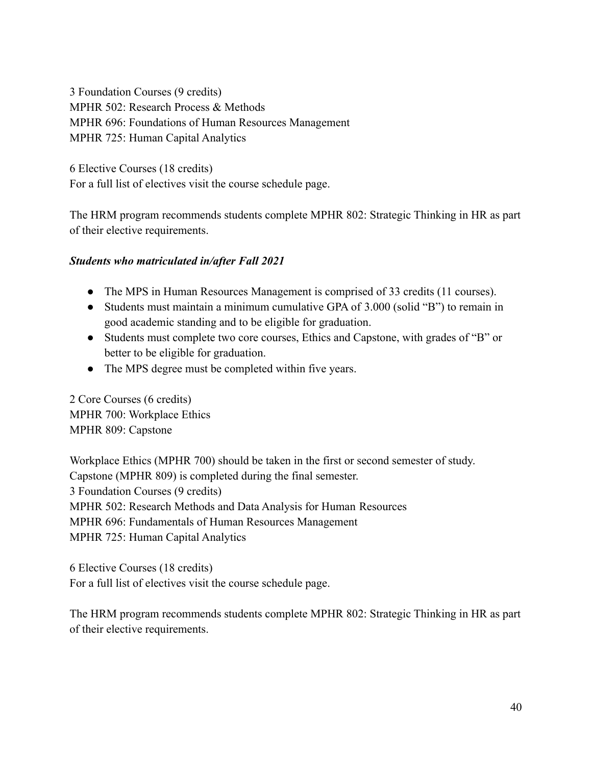3 Foundation Courses (9 credits)
MPHR 502: Research Process & Methods
MPHR 696: Foundations of Human Resources Management
MPHR 725: Human Capital Analytics

6 Elective Courses (18 credits)
For a full list of electives visit the course schedule page.

The HRM program recommends students complete MPHR 802: Strategic Thinking in HR as part of their elective requirements.

***Students who matriculated in/after Fall 2021***

- The MPS in Human Resources Management is comprised of 33 credits (11 courses).
- Students must maintain a minimum cumulative GPA of 3.000 (solid "B") to remain in good academic standing and to be eligible for graduation.
- Students must complete two core courses, Ethics and Capstone, with grades of "B" or better to be eligible for graduation.
- The MPS degree must be completed within five years.

2 Core Courses (6 credits)
MPHR 700: Workplace Ethics
MPHR 809: Capstone

Workplace Ethics (MPHR 700) should be taken in the first or second semester of study.
Capstone (MPHR 809) is completed during the final semester.
3 Foundation Courses (9 credits)
MPHR 502: Research Methods and Data Analysis for Human Resources
MPHR 696: Fundamentals of Human Resources Management
MPHR 725: Human Capital Analytics

6 Elective Courses (18 credits)
For a full list of electives visit the course schedule page.

The HRM program recommends students complete MPHR 802: Strategic Thinking in HR as part of their elective requirements.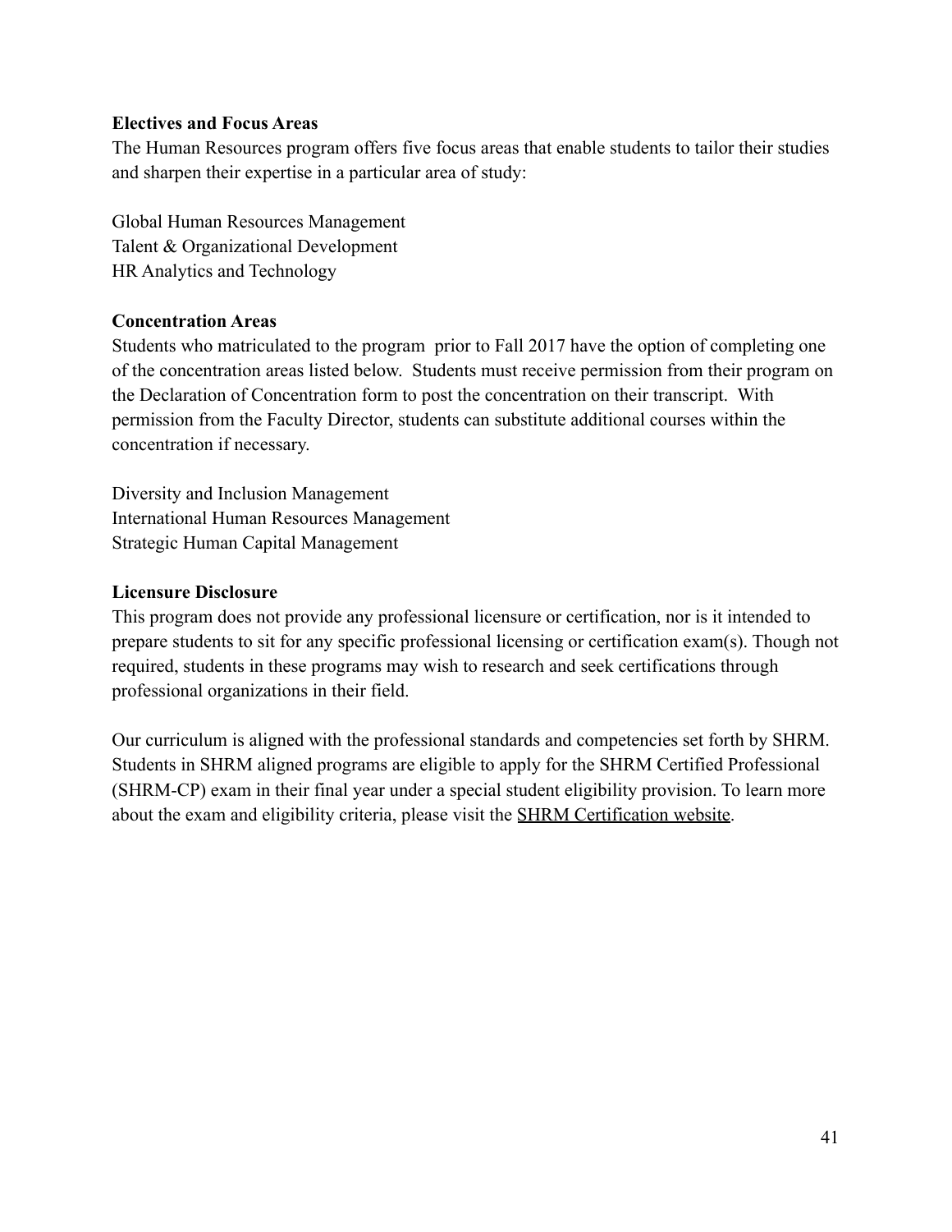**Electives and Focus Areas**

The Human Resources program offers five focus areas that enable students to tailor their studies and sharpen their expertise in a particular area of study:

Global Human Resources Management
Talent & Organizational Development
HR Analytics and Technology

**Concentration Areas**

Students who matriculated to the program prior to Fall 2017 have the option of completing one of the concentration areas listed below. Students must receive permission from their program on the Declaration of Concentration form to post the concentration on their transcript. With permission from the Faculty Director, students can substitute additional courses within the concentration if necessary.

Diversity and Inclusion Management
International Human Resources Management
Strategic Human Capital Management

**Licensure Disclosure**

This program does not provide any professional licensure or certification, nor is it intended to prepare students to sit for any specific professional licensing or certification exam(s). Though not required, students in these programs may wish to research and seek certifications through professional organizations in their field.

Our curriculum is aligned with the professional standards and competencies set forth by SHRM. Students in SHRM aligned programs are eligible to apply for the SHRM Certified Professional (SHRM-CP) exam in their final year under a special student eligibility provision. To learn more about the exam and eligibility criteria, please visit the SHRM Certification website.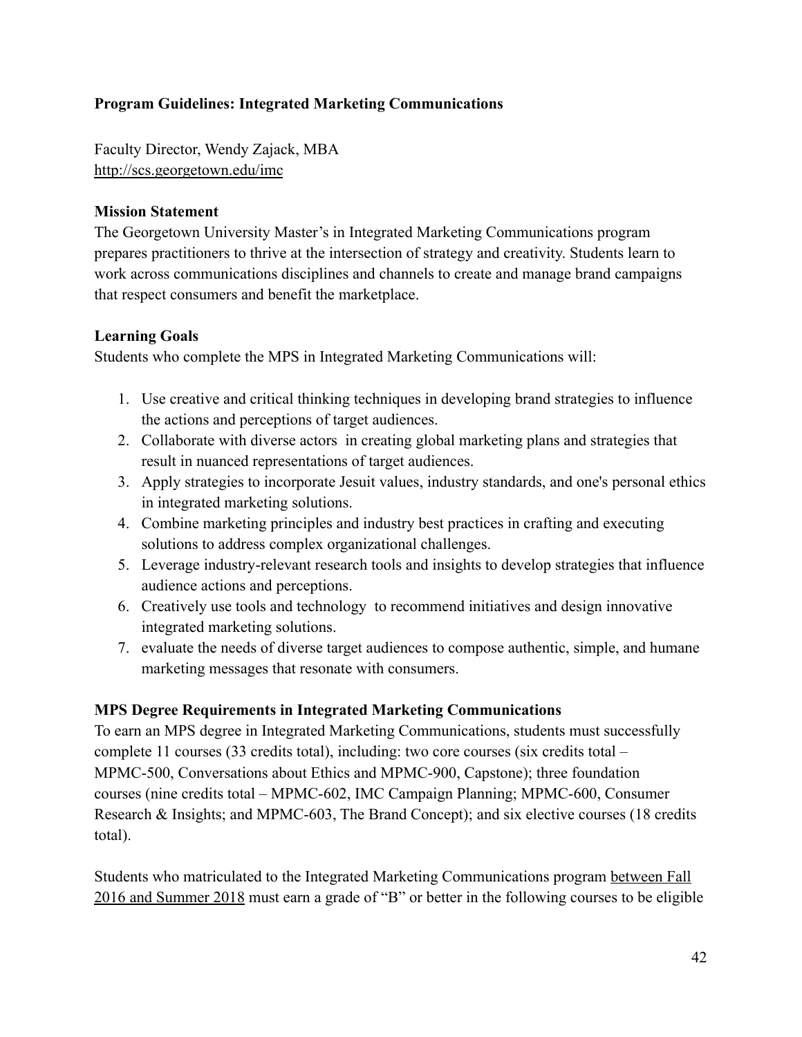**Program Guidelines: Integrated Marketing Communications**

Faculty Director, Wendy Zajack, MBA
http://scs.georgetown.edu/imc

**Mission Statement**

The Georgetown University Master's in Integrated Marketing Communications program prepares practitioners to thrive at the intersection of strategy and creativity. Students learn to work across communications disciplines and channels to create and manage brand campaigns that respect consumers and benefit the marketplace.

**Learning Goals**

Students who complete the MPS in Integrated Marketing Communications will:

1. Use creative and critical thinking techniques in developing brand strategies to influence the actions and perceptions of target audiences.
2. Collaborate with diverse actors in creating global marketing plans and strategies that result in nuanced representations of target audiences.
3. Apply strategies to incorporate Jesuit values, industry standards, and one's personal ethics in integrated marketing solutions.
4. Combine marketing principles and industry best practices in crafting and executing solutions to address complex organizational challenges.
5. Leverage industry-relevant research tools and insights to develop strategies that influence audience actions and perceptions.
6. Creatively use tools and technology to recommend initiatives and design innovative integrated marketing solutions.
7. evaluate the needs of diverse target audiences to compose authentic, simple, and humane marketing messages that resonate with consumers.

**MPS Degree Requirements in Integrated Marketing Communications**

To earn an MPS degree in Integrated Marketing Communications, students must successfully complete 11 courses (33 credits total), including: two core courses (six credits total – MPMC-500, Conversations about Ethics and MPMC-900, Capstone); three foundation courses (nine credits total – MPMC-602, IMC Campaign Planning; MPMC-600, Consumer Research & Insights; and MPMC-603, The Brand Concept); and six elective courses (18 credits total).

Students who matriculated to the Integrated Marketing Communications program between Fall 2016 and Summer 2018 must earn a grade of "B" or better in the following courses to be eligible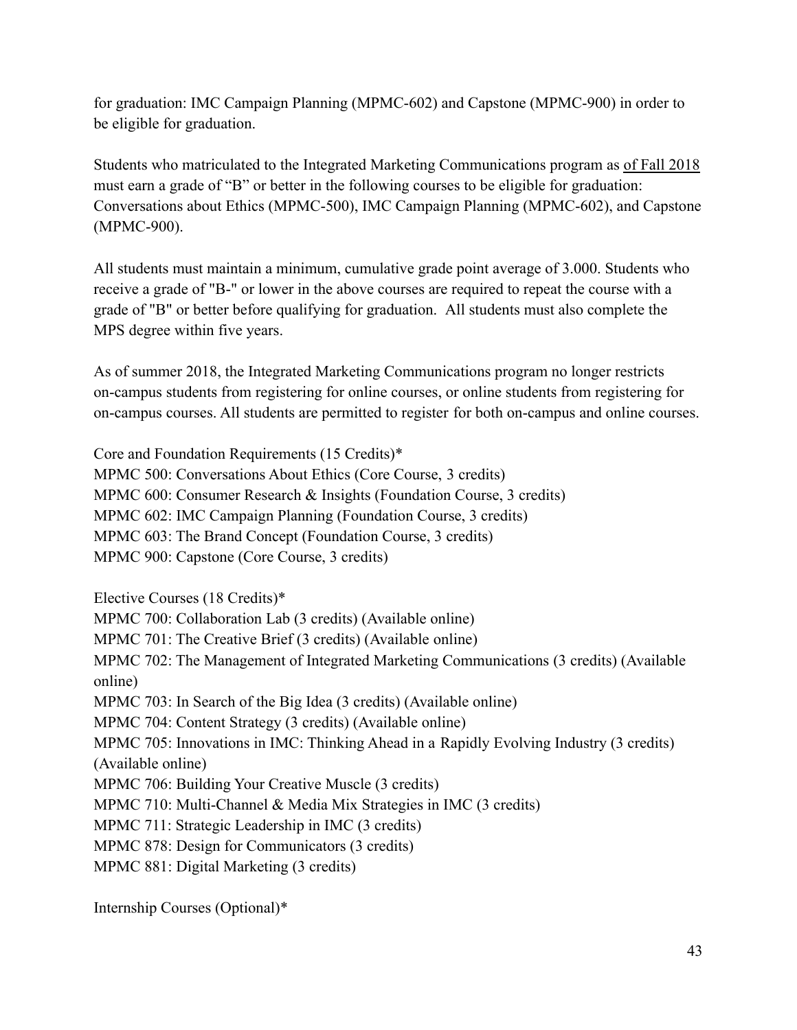for graduation: IMC Campaign Planning (MPMC-602) and Capstone (MPMC-900) in order to be eligible for graduation.

Students who matriculated to the Integrated Marketing Communications program as of Fall 2018 must earn a grade of "B" or better in the following courses to be eligible for graduation: Conversations about Ethics (MPMC-500), IMC Campaign Planning (MPMC-602), and Capstone (MPMC-900).

All students must maintain a minimum, cumulative grade point average of 3.000. Students who receive a grade of "B-" or lower in the above courses are required to repeat the course with a grade of "B" or better before qualifying for graduation. All students must also complete the MPS degree within five years.

As of summer 2018, the Integrated Marketing Communications program no longer restricts on-campus students from registering for online courses, or online students from registering for on-campus courses. All students are permitted to register for both on-campus and online courses.

Core and Foundation Requirements (15 Credits)*
MPMC 500: Conversations About Ethics (Core Course, 3 credits)
MPMC 600: Consumer Research & Insights (Foundation Course, 3 credits)
MPMC 602: IMC Campaign Planning (Foundation Course, 3 credits)
MPMC 603: The Brand Concept (Foundation Course, 3 credits)
MPMC 900: Capstone (Core Course, 3 credits)

Elective Courses (18 Credits)*
MPMC 700: Collaboration Lab (3 credits) (Available online)
MPMC 701: The Creative Brief (3 credits) (Available online)
MPMC 702: The Management of Integrated Marketing Communications (3 credits) (Available online)
MPMC 703: In Search of the Big Idea (3 credits) (Available online)
MPMC 704: Content Strategy (3 credits) (Available online)
MPMC 705: Innovations in IMC: Thinking Ahead in a Rapidly Evolving Industry (3 credits) (Available online)
MPMC 706: Building Your Creative Muscle (3 credits)
MPMC 710: Multi-Channel & Media Mix Strategies in IMC (3 credits)
MPMC 711: Strategic Leadership in IMC (3 credits)
MPMC 878: Design for Communicators (3 credits)
MPMC 881: Digital Marketing (3 credits)

Internship Courses (Optional)*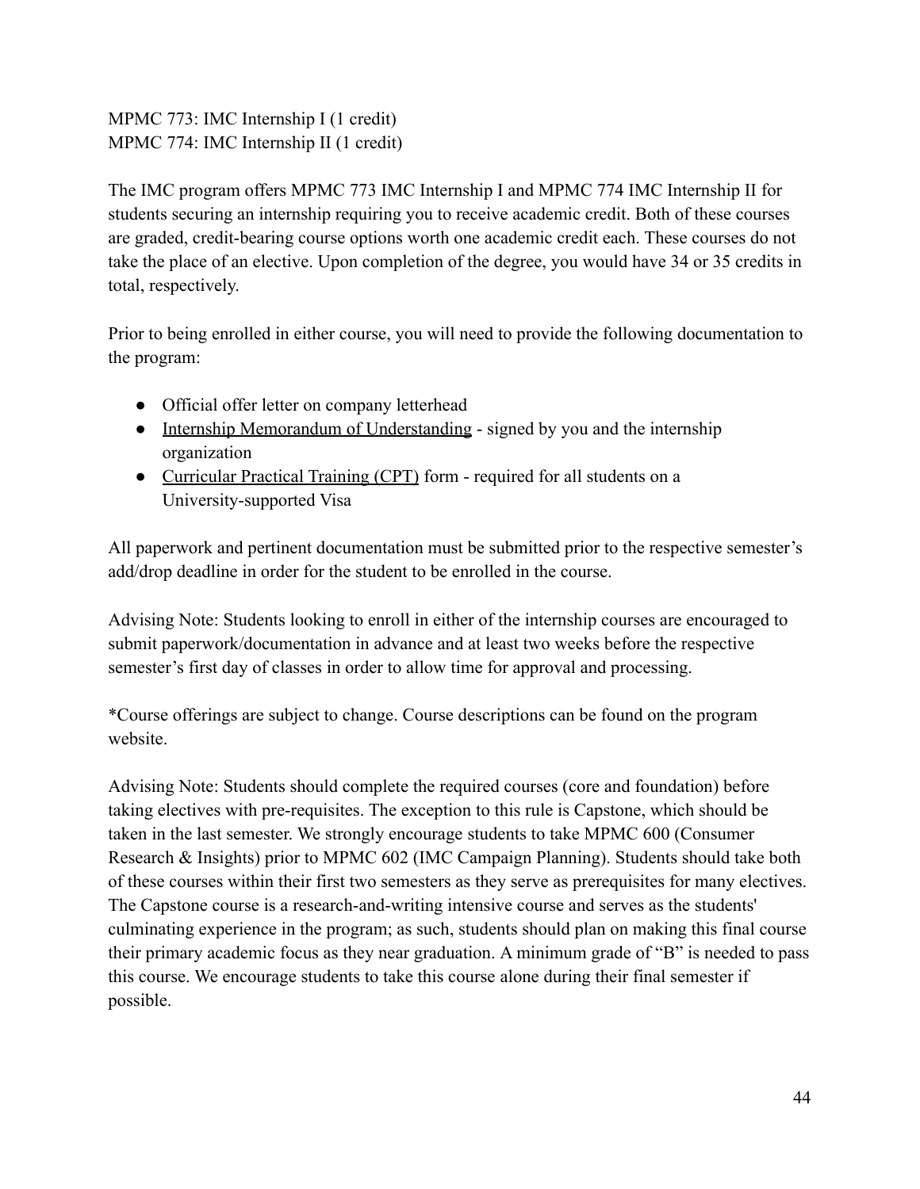MPMC 773: IMC Internship I (1 credit)
MPMC 774: IMC Internship II (1 credit)

The IMC program offers MPMC 773 IMC Internship I and MPMC 774 IMC Internship II for students securing an internship requiring you to receive academic credit. Both of these courses are graded, credit-bearing course options worth one academic credit each. These courses do not take the place of an elective. Upon completion of the degree, you would have 34 or 35 credits in total, respectively.

Prior to being enrolled in either course, you will need to provide the following documentation to the program:

- Official offer letter on company letterhead
- Internship Memorandum of Understanding - signed by you and the internship organization
- Curricular Practical Training (CPT) form - required for all students on a University-supported Visa

All paperwork and pertinent documentation must be submitted prior to the respective semester's add/drop deadline in order for the student to be enrolled in the course.

Advising Note: Students looking to enroll in either of the internship courses are encouraged to submit paperwork/documentation in advance and at least two weeks before the respective semester's first day of classes in order to allow time for approval and processing.

*Course offerings are subject to change. Course descriptions can be found on the program website.

Advising Note: Students should complete the required courses (core and foundation) before taking electives with pre-requisites. The exception to this rule is Capstone, which should be taken in the last semester. We strongly encourage students to take MPMC 600 (Consumer Research & Insights) prior to MPMC 602 (IMC Campaign Planning). Students should take both of these courses within their first two semesters as they serve as prerequisites for many electives. The Capstone course is a research-and-writing intensive course and serves as the students' culminating experience in the program; as such, students should plan on making this final course their primary academic focus as they near graduation. A minimum grade of "B" is needed to pass this course. We encourage students to take this course alone during their final semester if possible.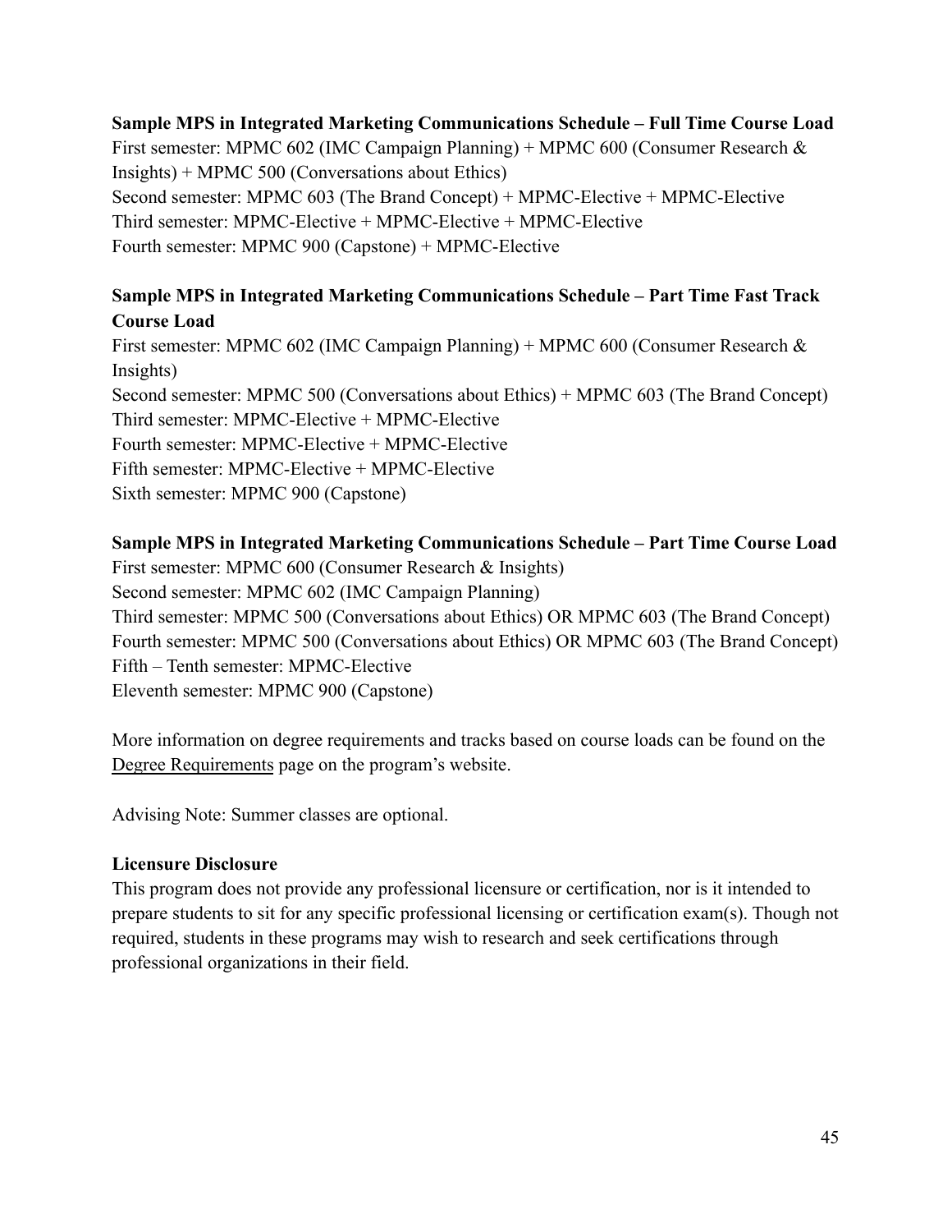**Sample MPS in Integrated Marketing Communications Schedule – Full Time Course Load**

First semester: MPMC 602 (IMC Campaign Planning) + MPMC 600 (Consumer Research & Insights) + MPMC 500 (Conversations about Ethics)
Second semester: MPMC 603 (The Brand Concept) + MPMC-Elective + MPMC-Elective
Third semester: MPMC-Elective + MPMC-Elective + MPMC-Elective
Fourth semester: MPMC 900 (Capstone) + MPMC-Elective

**Sample MPS in Integrated Marketing Communications Schedule – Part Time Fast Track Course Load**

First semester: MPMC 602 (IMC Campaign Planning) + MPMC 600 (Consumer Research & Insights)
Second semester: MPMC 500 (Conversations about Ethics) + MPMC 603 (The Brand Concept)
Third semester: MPMC-Elective + MPMC-Elective
Fourth semester: MPMC-Elective + MPMC-Elective
Fifth semester: MPMC-Elective + MPMC-Elective
Sixth semester: MPMC 900 (Capstone)

**Sample MPS in Integrated Marketing Communications Schedule – Part Time Course Load**

First semester: MPMC 600 (Consumer Research & Insights)
Second semester: MPMC 602 (IMC Campaign Planning)
Third semester: MPMC 500 (Conversations about Ethics) OR MPMC 603 (The Brand Concept)
Fourth semester: MPMC 500 (Conversations about Ethics) OR MPMC 603 (The Brand Concept)
Fifth – Tenth semester: MPMC-Elective
Eleventh semester: MPMC 900 (Capstone)

More information on degree requirements and tracks based on course loads can be found on the Degree Requirements page on the program's website.

Advising Note: Summer classes are optional.

**Licensure Disclosure**

This program does not provide any professional licensure or certification, nor is it intended to prepare students to sit for any specific professional licensing or certification exam(s). Though not required, students in these programs may wish to research and seek certifications through professional organizations in their field.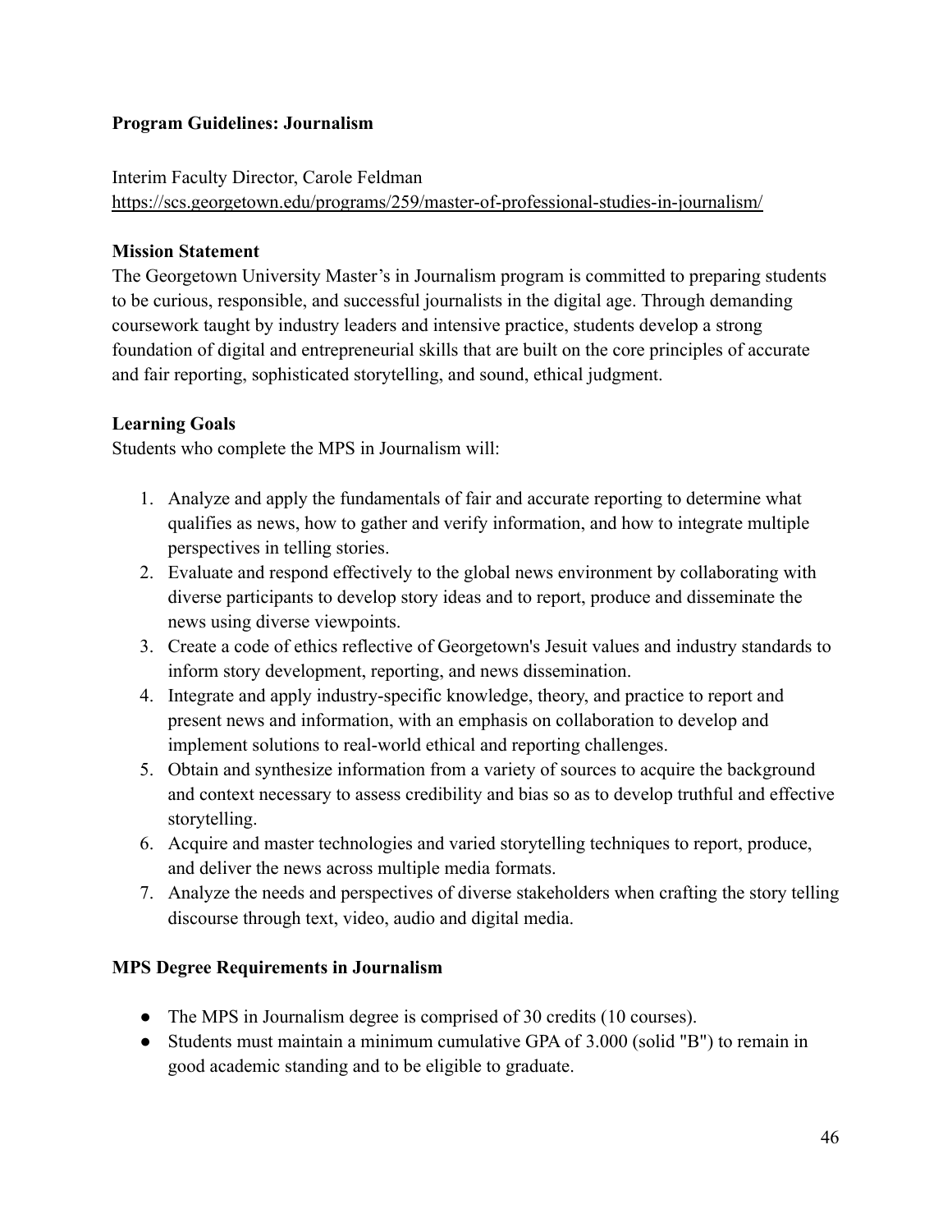**Program Guidelines: Journalism**

Interim Faculty Director, Carole Feldman
https://scs.georgetown.edu/programs/259/master-of-professional-studies-in-journalism/

**Mission Statement**

The Georgetown University Master's in Journalism program is committed to preparing students to be curious, responsible, and successful journalists in the digital age. Through demanding coursework taught by industry leaders and intensive practice, students develop a strong foundation of digital and entrepreneurial skills that are built on the core principles of accurate and fair reporting, sophisticated storytelling, and sound, ethical judgment.

**Learning Goals**

Students who complete the MPS in Journalism will:

1. Analyze and apply the fundamentals of fair and accurate reporting to determine what qualifies as news, how to gather and verify information, and how to integrate multiple perspectives in telling stories.
2. Evaluate and respond effectively to the global news environment by collaborating with diverse participants to develop story ideas and to report, produce and disseminate the news using diverse viewpoints.
3. Create a code of ethics reflective of Georgetown's Jesuit values and industry standards to inform story development, reporting, and news dissemination.
4. Integrate and apply industry-specific knowledge, theory, and practice to report and present news and information, with an emphasis on collaboration to develop and implement solutions to real-world ethical and reporting challenges.
5. Obtain and synthesize information from a variety of sources to acquire the background and context necessary to assess credibility and bias so as to develop truthful and effective storytelling.
6. Acquire and master technologies and varied storytelling techniques to report, produce, and deliver the news across multiple media formats.
7. Analyze the needs and perspectives of diverse stakeholders when crafting the story telling discourse through text, video, audio and digital media.

**MPS Degree Requirements in Journalism**

- The MPS in Journalism degree is comprised of 30 credits (10 courses).
- Students must maintain a minimum cumulative GPA of 3.000 (solid "B") to remain in good academic standing and to be eligible to graduate.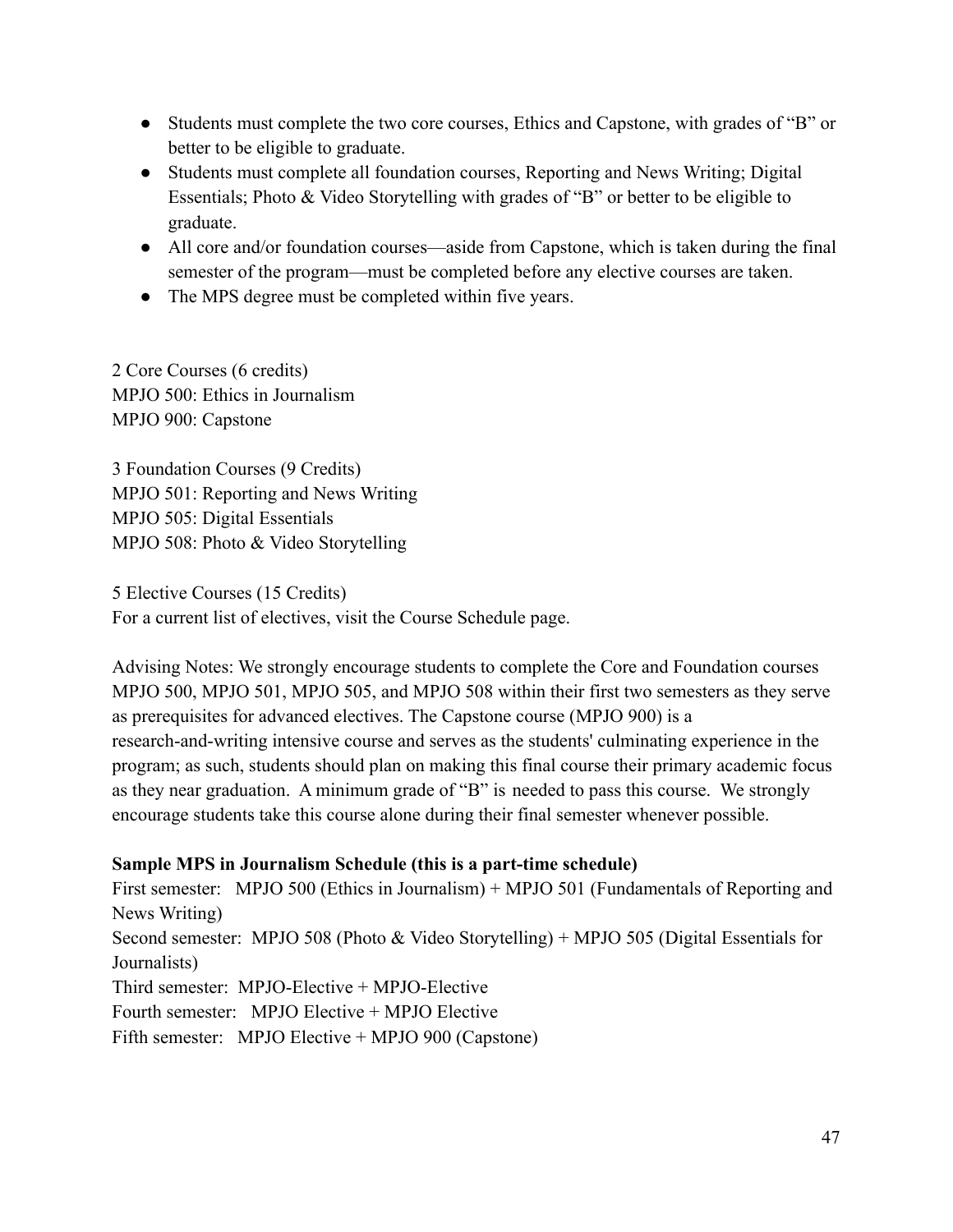- Students must complete the two core courses, Ethics and Capstone, with grades of "B" or better to be eligible to graduate.
- Students must complete all foundation courses, Reporting and News Writing; Digital Essentials; Photo & Video Storytelling with grades of "B" or better to be eligible to graduate.
- All core and/or foundation courses—aside from Capstone, which is taken during the final semester of the program—must be completed before any elective courses are taken.
- The MPS degree must be completed within five years.

2 Core Courses (6 credits)
MPJO 500: Ethics in Journalism
MPJO 900: Capstone

3 Foundation Courses (9 Credits)
MPJO 501: Reporting and News Writing
MPJO 505: Digital Essentials
MPJO 508: Photo & Video Storytelling

5 Elective Courses (15 Credits)
For a current list of electives, visit the Course Schedule page.

Advising Notes: We strongly encourage students to complete the Core and Foundation courses MPJO 500, MPJO 501, MPJO 505, and MPJO 508 within their first two semesters as they serve as prerequisites for advanced electives. The Capstone course (MPJO 900) is a research-and-writing intensive course and serves as the students' culminating experience in the program; as such, students should plan on making this final course their primary academic focus as they near graduation. A minimum grade of "B" is needed to pass this course. We strongly encourage students take this course alone during their final semester whenever possible.

**Sample MPS in Journalism Schedule (this is a part-time schedule)**
First semester: MPJO 500 (Ethics in Journalism) + MPJO 501 (Fundamentals of Reporting and News Writing)
Second semester: MPJO 508 (Photo & Video Storytelling) + MPJO 505 (Digital Essentials for Journalists)
Third semester: MPJO-Elective + MPJO-Elective
Fourth semester: MPJO Elective + MPJO Elective
Fifth semester: MPJO Elective + MPJO 900 (Capstone)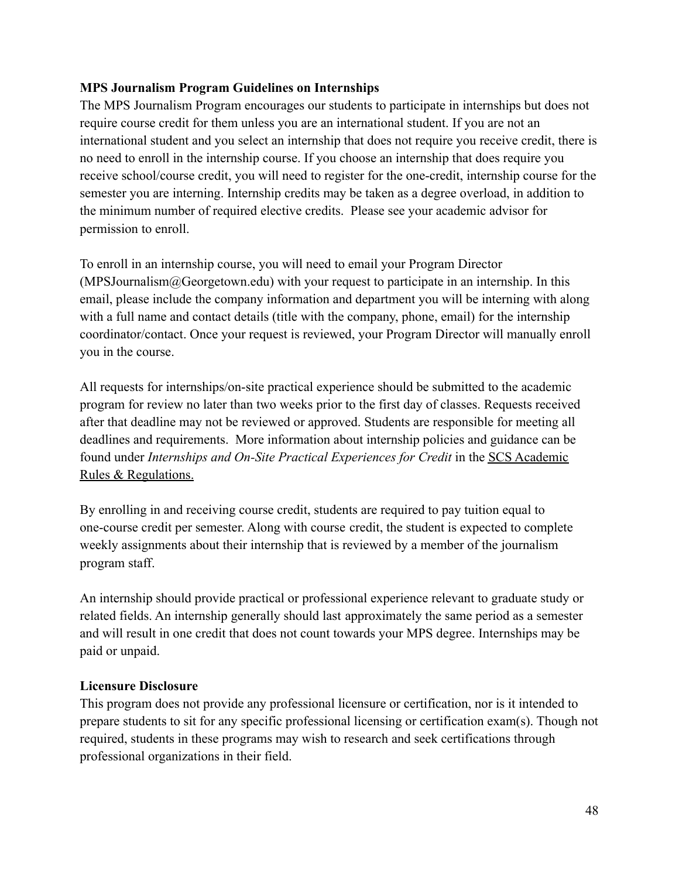**MPS Journalism Program Guidelines on Internships**

The MPS Journalism Program encourages our students to participate in internships but does not require course credit for them unless you are an international student. If you are not an international student and you select an internship that does not require you receive credit, there is no need to enroll in the internship course. If you choose an internship that does require you receive school/course credit, you will need to register for the one-credit, internship course for the semester you are interning. Internship credits may be taken as a degree overload, in addition to the minimum number of required elective credits. Please see your academic advisor for permission to enroll.

To enroll in an internship course, you will need to email your Program Director (MPSJournalism@Georgetown.edu) with your request to participate in an internship. In this email, please include the company information and department you will be interning with along with a full name and contact details (title with the company, phone, email) for the internship coordinator/contact. Once your request is reviewed, your Program Director will manually enroll you in the course.

All requests for internships/on-site practical experience should be submitted to the academic program for review no later than two weeks prior to the first day of classes. Requests received after that deadline may not be reviewed or approved. Students are responsible for meeting all deadlines and requirements. More information about internship policies and guidance can be found under *Internships and On-Site Practical Experiences for Credit* in the SCS Academic Rules & Regulations.

By enrolling in and receiving course credit, students are required to pay tuition equal to one-course credit per semester. Along with course credit, the student is expected to complete weekly assignments about their internship that is reviewed by a member of the journalism program staff.

An internship should provide practical or professional experience relevant to graduate study or related fields. An internship generally should last approximately the same period as a semester and will result in one credit that does not count towards your MPS degree. Internships may be paid or unpaid.

**Licensure Disclosure**

This program does not provide any professional licensure or certification, nor is it intended to prepare students to sit for any specific professional licensing or certification exam(s). Though not required, students in these programs may wish to research and seek certifications through professional organizations in their field.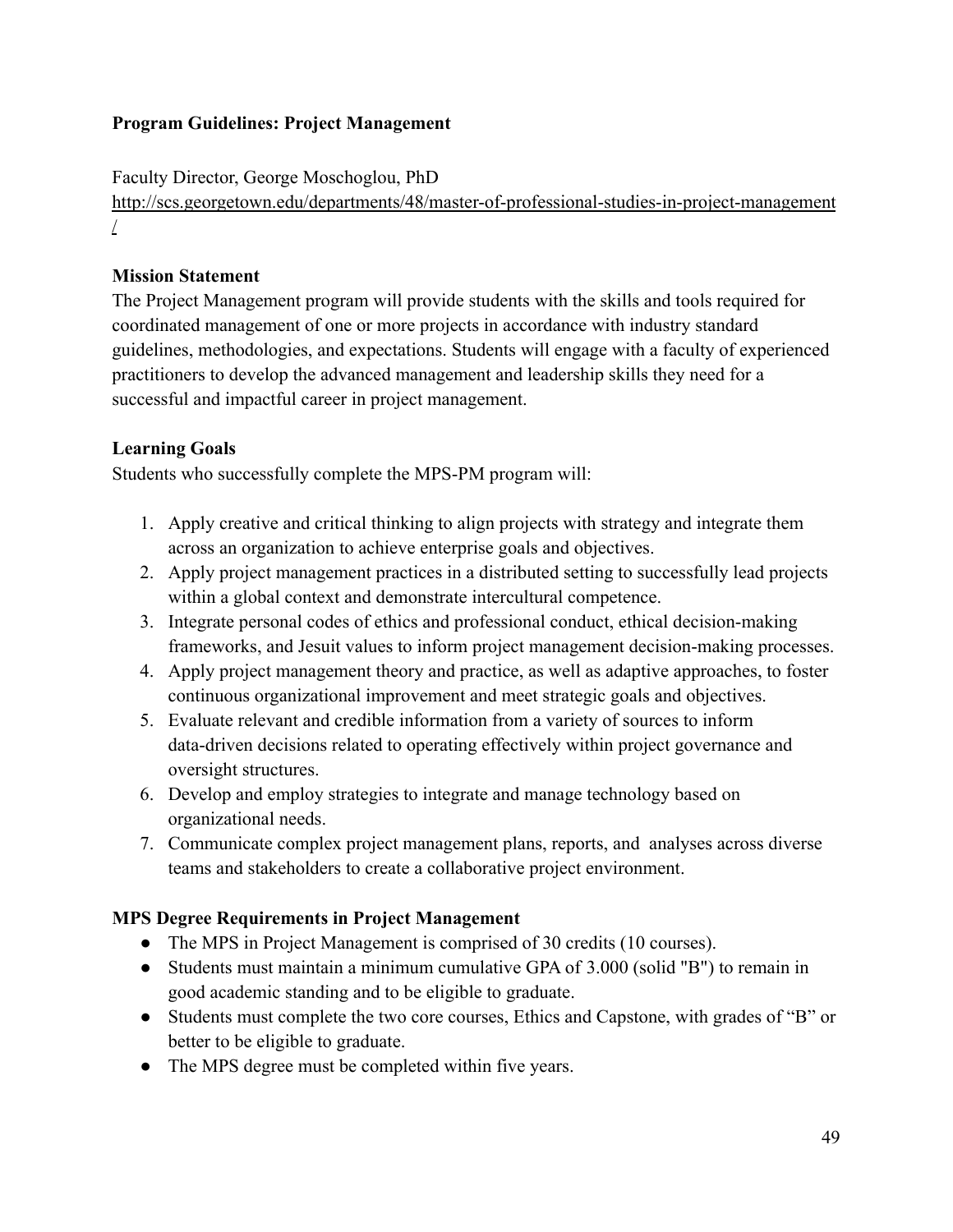**Program Guidelines: Project Management**

Faculty Director, George Moschoglou, PhD
http://scs.georgetown.edu/departments/48/master-of-professional-studies-in-project-management/

**Mission Statement**

The Project Management program will provide students with the skills and tools required for coordinated management of one or more projects in accordance with industry standard guidelines, methodologies, and expectations. Students will engage with a faculty of experienced practitioners to develop the advanced management and leadership skills they need for a successful and impactful career in project management.

**Learning Goals**

Students who successfully complete the MPS-PM program will:

1. Apply creative and critical thinking to align projects with strategy and integrate them across an organization to achieve enterprise goals and objectives.
2. Apply project management practices in a distributed setting to successfully lead projects within a global context and demonstrate intercultural competence.
3. Integrate personal codes of ethics and professional conduct, ethical decision-making frameworks, and Jesuit values to inform project management decision-making processes.
4. Apply project management theory and practice, as well as adaptive approaches, to foster continuous organizational improvement and meet strategic goals and objectives.
5. Evaluate relevant and credible information from a variety of sources to inform data-driven decisions related to operating effectively within project governance and oversight structures.
6. Develop and employ strategies to integrate and manage technology based on organizational needs.
7. Communicate complex project management plans, reports, and analyses across diverse teams and stakeholders to create a collaborative project environment.

**MPS Degree Requirements in Project Management**

- The MPS in Project Management is comprised of 30 credits (10 courses).
- Students must maintain a minimum cumulative GPA of 3.000 (solid "B") to remain in good academic standing and to be eligible to graduate.
- Students must complete the two core courses, Ethics and Capstone, with grades of "B" or better to be eligible to graduate.
- The MPS degree must be completed within five years.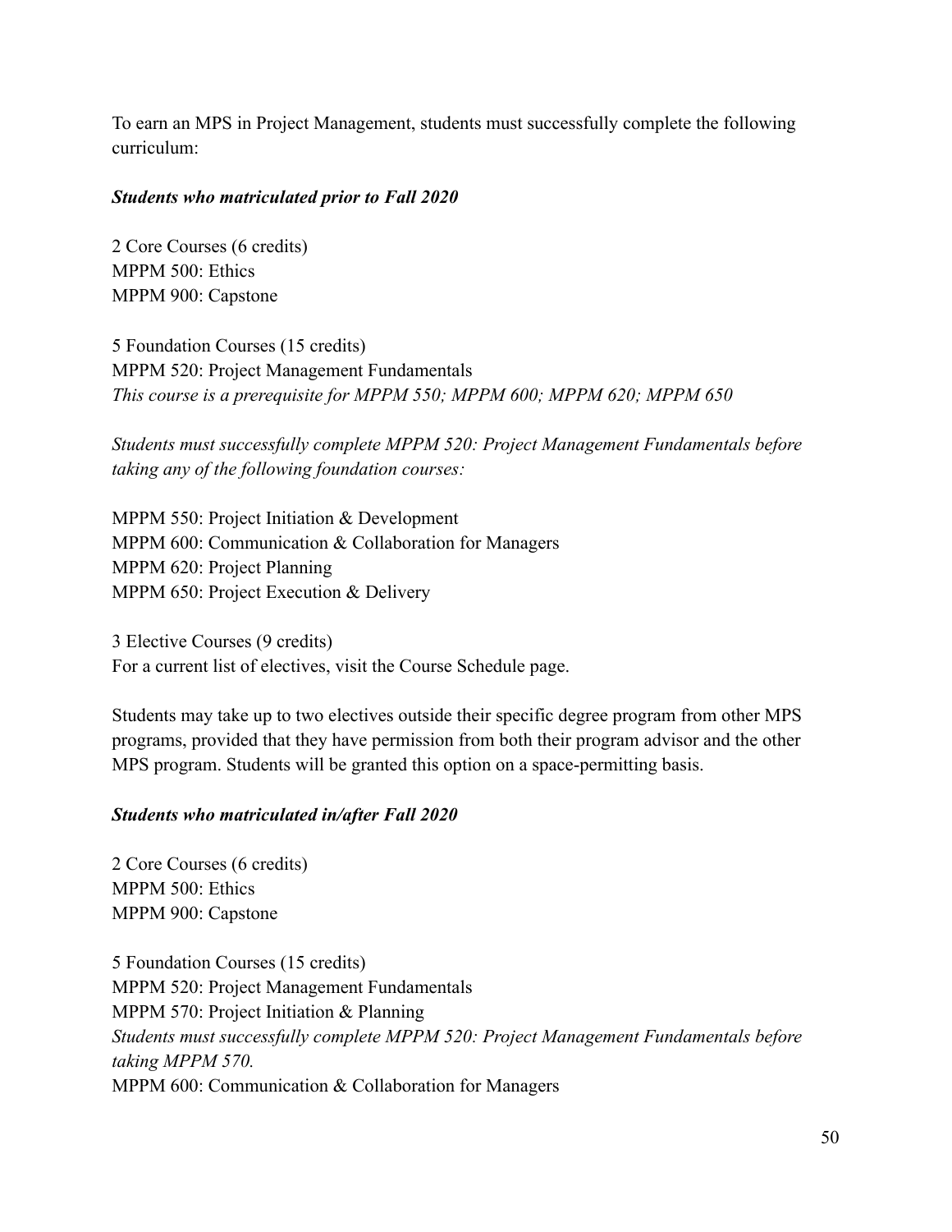To earn an MPS in Project Management, students must successfully complete the following curriculum:

***Students who matriculated prior to Fall 2020***

2 Core Courses (6 credits)
MPPM 500: Ethics
MPPM 900: Capstone

5 Foundation Courses (15 credits)
MPPM 520: Project Management Fundamentals
*This course is a prerequisite for MPPM 550; MPPM 600; MPPM 620; MPPM 650*

*Students must successfully complete MPPM 520: Project Management Fundamentals before taking any of the following foundation courses:*

MPPM 550: Project Initiation & Development
MPPM 600: Communication & Collaboration for Managers
MPPM 620: Project Planning
MPPM 650: Project Execution & Delivery

3 Elective Courses (9 credits)
For a current list of electives, visit the Course Schedule page.

Students may take up to two electives outside their specific degree program from other MPS programs, provided that they have permission from both their program advisor and the other MPS program. Students will be granted this option on a space-permitting basis.

***Students who matriculated in/after Fall 2020***

2 Core Courses (6 credits)
MPPM 500: Ethics
MPPM 900: Capstone

5 Foundation Courses (15 credits)
MPPM 520: Project Management Fundamentals
MPPM 570: Project Initiation & Planning
*Students must successfully complete MPPM 520: Project Management Fundamentals before taking MPPM 570.*
MPPM 600: Communication & Collaboration for Managers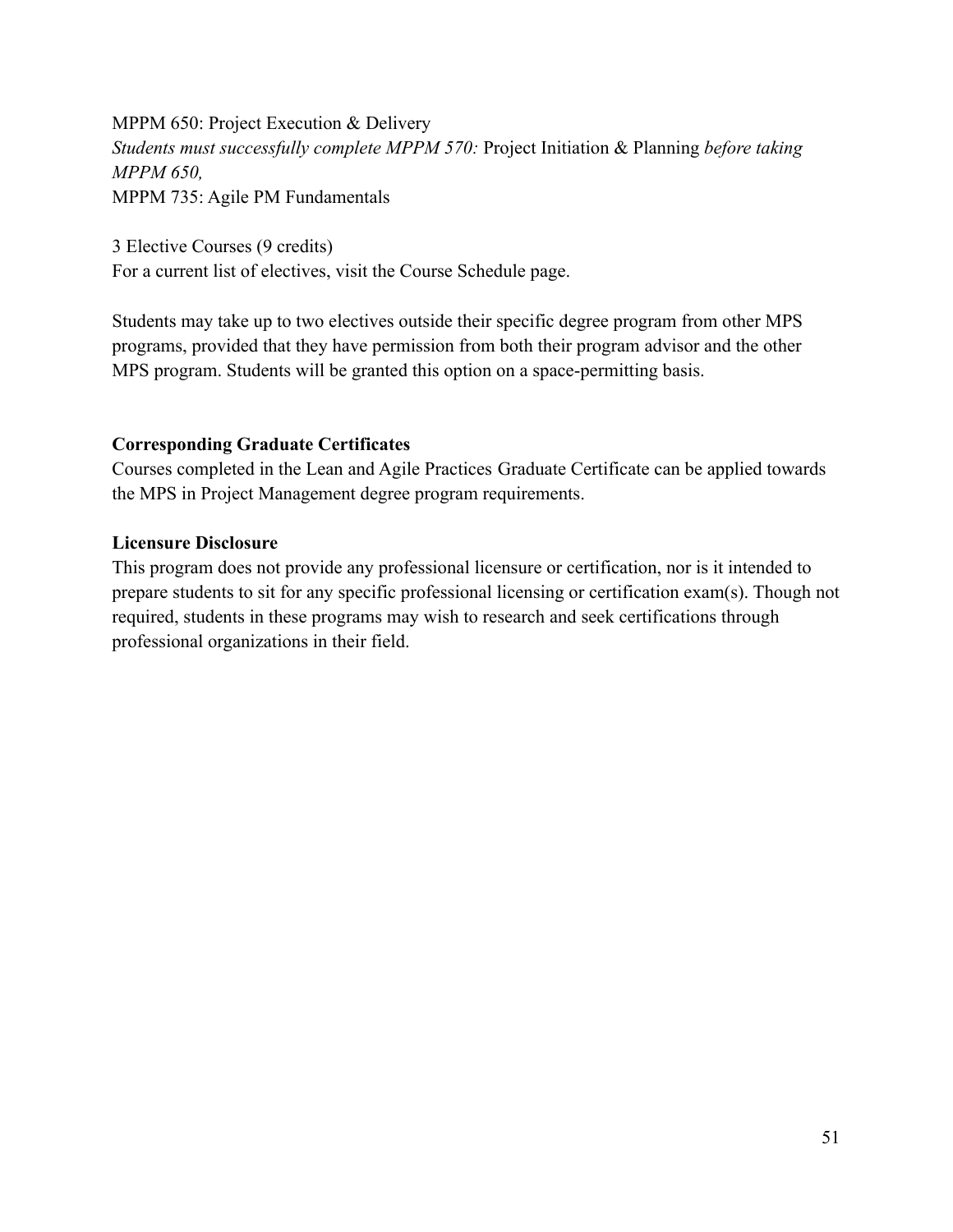MPPM 650: Project Execution & Delivery
*Students must successfully complete MPPM 570:* Project Initiation & Planning *before taking MPPM 650,*
MPPM 735: Agile PM Fundamentals

3 Elective Courses (9 credits)
For a current list of electives, visit the Course Schedule page.

Students may take up to two electives outside their specific degree program from other MPS programs, provided that they have permission from both their program advisor and the other MPS program. Students will be granted this option on a space-permitting basis.

**Corresponding Graduate Certificates**
Courses completed in the Lean and Agile Practices Graduate Certificate can be applied towards the MPS in Project Management degree program requirements.

**Licensure Disclosure**
This program does not provide any professional licensure or certification, nor is it intended to prepare students to sit for any specific professional licensing or certification exam(s). Though not required, students in these programs may wish to research and seek certifications through professional organizations in their field.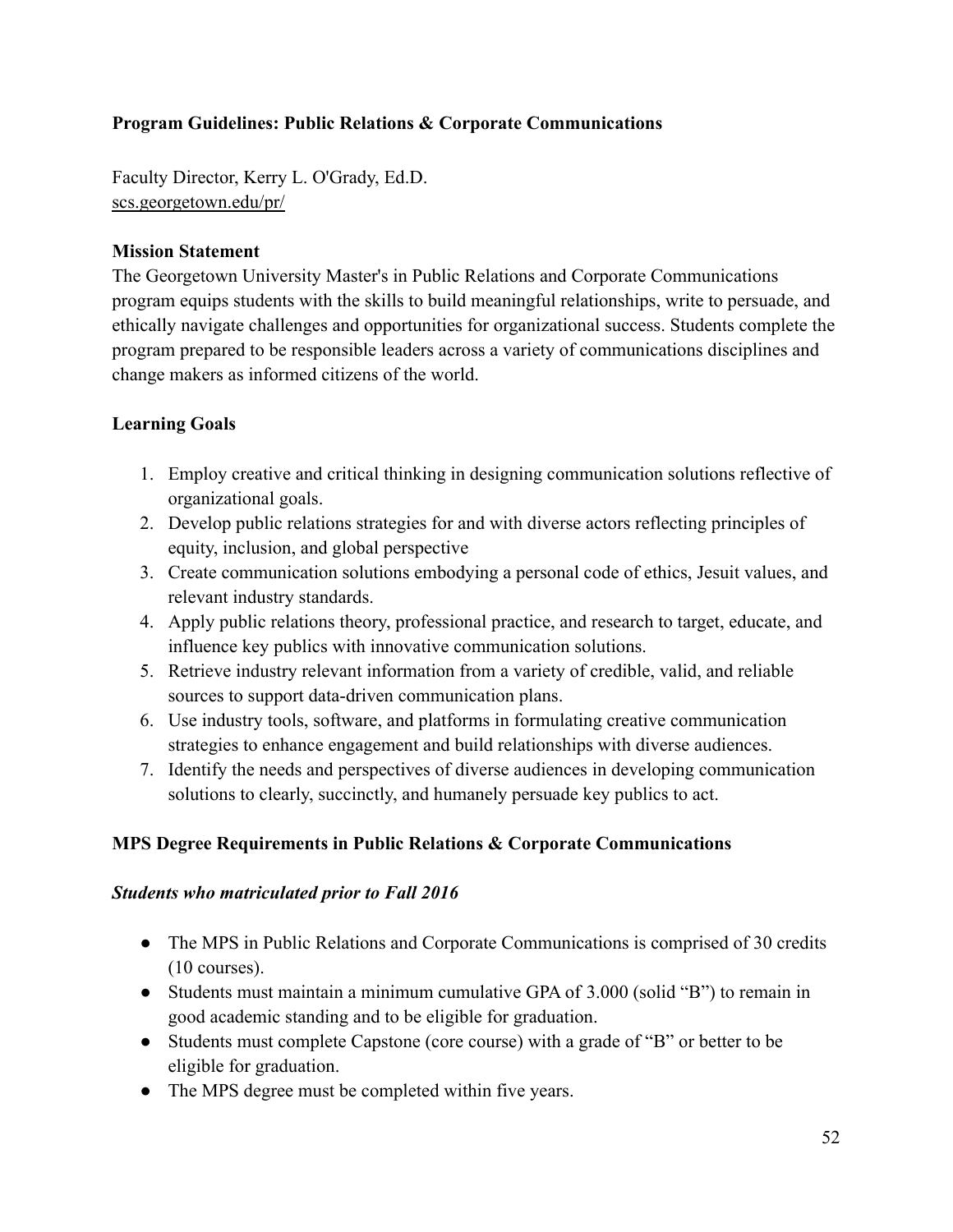**Program Guidelines: Public Relations & Corporate Communications**

Faculty Director, Kerry L. O'Grady, Ed.D.
scs.georgetown.edu/pr/

**Mission Statement**

The Georgetown University Master's in Public Relations and Corporate Communications program equips students with the skills to build meaningful relationships, write to persuade, and ethically navigate challenges and opportunities for organizational success. Students complete the program prepared to be responsible leaders across a variety of communications disciplines and change makers as informed citizens of the world.

**Learning Goals**

1. Employ creative and critical thinking in designing communication solutions reflective of organizational goals.
2. Develop public relations strategies for and with diverse actors reflecting principles of equity, inclusion, and global perspective
3. Create communication solutions embodying a personal code of ethics, Jesuit values, and relevant industry standards.
4. Apply public relations theory, professional practice, and research to target, educate, and influence key publics with innovative communication solutions.
5. Retrieve industry relevant information from a variety of credible, valid, and reliable sources to support data-driven communication plans.
6. Use industry tools, software, and platforms in formulating creative communication strategies to enhance engagement and build relationships with diverse audiences.
7. Identify the needs and perspectives of diverse audiences in developing communication solutions to clearly, succinctly, and humanely persuade key publics to act.

**MPS Degree Requirements in Public Relations & Corporate Communications**

***Students who matriculated prior to Fall 2016***

- The MPS in Public Relations and Corporate Communications is comprised of 30 credits (10 courses).
- Students must maintain a minimum cumulative GPA of 3.000 (solid "B") to remain in good academic standing and to be eligible for graduation.
- Students must complete Capstone (core course) with a grade of "B" or better to be eligible for graduation.
- The MPS degree must be completed within five years.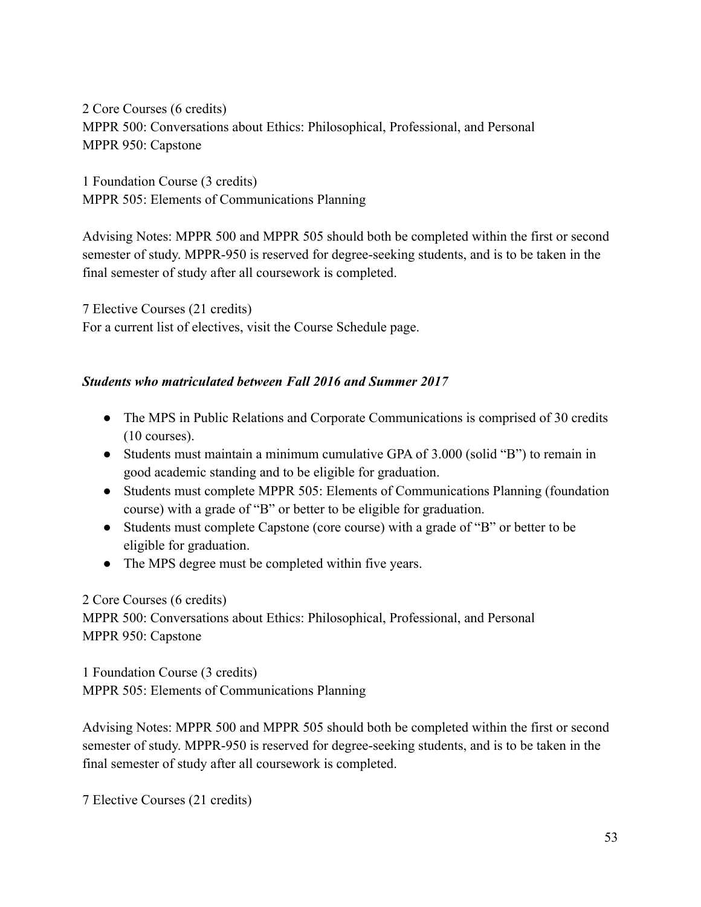2 Core Courses (6 credits)
MPPR 500: Conversations about Ethics: Philosophical, Professional, and Personal
MPPR 950: Capstone

1 Foundation Course (3 credits)
MPPR 505: Elements of Communications Planning

Advising Notes: MPPR 500 and MPPR 505 should both be completed within the first or second semester of study. MPPR-950 is reserved for degree-seeking students, and is to be taken in the final semester of study after all coursework is completed.

7 Elective Courses (21 credits)
For a current list of electives, visit the Course Schedule page.

***Students who matriculated between Fall 2016 and Summer 2017***

- The MPS in Public Relations and Corporate Communications is comprised of 30 credits (10 courses).
- Students must maintain a minimum cumulative GPA of 3.000 (solid "B") to remain in good academic standing and to be eligible for graduation.
- Students must complete MPPR 505: Elements of Communications Planning (foundation course) with a grade of "B" or better to be eligible for graduation.
- Students must complete Capstone (core course) with a grade of "B" or better to be eligible for graduation.
- The MPS degree must be completed within five years.

2 Core Courses (6 credits)
MPPR 500: Conversations about Ethics: Philosophical, Professional, and Personal
MPPR 950: Capstone

1 Foundation Course (3 credits)
MPPR 505: Elements of Communications Planning

Advising Notes: MPPR 500 and MPPR 505 should both be completed within the first or second semester of study. MPPR-950 is reserved for degree-seeking students, and is to be taken in the final semester of study after all coursework is completed.

7 Elective Courses (21 credits)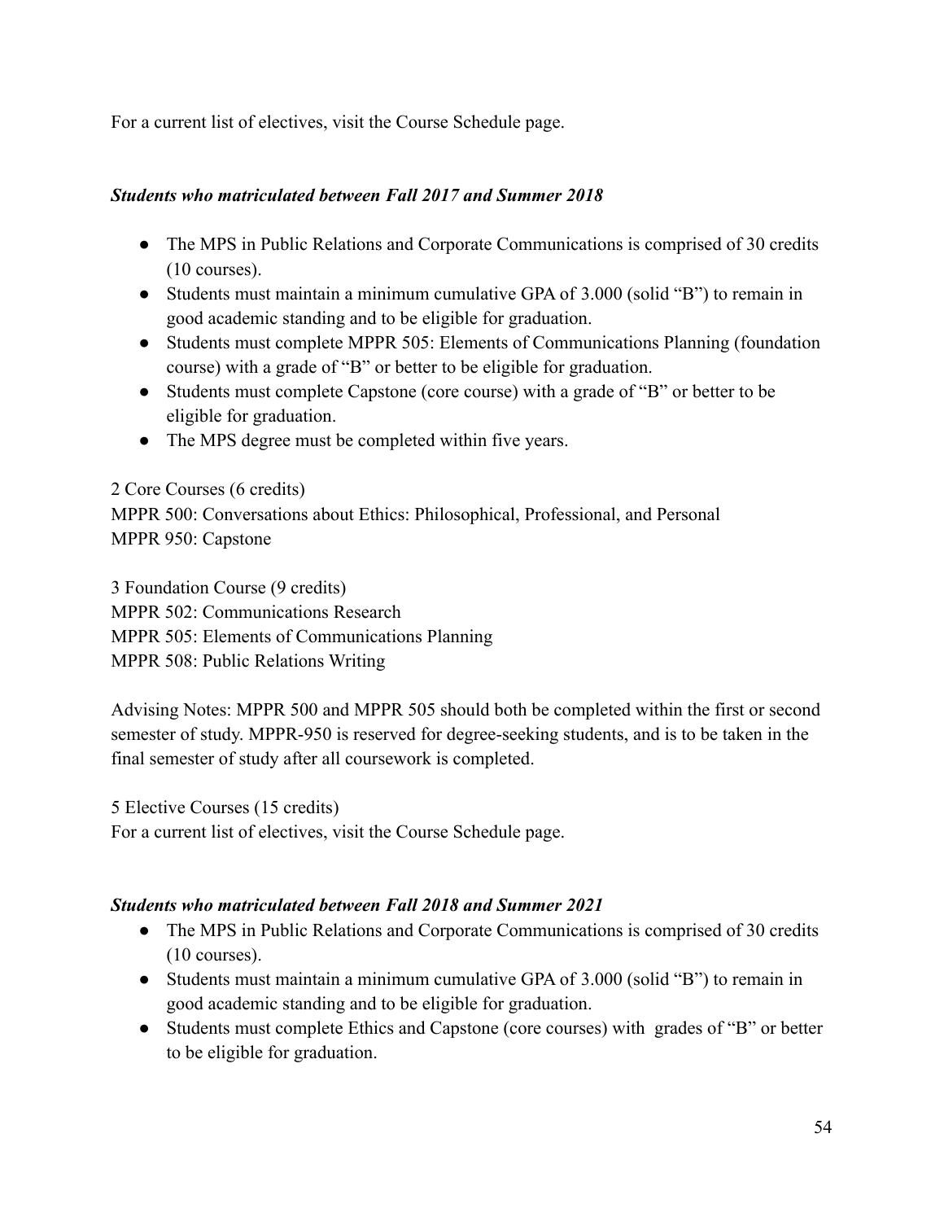For a current list of electives, visit the Course Schedule page.

***Students who matriculated between Fall 2017 and Summer 2018***

- The MPS in Public Relations and Corporate Communications is comprised of 30 credits (10 courses).
- Students must maintain a minimum cumulative GPA of 3.000 (solid "B") to remain in good academic standing and to be eligible for graduation.
- Students must complete MPPR 505: Elements of Communications Planning (foundation course) with a grade of "B" or better to be eligible for graduation.
- Students must complete Capstone (core course) with a grade of "B" or better to be eligible for graduation.
- The MPS degree must be completed within five years.

2 Core Courses (6 credits)
MPPR 500: Conversations about Ethics: Philosophical, Professional, and Personal
MPPR 950: Capstone

3 Foundation Course (9 credits)
MPPR 502: Communications Research
MPPR 505: Elements of Communications Planning
MPPR 508: Public Relations Writing

Advising Notes: MPPR 500 and MPPR 505 should both be completed within the first or second semester of study. MPPR-950 is reserved for degree-seeking students, and is to be taken in the final semester of study after all coursework is completed.

5 Elective Courses (15 credits)
For a current list of electives, visit the Course Schedule page.

***Students who matriculated between Fall 2018 and Summer 2021***

- The MPS in Public Relations and Corporate Communications is comprised of 30 credits (10 courses).
- Students must maintain a minimum cumulative GPA of 3.000 (solid "B") to remain in good academic standing and to be eligible for graduation.
- Students must complete Ethics and Capstone (core courses) with grades of "B" or better to be eligible for graduation.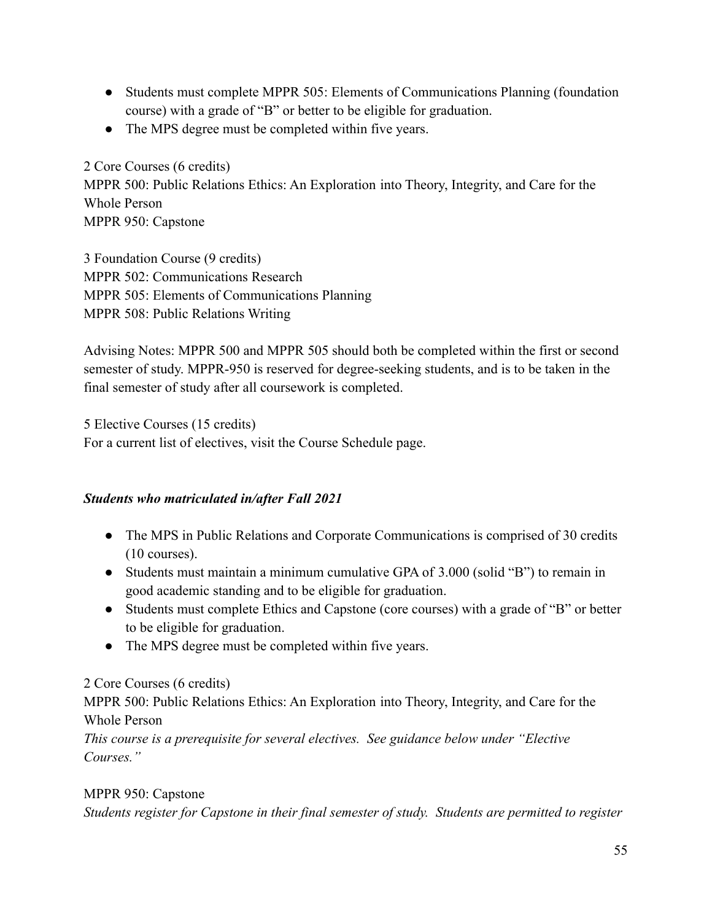- Students must complete MPPR 505: Elements of Communications Planning (foundation course) with a grade of "B" or better to be eligible for graduation.
- The MPS degree must be completed within five years.

2 Core Courses (6 credits)
MPPR 500: Public Relations Ethics: An Exploration into Theory, Integrity, and Care for the Whole Person
MPPR 950: Capstone

3 Foundation Course (9 credits)
MPPR 502: Communications Research
MPPR 505: Elements of Communications Planning
MPPR 508: Public Relations Writing

Advising Notes: MPPR 500 and MPPR 505 should both be completed within the first or second semester of study. MPPR-950 is reserved for degree-seeking students, and is to be taken in the final semester of study after all coursework is completed.

5 Elective Courses (15 credits)
For a current list of electives, visit the Course Schedule page.

***Students who matriculated in/after Fall 2021***

- The MPS in Public Relations and Corporate Communications is comprised of 30 credits (10 courses).
- Students must maintain a minimum cumulative GPA of 3.000 (solid "B") to remain in good academic standing and to be eligible for graduation.
- Students must complete Ethics and Capstone (core courses) with a grade of "B" or better to be eligible for graduation.
- The MPS degree must be completed within five years.

2 Core Courses (6 credits)
MPPR 500: Public Relations Ethics: An Exploration into Theory, Integrity, and Care for the Whole Person
*This course is a prerequisite for several electives. See guidance below under "Elective Courses."*

MPPR 950: Capstone
*Students register for Capstone in their final semester of study. Students are permitted to register*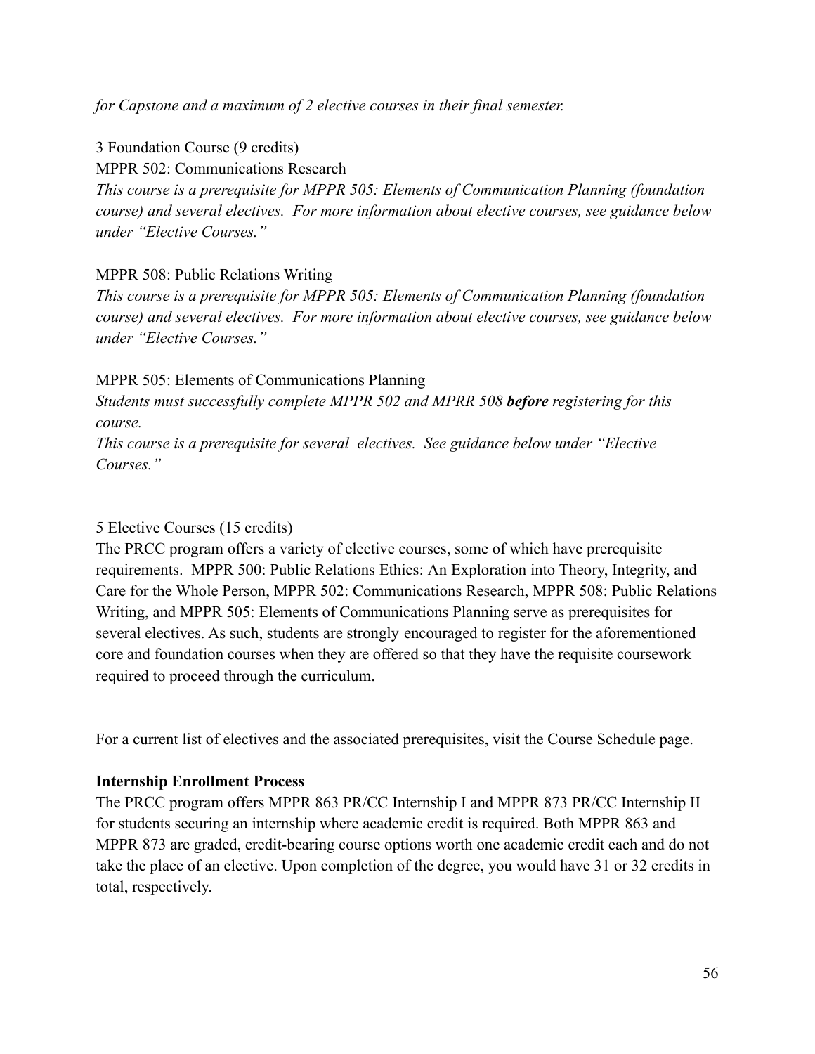*for Capstone and a maximum of 2 elective courses in their final semester.*

3 Foundation Course (9 credits)

MPPR 502: Communications Research

*This course is a prerequisite for MPPR 505: Elements of Communication Planning (foundation course) and several electives. For more information about elective courses, see guidance below under "Elective Courses."*

MPPR 508: Public Relations Writing

*This course is a prerequisite for MPPR 505: Elements of Communication Planning (foundation course) and several electives. For more information about elective courses, see guidance below under "Elective Courses."*

MPPR 505: Elements of Communications Planning

*Students must successfully complete MPPR 502 and MPRR 508* ***before*** *registering for this course.*

*This course is a prerequisite for several electives. See guidance below under "Elective Courses."*

5 Elective Courses (15 credits)

The PRCC program offers a variety of elective courses, some of which have prerequisite requirements. MPPR 500: Public Relations Ethics: An Exploration into Theory, Integrity, and Care for the Whole Person, MPPR 502: Communications Research, MPPR 508: Public Relations Writing, and MPPR 505: Elements of Communications Planning serve as prerequisites for several electives. As such, students are strongly encouraged to register for the aforementioned core and foundation courses when they are offered so that they have the requisite coursework required to proceed through the curriculum.

For a current list of electives and the associated prerequisites, visit the Course Schedule page.

**Internship Enrollment Process**

The PRCC program offers MPPR 863 PR/CC Internship I and MPPR 873 PR/CC Internship II for students securing an internship where academic credit is required. Both MPPR 863 and MPPR 873 are graded, credit-bearing course options worth one academic credit each and do not take the place of an elective. Upon completion of the degree, you would have 31 or 32 credits in total, respectively.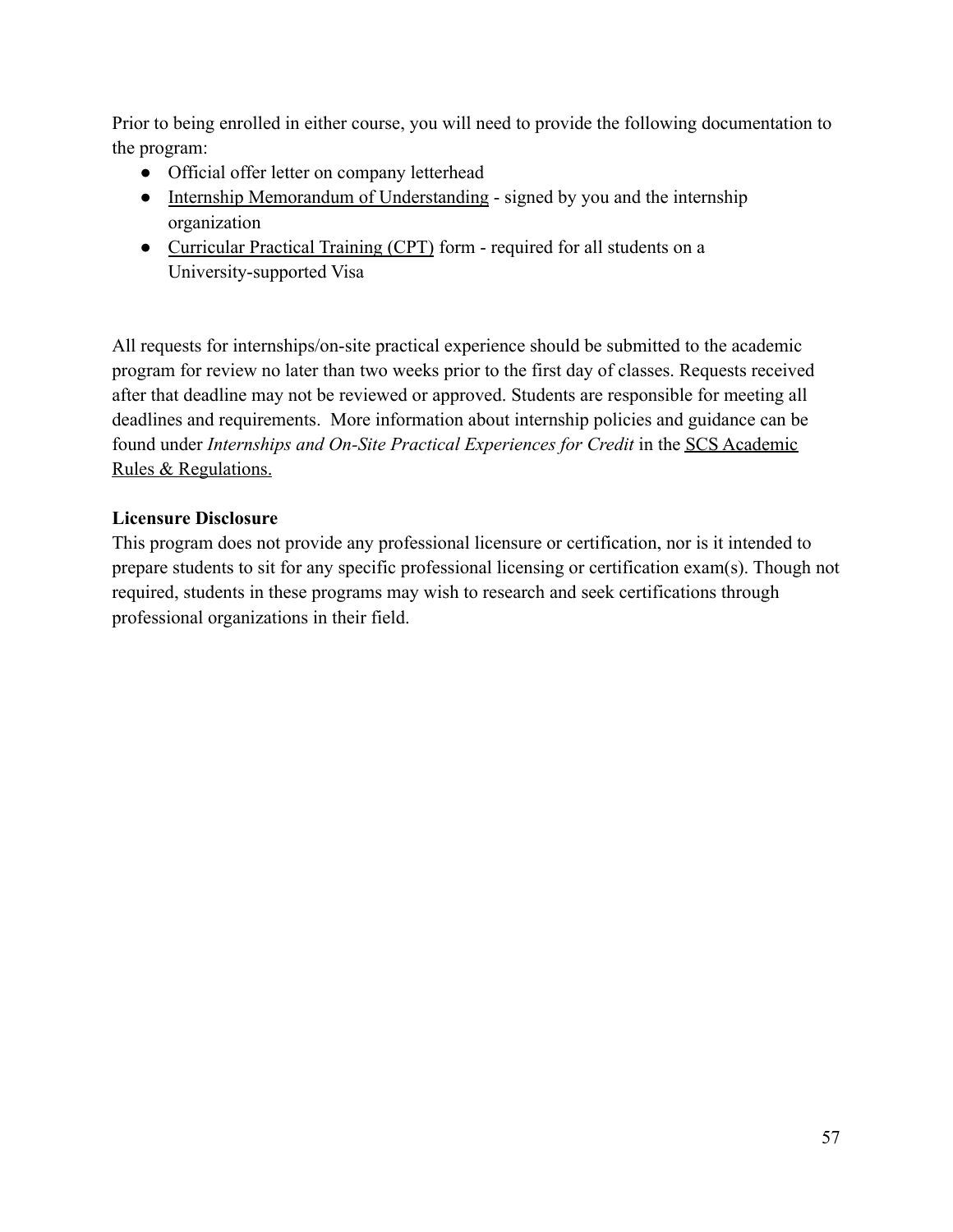Prior to being enrolled in either course, you will need to provide the following documentation to the program:

- Official offer letter on company letterhead
- Internship Memorandum of Understanding - signed by you and the internship organization
- Curricular Practical Training (CPT) form - required for all students on a University-supported Visa

All requests for internships/on-site practical experience should be submitted to the academic program for review no later than two weeks prior to the first day of classes. Requests received after that deadline may not be reviewed or approved. Students are responsible for meeting all deadlines and requirements. More information about internship policies and guidance can be found under *Internships and On-Site Practical Experiences for Credit* in the SCS Academic Rules & Regulations.

**Licensure Disclosure**

This program does not provide any professional licensure or certification, nor is it intended to prepare students to sit for any specific professional licensing or certification exam(s). Though not required, students in these programs may wish to research and seek certifications through professional organizations in their field.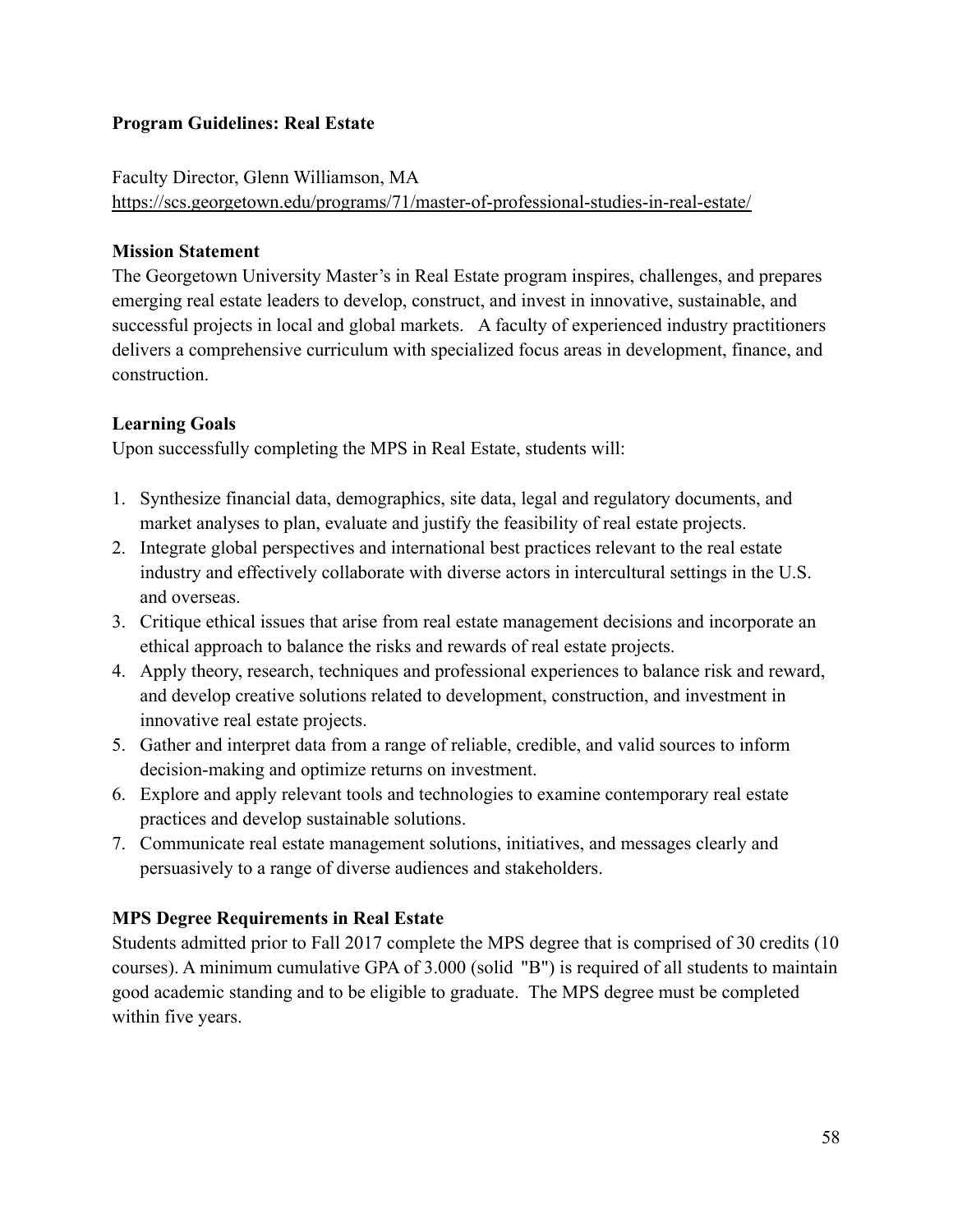**Program Guidelines: Real Estate**

Faculty Director, Glenn Williamson, MA
https://scs.georgetown.edu/programs/71/master-of-professional-studies-in-real-estate/

**Mission Statement**

The Georgetown University Master's in Real Estate program inspires, challenges, and prepares emerging real estate leaders to develop, construct, and invest in innovative, sustainable, and successful projects in local and global markets. A faculty of experienced industry practitioners delivers a comprehensive curriculum with specialized focus areas in development, finance, and construction.

**Learning Goals**

Upon successfully completing the MPS in Real Estate, students will:

1. Synthesize financial data, demographics, site data, legal and regulatory documents, and market analyses to plan, evaluate and justify the feasibility of real estate projects.
2. Integrate global perspectives and international best practices relevant to the real estate industry and effectively collaborate with diverse actors in intercultural settings in the U.S. and overseas.
3. Critique ethical issues that arise from real estate management decisions and incorporate an ethical approach to balance the risks and rewards of real estate projects.
4. Apply theory, research, techniques and professional experiences to balance risk and reward, and develop creative solutions related to development, construction, and investment in innovative real estate projects.
5. Gather and interpret data from a range of reliable, credible, and valid sources to inform decision-making and optimize returns on investment.
6. Explore and apply relevant tools and technologies to examine contemporary real estate practices and develop sustainable solutions.
7. Communicate real estate management solutions, initiatives, and messages clearly and persuasively to a range of diverse audiences and stakeholders.

**MPS Degree Requirements in Real Estate**

Students admitted prior to Fall 2017 complete the MPS degree that is comprised of 30 credits (10 courses). A minimum cumulative GPA of 3.000 (solid "B") is required of all students to maintain good academic standing and to be eligible to graduate. The MPS degree must be completed within five years.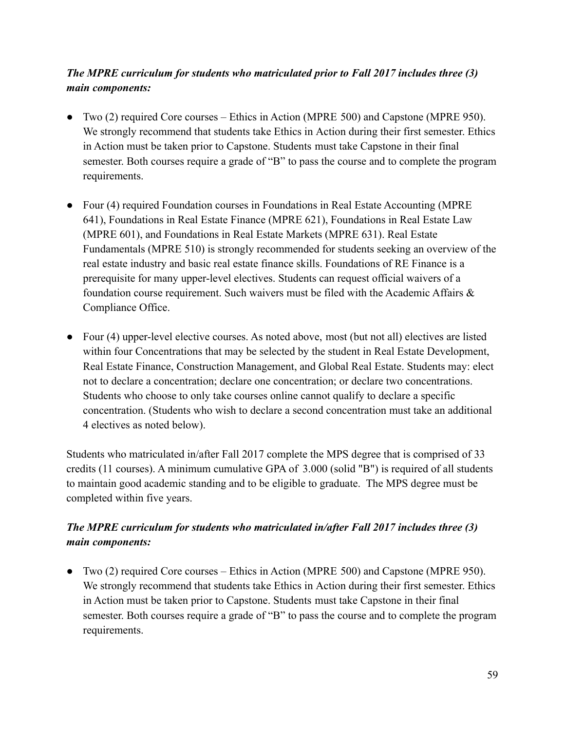***The MPRE curriculum for students who matriculated prior to Fall 2017 includes three (3) main components:***

- Two (2) required Core courses – Ethics in Action (MPRE 500) and Capstone (MPRE 950). We strongly recommend that students take Ethics in Action during their first semester. Ethics in Action must be taken prior to Capstone. Students must take Capstone in their final semester. Both courses require a grade of "B" to pass the course and to complete the program requirements.

- Four (4) required Foundation courses in Foundations in Real Estate Accounting (MPRE 641), Foundations in Real Estate Finance (MPRE 621), Foundations in Real Estate Law (MPRE 601), and Foundations in Real Estate Markets (MPRE 631). Real Estate Fundamentals (MPRE 510) is strongly recommended for students seeking an overview of the real estate industry and basic real estate finance skills. Foundations of RE Finance is a prerequisite for many upper-level electives. Students can request official waivers of a foundation course requirement. Such waivers must be filed with the Academic Affairs & Compliance Office.

- Four (4) upper-level elective courses. As noted above, most (but not all) electives are listed within four Concentrations that may be selected by the student in Real Estate Development, Real Estate Finance, Construction Management, and Global Real Estate. Students may: elect not to declare a concentration; declare one concentration; or declare two concentrations. Students who choose to only take courses online cannot qualify to declare a specific concentration. (Students who wish to declare a second concentration must take an additional 4 electives as noted below).

Students who matriculated in/after Fall 2017 complete the MPS degree that is comprised of 33 credits (11 courses). A minimum cumulative GPA of 3.000 (solid "B") is required of all students to maintain good academic standing and to be eligible to graduate. The MPS degree must be completed within five years.

***The MPRE curriculum for students who matriculated in/after Fall 2017 includes three (3) main components:***

- Two (2) required Core courses – Ethics in Action (MPRE 500) and Capstone (MPRE 950). We strongly recommend that students take Ethics in Action during their first semester. Ethics in Action must be taken prior to Capstone. Students must take Capstone in their final semester. Both courses require a grade of "B" to pass the course and to complete the program requirements.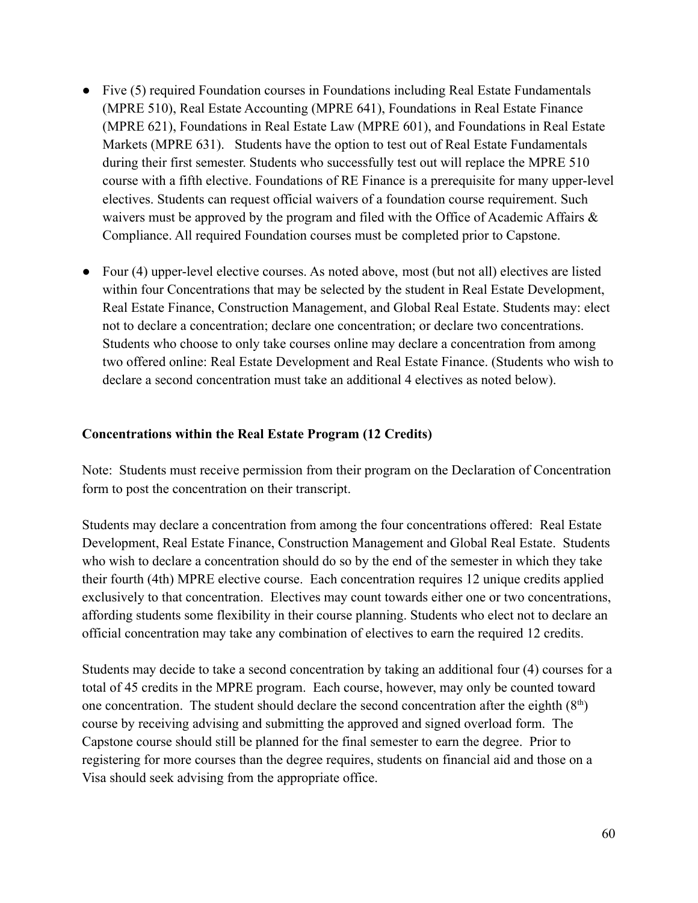- Five (5) required Foundation courses in Foundations including Real Estate Fundamentals (MPRE 510), Real Estate Accounting (MPRE 641), Foundations in Real Estate Finance (MPRE 621), Foundations in Real Estate Law (MPRE 601), and Foundations in Real Estate Markets (MPRE 631). Students have the option to test out of Real Estate Fundamentals during their first semester. Students who successfully test out will replace the MPRE 510 course with a fifth elective. Foundations of RE Finance is a prerequisite for many upper-level electives. Students can request official waivers of a foundation course requirement. Such waivers must be approved by the program and filed with the Office of Academic Affairs & Compliance. All required Foundation courses must be completed prior to Capstone.

- Four (4) upper-level elective courses. As noted above, most (but not all) electives are listed within four Concentrations that may be selected by the student in Real Estate Development, Real Estate Finance, Construction Management, and Global Real Estate. Students may: elect not to declare a concentration; declare one concentration; or declare two concentrations. Students who choose to only take courses online may declare a concentration from among two offered online: Real Estate Development and Real Estate Finance. (Students who wish to declare a second concentration must take an additional 4 electives as noted below).

**Concentrations within the Real Estate Program (12 Credits)**

Note: Students must receive permission from their program on the Declaration of Concentration form to post the concentration on their transcript.

Students may declare a concentration from among the four concentrations offered: Real Estate Development, Real Estate Finance, Construction Management and Global Real Estate. Students who wish to declare a concentration should do so by the end of the semester in which they take their fourth (4th) MPRE elective course. Each concentration requires 12 unique credits applied exclusively to that concentration. Electives may count towards either one or two concentrations, affording students some flexibility in their course planning. Students who elect not to declare an official concentration may take any combination of electives to earn the required 12 credits.

Students may decide to take a second concentration by taking an additional four (4) courses for a total of 45 credits in the MPRE program. Each course, however, may only be counted toward one concentration. The student should declare the second concentration after the eighth (8th) course by receiving advising and submitting the approved and signed overload form. The Capstone course should still be planned for the final semester to earn the degree. Prior to registering for more courses than the degree requires, students on financial aid and those on a Visa should seek advising from the appropriate office.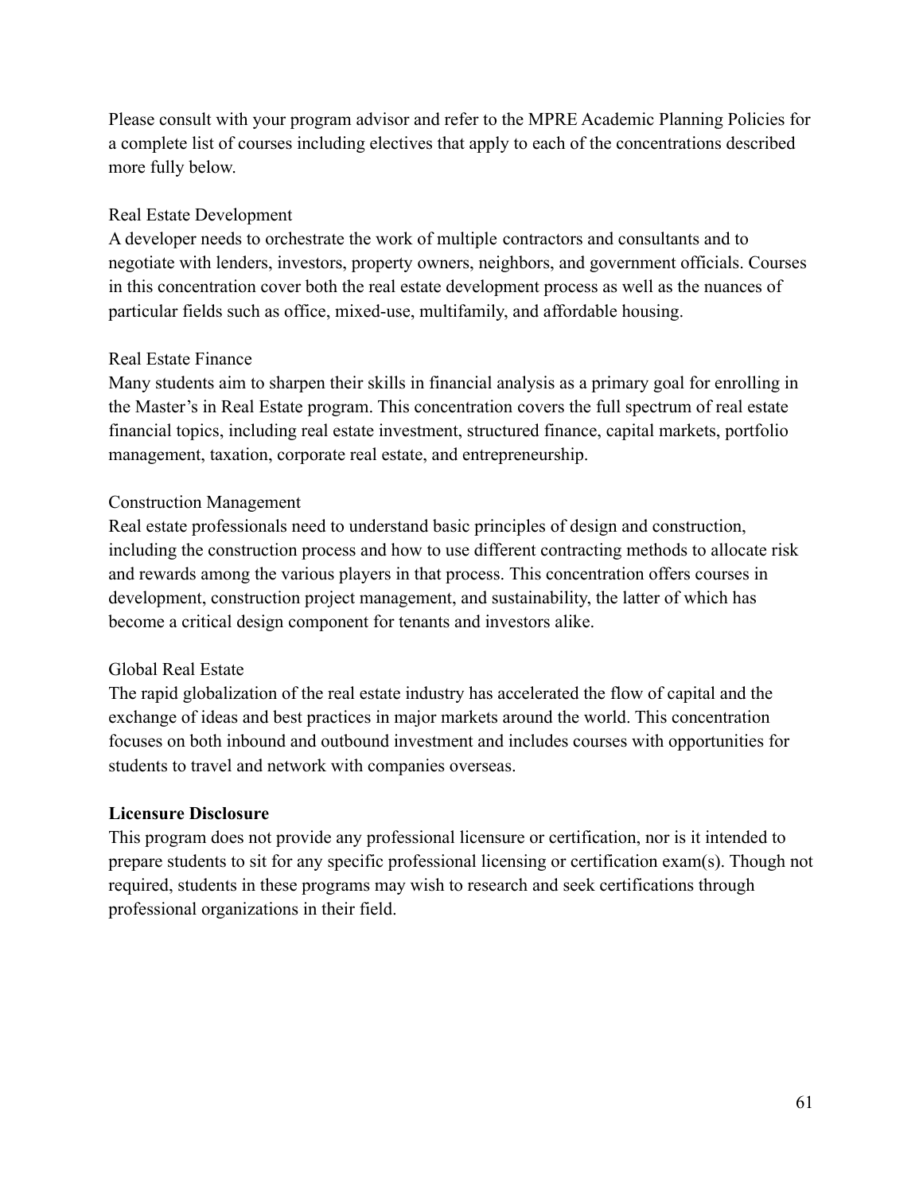Please consult with your program advisor and refer to the MPRE Academic Planning Policies for a complete list of courses including electives that apply to each of the concentrations described more fully below.

Real Estate Development

A developer needs to orchestrate the work of multiple contractors and consultants and to negotiate with lenders, investors, property owners, neighbors, and government officials. Courses in this concentration cover both the real estate development process as well as the nuances of particular fields such as office, mixed-use, multifamily, and affordable housing.

Real Estate Finance

Many students aim to sharpen their skills in financial analysis as a primary goal for enrolling in the Master's in Real Estate program. This concentration covers the full spectrum of real estate financial topics, including real estate investment, structured finance, capital markets, portfolio management, taxation, corporate real estate, and entrepreneurship.

Construction Management

Real estate professionals need to understand basic principles of design and construction, including the construction process and how to use different contracting methods to allocate risk and rewards among the various players in that process. This concentration offers courses in development, construction project management, and sustainability, the latter of which has become a critical design component for tenants and investors alike.

Global Real Estate

The rapid globalization of the real estate industry has accelerated the flow of capital and the exchange of ideas and best practices in major markets around the world. This concentration focuses on both inbound and outbound investment and includes courses with opportunities for students to travel and network with companies overseas.

**Licensure Disclosure**

This program does not provide any professional licensure or certification, nor is it intended to prepare students to sit for any specific professional licensing or certification exam(s). Though not required, students in these programs may wish to research and seek certifications through professional organizations in their field.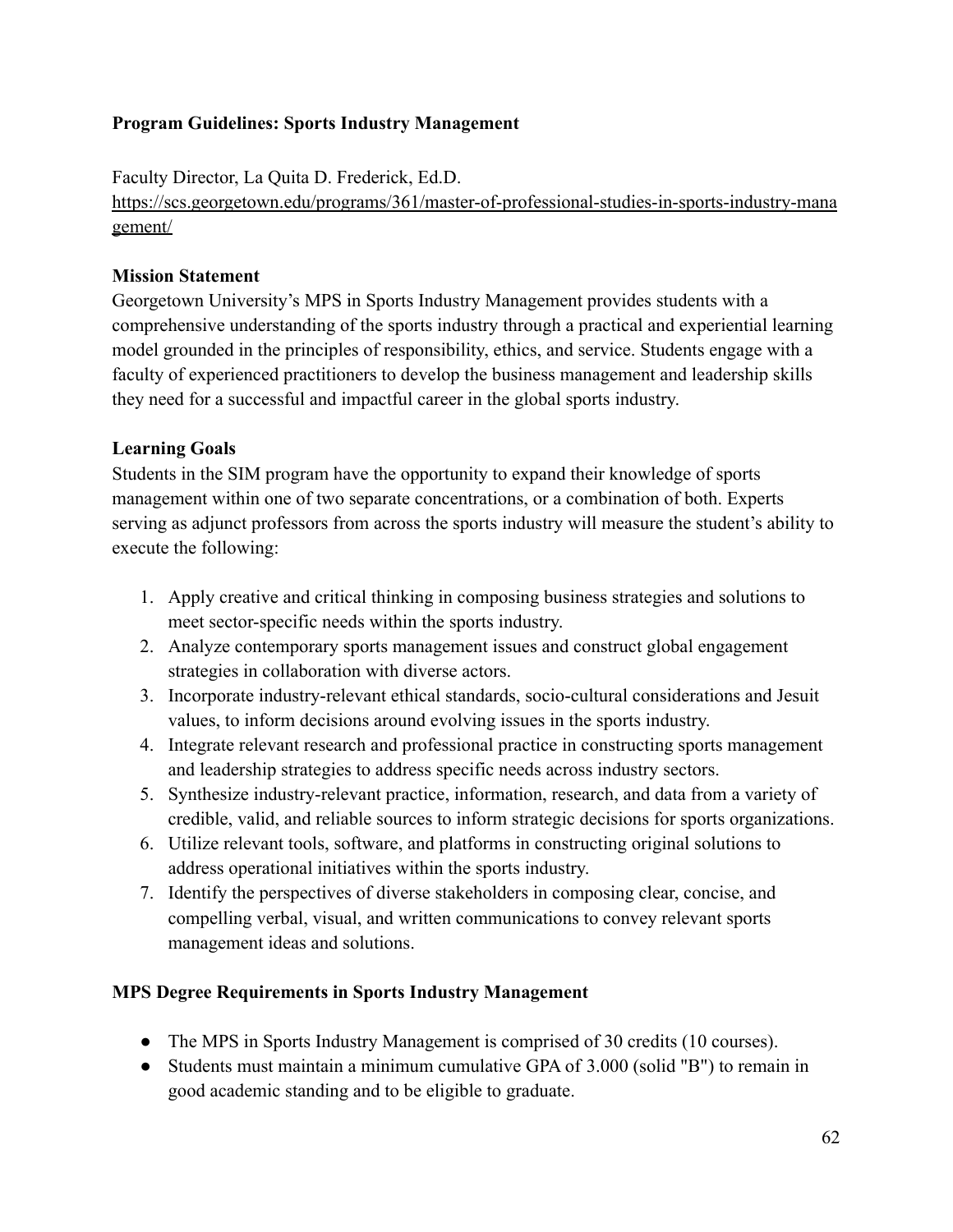**Program Guidelines: Sports Industry Management**

Faculty Director, La Quita D. Frederick, Ed.D.
https://scs.georgetown.edu/programs/361/master-of-professional-studies-in-sports-industry-management/

**Mission Statement**
Georgetown University's MPS in Sports Industry Management provides students with a comprehensive understanding of the sports industry through a practical and experiential learning model grounded in the principles of responsibility, ethics, and service. Students engage with a faculty of experienced practitioners to develop the business management and leadership skills they need for a successful and impactful career in the global sports industry.

**Learning Goals**
Students in the SIM program have the opportunity to expand their knowledge of sports management within one of two separate concentrations, or a combination of both. Experts serving as adjunct professors from across the sports industry will measure the student's ability to execute the following:

1. Apply creative and critical thinking in composing business strategies and solutions to meet sector-specific needs within the sports industry.
2. Analyze contemporary sports management issues and construct global engagement strategies in collaboration with diverse actors.
3. Incorporate industry-relevant ethical standards, socio-cultural considerations and Jesuit values, to inform decisions around evolving issues in the sports industry.
4. Integrate relevant research and professional practice in constructing sports management and leadership strategies to address specific needs across industry sectors.
5. Synthesize industry-relevant practice, information, research, and data from a variety of credible, valid, and reliable sources to inform strategic decisions for sports organizations.
6. Utilize relevant tools, software, and platforms in constructing original solutions to address operational initiatives within the sports industry.
7. Identify the perspectives of diverse stakeholders in composing clear, concise, and compelling verbal, visual, and written communications to convey relevant sports management ideas and solutions.

**MPS Degree Requirements in Sports Industry Management**

- The MPS in Sports Industry Management is comprised of 30 credits (10 courses).
- Students must maintain a minimum cumulative GPA of 3.000 (solid "B") to remain in good academic standing and to be eligible to graduate.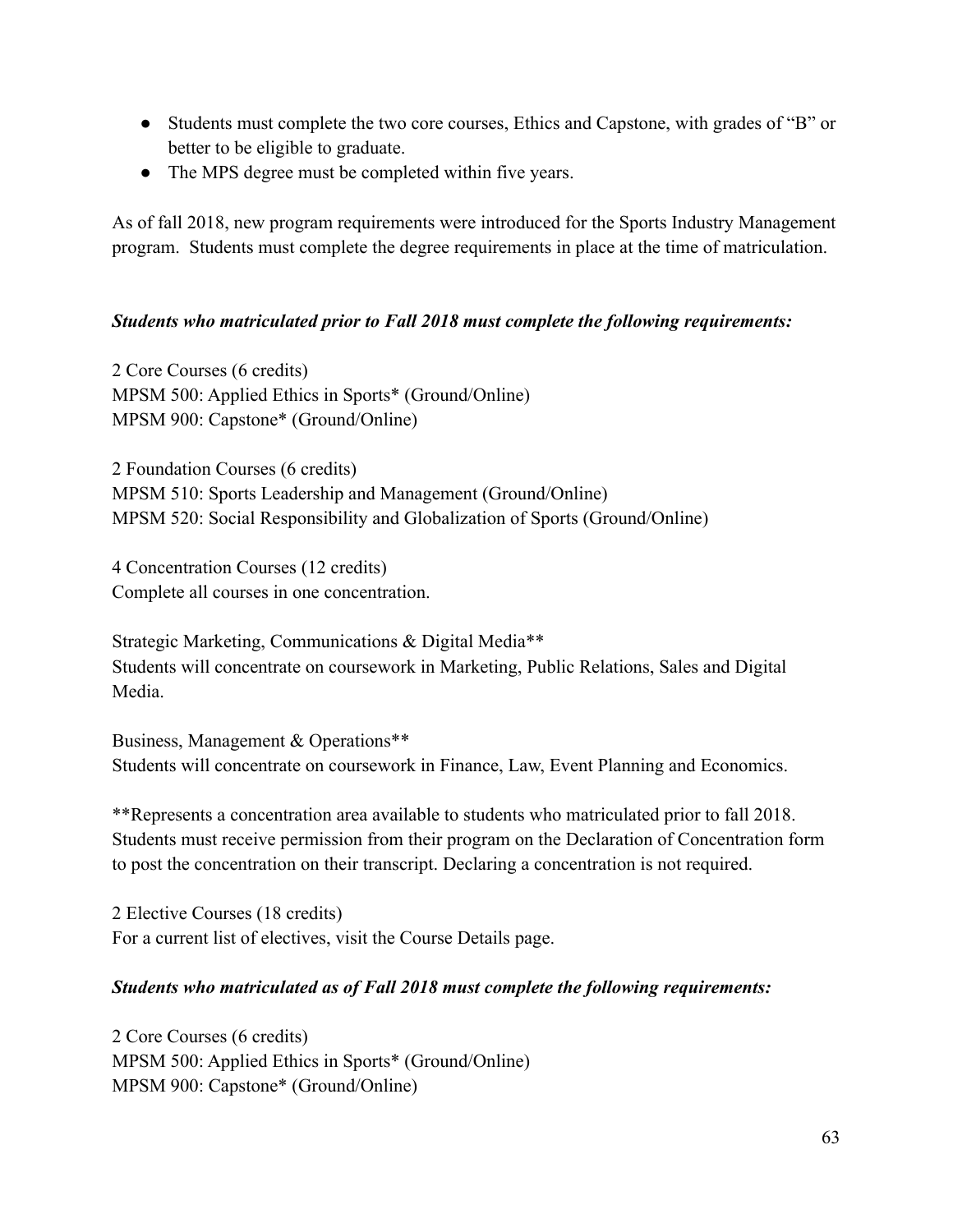- Students must complete the two core courses, Ethics and Capstone, with grades of "B" or better to be eligible to graduate.
- The MPS degree must be completed within five years.

As of fall 2018, new program requirements were introduced for the Sports Industry Management program. Students must complete the degree requirements in place at the time of matriculation.

***Students who matriculated prior to Fall 2018 must complete the following requirements:***

2 Core Courses (6 credits)
MPSM 500: Applied Ethics in Sports* (Ground/Online)
MPSM 900: Capstone* (Ground/Online)

2 Foundation Courses (6 credits)
MPSM 510: Sports Leadership and Management (Ground/Online)
MPSM 520: Social Responsibility and Globalization of Sports (Ground/Online)

4 Concentration Courses (12 credits)
Complete all courses in one concentration.

Strategic Marketing, Communications & Digital Media**
Students will concentrate on coursework in Marketing, Public Relations, Sales and Digital Media.

Business, Management & Operations**
Students will concentrate on coursework in Finance, Law, Event Planning and Economics.

**Represents a concentration area available to students who matriculated prior to fall 2018. Students must receive permission from their program on the Declaration of Concentration form to post the concentration on their transcript. Declaring a concentration is not required.

2 Elective Courses (18 credits)
For a current list of electives, visit the Course Details page.

***Students who matriculated as of Fall 2018 must complete the following requirements:***

2 Core Courses (6 credits)
MPSM 500: Applied Ethics in Sports* (Ground/Online)
MPSM 900: Capstone* (Ground/Online)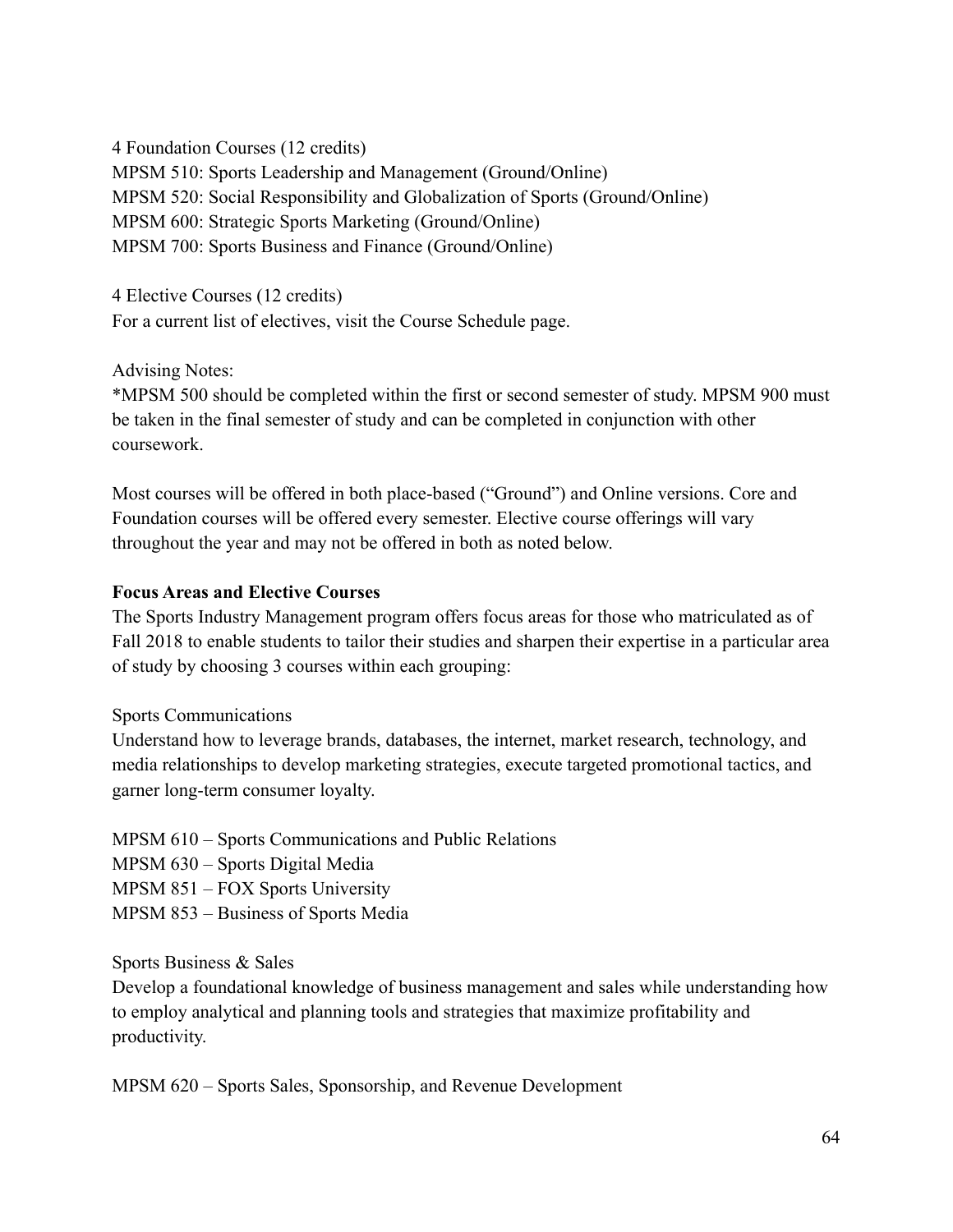4 Foundation Courses (12 credits)
MPSM 510: Sports Leadership and Management (Ground/Online)
MPSM 520: Social Responsibility and Globalization of Sports (Ground/Online)
MPSM 600: Strategic Sports Marketing (Ground/Online)
MPSM 700: Sports Business and Finance (Ground/Online)

4 Elective Courses (12 credits)
For a current list of electives, visit the Course Schedule page.

Advising Notes:
*MPSM 500 should be completed within the first or second semester of study. MPSM 900 must be taken in the final semester of study and can be completed in conjunction with other coursework.

Most courses will be offered in both place-based ("Ground") and Online versions. Core and Foundation courses will be offered every semester. Elective course offerings will vary throughout the year and may not be offered in both as noted below.

**Focus Areas and Elective Courses**

The Sports Industry Management program offers focus areas for those who matriculated as of Fall 2018 to enable students to tailor their studies and sharpen their expertise in a particular area of study by choosing 3 courses within each grouping:

Sports Communications
Understand how to leverage brands, databases, the internet, market research, technology, and media relationships to develop marketing strategies, execute targeted promotional tactics, and garner long-term consumer loyalty.

MPSM 610 – Sports Communications and Public Relations
MPSM 630 – Sports Digital Media
MPSM 851 – FOX Sports University
MPSM 853 – Business of Sports Media

Sports Business & Sales
Develop a foundational knowledge of business management and sales while understanding how to employ analytical and planning tools and strategies that maximize profitability and productivity.

MPSM 620 – Sports Sales, Sponsorship, and Revenue Development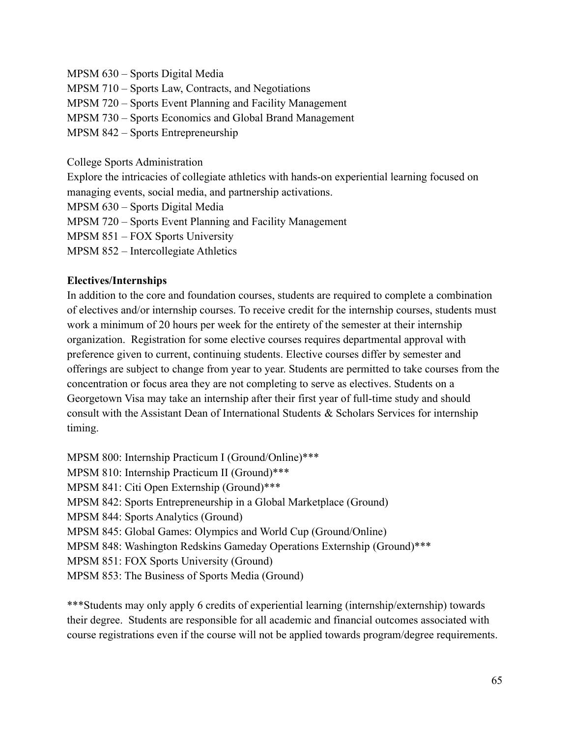MPSM 630 – Sports Digital Media
MPSM 710 – Sports Law, Contracts, and Negotiations
MPSM 720 – Sports Event Planning and Facility Management
MPSM 730 – Sports Economics and Global Brand Management
MPSM 842 – Sports Entrepreneurship

College Sports Administration
Explore the intricacies of collegiate athletics with hands-on experiential learning focused on managing events, social media, and partnership activations.
MPSM 630 – Sports Digital Media
MPSM 720 – Sports Event Planning and Facility Management
MPSM 851 – FOX Sports University
MPSM 852 – Intercollegiate Athletics

**Electives/Internships**

In addition to the core and foundation courses, students are required to complete a combination of electives and/or internship courses. To receive credit for the internship courses, students must work a minimum of 20 hours per week for the entirety of the semester at their internship organization. Registration for some elective courses requires departmental approval with preference given to current, continuing students. Elective courses differ by semester and offerings are subject to change from year to year. Students are permitted to take courses from the concentration or focus area they are not completing to serve as electives. Students on a Georgetown Visa may take an internship after their first year of full-time study and should consult with the Assistant Dean of International Students & Scholars Services for internship timing.

MPSM 800: Internship Practicum I (Ground/Online)***
MPSM 810: Internship Practicum II (Ground)***
MPSM 841: Citi Open Externship (Ground)***
MPSM 842: Sports Entrepreneurship in a Global Marketplace (Ground)
MPSM 844: Sports Analytics (Ground)
MPSM 845: Global Games: Olympics and World Cup (Ground/Online)
MPSM 848: Washington Redskins Gameday Operations Externship (Ground)***
MPSM 851: FOX Sports University (Ground)
MPSM 853: The Business of Sports Media (Ground)

***Students may only apply 6 credits of experiential learning (internship/externship) towards their degree. Students are responsible for all academic and financial outcomes associated with course registrations even if the course will not be applied towards program/degree requirements.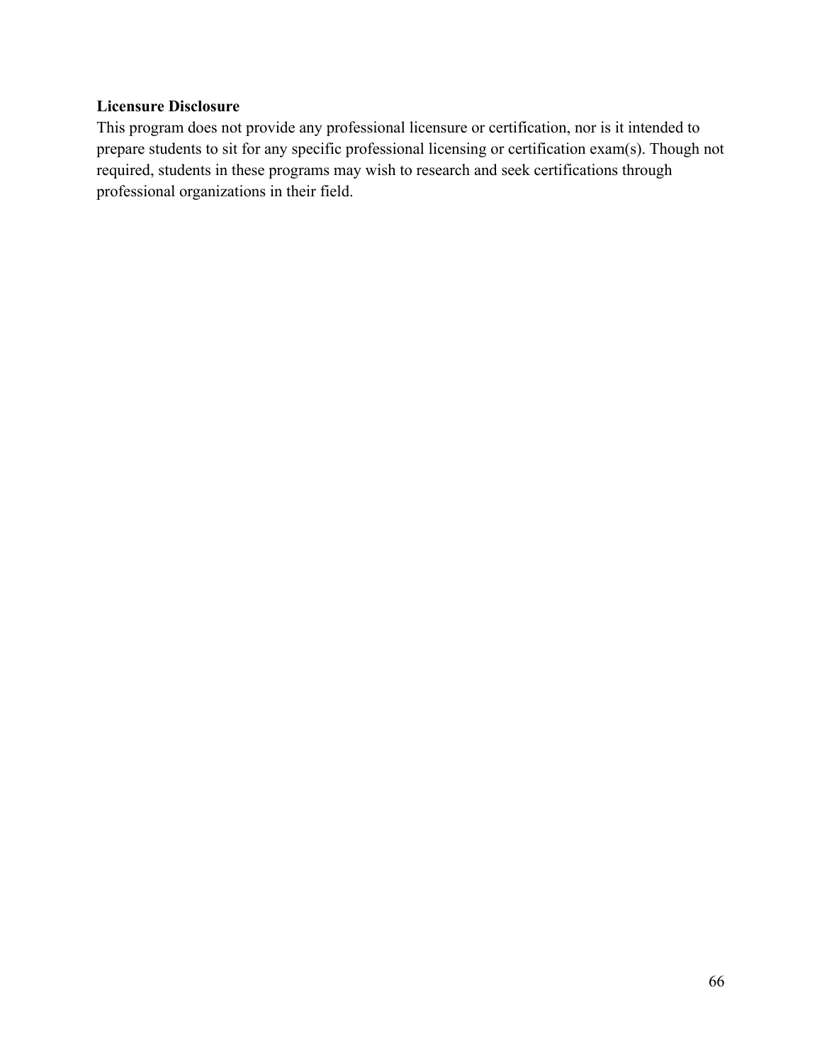**Licensure Disclosure**

This program does not provide any professional licensure or certification, nor is it intended to prepare students to sit for any specific professional licensing or certification exam(s). Though not required, students in these programs may wish to research and seek certifications through professional organizations in their field.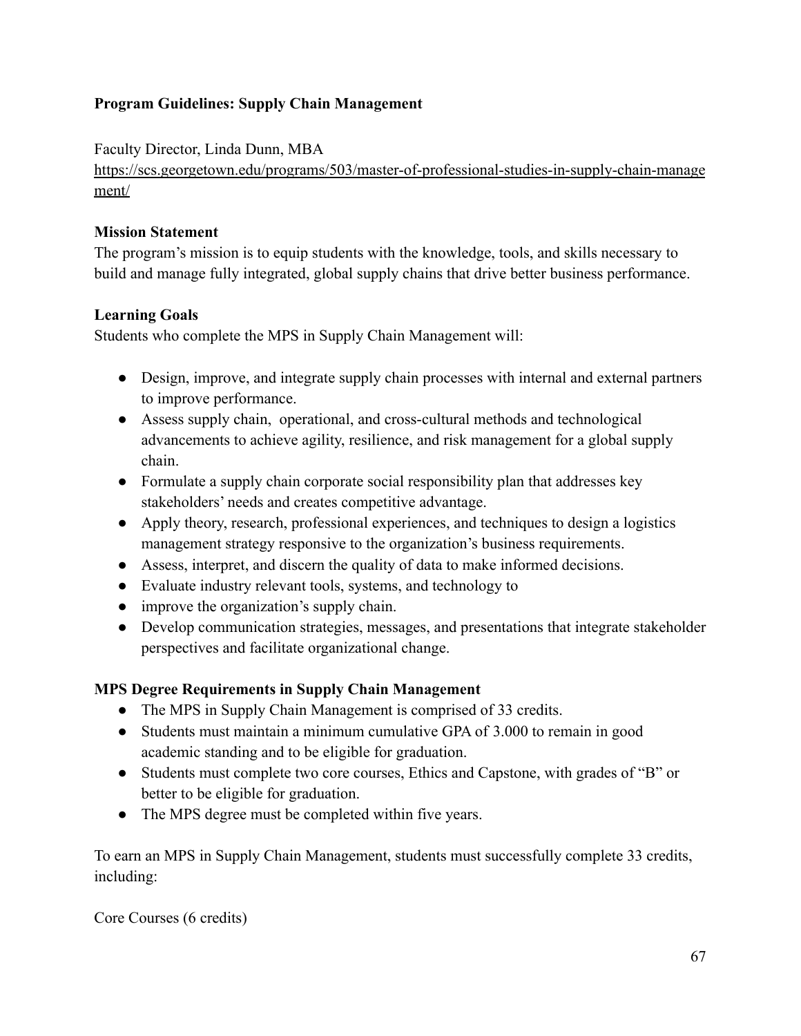**Program Guidelines: Supply Chain Management**

Faculty Director, Linda Dunn, MBA
https://scs.georgetown.edu/programs/503/master-of-professional-studies-in-supply-chain-management/

**Mission Statement**
The program's mission is to equip students with the knowledge, tools, and skills necessary to build and manage fully integrated, global supply chains that drive better business performance.

**Learning Goals**
Students who complete the MPS in Supply Chain Management will:

- Design, improve, and integrate supply chain processes with internal and external partners to improve performance.
- Assess supply chain, operational, and cross-cultural methods and technological advancements to achieve agility, resilience, and risk management for a global supply chain.
- Formulate a supply chain corporate social responsibility plan that addresses key stakeholders' needs and creates competitive advantage.
- Apply theory, research, professional experiences, and techniques to design a logistics management strategy responsive to the organization's business requirements.
- Assess, interpret, and discern the quality of data to make informed decisions.
- Evaluate industry relevant tools, systems, and technology to
- improve the organization's supply chain.
- Develop communication strategies, messages, and presentations that integrate stakeholder perspectives and facilitate organizational change.

**MPS Degree Requirements in Supply Chain Management**
- The MPS in Supply Chain Management is comprised of 33 credits.
- Students must maintain a minimum cumulative GPA of 3.000 to remain in good academic standing and to be eligible for graduation.
- Students must complete two core courses, Ethics and Capstone, with grades of "B" or better to be eligible for graduation.
- The MPS degree must be completed within five years.

To earn an MPS in Supply Chain Management, students must successfully complete 33 credits, including:

Core Courses (6 credits)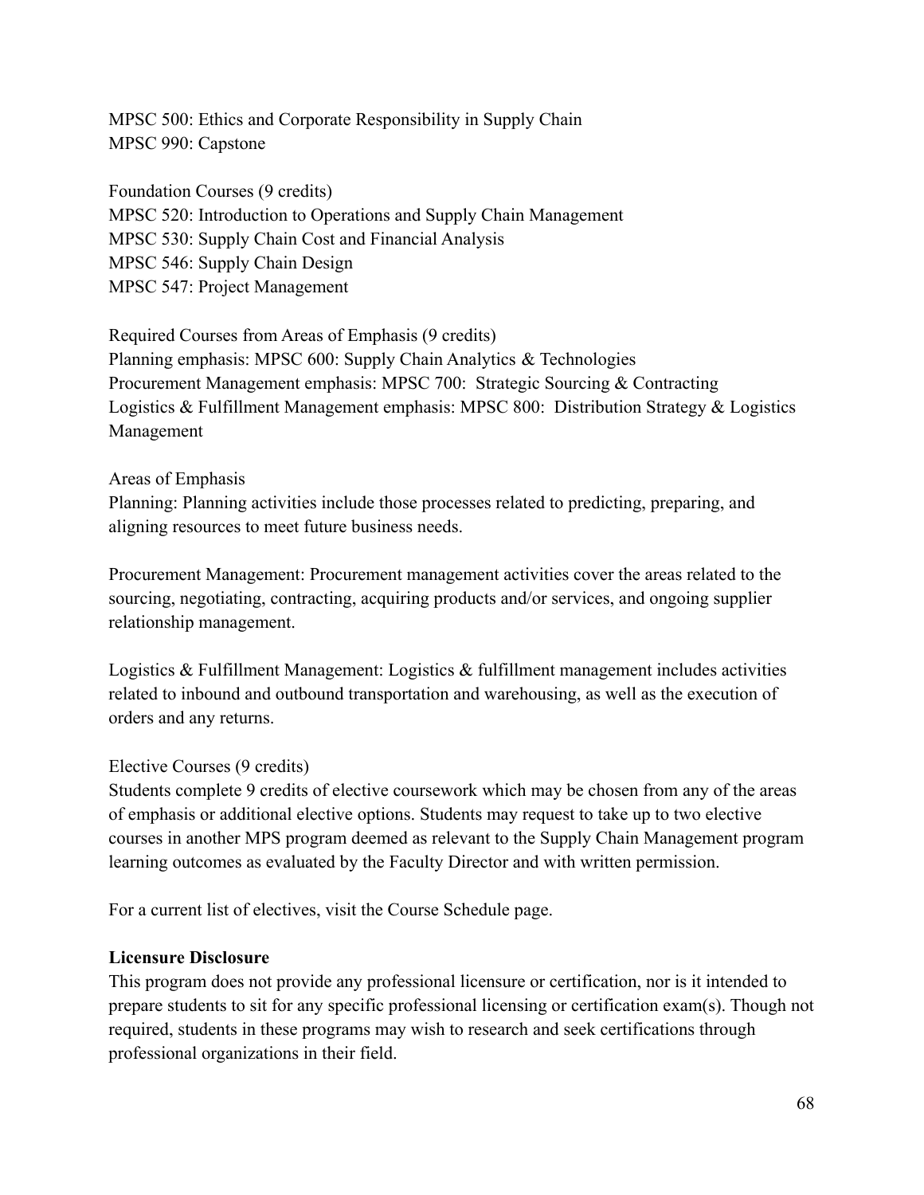MPSC 500: Ethics and Corporate Responsibility in Supply Chain
MPSC 990: Capstone

Foundation Courses (9 credits)
MPSC 520: Introduction to Operations and Supply Chain Management
MPSC 530: Supply Chain Cost and Financial Analysis
MPSC 546: Supply Chain Design
MPSC 547: Project Management

Required Courses from Areas of Emphasis (9 credits)
Planning emphasis: MPSC 600: Supply Chain Analytics & Technologies
Procurement Management emphasis: MPSC 700: Strategic Sourcing & Contracting
Logistics & Fulfillment Management emphasis: MPSC 800: Distribution Strategy & Logistics Management

Areas of Emphasis
Planning: Planning activities include those processes related to predicting, preparing, and aligning resources to meet future business needs.

Procurement Management: Procurement management activities cover the areas related to the sourcing, negotiating, contracting, acquiring products and/or services, and ongoing supplier relationship management.

Logistics & Fulfillment Management: Logistics & fulfillment management includes activities related to inbound and outbound transportation and warehousing, as well as the execution of orders and any returns.

Elective Courses (9 credits)
Students complete 9 credits of elective coursework which may be chosen from any of the areas of emphasis or additional elective options. Students may request to take up to two elective courses in another MPS program deemed as relevant to the Supply Chain Management program learning outcomes as evaluated by the Faculty Director and with written permission.

For a current list of electives, visit the Course Schedule page.

**Licensure Disclosure**
This program does not provide any professional licensure or certification, nor is it intended to prepare students to sit for any specific professional licensing or certification exam(s). Though not required, students in these programs may wish to research and seek certifications through professional organizations in their field.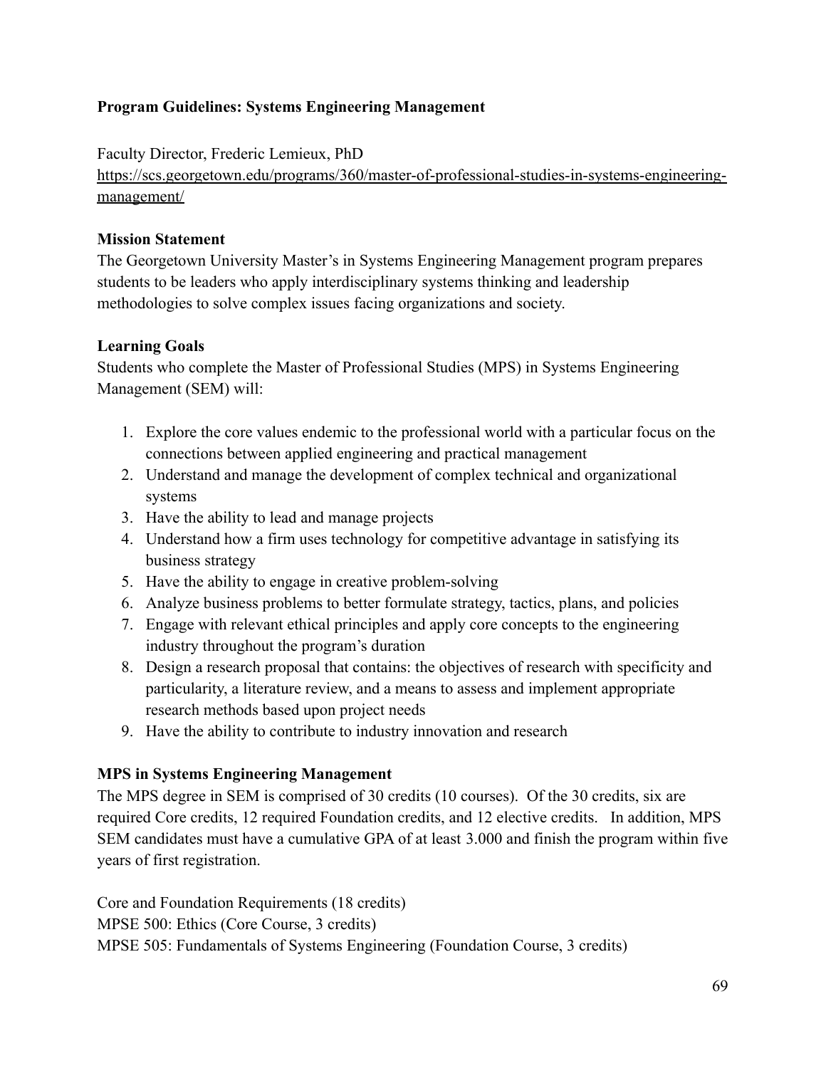**Program Guidelines: Systems Engineering Management**

Faculty Director, Frederic Lemieux, PhD
https://scs.georgetown.edu/programs/360/master-of-professional-studies-in-systems-engineering-management/

**Mission Statement**
The Georgetown University Master's in Systems Engineering Management program prepares students to be leaders who apply interdisciplinary systems thinking and leadership methodologies to solve complex issues facing organizations and society.

**Learning Goals**
Students who complete the Master of Professional Studies (MPS) in Systems Engineering Management (SEM) will:

1. Explore the core values endemic to the professional world with a particular focus on the connections between applied engineering and practical management
2. Understand and manage the development of complex technical and organizational systems
3. Have the ability to lead and manage projects
4. Understand how a firm uses technology for competitive advantage in satisfying its business strategy
5. Have the ability to engage in creative problem-solving
6. Analyze business problems to better formulate strategy, tactics, plans, and policies
7. Engage with relevant ethical principles and apply core concepts to the engineering industry throughout the program's duration
8. Design a research proposal that contains: the objectives of research with specificity and particularity, a literature review, and a means to assess and implement appropriate research methods based upon project needs
9. Have the ability to contribute to industry innovation and research

**MPS in Systems Engineering Management**
The MPS degree in SEM is comprised of 30 credits (10 courses). Of the 30 credits, six are required Core credits, 12 required Foundation credits, and 12 elective credits. In addition, MPS SEM candidates must have a cumulative GPA of at least 3.000 and finish the program within five years of first registration.

Core and Foundation Requirements (18 credits)
MPSE 500: Ethics (Core Course, 3 credits)
MPSE 505: Fundamentals of Systems Engineering (Foundation Course, 3 credits)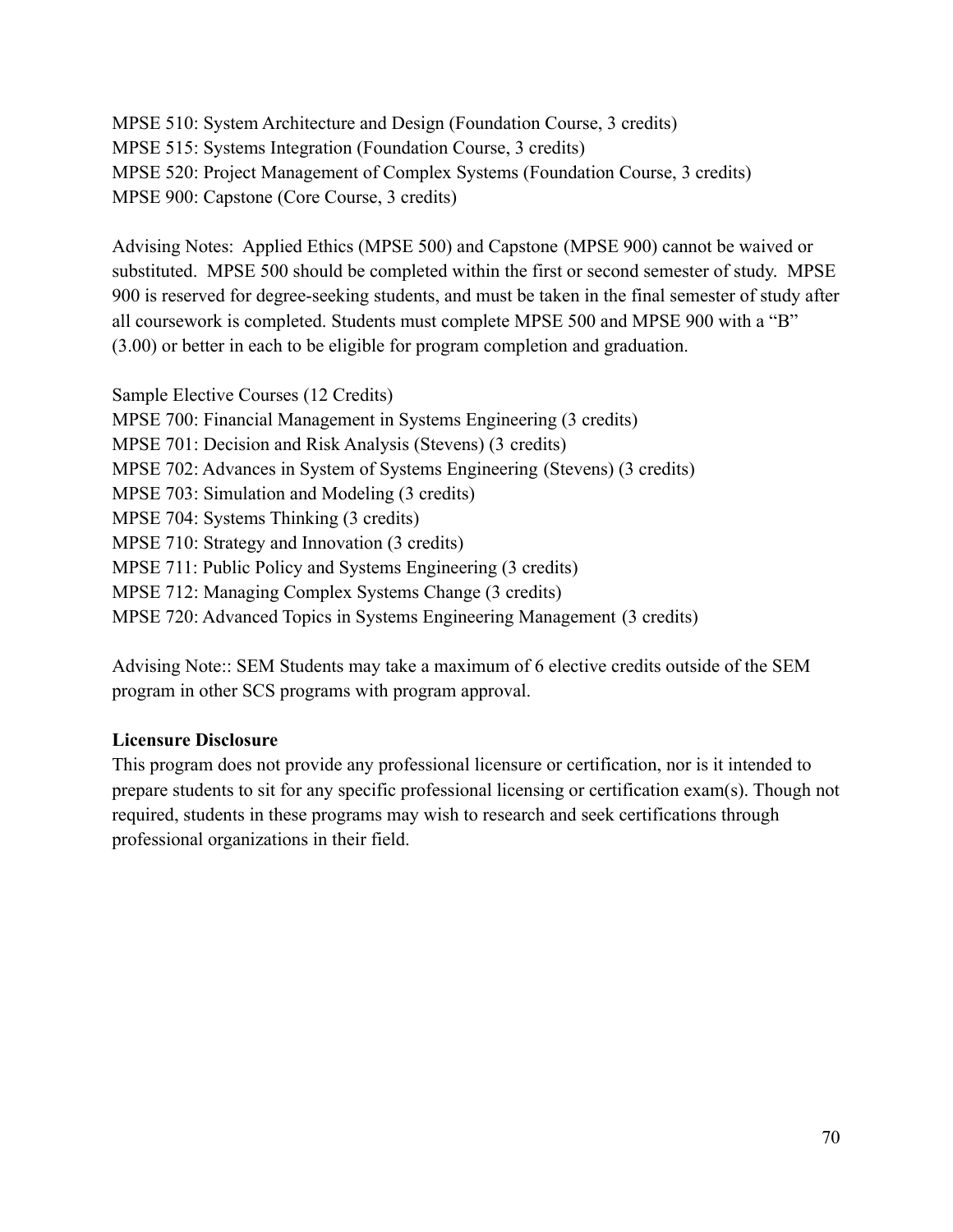MPSE 510: System Architecture and Design (Foundation Course, 3 credits)
MPSE 515: Systems Integration (Foundation Course, 3 credits)
MPSE 520: Project Management of Complex Systems (Foundation Course, 3 credits)
MPSE 900: Capstone (Core Course, 3 credits)

Advising Notes: Applied Ethics (MPSE 500) and Capstone (MPSE 900) cannot be waived or substituted. MPSE 500 should be completed within the first or second semester of study. MPSE 900 is reserved for degree-seeking students, and must be taken in the final semester of study after all coursework is completed. Students must complete MPSE 500 and MPSE 900 with a "B" (3.00) or better in each to be eligible for program completion and graduation.

Sample Elective Courses (12 Credits)
MPSE 700: Financial Management in Systems Engineering (3 credits)
MPSE 701: Decision and Risk Analysis (Stevens) (3 credits)
MPSE 702: Advances in System of Systems Engineering (Stevens) (3 credits)
MPSE 703: Simulation and Modeling (3 credits)
MPSE 704: Systems Thinking (3 credits)
MPSE 710: Strategy and Innovation (3 credits)
MPSE 711: Public Policy and Systems Engineering (3 credits)
MPSE 712: Managing Complex Systems Change (3 credits)
MPSE 720: Advanced Topics in Systems Engineering Management (3 credits)

Advising Note:: SEM Students may take a maximum of 6 elective credits outside of the SEM program in other SCS programs with program approval.

**Licensure Disclosure**

This program does not provide any professional licensure or certification, nor is it intended to prepare students to sit for any specific professional licensing or certification exam(s). Though not required, students in these programs may wish to research and seek certifications through professional organizations in their field.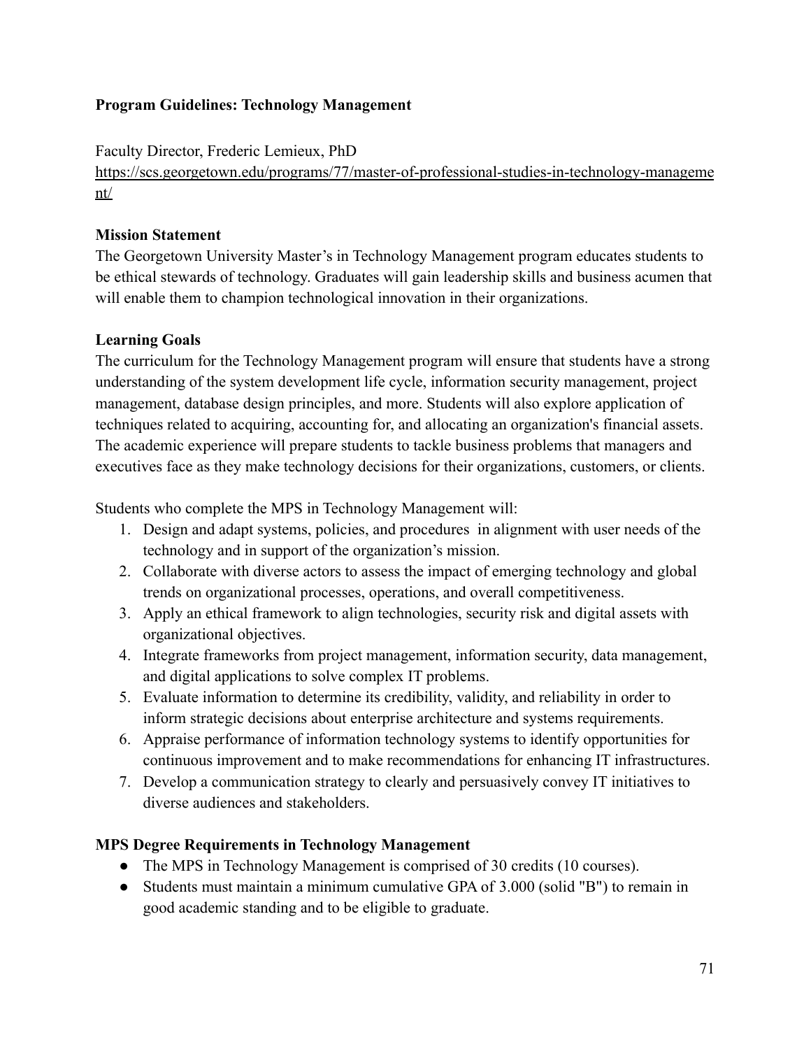**Program Guidelines: Technology Management**

Faculty Director, Frederic Lemieux, PhD
https://scs.georgetown.edu/programs/77/master-of-professional-studies-in-technology-management/

**Mission Statement**

The Georgetown University Master's in Technology Management program educates students to be ethical stewards of technology. Graduates will gain leadership skills and business acumen that will enable them to champion technological innovation in their organizations.

**Learning Goals**

The curriculum for the Technology Management program will ensure that students have a strong understanding of the system development life cycle, information security management, project management, database design principles, and more. Students will also explore application of techniques related to acquiring, accounting for, and allocating an organization's financial assets. The academic experience will prepare students to tackle business problems that managers and executives face as they make technology decisions for their organizations, customers, or clients.

Students who complete the MPS in Technology Management will:

1. Design and adapt systems, policies, and procedures in alignment with user needs of the technology and in support of the organization's mission.
2. Collaborate with diverse actors to assess the impact of emerging technology and global trends on organizational processes, operations, and overall competitiveness.
3. Apply an ethical framework to align technologies, security risk and digital assets with organizational objectives.
4. Integrate frameworks from project management, information security, data management, and digital applications to solve complex IT problems.
5. Evaluate information to determine its credibility, validity, and reliability in order to inform strategic decisions about enterprise architecture and systems requirements.
6. Appraise performance of information technology systems to identify opportunities for continuous improvement and to make recommendations for enhancing IT infrastructures.
7. Develop a communication strategy to clearly and persuasively convey IT initiatives to diverse audiences and stakeholders.

**MPS Degree Requirements in Technology Management**

- The MPS in Technology Management is comprised of 30 credits (10 courses).
- Students must maintain a minimum cumulative GPA of 3.000 (solid "B") to remain in good academic standing and to be eligible to graduate.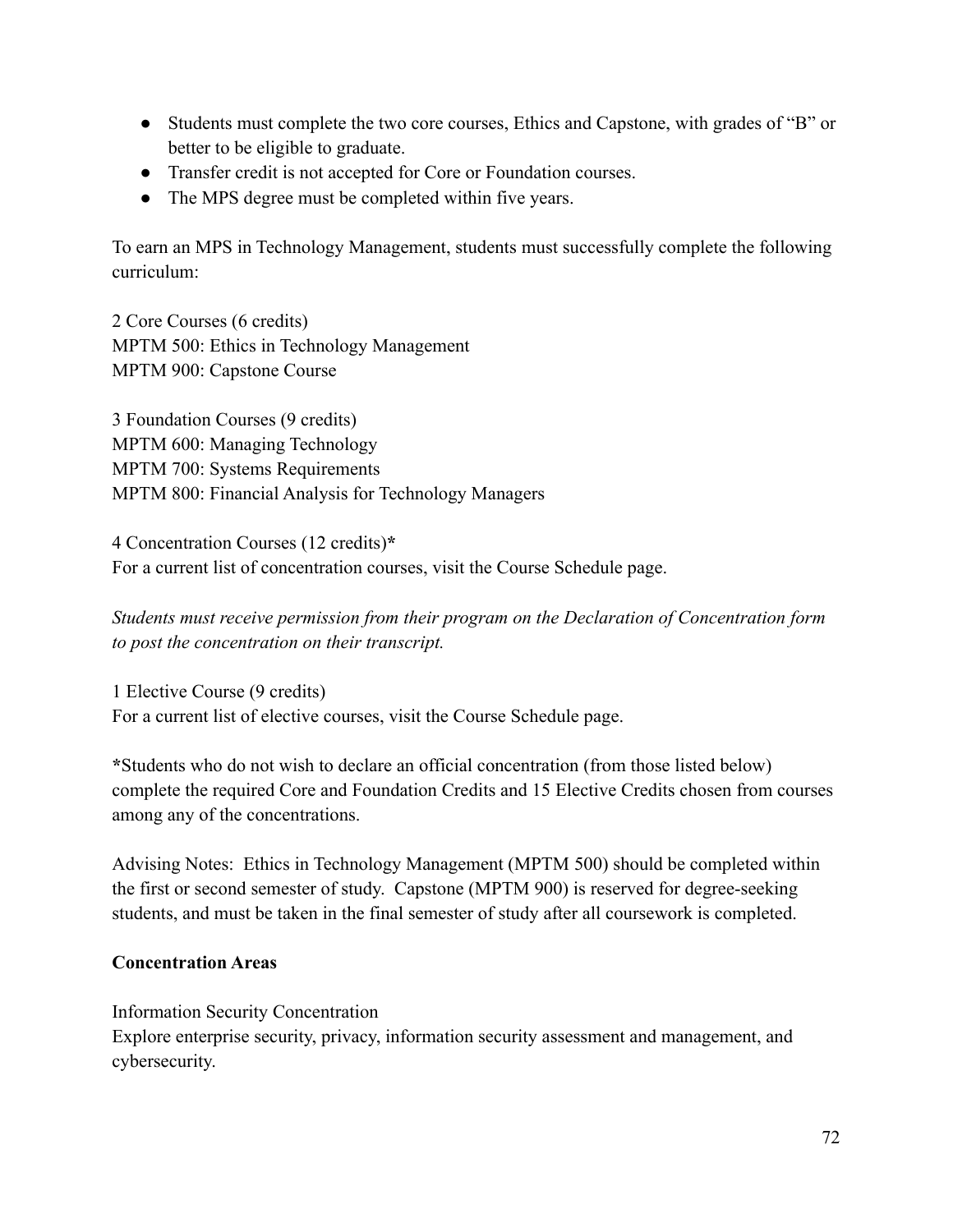- Students must complete the two core courses, Ethics and Capstone, with grades of "B" or better to be eligible to graduate.
- Transfer credit is not accepted for Core or Foundation courses.
- The MPS degree must be completed within five years.

To earn an MPS in Technology Management, students must successfully complete the following curriculum:

2 Core Courses (6 credits)
MPTM 500: Ethics in Technology Management
MPTM 900: Capstone Course

3 Foundation Courses (9 credits)
MPTM 600: Managing Technology
MPTM 700: Systems Requirements
MPTM 800: Financial Analysis for Technology Managers

4 Concentration Courses (12 credits)**\***
For a current list of concentration courses, visit the Course Schedule page.

*Students must receive permission from their program on the Declaration of Concentration form to post the concentration on their transcript.*

1 Elective Course (9 credits)
For a current list of elective courses, visit the Course Schedule page.

**\***Students who do not wish to declare an official concentration (from those listed below) complete the required Core and Foundation Credits and 15 Elective Credits chosen from courses among any of the concentrations.

Advising Notes: Ethics in Technology Management (MPTM 500) should be completed within the first or second semester of study. Capstone (MPTM 900) is reserved for degree-seeking students, and must be taken in the final semester of study after all coursework is completed.

**Concentration Areas**

Information Security Concentration
Explore enterprise security, privacy, information security assessment and management, and cybersecurity.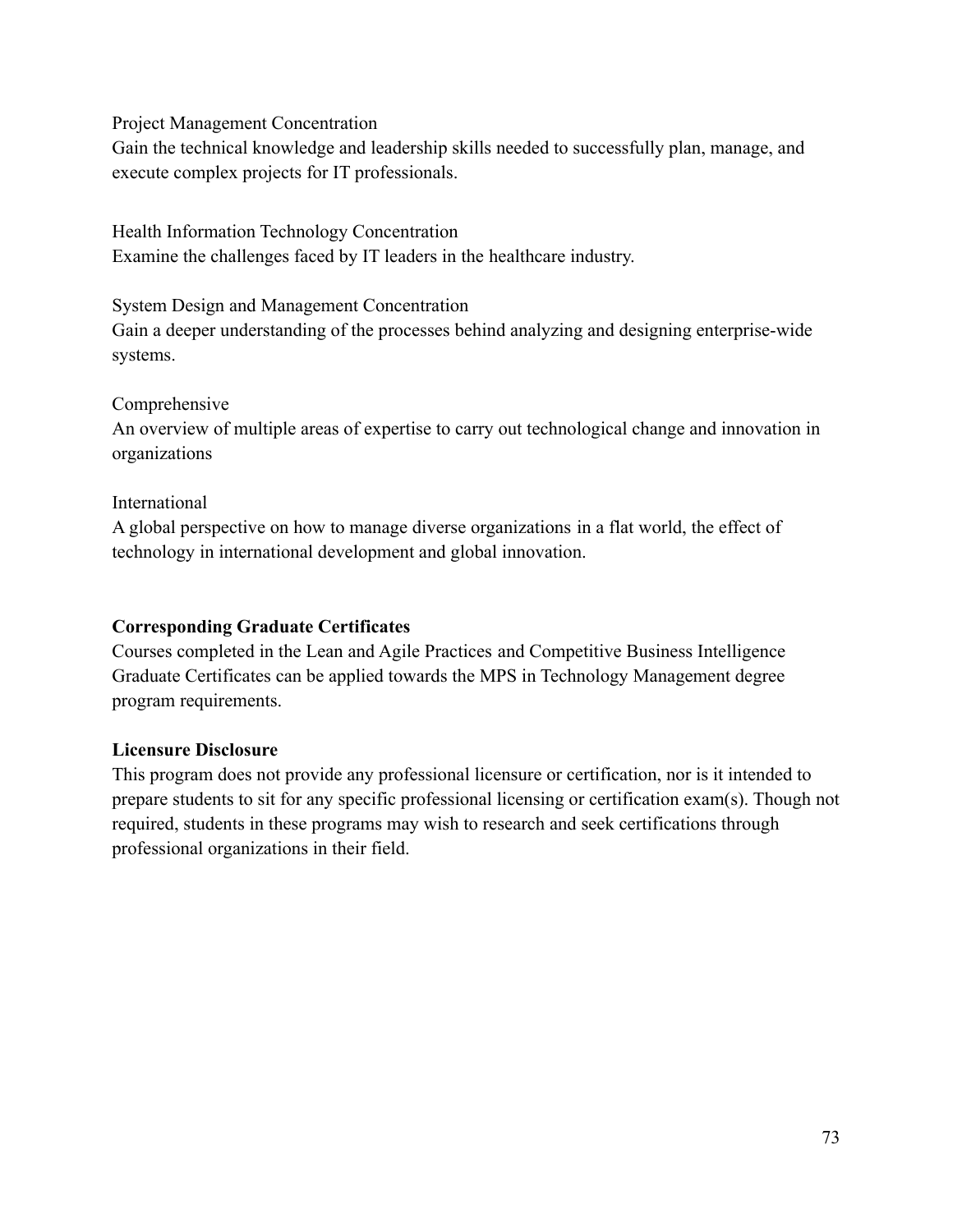Project Management Concentration
Gain the technical knowledge and leadership skills needed to successfully plan, manage, and execute complex projects for IT professionals.

Health Information Technology Concentration
Examine the challenges faced by IT leaders in the healthcare industry.

System Design and Management Concentration
Gain a deeper understanding of the processes behind analyzing and designing enterprise-wide systems.

Comprehensive
An overview of multiple areas of expertise to carry out technological change and innovation in organizations

International
A global perspective on how to manage diverse organizations in a flat world, the effect of technology in international development and global innovation.

**Corresponding Graduate Certificates**
Courses completed in the Lean and Agile Practices and Competitive Business Intelligence Graduate Certificates can be applied towards the MPS in Technology Management degree program requirements.

**Licensure Disclosure**
This program does not provide any professional licensure or certification, nor is it intended to prepare students to sit for any specific professional licensing or certification exam(s). Though not required, students in these programs may wish to research and seek certifications through professional organizations in their field.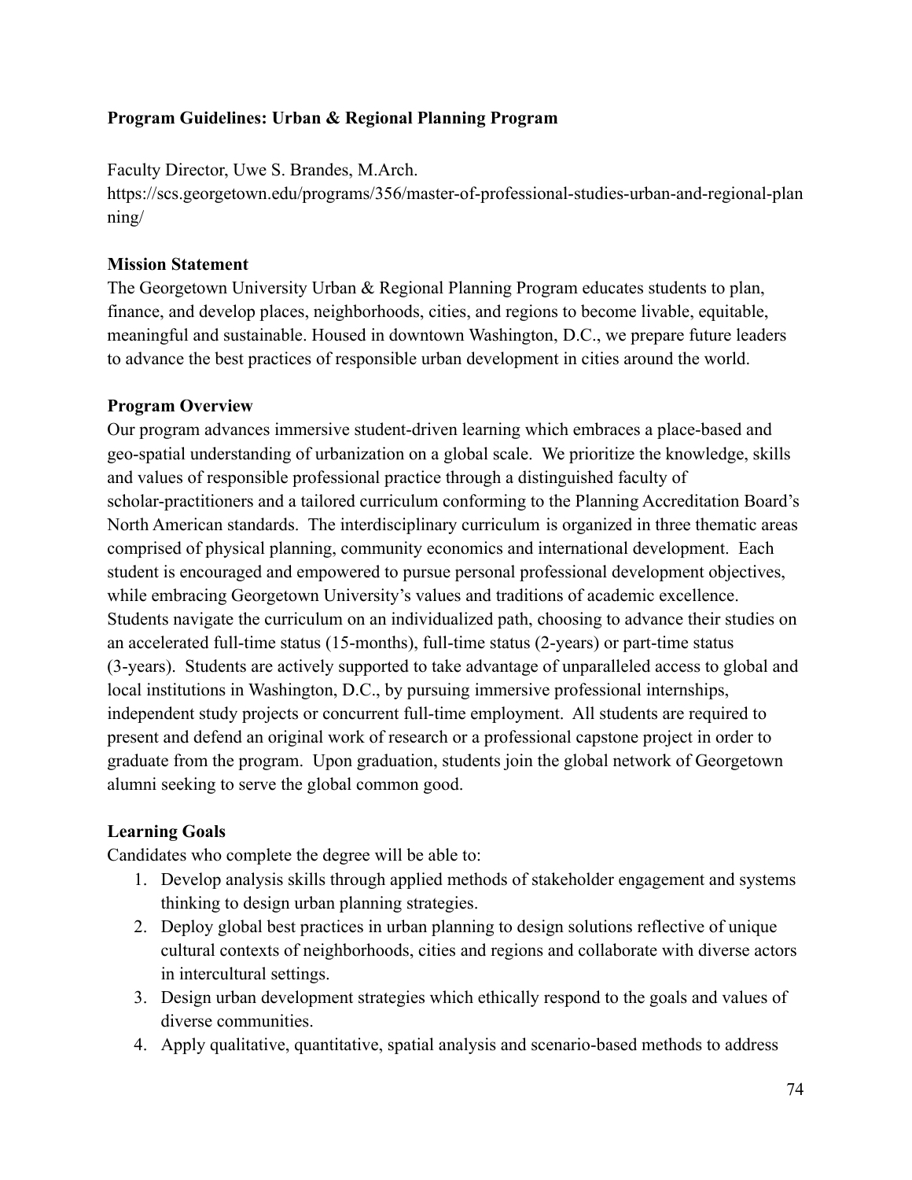**Program Guidelines: Urban & Regional Planning Program**

Faculty Director, Uwe S. Brandes, M.Arch.
https://scs.georgetown.edu/programs/356/master-of-professional-studies-urban-and-regional-planning/

**Mission Statement**
The Georgetown University Urban & Regional Planning Program educates students to plan, finance, and develop places, neighborhoods, cities, and regions to become livable, equitable, meaningful and sustainable. Housed in downtown Washington, D.C., we prepare future leaders to advance the best practices of responsible urban development in cities around the world.

**Program Overview**
Our program advances immersive student-driven learning which embraces a place-based and geo-spatial understanding of urbanization on a global scale. We prioritize the knowledge, skills and values of responsible professional practice through a distinguished faculty of scholar-practitioners and a tailored curriculum conforming to the Planning Accreditation Board's North American standards. The interdisciplinary curriculum is organized in three thematic areas comprised of physical planning, community economics and international development. Each student is encouraged and empowered to pursue personal professional development objectives, while embracing Georgetown University's values and traditions of academic excellence. Students navigate the curriculum on an individualized path, choosing to advance their studies on an accelerated full-time status (15-months), full-time status (2-years) or part-time status (3-years). Students are actively supported to take advantage of unparalleled access to global and local institutions in Washington, D.C., by pursuing immersive professional internships, independent study projects or concurrent full-time employment. All students are required to present and defend an original work of research or a professional capstone project in order to graduate from the program. Upon graduation, students join the global network of Georgetown alumni seeking to serve the global common good.

**Learning Goals**
Candidates who complete the degree will be able to:

1. Develop analysis skills through applied methods of stakeholder engagement and systems thinking to design urban planning strategies.
2. Deploy global best practices in urban planning to design solutions reflective of unique cultural contexts of neighborhoods, cities and regions and collaborate with diverse actors in intercultural settings.
3. Design urban development strategies which ethically respond to the goals and values of diverse communities.
4. Apply qualitative, quantitative, spatial analysis and scenario-based methods to address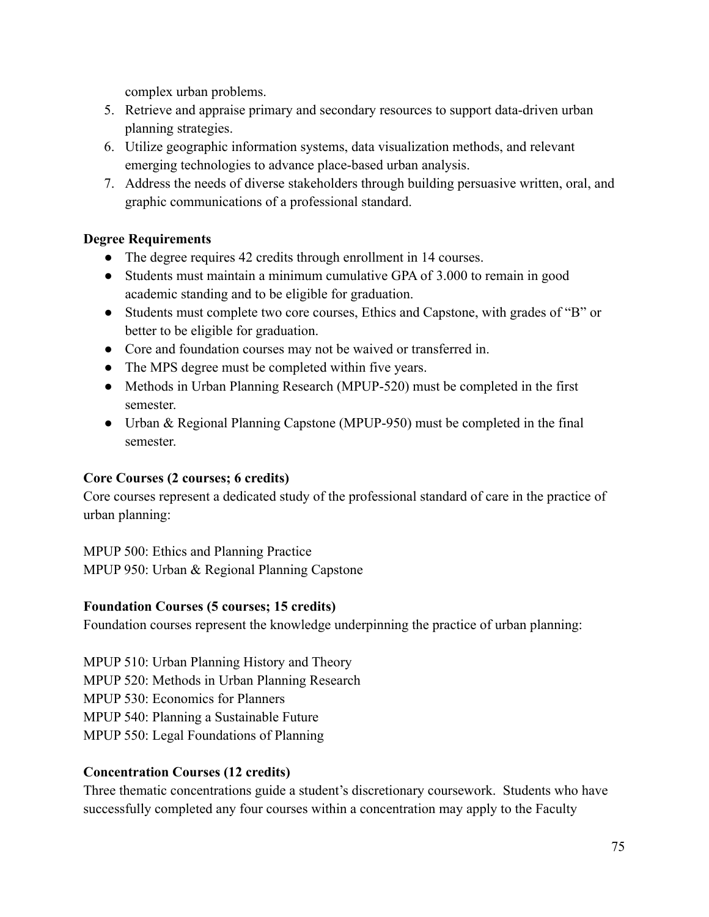complex urban problems.

5. Retrieve and appraise primary and secondary resources to support data-driven urban planning strategies.
6. Utilize geographic information systems, data visualization methods, and relevant emerging technologies to advance place-based urban analysis.
7. Address the needs of diverse stakeholders through building persuasive written, oral, and graphic communications of a professional standard.

**Degree Requirements**

- The degree requires 42 credits through enrollment in 14 courses.
- Students must maintain a minimum cumulative GPA of 3.000 to remain in good academic standing and to be eligible for graduation.
- Students must complete two core courses, Ethics and Capstone, with grades of "B" or better to be eligible for graduation.
- Core and foundation courses may not be waived or transferred in.
- The MPS degree must be completed within five years.
- Methods in Urban Planning Research (MPUP-520) must be completed in the first semester.
- Urban & Regional Planning Capstone (MPUP-950) must be completed in the final semester.

**Core Courses (2 courses; 6 credits)**

Core courses represent a dedicated study of the professional standard of care in the practice of urban planning:

MPUP 500: Ethics and Planning Practice
MPUP 950: Urban & Regional Planning Capstone

**Foundation Courses (5 courses; 15 credits)**

Foundation courses represent the knowledge underpinning the practice of urban planning:

MPUP 510: Urban Planning History and Theory
MPUP 520: Methods in Urban Planning Research
MPUP 530: Economics for Planners
MPUP 540: Planning a Sustainable Future
MPUP 550: Legal Foundations of Planning

**Concentration Courses (12 credits)**

Three thematic concentrations guide a student's discretionary coursework. Students who have successfully completed any four courses within a concentration may apply to the Faculty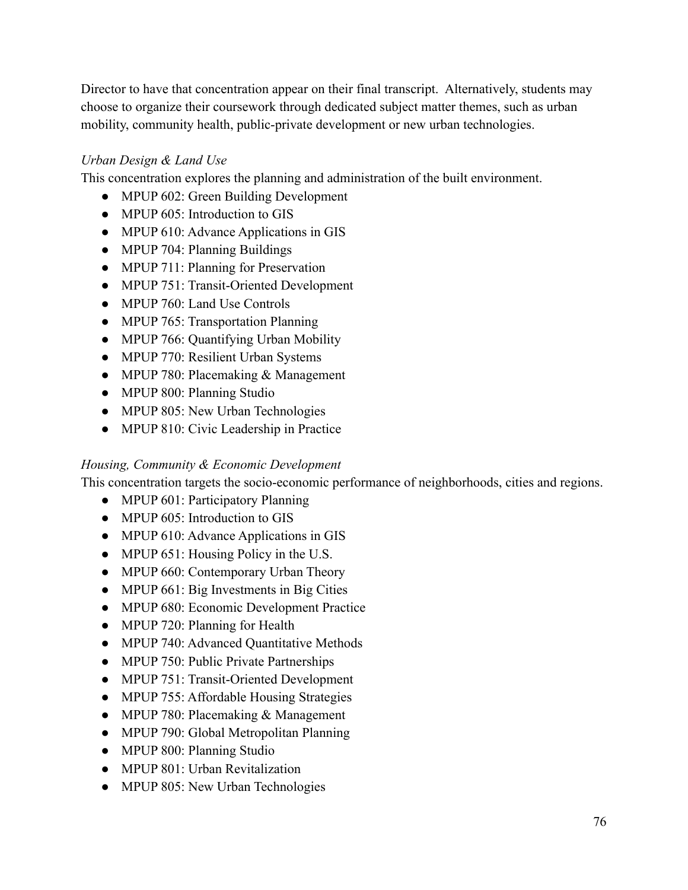Director to have that concentration appear on their final transcript. Alternatively, students may choose to organize their coursework through dedicated subject matter themes, such as urban mobility, community health, public-private development or new urban technologies.

*Urban Design & Land Use*

This concentration explores the planning and administration of the built environment.

- MPUP 602: Green Building Development
- MPUP 605: Introduction to GIS
- MPUP 610: Advance Applications in GIS
- MPUP 704: Planning Buildings
- MPUP 711: Planning for Preservation
- MPUP 751: Transit-Oriented Development
- MPUP 760: Land Use Controls
- MPUP 765: Transportation Planning
- MPUP 766: Quantifying Urban Mobility
- MPUP 770: Resilient Urban Systems
- MPUP 780: Placemaking & Management
- MPUP 800: Planning Studio
- MPUP 805: New Urban Technologies
- MPUP 810: Civic Leadership in Practice

*Housing, Community & Economic Development*

This concentration targets the socio-economic performance of neighborhoods, cities and regions.

- MPUP 601: Participatory Planning
- MPUP 605: Introduction to GIS
- MPUP 610: Advance Applications in GIS
- MPUP 651: Housing Policy in the U.S.
- MPUP 660: Contemporary Urban Theory
- MPUP 661: Big Investments in Big Cities
- MPUP 680: Economic Development Practice
- MPUP 720: Planning for Health
- MPUP 740: Advanced Quantitative Methods
- MPUP 750: Public Private Partnerships
- MPUP 751: Transit-Oriented Development
- MPUP 755: Affordable Housing Strategies
- MPUP 780: Placemaking & Management
- MPUP 790: Global Metropolitan Planning
- MPUP 800: Planning Studio
- MPUP 801: Urban Revitalization
- MPUP 805: New Urban Technologies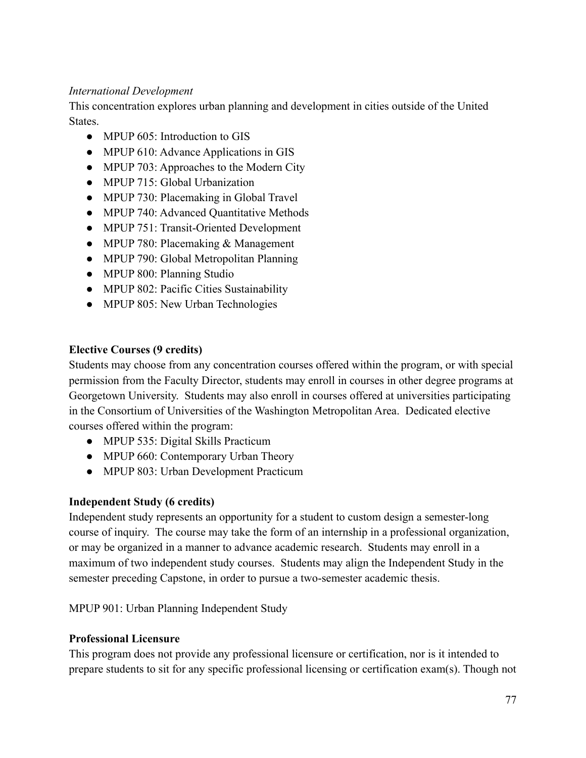*International Development*

This concentration explores urban planning and development in cities outside of the United States.

- MPUP 605: Introduction to GIS
- MPUP 610: Advance Applications in GIS
- MPUP 703: Approaches to the Modern City
- MPUP 715: Global Urbanization
- MPUP 730: Placemaking in Global Travel
- MPUP 740: Advanced Quantitative Methods
- MPUP 751: Transit-Oriented Development
- MPUP 780: Placemaking & Management
- MPUP 790: Global Metropolitan Planning
- MPUP 800: Planning Studio
- MPUP 802: Pacific Cities Sustainability
- MPUP 805: New Urban Technologies

**Elective Courses (9 credits)**

Students may choose from any concentration courses offered within the program, or with special permission from the Faculty Director, students may enroll in courses in other degree programs at Georgetown University. Students may also enroll in courses offered at universities participating in the Consortium of Universities of the Washington Metropolitan Area. Dedicated elective courses offered within the program:

- MPUP 535: Digital Skills Practicum
- MPUP 660: Contemporary Urban Theory
- MPUP 803: Urban Development Practicum

**Independent Study (6 credits)**

Independent study represents an opportunity for a student to custom design a semester-long course of inquiry. The course may take the form of an internship in a professional organization, or may be organized in a manner to advance academic research. Students may enroll in a maximum of two independent study courses. Students may align the Independent Study in the semester preceding Capstone, in order to pursue a two-semester academic thesis.

MPUP 901: Urban Planning Independent Study

**Professional Licensure**

This program does not provide any professional licensure or certification, nor is it intended to prepare students to sit for any specific professional licensing or certification exam(s). Though not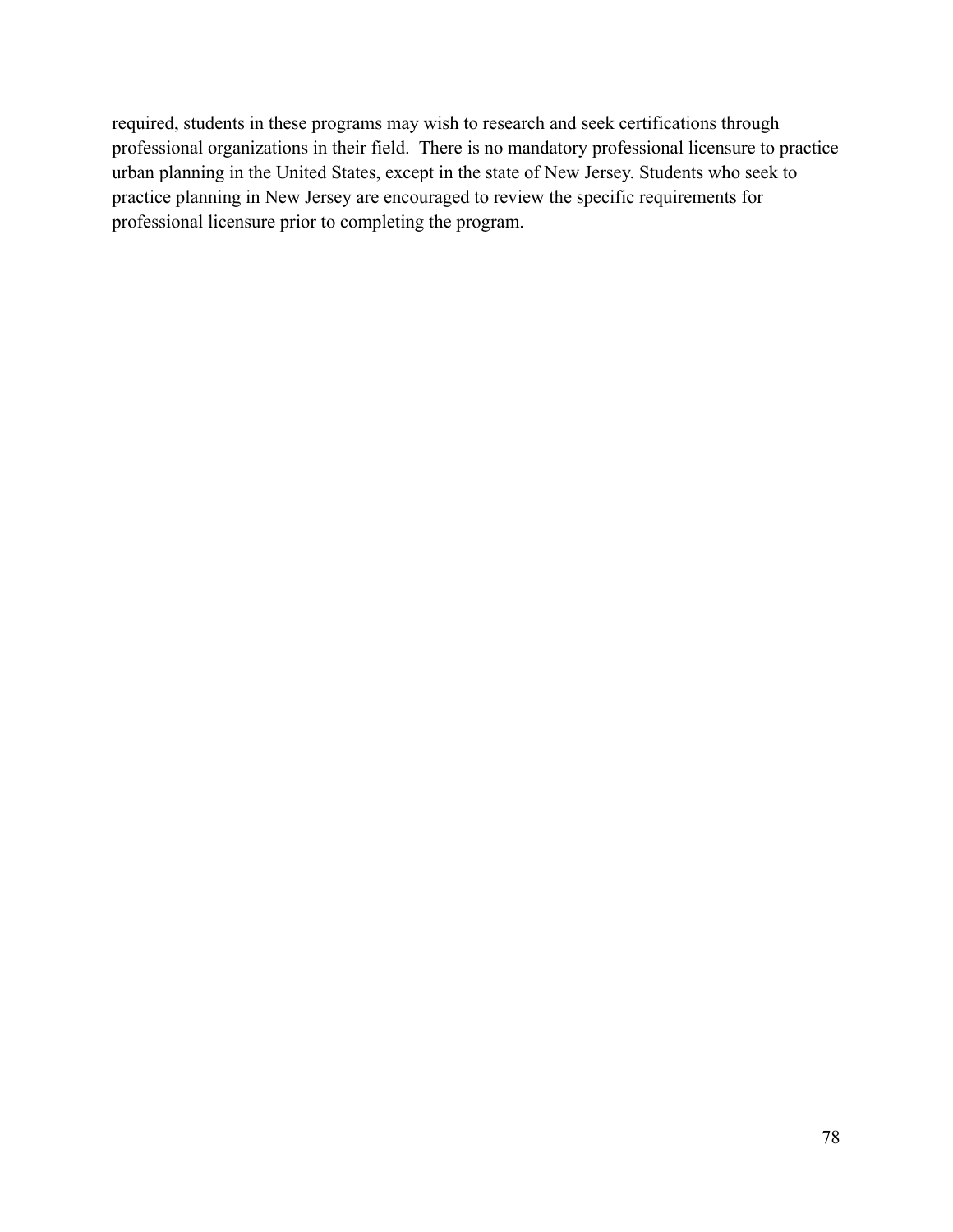required, students in these programs may wish to research and seek certifications through professional organizations in their field. There is no mandatory professional licensure to practice urban planning in the United States, except in the state of New Jersey. Students who seek to practice planning in New Jersey are encouraged to review the specific requirements for professional licensure prior to completing the program.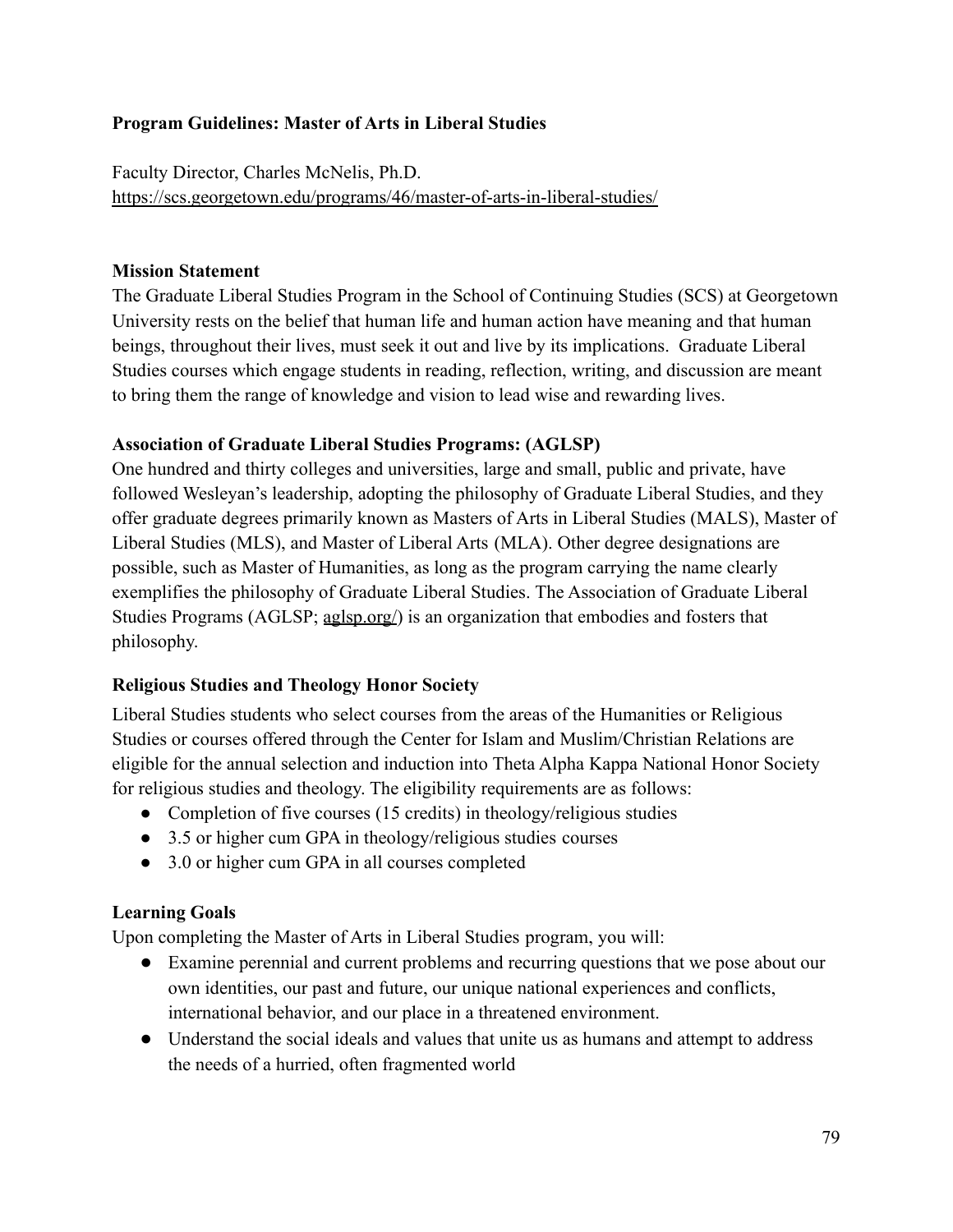**Program Guidelines: Master of Arts in Liberal Studies**

Faculty Director, Charles McNelis, Ph.D.
https://scs.georgetown.edu/programs/46/master-of-arts-in-liberal-studies/

**Mission Statement**

The Graduate Liberal Studies Program in the School of Continuing Studies (SCS) at Georgetown University rests on the belief that human life and human action have meaning and that human beings, throughout their lives, must seek it out and live by its implications. Graduate Liberal Studies courses which engage students in reading, reflection, writing, and discussion are meant to bring them the range of knowledge and vision to lead wise and rewarding lives.

**Association of Graduate Liberal Studies Programs: (AGLSP)**

One hundred and thirty colleges and universities, large and small, public and private, have followed Wesleyan's leadership, adopting the philosophy of Graduate Liberal Studies, and they offer graduate degrees primarily known as Masters of Arts in Liberal Studies (MALS), Master of Liberal Studies (MLS), and Master of Liberal Arts (MLA). Other degree designations are possible, such as Master of Humanities, as long as the program carrying the name clearly exemplifies the philosophy of Graduate Liberal Studies. The Association of Graduate Liberal Studies Programs (AGLSP; aglsp.org/) is an organization that embodies and fosters that philosophy.

**Religious Studies and Theology Honor Society**

Liberal Studies students who select courses from the areas of the Humanities or Religious Studies or courses offered through the Center for Islam and Muslim/Christian Relations are eligible for the annual selection and induction into Theta Alpha Kappa National Honor Society for religious studies and theology. The eligibility requirements are as follows:

- Completion of five courses (15 credits) in theology/religious studies
- 3.5 or higher cum GPA in theology/religious studies courses
- 3.0 or higher cum GPA in all courses completed

**Learning Goals**

Upon completing the Master of Arts in Liberal Studies program, you will:

- Examine perennial and current problems and recurring questions that we pose about our own identities, our past and future, our unique national experiences and conflicts, international behavior, and our place in a threatened environment.
- Understand the social ideals and values that unite us as humans and attempt to address the needs of a hurried, often fragmented world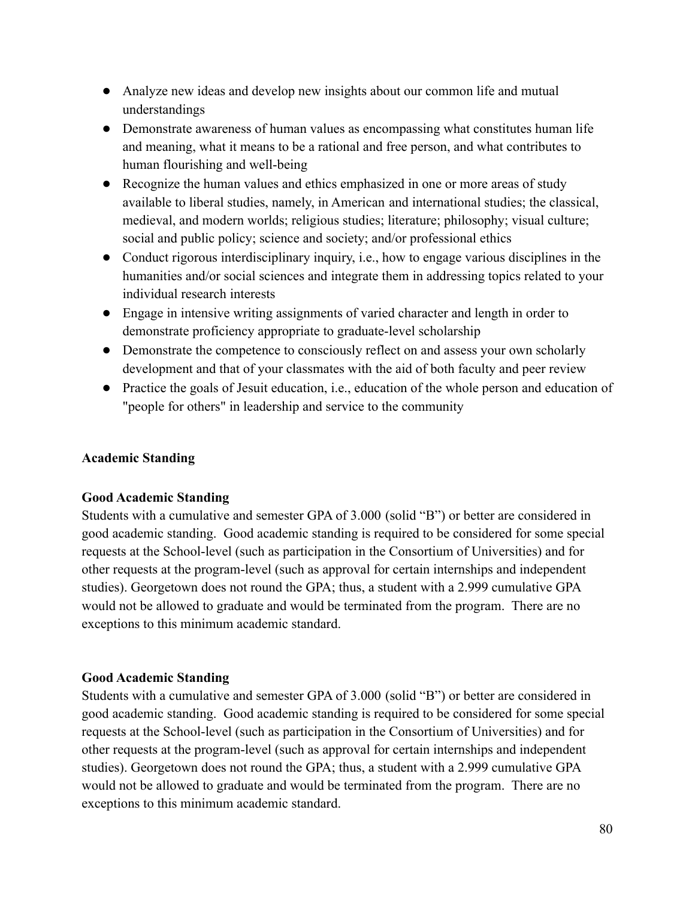- Analyze new ideas and develop new insights about our common life and mutual understandings
- Demonstrate awareness of human values as encompassing what constitutes human life and meaning, what it means to be a rational and free person, and what contributes to human flourishing and well-being
- Recognize the human values and ethics emphasized in one or more areas of study available to liberal studies, namely, in American and international studies; the classical, medieval, and modern worlds; religious studies; literature; philosophy; visual culture; social and public policy; science and society; and/or professional ethics
- Conduct rigorous interdisciplinary inquiry, i.e., how to engage various disciplines in the humanities and/or social sciences and integrate them in addressing topics related to your individual research interests
- Engage in intensive writing assignments of varied character and length in order to demonstrate proficiency appropriate to graduate-level scholarship
- Demonstrate the competence to consciously reflect on and assess your own scholarly development and that of your classmates with the aid of both faculty and peer review
- Practice the goals of Jesuit education, i.e., education of the whole person and education of "people for others" in leadership and service to the community

**Academic Standing**

**Good Academic Standing**

Students with a cumulative and semester GPA of 3.000 (solid "B") or better are considered in good academic standing. Good academic standing is required to be considered for some special requests at the School-level (such as participation in the Consortium of Universities) and for other requests at the program-level (such as approval for certain internships and independent studies). Georgetown does not round the GPA; thus, a student with a 2.999 cumulative GPA would not be allowed to graduate and would be terminated from the program. There are no exceptions to this minimum academic standard.

**Good Academic Standing**

Students with a cumulative and semester GPA of 3.000 (solid "B") or better are considered in good academic standing. Good academic standing is required to be considered for some special requests at the School-level (such as participation in the Consortium of Universities) and for other requests at the program-level (such as approval for certain internships and independent studies). Georgetown does not round the GPA; thus, a student with a 2.999 cumulative GPA would not be allowed to graduate and would be terminated from the program. There are no exceptions to this minimum academic standard.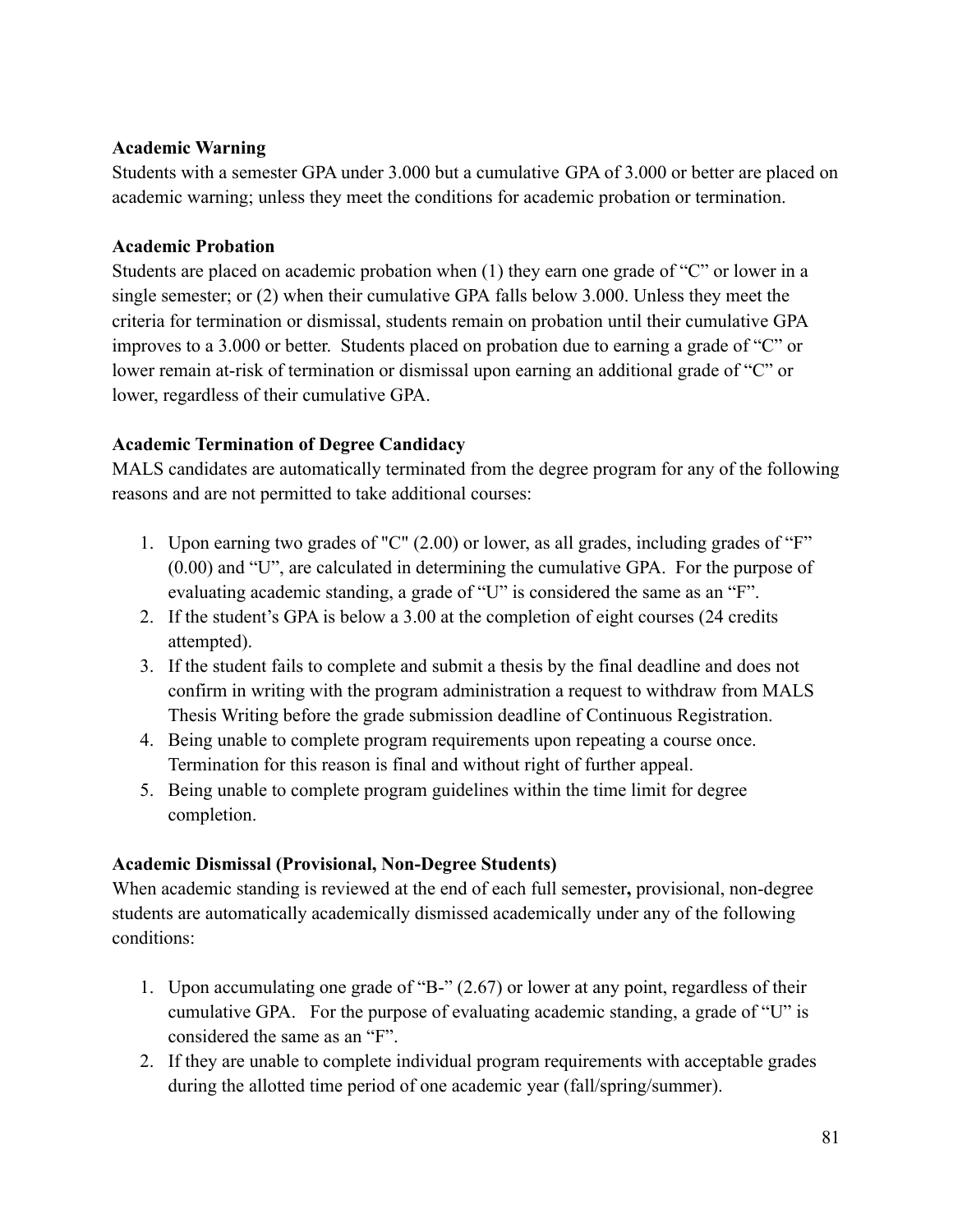**Academic Warning**

Students with a semester GPA under 3.000 but a cumulative GPA of 3.000 or better are placed on academic warning; unless they meet the conditions for academic probation or termination.

**Academic Probation**

Students are placed on academic probation when (1) they earn one grade of "C" or lower in a single semester; or (2) when their cumulative GPA falls below 3.000. Unless they meet the criteria for termination or dismissal, students remain on probation until their cumulative GPA improves to a 3.000 or better. Students placed on probation due to earning a grade of "C" or lower remain at-risk of termination or dismissal upon earning an additional grade of "C" or lower, regardless of their cumulative GPA.

**Academic Termination of Degree Candidacy**

MALS candidates are automatically terminated from the degree program for any of the following reasons and are not permitted to take additional courses:

1. Upon earning two grades of "C" (2.00) or lower, as all grades, including grades of "F" (0.00) and "U", are calculated in determining the cumulative GPA. For the purpose of evaluating academic standing, a grade of "U" is considered the same as an "F".
2. If the student's GPA is below a 3.00 at the completion of eight courses (24 credits attempted).
3. If the student fails to complete and submit a thesis by the final deadline and does not confirm in writing with the program administration a request to withdraw from MALS Thesis Writing before the grade submission deadline of Continuous Registration.
4. Being unable to complete program requirements upon repeating a course once. Termination for this reason is final and without right of further appeal.
5. Being unable to complete program guidelines within the time limit for degree completion.

**Academic Dismissal (Provisional, Non-Degree Students)**

When academic standing is reviewed at the end of each full semester**,** provisional, non-degree students are automatically academically dismissed academically under any of the following conditions:

1. Upon accumulating one grade of "B-" (2.67) or lower at any point, regardless of their cumulative GPA. For the purpose of evaluating academic standing, a grade of "U" is considered the same as an "F".
2. If they are unable to complete individual program requirements with acceptable grades during the allotted time period of one academic year (fall/spring/summer).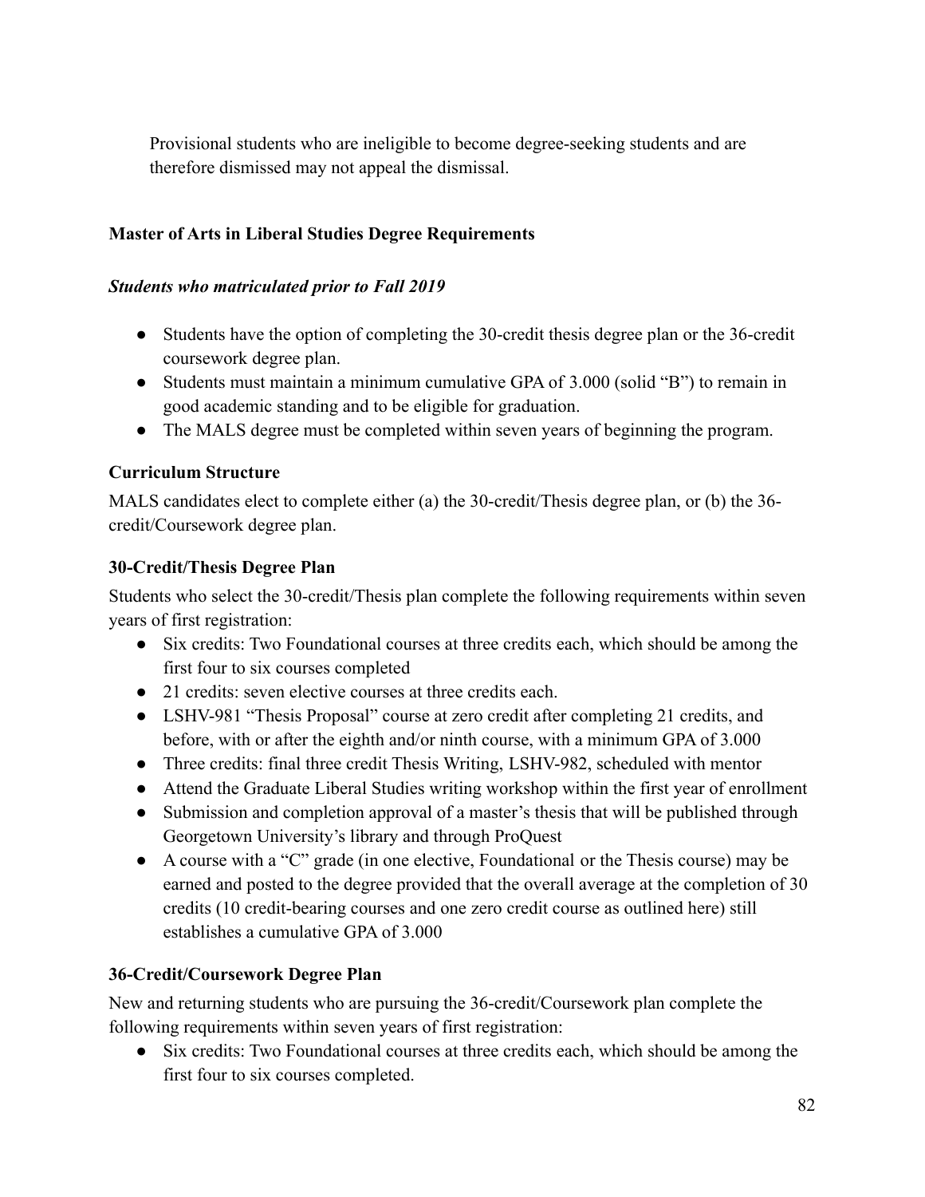Provisional students who are ineligible to become degree-seeking students and are therefore dismissed may not appeal the dismissal.

**Master of Arts in Liberal Studies Degree Requirements**

***Students who matriculated prior to Fall 2019***

- Students have the option of completing the 30-credit thesis degree plan or the 36-credit coursework degree plan.
- Students must maintain a minimum cumulative GPA of 3.000 (solid "B") to remain in good academic standing and to be eligible for graduation.
- The MALS degree must be completed within seven years of beginning the program.

**Curriculum Structure**

MALS candidates elect to complete either (a) the 30-credit/Thesis degree plan, or (b) the 36-credit/Coursework degree plan.

**30-Credit/Thesis Degree Plan**

Students who select the 30-credit/Thesis plan complete the following requirements within seven years of first registration:

- Six credits: Two Foundational courses at three credits each, which should be among the first four to six courses completed
- 21 credits: seven elective courses at three credits each.
- LSHV-981 "Thesis Proposal" course at zero credit after completing 21 credits, and before, with or after the eighth and/or ninth course, with a minimum GPA of 3.000
- Three credits: final three credit Thesis Writing, LSHV-982, scheduled with mentor
- Attend the Graduate Liberal Studies writing workshop within the first year of enrollment
- Submission and completion approval of a master's thesis that will be published through Georgetown University's library and through ProQuest
- A course with a "C" grade (in one elective, Foundational or the Thesis course) may be earned and posted to the degree provided that the overall average at the completion of 30 credits (10 credit-bearing courses and one zero credit course as outlined here) still establishes a cumulative GPA of 3.000

**36-Credit/Coursework Degree Plan**

New and returning students who are pursuing the 36-credit/Coursework plan complete the following requirements within seven years of first registration:

- Six credits: Two Foundational courses at three credits each, which should be among the first four to six courses completed.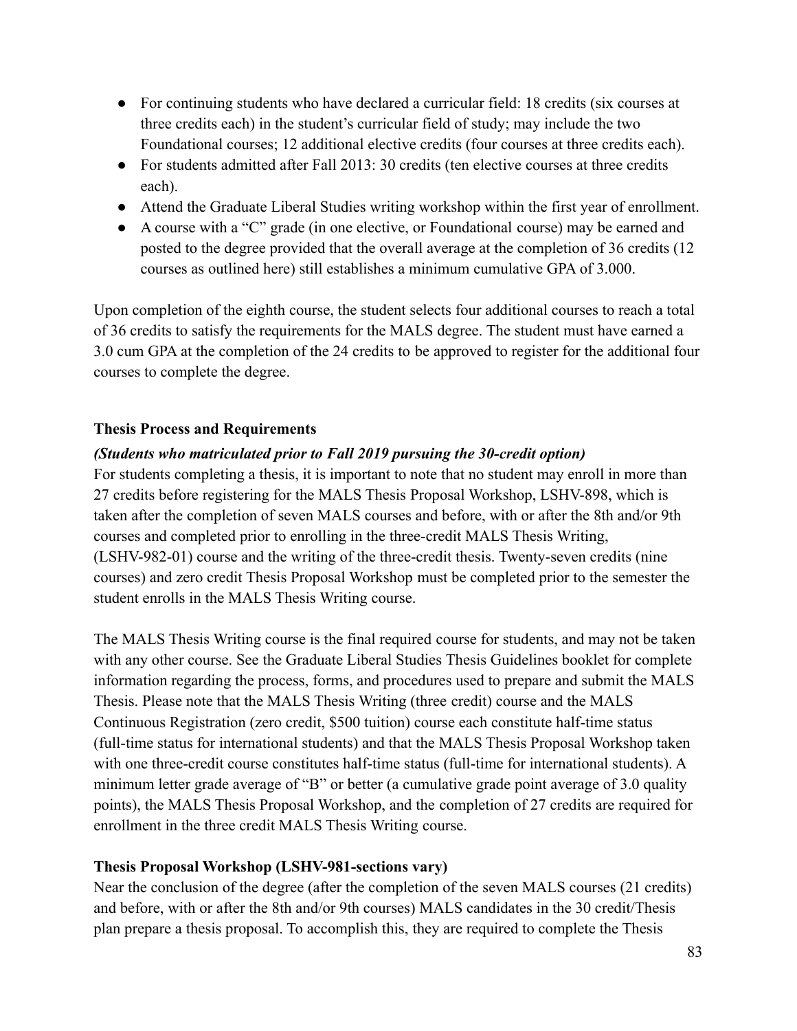- For continuing students who have declared a curricular field: 18 credits (six courses at three credits each) in the student's curricular field of study; may include the two Foundational courses; 12 additional elective credits (four courses at three credits each).
- For students admitted after Fall 2013: 30 credits (ten elective courses at three credits each).
- Attend the Graduate Liberal Studies writing workshop within the first year of enrollment.
- A course with a "C" grade (in one elective, or Foundational course) may be earned and posted to the degree provided that the overall average at the completion of 36 credits (12 courses as outlined here) still establishes a minimum cumulative GPA of 3.000.

Upon completion of the eighth course, the student selects four additional courses to reach a total of 36 credits to satisfy the requirements for the MALS degree. The student must have earned a 3.0 cum GPA at the completion of the 24 credits to be approved to register for the additional four courses to complete the degree.

**Thesis Process and Requirements**

***(Students who matriculated prior to Fall 2019 pursuing the 30-credit option)***

For students completing a thesis, it is important to note that no student may enroll in more than 27 credits before registering for the MALS Thesis Proposal Workshop, LSHV-898, which is taken after the completion of seven MALS courses and before, with or after the 8th and/or 9th courses and completed prior to enrolling in the three-credit MALS Thesis Writing, (LSHV-982-01) course and the writing of the three-credit thesis. Twenty-seven credits (nine courses) and zero credit Thesis Proposal Workshop must be completed prior to the semester the student enrolls in the MALS Thesis Writing course.

The MALS Thesis Writing course is the final required course for students, and may not be taken with any other course. See the Graduate Liberal Studies Thesis Guidelines booklet for complete information regarding the process, forms, and procedures used to prepare and submit the MALS Thesis. Please note that the MALS Thesis Writing (three credit) course and the MALS Continuous Registration (zero credit, $500 tuition) course each constitute half-time status (full-time status for international students) and that the MALS Thesis Proposal Workshop taken with one three-credit course constitutes half-time status (full-time for international students). A minimum letter grade average of "B" or better (a cumulative grade point average of 3.0 quality points), the MALS Thesis Proposal Workshop, and the completion of 27 credits are required for enrollment in the three credit MALS Thesis Writing course.

**Thesis Proposal Workshop (LSHV-981-sections vary)**

Near the conclusion of the degree (after the completion of the seven MALS courses (21 credits) and before, with or after the 8th and/or 9th courses) MALS candidates in the 30 credit/Thesis plan prepare a thesis proposal. To accomplish this, they are required to complete the Thesis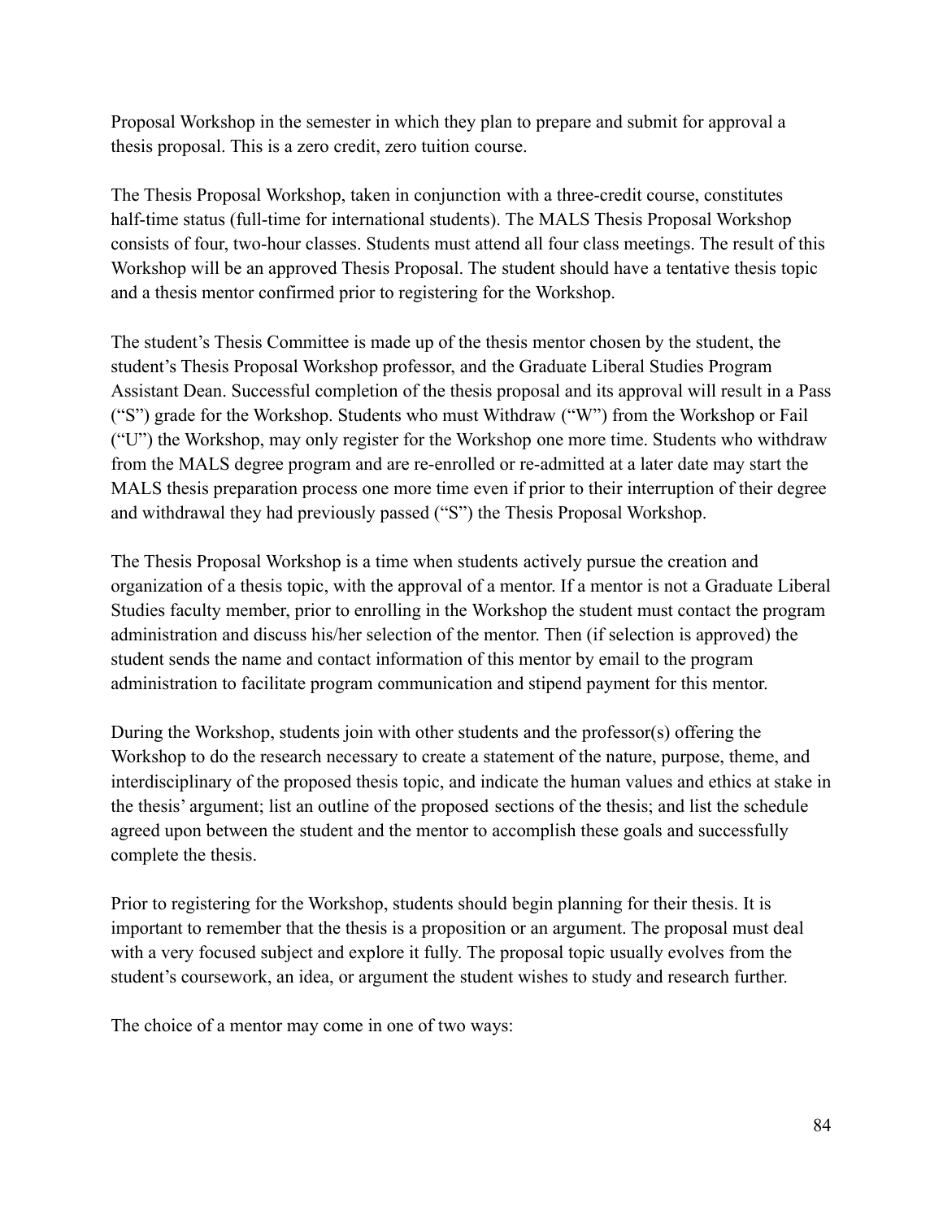Proposal Workshop in the semester in which they plan to prepare and submit for approval a thesis proposal. This is a zero credit, zero tuition course.

The Thesis Proposal Workshop, taken in conjunction with a three-credit course, constitutes half-time status (full-time for international students). The MALS Thesis Proposal Workshop consists of four, two-hour classes. Students must attend all four class meetings. The result of this Workshop will be an approved Thesis Proposal. The student should have a tentative thesis topic and a thesis mentor confirmed prior to registering for the Workshop.

The student's Thesis Committee is made up of the thesis mentor chosen by the student, the student's Thesis Proposal Workshop professor, and the Graduate Liberal Studies Program Assistant Dean. Successful completion of the thesis proposal and its approval will result in a Pass ("S") grade for the Workshop. Students who must Withdraw ("W") from the Workshop or Fail ("U") the Workshop, may only register for the Workshop one more time. Students who withdraw from the MALS degree program and are re-enrolled or re-admitted at a later date may start the MALS thesis preparation process one more time even if prior to their interruption of their degree and withdrawal they had previously passed ("S") the Thesis Proposal Workshop.

The Thesis Proposal Workshop is a time when students actively pursue the creation and organization of a thesis topic, with the approval of a mentor. If a mentor is not a Graduate Liberal Studies faculty member, prior to enrolling in the Workshop the student must contact the program administration and discuss his/her selection of the mentor. Then (if selection is approved) the student sends the name and contact information of this mentor by email to the program administration to facilitate program communication and stipend payment for this mentor.

During the Workshop, students join with other students and the professor(s) offering the Workshop to do the research necessary to create a statement of the nature, purpose, theme, and interdisciplinary of the proposed thesis topic, and indicate the human values and ethics at stake in the thesis' argument; list an outline of the proposed sections of the thesis; and list the schedule agreed upon between the student and the mentor to accomplish these goals and successfully complete the thesis.

Prior to registering for the Workshop, students should begin planning for their thesis. It is important to remember that the thesis is a proposition or an argument. The proposal must deal with a very focused subject and explore it fully. The proposal topic usually evolves from the student's coursework, an idea, or argument the student wishes to study and research further.

The choice of a mentor may come in one of two ways: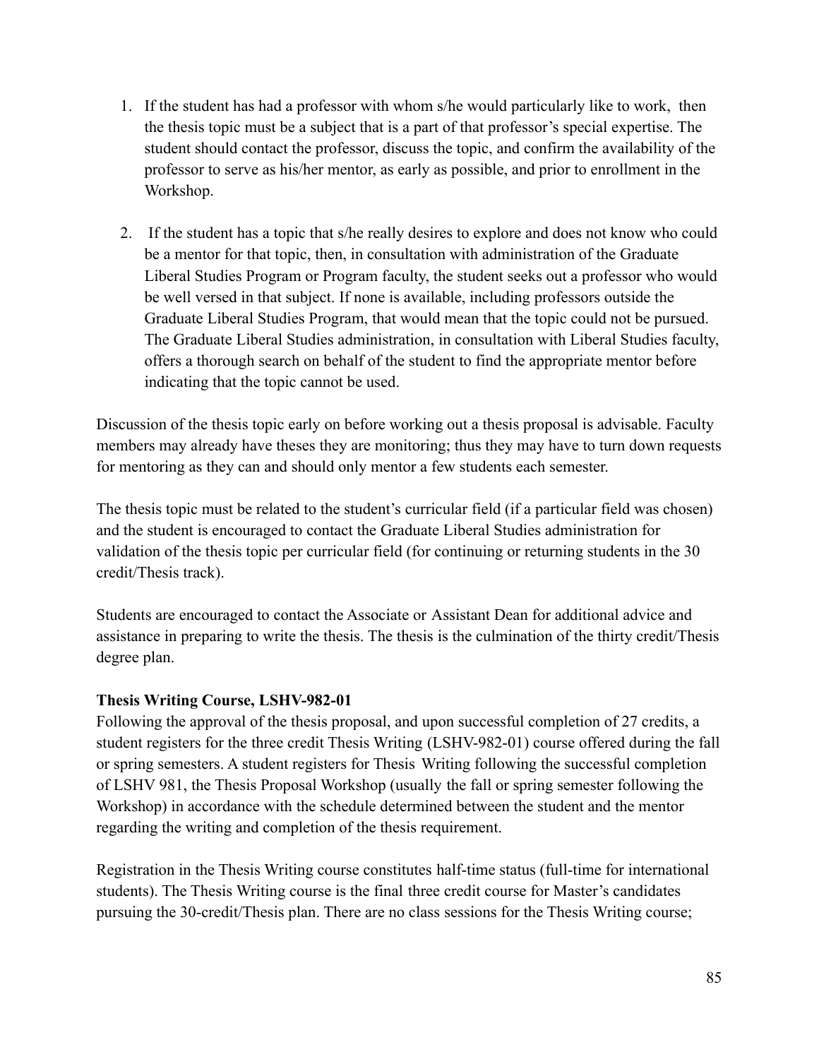1. If the student has had a professor with whom s/he would particularly like to work, then the thesis topic must be a subject that is a part of that professor's special expertise. The student should contact the professor, discuss the topic, and confirm the availability of the professor to serve as his/her mentor, as early as possible, and prior to enrollment in the Workshop.

2. If the student has a topic that s/he really desires to explore and does not know who could be a mentor for that topic, then, in consultation with administration of the Graduate Liberal Studies Program or Program faculty, the student seeks out a professor who would be well versed in that subject. If none is available, including professors outside the Graduate Liberal Studies Program, that would mean that the topic could not be pursued. The Graduate Liberal Studies administration, in consultation with Liberal Studies faculty, offers a thorough search on behalf of the student to find the appropriate mentor before indicating that the topic cannot be used.

Discussion of the thesis topic early on before working out a thesis proposal is advisable. Faculty members may already have theses they are monitoring; thus they may have to turn down requests for mentoring as they can and should only mentor a few students each semester.

The thesis topic must be related to the student's curricular field (if a particular field was chosen) and the student is encouraged to contact the Graduate Liberal Studies administration for validation of the thesis topic per curricular field (for continuing or returning students in the 30 credit/Thesis track).

Students are encouraged to contact the Associate or Assistant Dean for additional advice and assistance in preparing to write the thesis. The thesis is the culmination of the thirty credit/Thesis degree plan.

**Thesis Writing Course, LSHV-982-01**

Following the approval of the thesis proposal, and upon successful completion of 27 credits, a student registers for the three credit Thesis Writing (LSHV-982-01) course offered during the fall or spring semesters. A student registers for Thesis Writing following the successful completion of LSHV 981, the Thesis Proposal Workshop (usually the fall or spring semester following the Workshop) in accordance with the schedule determined between the student and the mentor regarding the writing and completion of the thesis requirement.

Registration in the Thesis Writing course constitutes half-time status (full-time for international students). The Thesis Writing course is the final three credit course for Master's candidates pursuing the 30-credit/Thesis plan. There are no class sessions for the Thesis Writing course;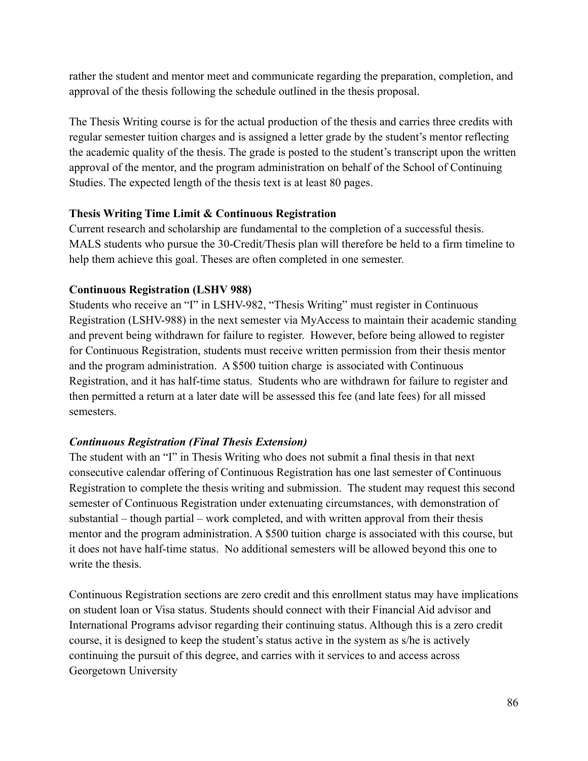rather the student and mentor meet and communicate regarding the preparation, completion, and approval of the thesis following the schedule outlined in the thesis proposal.

The Thesis Writing course is for the actual production of the thesis and carries three credits with regular semester tuition charges and is assigned a letter grade by the student's mentor reflecting the academic quality of the thesis. The grade is posted to the student's transcript upon the written approval of the mentor, and the program administration on behalf of the School of Continuing Studies. The expected length of the thesis text is at least 80 pages.

**Thesis Writing Time Limit & Continuous Registration**

Current research and scholarship are fundamental to the completion of a successful thesis. MALS students who pursue the 30-Credit/Thesis plan will therefore be held to a firm timeline to help them achieve this goal. Theses are often completed in one semester.

**Continuous Registration (LSHV 988)**

Students who receive an "I" in LSHV-982, "Thesis Writing" must register in Continuous Registration (LSHV-988) in the next semester via MyAccess to maintain their academic standing and prevent being withdrawn for failure to register. However, before being allowed to register for Continuous Registration, students must receive written permission from their thesis mentor and the program administration. A $500 tuition charge is associated with Continuous Registration, and it has half-time status. Students who are withdrawn for failure to register and then permitted a return at a later date will be assessed this fee (and late fees) for all missed semesters.

***Continuous Registration (Final Thesis Extension)***

The student with an "I" in Thesis Writing who does not submit a final thesis in that next consecutive calendar offering of Continuous Registration has one last semester of Continuous Registration to complete the thesis writing and submission. The student may request this second semester of Continuous Registration under extenuating circumstances, with demonstration of substantial – though partial – work completed, and with written approval from their thesis mentor and the program administration. A $500 tuition charge is associated with this course, but it does not have half-time status. No additional semesters will be allowed beyond this one to write the thesis.

Continuous Registration sections are zero credit and this enrollment status may have implications on student loan or Visa status. Students should connect with their Financial Aid advisor and International Programs advisor regarding their continuing status. Although this is a zero credit course, it is designed to keep the student's status active in the system as s/he is actively continuing the pursuit of this degree, and carries with it services to and access across Georgetown University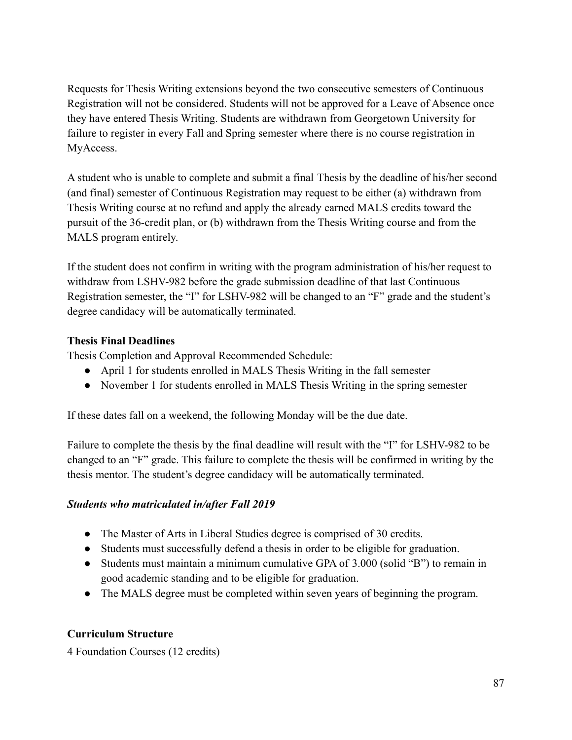Requests for Thesis Writing extensions beyond the two consecutive semesters of Continuous Registration will not be considered. Students will not be approved for a Leave of Absence once they have entered Thesis Writing. Students are withdrawn from Georgetown University for failure to register in every Fall and Spring semester where there is no course registration in MyAccess.

A student who is unable to complete and submit a final Thesis by the deadline of his/her second (and final) semester of Continuous Registration may request to be either (a) withdrawn from Thesis Writing course at no refund and apply the already earned MALS credits toward the pursuit of the 36-credit plan, or (b) withdrawn from the Thesis Writing course and from the MALS program entirely.

If the student does not confirm in writing with the program administration of his/her request to withdraw from LSHV-982 before the grade submission deadline of that last Continuous Registration semester, the "I" for LSHV-982 will be changed to an "F" grade and the student's degree candidacy will be automatically terminated.

**Thesis Final Deadlines**

Thesis Completion and Approval Recommended Schedule:

- April 1 for students enrolled in MALS Thesis Writing in the fall semester
- November 1 for students enrolled in MALS Thesis Writing in the spring semester

If these dates fall on a weekend, the following Monday will be the due date.

Failure to complete the thesis by the final deadline will result with the "I" for LSHV-982 to be changed to an "F" grade. This failure to complete the thesis will be confirmed in writing by the thesis mentor. The student's degree candidacy will be automatically terminated.

***Students who matriculated in/after Fall 2019***

- The Master of Arts in Liberal Studies degree is comprised of 30 credits.
- Students must successfully defend a thesis in order to be eligible for graduation.
- Students must maintain a minimum cumulative GPA of 3.000 (solid "B") to remain in good academic standing and to be eligible for graduation.
- The MALS degree must be completed within seven years of beginning the program.

**Curriculum Structure**

4 Foundation Courses (12 credits)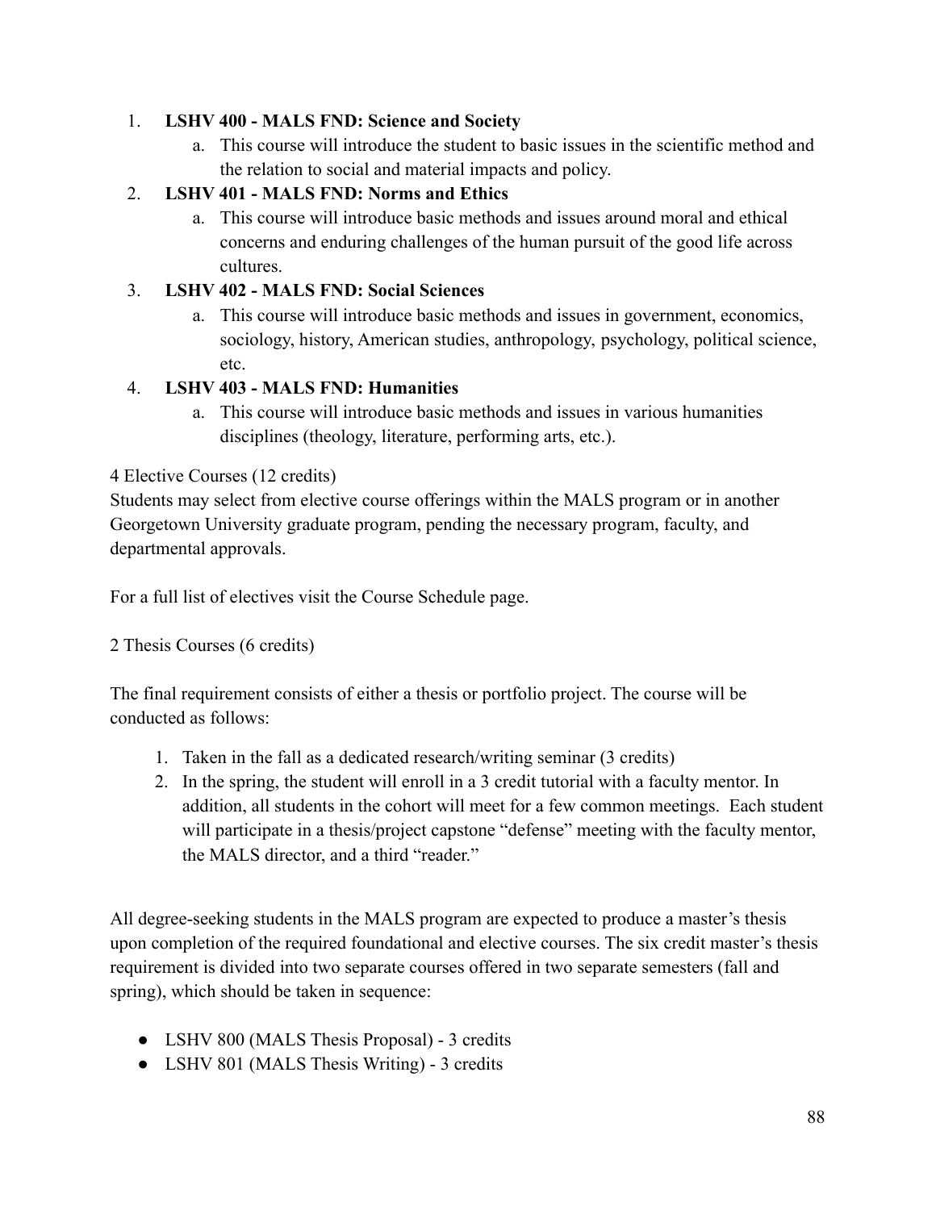1. **LSHV 400 - MALS FND: Science and Society**
    a. This course will introduce the student to basic issues in the scientific method and the relation to social and material impacts and policy.
2. **LSHV 401 - MALS FND: Norms and Ethics**
    a. This course will introduce basic methods and issues around moral and ethical concerns and enduring challenges of the human pursuit of the good life across cultures.
3. **LSHV 402 - MALS FND: Social Sciences**
    a. This course will introduce basic methods and issues in government, economics, sociology, history, American studies, anthropology, psychology, political science, etc.
4. **LSHV 403 - MALS FND: Humanities**
    a. This course will introduce basic methods and issues in various humanities disciplines (theology, literature, performing arts, etc.).

4 Elective Courses (12 credits)
Students may select from elective course offerings within the MALS program or in another Georgetown University graduate program, pending the necessary program, faculty, and departmental approvals.

For a full list of electives visit the Course Schedule page.

2 Thesis Courses (6 credits)

The final requirement consists of either a thesis or portfolio project. The course will be conducted as follows:

1. Taken in the fall as a dedicated research/writing seminar (3 credits)
2. In the spring, the student will enroll in a 3 credit tutorial with a faculty mentor. In addition, all students in the cohort will meet for a few common meetings. Each student will participate in a thesis/project capstone "defense" meeting with the faculty mentor, the MALS director, and a third "reader."

All degree-seeking students in the MALS program are expected to produce a master's thesis upon completion of the required foundational and elective courses. The six credit master's thesis requirement is divided into two separate courses offered in two separate semesters (fall and spring), which should be taken in sequence:

- LSHV 800 (MALS Thesis Proposal) - 3 credits
- LSHV 801 (MALS Thesis Writing) - 3 credits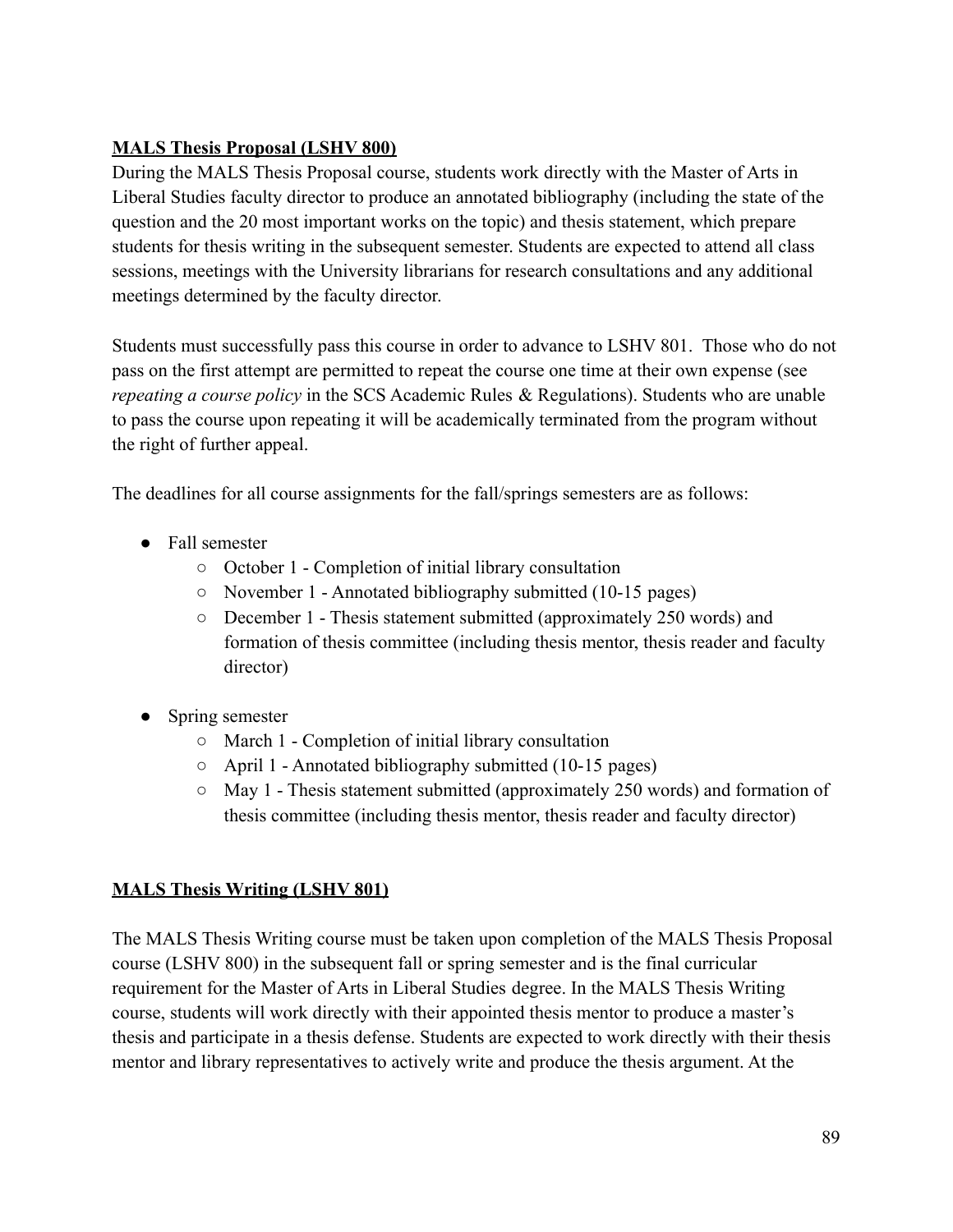**<u>MALS Thesis Proposal (LSHV 800)</u>**

During the MALS Thesis Proposal course, students work directly with the Master of Arts in Liberal Studies faculty director to produce an annotated bibliography (including the state of the question and the 20 most important works on the topic) and thesis statement, which prepare students for thesis writing in the subsequent semester. Students are expected to attend all class sessions, meetings with the University librarians for research consultations and any additional meetings determined by the faculty director.

Students must successfully pass this course in order to advance to LSHV 801. Those who do not pass on the first attempt are permitted to repeat the course one time at their own expense (see *repeating a course policy* in the SCS Academic Rules & Regulations). Students who are unable to pass the course upon repeating it will be academically terminated from the program without the right of further appeal.

The deadlines for all course assignments for the fall/springs semesters are as follows:

- Fall semester
  - October 1 - Completion of initial library consultation
  - November 1 - Annotated bibliography submitted (10-15 pages)
  - December 1 - Thesis statement submitted (approximately 250 words) and formation of thesis committee (including thesis mentor, thesis reader and faculty director)
- Spring semester
  - March 1 - Completion of initial library consultation
  - April 1 - Annotated bibliography submitted (10-15 pages)
  - May 1 - Thesis statement submitted (approximately 250 words) and formation of thesis committee (including thesis mentor, thesis reader and faculty director)

**<u>MALS Thesis Writing (LSHV 801)</u>**

The MALS Thesis Writing course must be taken upon completion of the MALS Thesis Proposal course (LSHV 800) in the subsequent fall or spring semester and is the final curricular requirement for the Master of Arts in Liberal Studies degree. In the MALS Thesis Writing course, students will work directly with their appointed thesis mentor to produce a master's thesis and participate in a thesis defense. Students are expected to work directly with their thesis mentor and library representatives to actively write and produce the thesis argument. At the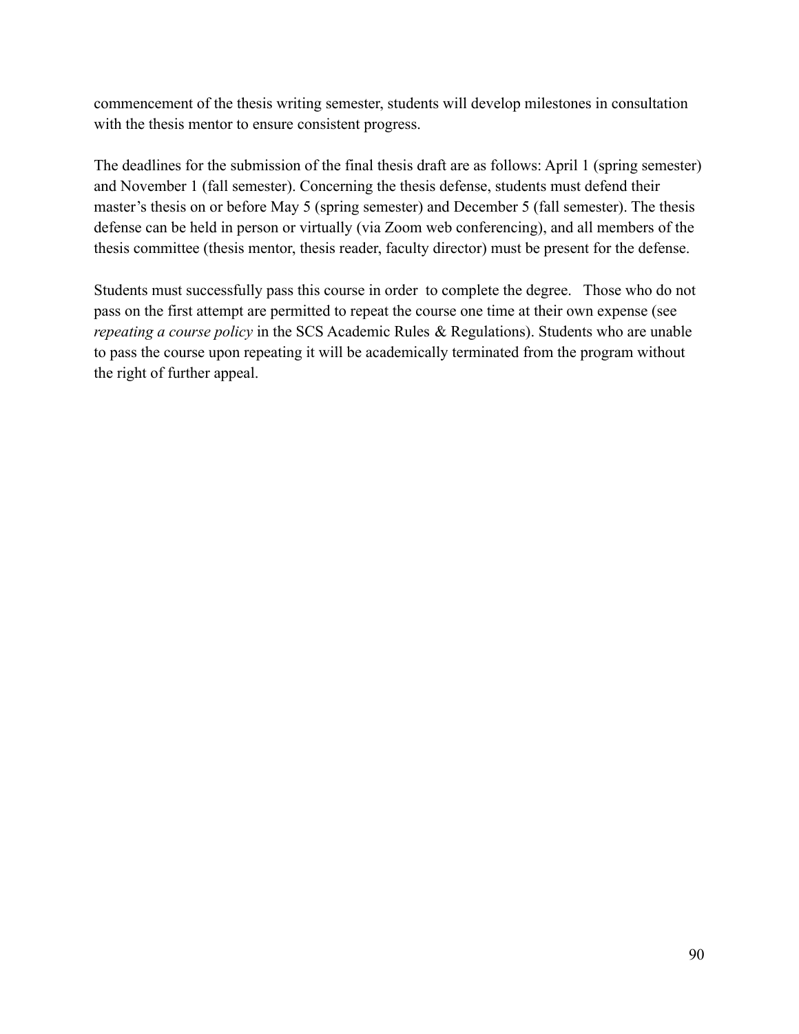commencement of the thesis writing semester, students will develop milestones in consultation with the thesis mentor to ensure consistent progress.

The deadlines for the submission of the final thesis draft are as follows: April 1 (spring semester) and November 1 (fall semester). Concerning the thesis defense, students must defend their master's thesis on or before May 5 (spring semester) and December 5 (fall semester). The thesis defense can be held in person or virtually (via Zoom web conferencing), and all members of the thesis committee (thesis mentor, thesis reader, faculty director) must be present for the defense.

Students must successfully pass this course in order to complete the degree. Those who do not pass on the first attempt are permitted to repeat the course one time at their own expense (see *repeating a course policy* in the SCS Academic Rules & Regulations). Students who are unable to pass the course upon repeating it will be academically terminated from the program without the right of further appeal.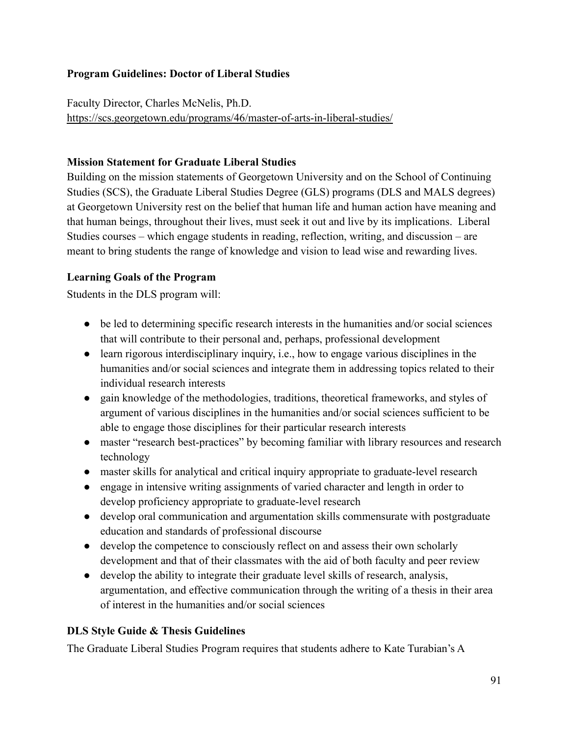**Program Guidelines: Doctor of Liberal Studies**

Faculty Director, Charles McNelis, Ph.D.
https://scs.georgetown.edu/programs/46/master-of-arts-in-liberal-studies/

**Mission Statement for Graduate Liberal Studies**

Building on the mission statements of Georgetown University and on the School of Continuing Studies (SCS), the Graduate Liberal Studies Degree (GLS) programs (DLS and MALS degrees) at Georgetown University rest on the belief that human life and human action have meaning and that human beings, throughout their lives, must seek it out and live by its implications. Liberal Studies courses – which engage students in reading, reflection, writing, and discussion – are meant to bring students the range of knowledge and vision to lead wise and rewarding lives.

**Learning Goals of the Program**

Students in the DLS program will:

- be led to determining specific research interests in the humanities and/or social sciences that will contribute to their personal and, perhaps, professional development
- learn rigorous interdisciplinary inquiry, i.e., how to engage various disciplines in the humanities and/or social sciences and integrate them in addressing topics related to their individual research interests
- gain knowledge of the methodologies, traditions, theoretical frameworks, and styles of argument of various disciplines in the humanities and/or social sciences sufficient to be able to engage those disciplines for their particular research interests
- master "research best-practices" by becoming familiar with library resources and research technology
- master skills for analytical and critical inquiry appropriate to graduate-level research
- engage in intensive writing assignments of varied character and length in order to develop proficiency appropriate to graduate-level research
- develop oral communication and argumentation skills commensurate with postgraduate education and standards of professional discourse
- develop the competence to consciously reflect on and assess their own scholarly development and that of their classmates with the aid of both faculty and peer review
- develop the ability to integrate their graduate level skills of research, analysis, argumentation, and effective communication through the writing of a thesis in their area of interest in the humanities and/or social sciences

**DLS Style Guide & Thesis Guidelines**

The Graduate Liberal Studies Program requires that students adhere to Kate Turabian's A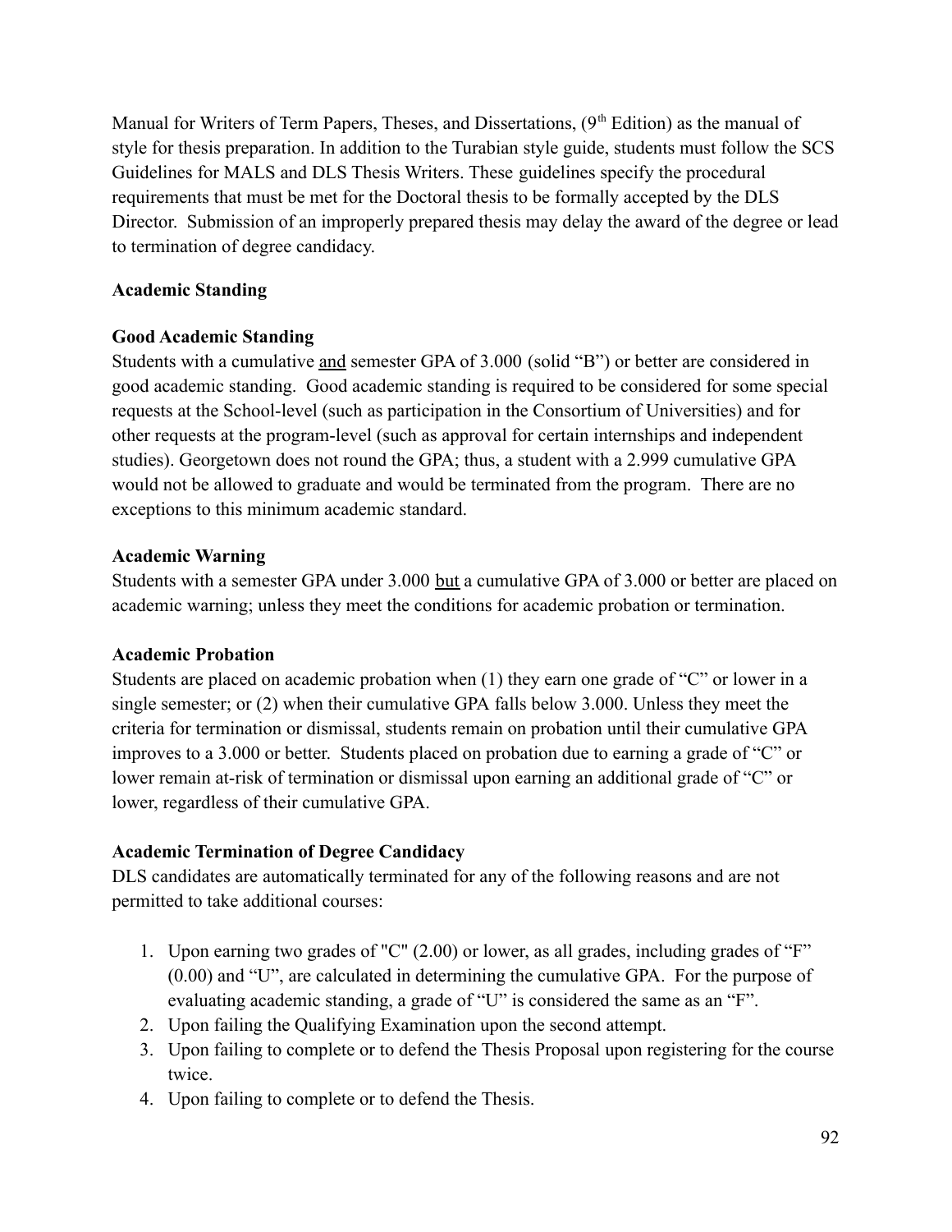Manual for Writers of Term Papers, Theses, and Dissertations, (9th Edition) as the manual of style for thesis preparation. In addition to the Turabian style guide, students must follow the SCS Guidelines for MALS and DLS Thesis Writers. These guidelines specify the procedural requirements that must be met for the Doctoral thesis to be formally accepted by the DLS Director. Submission of an improperly prepared thesis may delay the award of the degree or lead to termination of degree candidacy.

**Academic Standing**

**Good Academic Standing**

Students with a cumulative and semester GPA of 3.000 (solid "B") or better are considered in good academic standing. Good academic standing is required to be considered for some special requests at the School-level (such as participation in the Consortium of Universities) and for other requests at the program-level (such as approval for certain internships and independent studies). Georgetown does not round the GPA; thus, a student with a 2.999 cumulative GPA would not be allowed to graduate and would be terminated from the program. There are no exceptions to this minimum academic standard.

**Academic Warning**

Students with a semester GPA under 3.000 but a cumulative GPA of 3.000 or better are placed on academic warning; unless they meet the conditions for academic probation or termination.

**Academic Probation**

Students are placed on academic probation when (1) they earn one grade of "C" or lower in a single semester; or (2) when their cumulative GPA falls below 3.000. Unless they meet the criteria for termination or dismissal, students remain on probation until their cumulative GPA improves to a 3.000 or better. Students placed on probation due to earning a grade of "C" or lower remain at-risk of termination or dismissal upon earning an additional grade of "C" or lower, regardless of their cumulative GPA.

**Academic Termination of Degree Candidacy**

DLS candidates are automatically terminated for any of the following reasons and are not permitted to take additional courses:

1. Upon earning two grades of "C" (2.00) or lower, as all grades, including grades of "F" (0.00) and "U", are calculated in determining the cumulative GPA. For the purpose of evaluating academic standing, a grade of "U" is considered the same as an "F".
2. Upon failing the Qualifying Examination upon the second attempt.
3. Upon failing to complete or to defend the Thesis Proposal upon registering for the course twice.
4. Upon failing to complete or to defend the Thesis.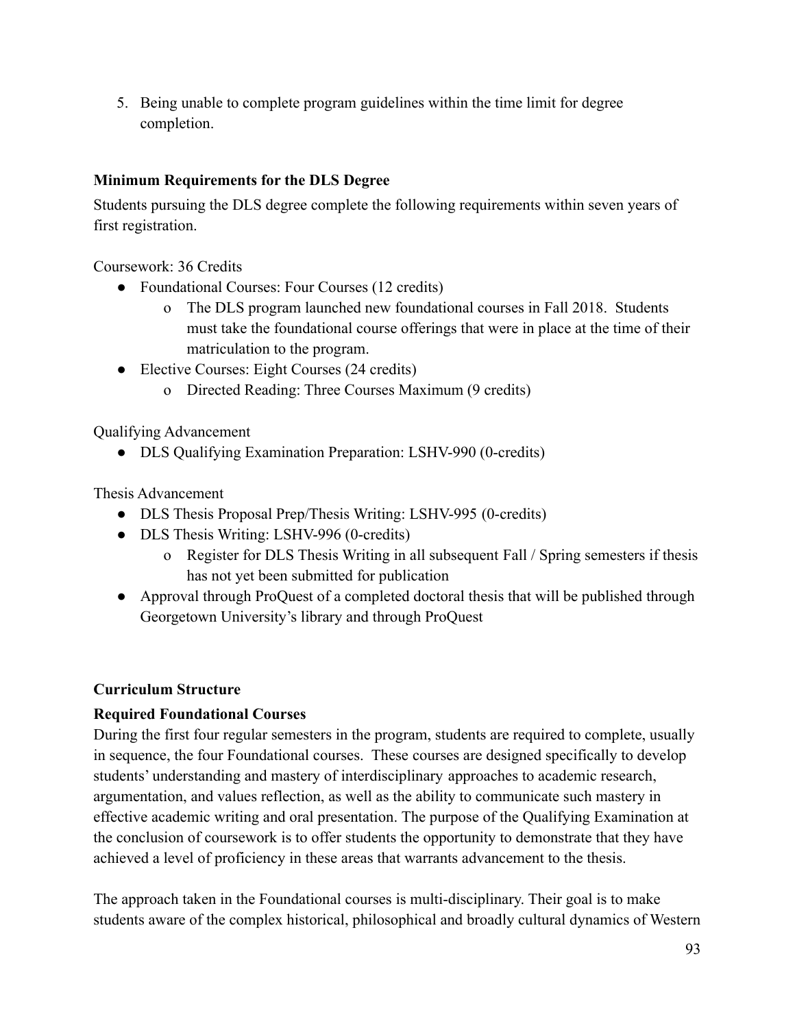5. Being unable to complete program guidelines within the time limit for degree completion.

**Minimum Requirements for the DLS Degree**

Students pursuing the DLS degree complete the following requirements within seven years of first registration.

Coursework: 36 Credits

- Foundational Courses: Four Courses (12 credits)
    - The DLS program launched new foundational courses in Fall 2018. Students must take the foundational course offerings that were in place at the time of their matriculation to the program.
- Elective Courses: Eight Courses (24 credits)
    - Directed Reading: Three Courses Maximum (9 credits)

Qualifying Advancement

- DLS Qualifying Examination Preparation: LSHV-990 (0-credits)

Thesis Advancement

- DLS Thesis Proposal Prep/Thesis Writing: LSHV-995 (0-credits)
- DLS Thesis Writing: LSHV-996 (0-credits)
    - Register for DLS Thesis Writing in all subsequent Fall / Spring semesters if thesis has not yet been submitted for publication
- Approval through ProQuest of a completed doctoral thesis that will be published through Georgetown University's library and through ProQuest

**Curriculum Structure**

**Required Foundational Courses**

During the first four regular semesters in the program, students are required to complete, usually in sequence, the four Foundational courses. These courses are designed specifically to develop students' understanding and mastery of interdisciplinary approaches to academic research, argumentation, and values reflection, as well as the ability to communicate such mastery in effective academic writing and oral presentation. The purpose of the Qualifying Examination at the conclusion of coursework is to offer students the opportunity to demonstrate that they have achieved a level of proficiency in these areas that warrants advancement to the thesis.

The approach taken in the Foundational courses is multi-disciplinary. Their goal is to make students aware of the complex historical, philosophical and broadly cultural dynamics of Western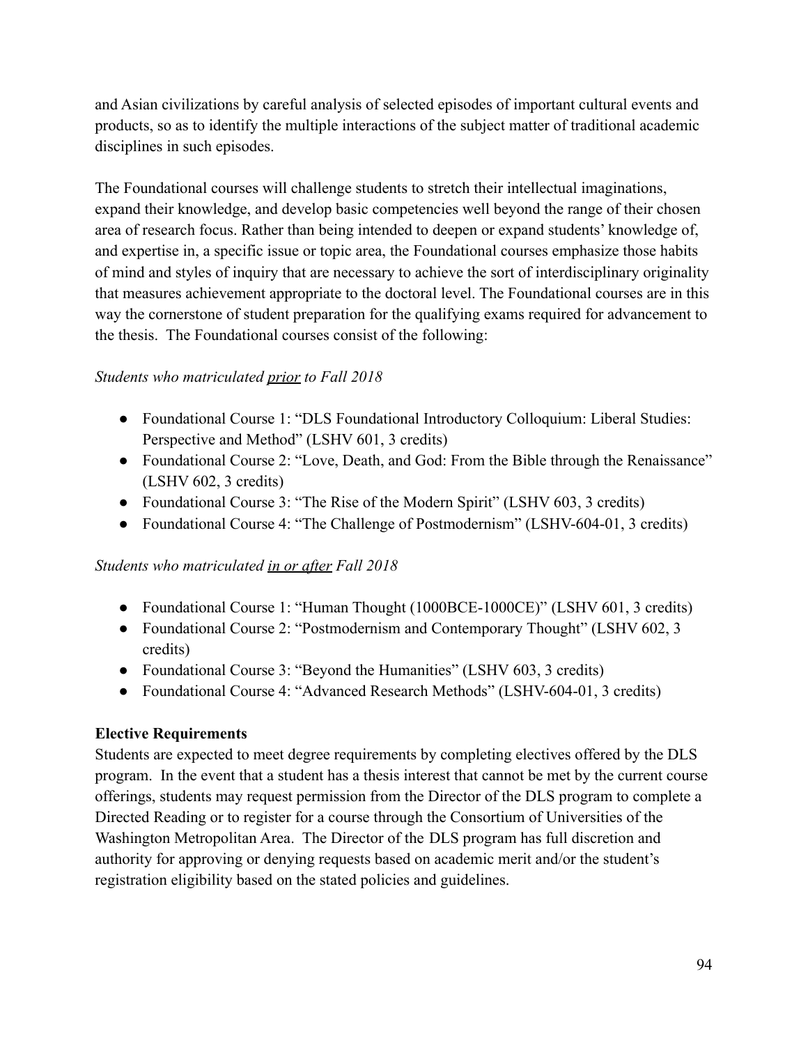and Asian civilizations by careful analysis of selected episodes of important cultural events and products, so as to identify the multiple interactions of the subject matter of traditional academic disciplines in such episodes.

The Foundational courses will challenge students to stretch their intellectual imaginations, expand their knowledge, and develop basic competencies well beyond the range of their chosen area of research focus. Rather than being intended to deepen or expand students' knowledge of, and expertise in, a specific issue or topic area, the Foundational courses emphasize those habits of mind and styles of inquiry that are necessary to achieve the sort of interdisciplinary originality that measures achievement appropriate to the doctoral level. The Foundational courses are in this way the cornerstone of student preparation for the qualifying exams required for advancement to the thesis. The Foundational courses consist of the following:

*Students who matriculated <u>prior</u> to Fall 2018*

- Foundational Course 1: "DLS Foundational Introductory Colloquium: Liberal Studies: Perspective and Method" (LSHV 601, 3 credits)
- Foundational Course 2: "Love, Death, and God: From the Bible through the Renaissance" (LSHV 602, 3 credits)
- Foundational Course 3: "The Rise of the Modern Spirit" (LSHV 603, 3 credits)
- Foundational Course 4: "The Challenge of Postmodernism" (LSHV-604-01, 3 credits)

*Students who matriculated <u>in or after</u> Fall 2018*

- Foundational Course 1: "Human Thought (1000BCE-1000CE)" (LSHV 601, 3 credits)
- Foundational Course 2: "Postmodernism and Contemporary Thought" (LSHV 602, 3 credits)
- Foundational Course 3: "Beyond the Humanities" (LSHV 603, 3 credits)
- Foundational Course 4: "Advanced Research Methods" (LSHV-604-01, 3 credits)

**Elective Requirements**

Students are expected to meet degree requirements by completing electives offered by the DLS program. In the event that a student has a thesis interest that cannot be met by the current course offerings, students may request permission from the Director of the DLS program to complete a Directed Reading or to register for a course through the Consortium of Universities of the Washington Metropolitan Area. The Director of the DLS program has full discretion and authority for approving or denying requests based on academic merit and/or the student's registration eligibility based on the stated policies and guidelines.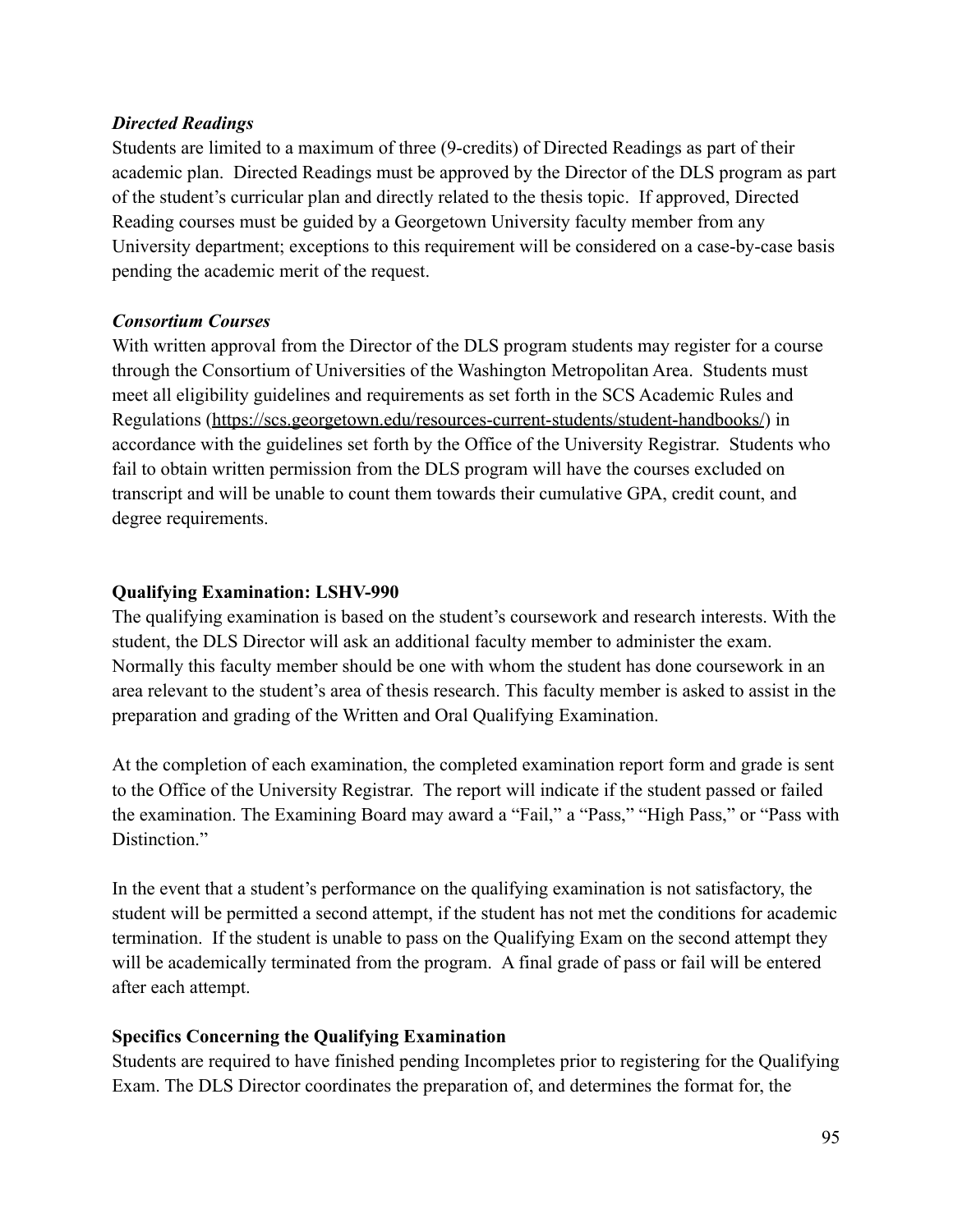***Directed Readings***

Students are limited to a maximum of three (9-credits) of Directed Readings as part of their academic plan. Directed Readings must be approved by the Director of the DLS program as part of the student's curricular plan and directly related to the thesis topic. If approved, Directed Reading courses must be guided by a Georgetown University faculty member from any University department; exceptions to this requirement will be considered on a case-by-case basis pending the academic merit of the request.

***Consortium Courses***

With written approval from the Director of the DLS program students may register for a course through the Consortium of Universities of the Washington Metropolitan Area. Students must meet all eligibility guidelines and requirements as set forth in the SCS Academic Rules and Regulations (https://scs.georgetown.edu/resources-current-students/student-handbooks/) in accordance with the guidelines set forth by the Office of the University Registrar. Students who fail to obtain written permission from the DLS program will have the courses excluded on transcript and will be unable to count them towards their cumulative GPA, credit count, and degree requirements.

**Qualifying Examination: LSHV-990**

The qualifying examination is based on the student's coursework and research interests. With the student, the DLS Director will ask an additional faculty member to administer the exam. Normally this faculty member should be one with whom the student has done coursework in an area relevant to the student's area of thesis research. This faculty member is asked to assist in the preparation and grading of the Written and Oral Qualifying Examination.

At the completion of each examination, the completed examination report form and grade is sent to the Office of the University Registrar. The report will indicate if the student passed or failed the examination. The Examining Board may award a "Fail," a "Pass," "High Pass," or "Pass with Distinction."

In the event that a student's performance on the qualifying examination is not satisfactory, the student will be permitted a second attempt, if the student has not met the conditions for academic termination. If the student is unable to pass on the Qualifying Exam on the second attempt they will be academically terminated from the program. A final grade of pass or fail will be entered after each attempt.

**Specifics Concerning the Qualifying Examination**

Students are required to have finished pending Incompletes prior to registering for the Qualifying Exam. The DLS Director coordinates the preparation of, and determines the format for, the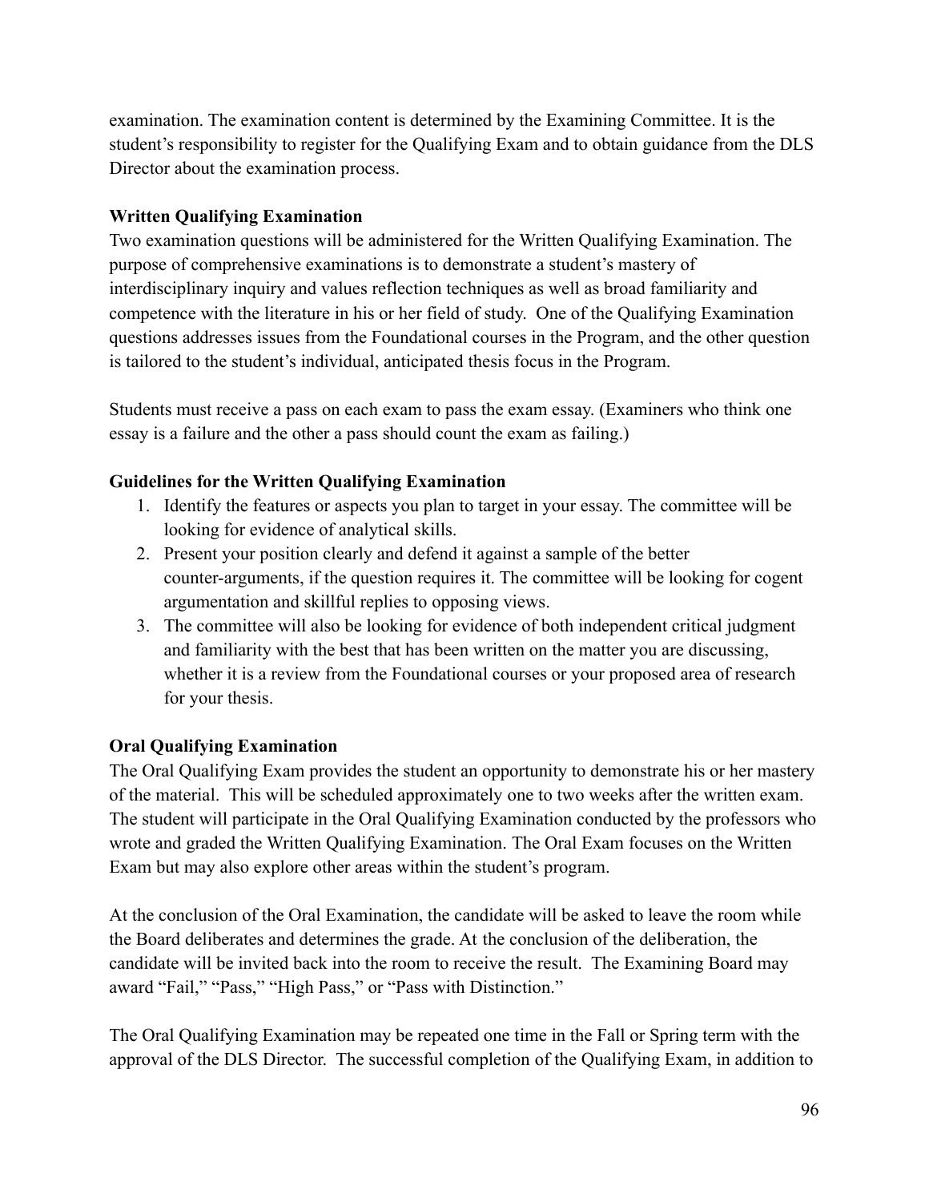examination. The examination content is determined by the Examining Committee. It is the student's responsibility to register for the Qualifying Exam and to obtain guidance from the DLS Director about the examination process.

**Written Qualifying Examination**

Two examination questions will be administered for the Written Qualifying Examination. The purpose of comprehensive examinations is to demonstrate a student's mastery of interdisciplinary inquiry and values reflection techniques as well as broad familiarity and competence with the literature in his or her field of study. One of the Qualifying Examination questions addresses issues from the Foundational courses in the Program, and the other question is tailored to the student's individual, anticipated thesis focus in the Program.

Students must receive a pass on each exam to pass the exam essay. (Examiners who think one essay is a failure and the other a pass should count the exam as failing.)

**Guidelines for the Written Qualifying Examination**

1. Identify the features or aspects you plan to target in your essay. The committee will be looking for evidence of analytical skills.
2. Present your position clearly and defend it against a sample of the better counter-arguments, if the question requires it. The committee will be looking for cogent argumentation and skillful replies to opposing views.
3. The committee will also be looking for evidence of both independent critical judgment and familiarity with the best that has been written on the matter you are discussing, whether it is a review from the Foundational courses or your proposed area of research for your thesis.

**Oral Qualifying Examination**

The Oral Qualifying Exam provides the student an opportunity to demonstrate his or her mastery of the material. This will be scheduled approximately one to two weeks after the written exam. The student will participate in the Oral Qualifying Examination conducted by the professors who wrote and graded the Written Qualifying Examination. The Oral Exam focuses on the Written Exam but may also explore other areas within the student's program.

At the conclusion of the Oral Examination, the candidate will be asked to leave the room while the Board deliberates and determines the grade. At the conclusion of the deliberation, the candidate will be invited back into the room to receive the result. The Examining Board may award "Fail," "Pass," "High Pass," or "Pass with Distinction."

The Oral Qualifying Examination may be repeated one time in the Fall or Spring term with the approval of the DLS Director. The successful completion of the Qualifying Exam, in addition to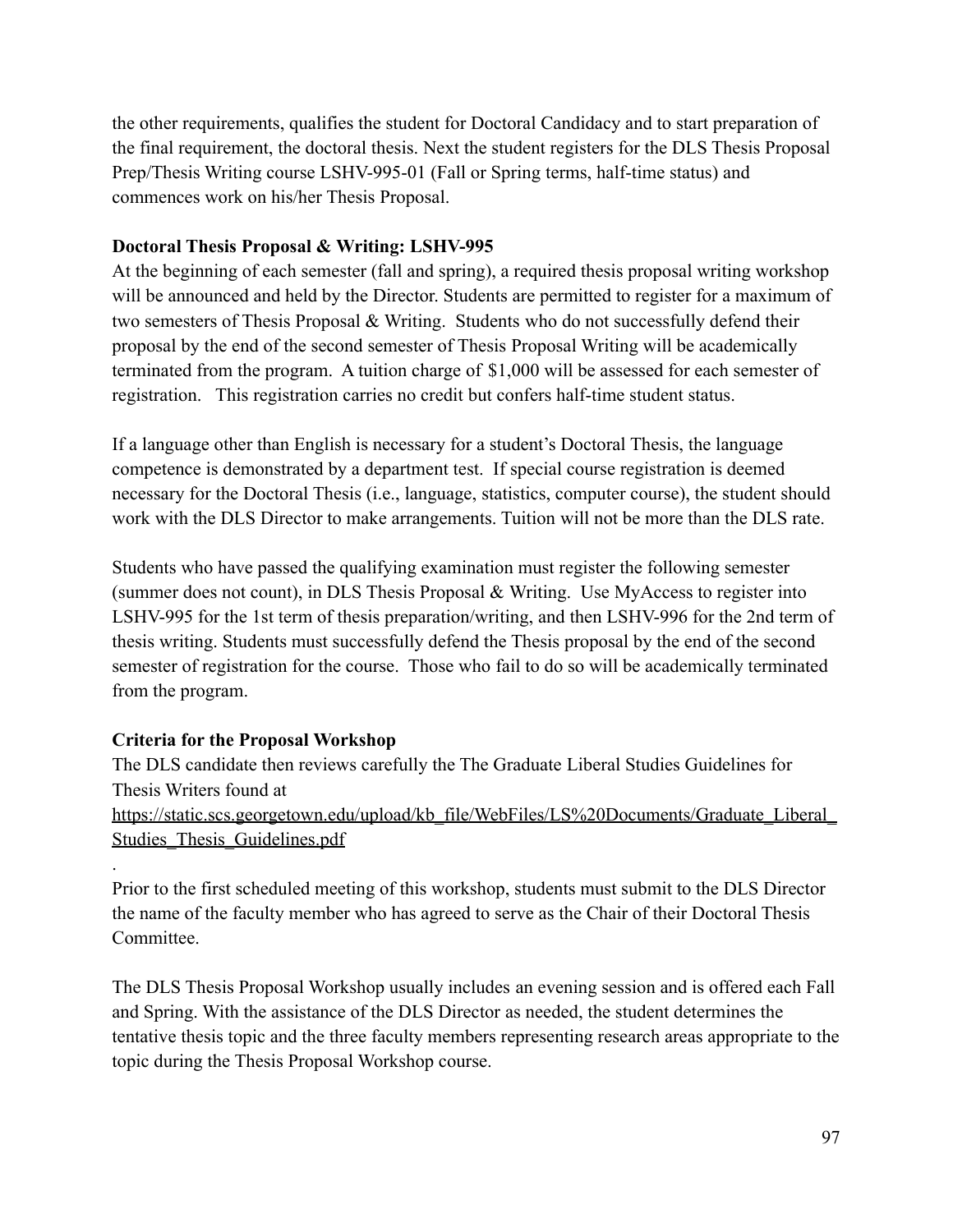the other requirements, qualifies the student for Doctoral Candidacy and to start preparation of the final requirement, the doctoral thesis. Next the student registers for the DLS Thesis Proposal Prep/Thesis Writing course LSHV-995-01 (Fall or Spring terms, half-time status) and commences work on his/her Thesis Proposal.

**Doctoral Thesis Proposal & Writing: LSHV-995**

At the beginning of each semester (fall and spring), a required thesis proposal writing workshop will be announced and held by the Director. Students are permitted to register for a maximum of two semesters of Thesis Proposal & Writing. Students who do not successfully defend their proposal by the end of the second semester of Thesis Proposal Writing will be academically terminated from the program. A tuition charge of $1,000 will be assessed for each semester of registration. This registration carries no credit but confers half-time student status.

If a language other than English is necessary for a student's Doctoral Thesis, the language competence is demonstrated by a department test. If special course registration is deemed necessary for the Doctoral Thesis (i.e., language, statistics, computer course), the student should work with the DLS Director to make arrangements. Tuition will not be more than the DLS rate.

Students who have passed the qualifying examination must register the following semester (summer does not count), in DLS Thesis Proposal & Writing. Use MyAccess to register into LSHV-995 for the 1st term of thesis preparation/writing, and then LSHV-996 for the 2nd term of thesis writing. Students must successfully defend the Thesis proposal by the end of the second semester of registration for the course. Those who fail to do so will be academically terminated from the program.

**Criteria for the Proposal Workshop**

The DLS candidate then reviews carefully the The Graduate Liberal Studies Guidelines for Thesis Writers found at
https://static.scs.georgetown.edu/upload/kb_file/WebFiles/LS%20Documents/Graduate_Liberal_Studies_Thesis_Guidelines.pdf

.

Prior to the first scheduled meeting of this workshop, students must submit to the DLS Director the name of the faculty member who has agreed to serve as the Chair of their Doctoral Thesis Committee.

The DLS Thesis Proposal Workshop usually includes an evening session and is offered each Fall and Spring. With the assistance of the DLS Director as needed, the student determines the tentative thesis topic and the three faculty members representing research areas appropriate to the topic during the Thesis Proposal Workshop course.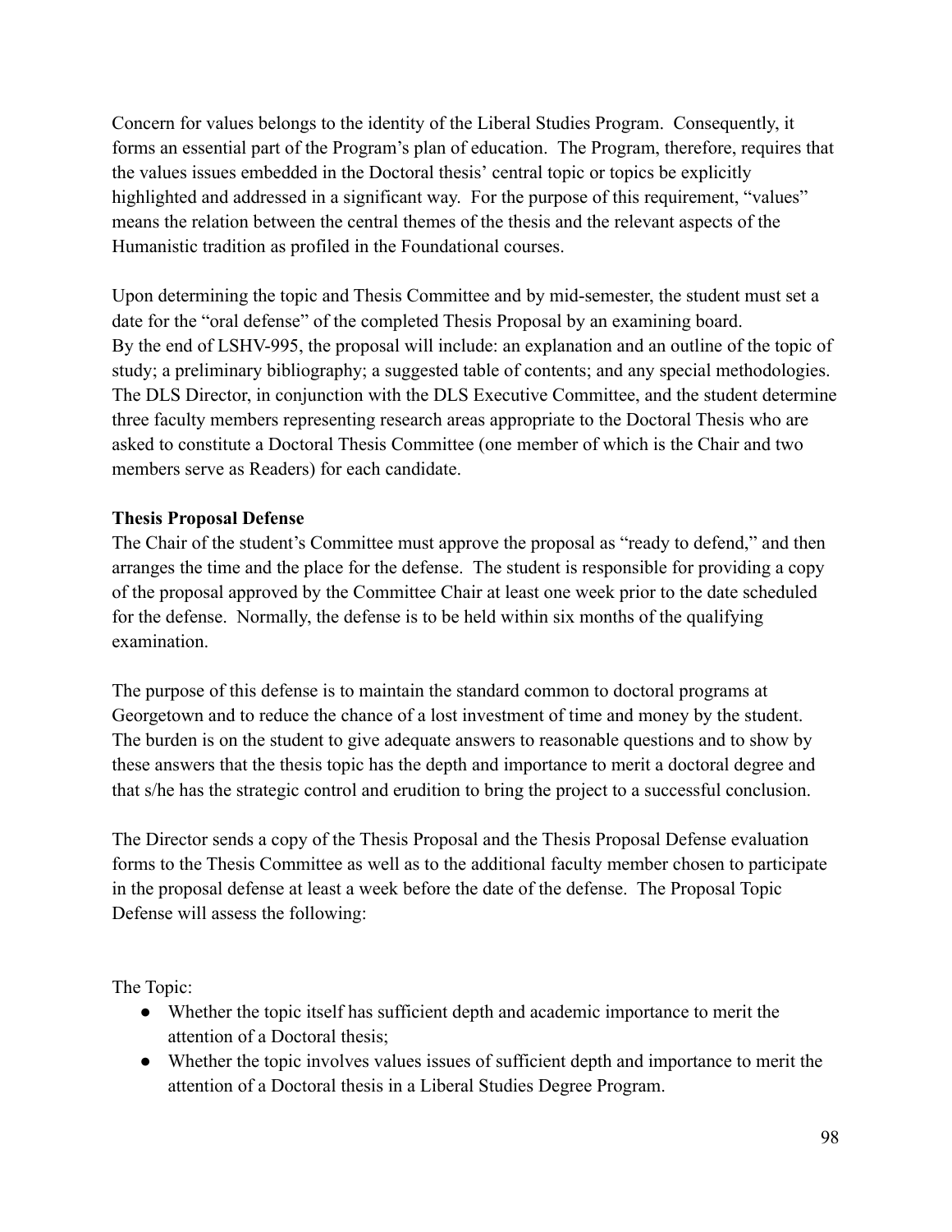Concern for values belongs to the identity of the Liberal Studies Program. Consequently, it forms an essential part of the Program's plan of education. The Program, therefore, requires that the values issues embedded in the Doctoral thesis' central topic or topics be explicitly highlighted and addressed in a significant way. For the purpose of this requirement, "values" means the relation between the central themes of the thesis and the relevant aspects of the Humanistic tradition as profiled in the Foundational courses.

Upon determining the topic and Thesis Committee and by mid-semester, the student must set a date for the "oral defense" of the completed Thesis Proposal by an examining board. By the end of LSHV-995, the proposal will include: an explanation and an outline of the topic of study; a preliminary bibliography; a suggested table of contents; and any special methodologies. The DLS Director, in conjunction with the DLS Executive Committee, and the student determine three faculty members representing research areas appropriate to the Doctoral Thesis who are asked to constitute a Doctoral Thesis Committee (one member of which is the Chair and two members serve as Readers) for each candidate.

**Thesis Proposal Defense**

The Chair of the student's Committee must approve the proposal as "ready to defend," and then arranges the time and the place for the defense. The student is responsible for providing a copy of the proposal approved by the Committee Chair at least one week prior to the date scheduled for the defense. Normally, the defense is to be held within six months of the qualifying examination.

The purpose of this defense is to maintain the standard common to doctoral programs at Georgetown and to reduce the chance of a lost investment of time and money by the student. The burden is on the student to give adequate answers to reasonable questions and to show by these answers that the thesis topic has the depth and importance to merit a doctoral degree and that s/he has the strategic control and erudition to bring the project to a successful conclusion.

The Director sends a copy of the Thesis Proposal and the Thesis Proposal Defense evaluation forms to the Thesis Committee as well as to the additional faculty member chosen to participate in the proposal defense at least a week before the date of the defense. The Proposal Topic Defense will assess the following:

The Topic:

- Whether the topic itself has sufficient depth and academic importance to merit the attention of a Doctoral thesis;
- Whether the topic involves values issues of sufficient depth and importance to merit the attention of a Doctoral thesis in a Liberal Studies Degree Program.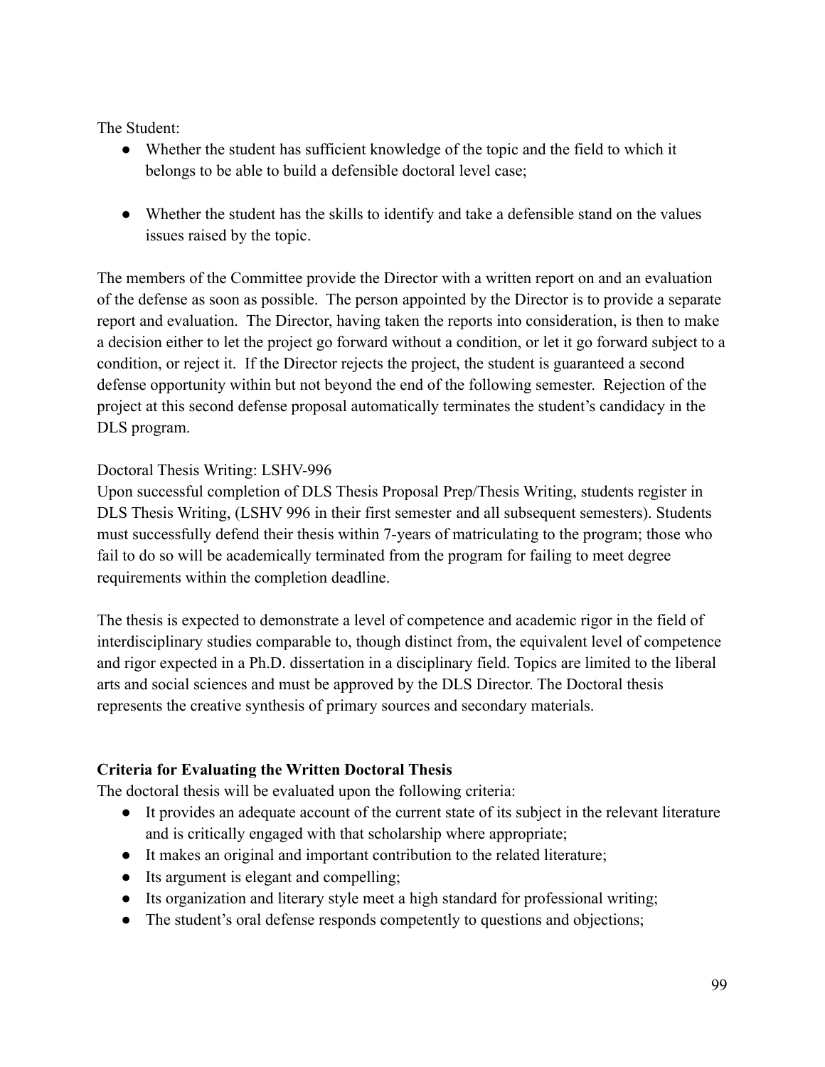The Student:

- Whether the student has sufficient knowledge of the topic and the field to which it belongs to be able to build a defensible doctoral level case;

- Whether the student has the skills to identify and take a defensible stand on the values issues raised by the topic.

The members of the Committee provide the Director with a written report on and an evaluation of the defense as soon as possible. The person appointed by the Director is to provide a separate report and evaluation. The Director, having taken the reports into consideration, is then to make a decision either to let the project go forward without a condition, or let it go forward subject to a condition, or reject it. If the Director rejects the project, the student is guaranteed a second defense opportunity within but not beyond the end of the following semester. Rejection of the project at this second defense proposal automatically terminates the student's candidacy in the DLS program.

Doctoral Thesis Writing: LSHV-996

Upon successful completion of DLS Thesis Proposal Prep/Thesis Writing, students register in DLS Thesis Writing, (LSHV 996 in their first semester and all subsequent semesters). Students must successfully defend their thesis within 7-years of matriculating to the program; those who fail to do so will be academically terminated from the program for failing to meet degree requirements within the completion deadline.

The thesis is expected to demonstrate a level of competence and academic rigor in the field of interdisciplinary studies comparable to, though distinct from, the equivalent level of competence and rigor expected in a Ph.D. dissertation in a disciplinary field. Topics are limited to the liberal arts and social sciences and must be approved by the DLS Director. The Doctoral thesis represents the creative synthesis of primary sources and secondary materials.

**Criteria for Evaluating the Written Doctoral Thesis**

The doctoral thesis will be evaluated upon the following criteria:

- It provides an adequate account of the current state of its subject in the relevant literature and is critically engaged with that scholarship where appropriate;
- It makes an original and important contribution to the related literature;
- Its argument is elegant and compelling;
- Its organization and literary style meet a high standard for professional writing;
- The student's oral defense responds competently to questions and objections;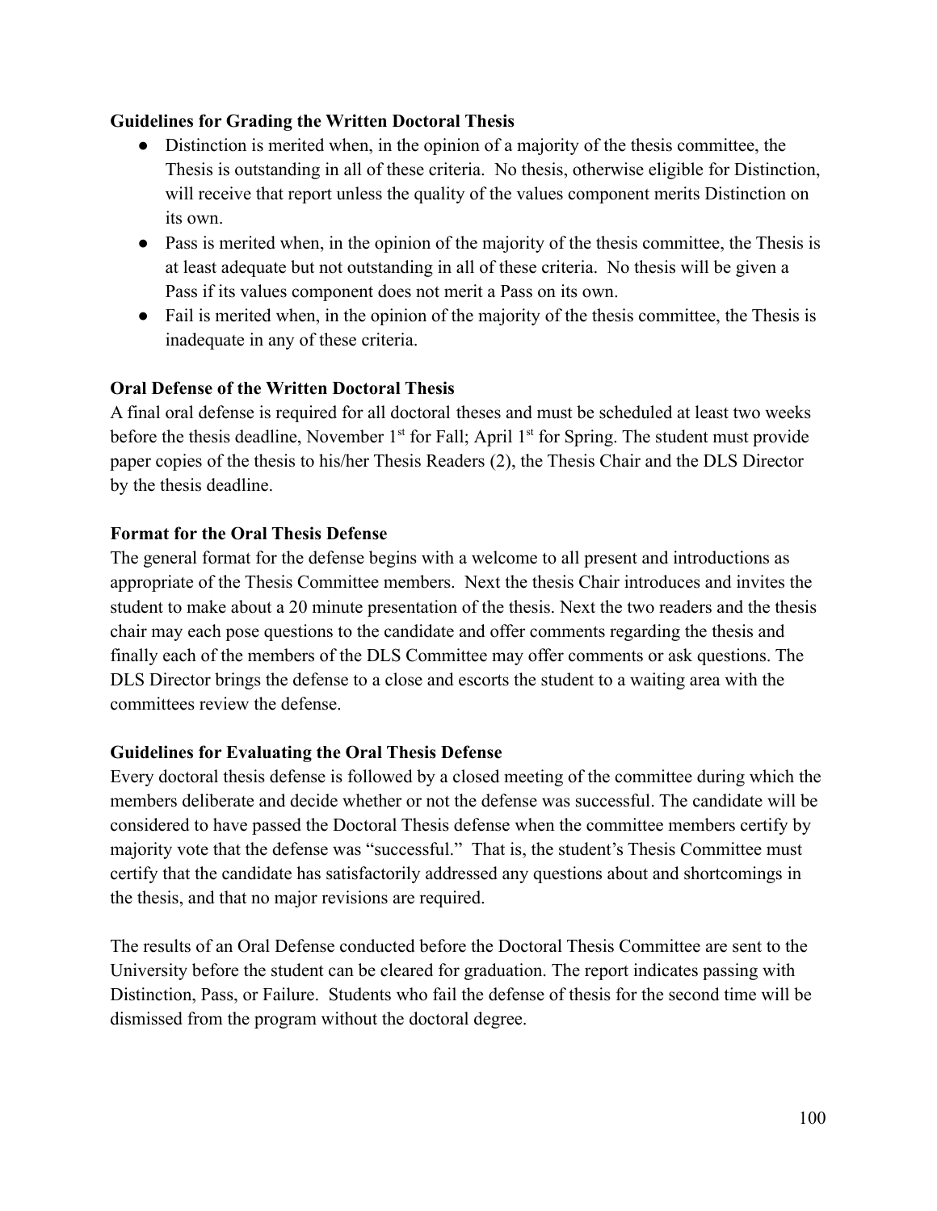**Guidelines for Grading the Written Doctoral Thesis**

- Distinction is merited when, in the opinion of a majority of the thesis committee, the Thesis is outstanding in all of these criteria. No thesis, otherwise eligible for Distinction, will receive that report unless the quality of the values component merits Distinction on its own.
- Pass is merited when, in the opinion of the majority of the thesis committee, the Thesis is at least adequate but not outstanding in all of these criteria. No thesis will be given a Pass if its values component does not merit a Pass on its own.
- Fail is merited when, in the opinion of the majority of the thesis committee, the Thesis is inadequate in any of these criteria.

**Oral Defense of the Written Doctoral Thesis**

A final oral defense is required for all doctoral theses and must be scheduled at least two weeks before the thesis deadline, November 1st for Fall; April 1st for Spring. The student must provide paper copies of the thesis to his/her Thesis Readers (2), the Thesis Chair and the DLS Director by the thesis deadline.

**Format for the Oral Thesis Defense**

The general format for the defense begins with a welcome to all present and introductions as appropriate of the Thesis Committee members. Next the thesis Chair introduces and invites the student to make about a 20 minute presentation of the thesis. Next the two readers and the thesis chair may each pose questions to the candidate and offer comments regarding the thesis and finally each of the members of the DLS Committee may offer comments or ask questions. The DLS Director brings the defense to a close and escorts the student to a waiting area with the committees review the defense.

**Guidelines for Evaluating the Oral Thesis Defense**

Every doctoral thesis defense is followed by a closed meeting of the committee during which the members deliberate and decide whether or not the defense was successful. The candidate will be considered to have passed the Doctoral Thesis defense when the committee members certify by majority vote that the defense was "successful." That is, the student's Thesis Committee must certify that the candidate has satisfactorily addressed any questions about and shortcomings in the thesis, and that no major revisions are required.

The results of an Oral Defense conducted before the Doctoral Thesis Committee are sent to the University before the student can be cleared for graduation. The report indicates passing with Distinction, Pass, or Failure. Students who fail the defense of thesis for the second time will be dismissed from the program without the doctoral degree.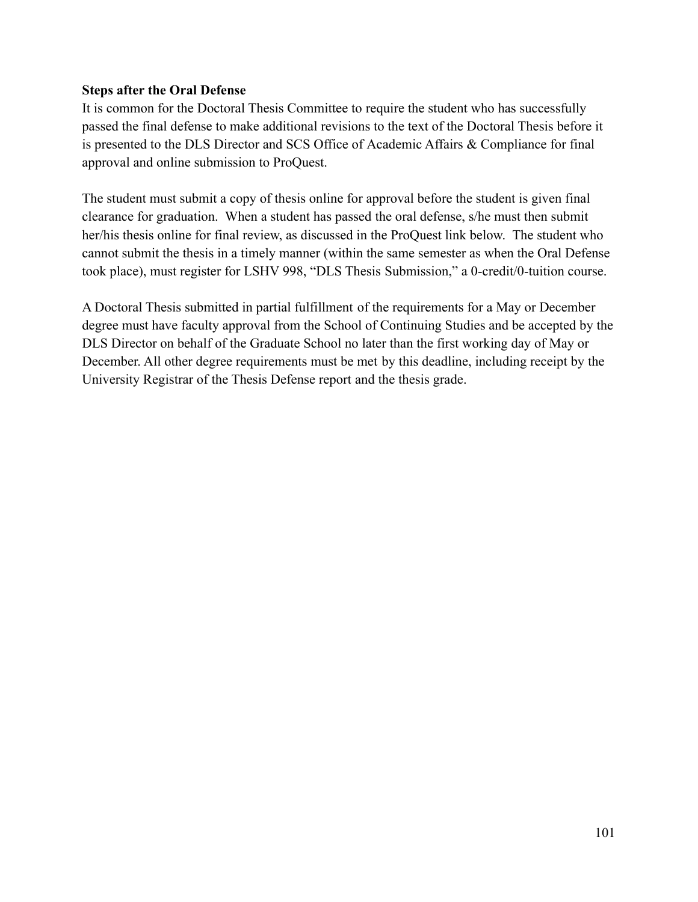**Steps after the Oral Defense**

It is common for the Doctoral Thesis Committee to require the student who has successfully passed the final defense to make additional revisions to the text of the Doctoral Thesis before it is presented to the DLS Director and SCS Office of Academic Affairs & Compliance for final approval and online submission to ProQuest.

The student must submit a copy of thesis online for approval before the student is given final clearance for graduation. When a student has passed the oral defense, s/he must then submit her/his thesis online for final review, as discussed in the ProQuest link below. The student who cannot submit the thesis in a timely manner (within the same semester as when the Oral Defense took place), must register for LSHV 998, "DLS Thesis Submission," a 0-credit/0-tuition course.

A Doctoral Thesis submitted in partial fulfillment of the requirements for a May or December degree must have faculty approval from the School of Continuing Studies and be accepted by the DLS Director on behalf of the Graduate School no later than the first working day of May or December. All other degree requirements must be met by this deadline, including receipt by the University Registrar of the Thesis Defense report and the thesis grade.